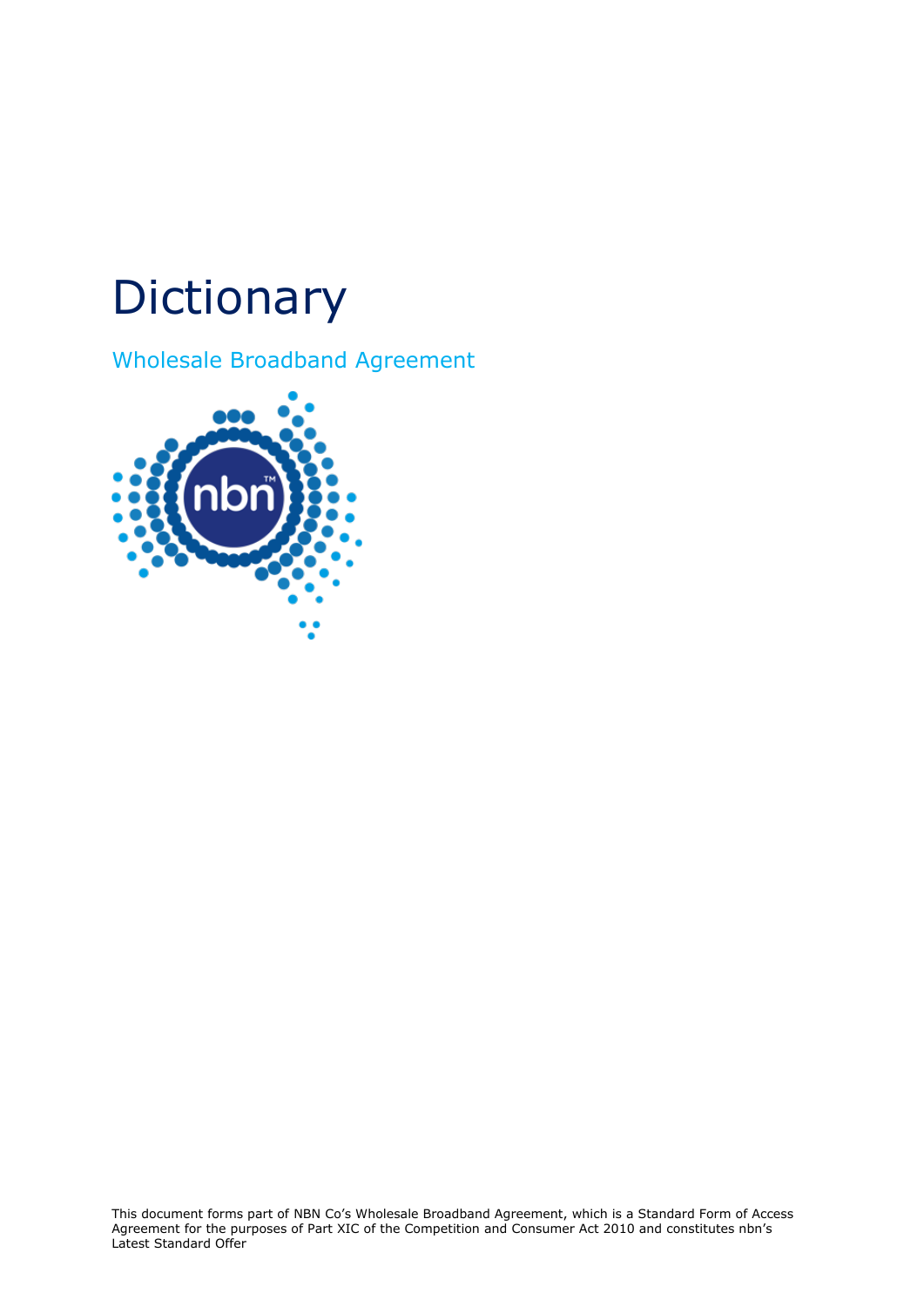# Dictionary

## Wholesale Broadband Agreement

This document forms part of NBN Co's Wholesale Broadband Agreement, which is a Standard Form of Access Agreement for the purposes of Part XIC of the Competition and Consumer Act 2010 and constitutes nbn's Latest Standard Offer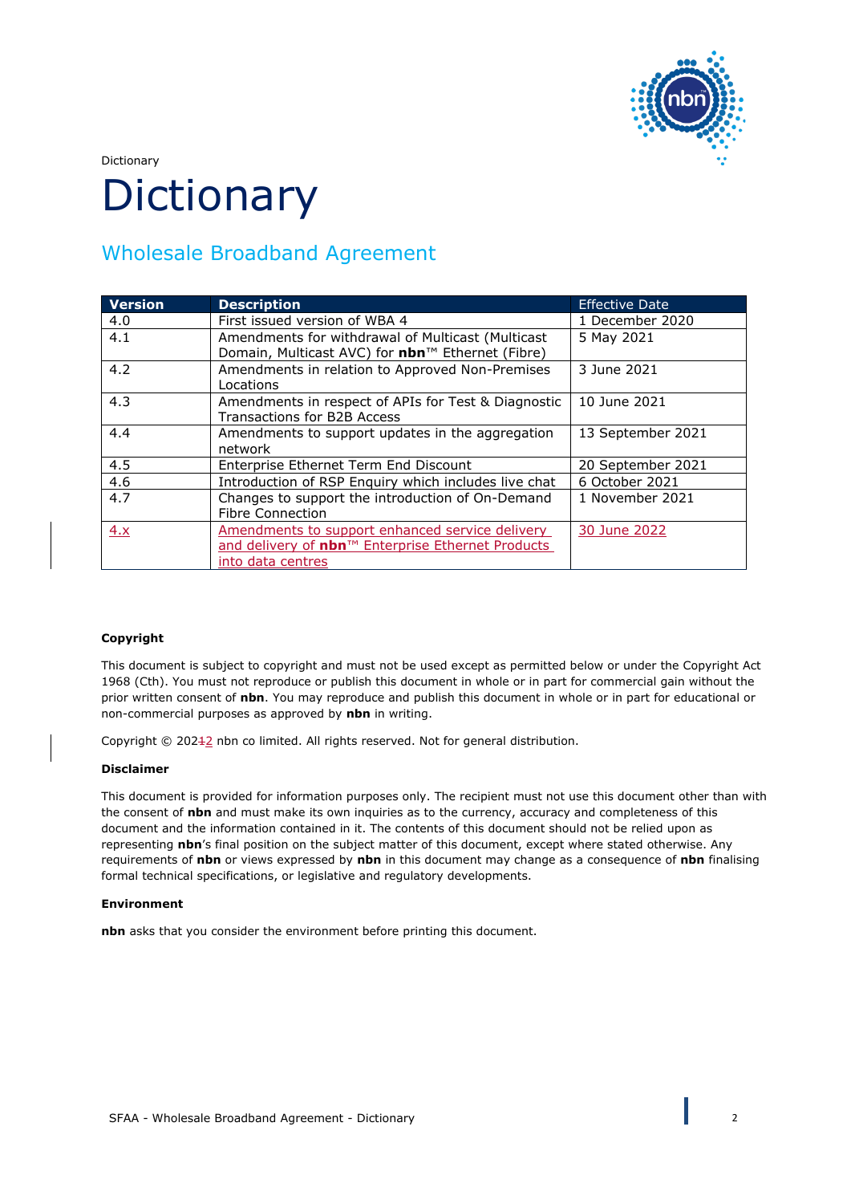Dictionary

# Dictionary

## Wholesale Broadband Agreement

| Version | Description | Effective Date |
|---|---|---|
| 4.0 | First issued version of WBA 4 | 1 December 2020 |
| 4.1 | Amendments for withdrawal of Multicast (Multicast Domain, Multicast AVC) for **nbn**™ Ethernet (Fibre) | 5 May 2021 |
| 4.2 | Amendments in relation to Approved Non-Premises Locations | 3 June 2021 |
| 4.3 | Amendments in respect of APIs for Test & Diagnostic Transactions for B2B Access | 10 June 2021 |
| 4.4 | Amendments to support updates in the aggregation network | 13 September 2021 |
| 4.5 | Enterprise Ethernet Term End Discount | 20 September 2021 |
| 4.6 | Introduction of RSP Enquiry which includes live chat | 6 October 2021 |
| 4.7 | Changes to support the introduction of On-Demand Fibre Connection | 1 November 2021 |
| 4.x | Amendments to support enhanced service delivery and delivery of **nbn**™ Enterprise Ethernet Products into data centres | 30 June 2022 |

**Copyright**

This document is subject to copyright and must not be used except as permitted below or under the Copyright Act 1968 (Cth). You must not reproduce or publish this document in whole or in part for commercial gain without the prior written consent of **nbn**. You may reproduce and publish this document in whole or in part for educational or non-commercial purposes as approved by **nbn** in writing.

Copyright © 2022 nbn co limited. All rights reserved. Not for general distribution.

**Disclaimer**

This document is provided for information purposes only. The recipient must not use this document other than with the consent of **nbn** and must make its own inquiries as to the currency, accuracy and completeness of this document and the information contained in it. The contents of this document should not be relied upon as representing **nbn**'s final position on the subject matter of this document, except where stated otherwise. Any requirements of **nbn** or views expressed by **nbn** in this document may change as a consequence of **nbn** finalising formal technical specifications, or legislative and regulatory developments.

**Environment**

**nbn** asks that you consider the environment before printing this document.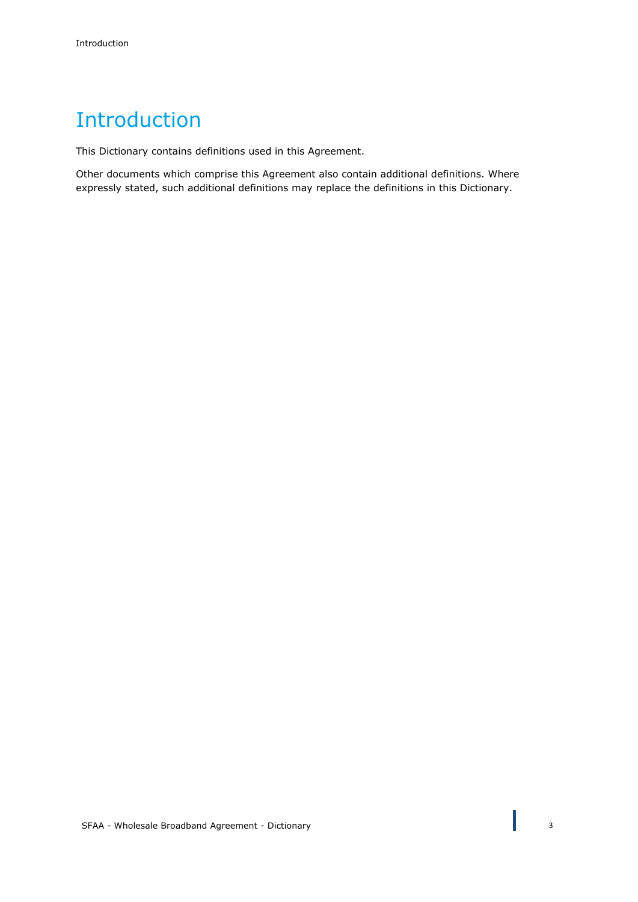# Introduction

This Dictionary contains definitions used in this Agreement.

Other documents which comprise this Agreement also contain additional definitions. Where expressly stated, such additional definitions may replace the definitions in this Dictionary.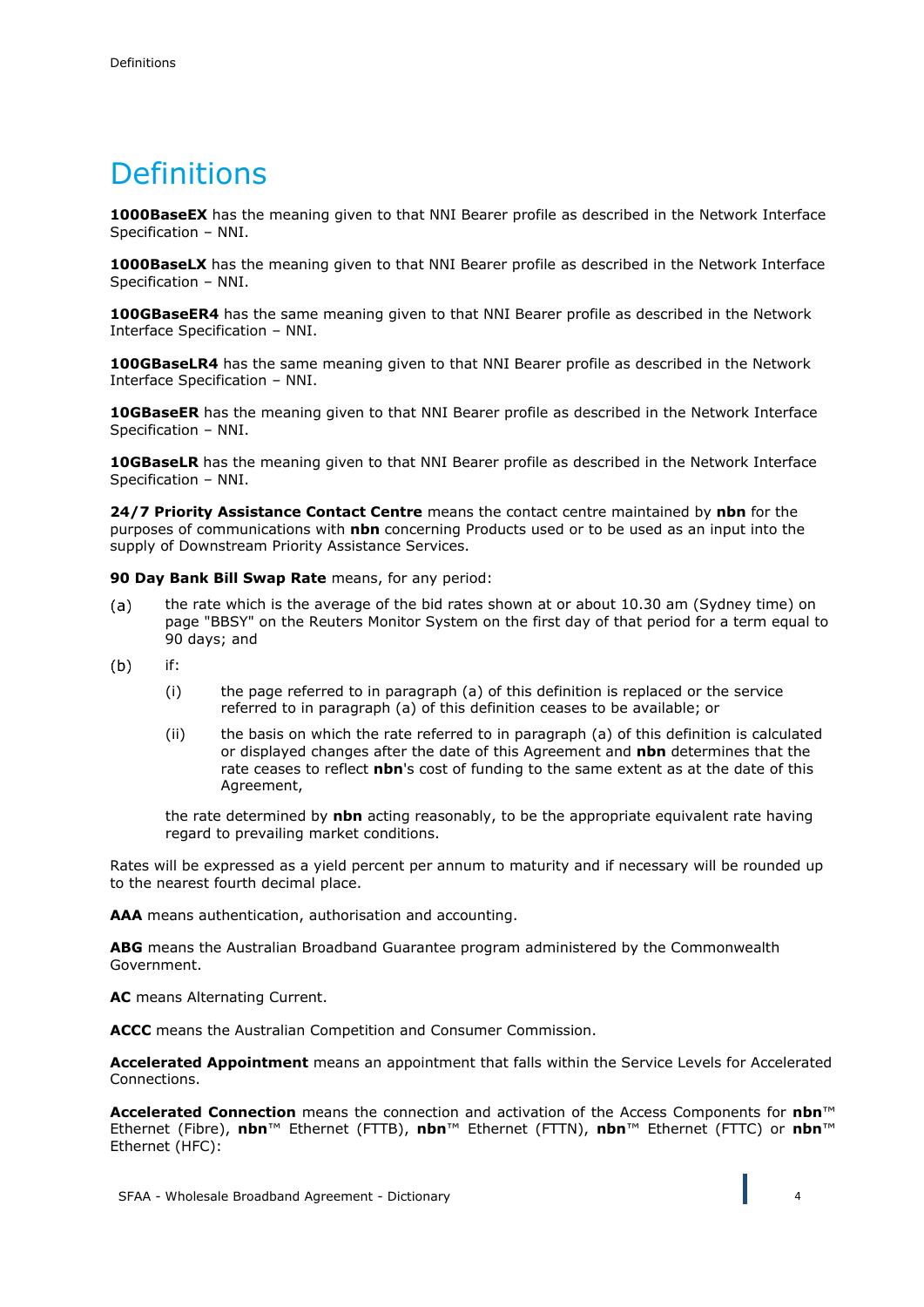# Definitions

**1000BaseEX** has the meaning given to that NNI Bearer profile as described in the Network Interface Specification – NNI.

**1000BaseLX** has the meaning given to that NNI Bearer profile as described in the Network Interface Specification – NNI.

**100GBaseER4** has the same meaning given to that NNI Bearer profile as described in the Network Interface Specification – NNI.

**100GBaseLR4** has the same meaning given to that NNI Bearer profile as described in the Network Interface Specification – NNI.

**10GBaseER** has the meaning given to that NNI Bearer profile as described in the Network Interface Specification – NNI.

**10GBaseLR** has the meaning given to that NNI Bearer profile as described in the Network Interface Specification – NNI.

**24/7 Priority Assistance Contact Centre** means the contact centre maintained by **nbn** for the purposes of communications with **nbn** concerning Products used or to be used as an input into the supply of Downstream Priority Assistance Services.

**90 Day Bank Bill Swap Rate** means, for any period:

(a) the rate which is the average of the bid rates shown at or about 10.30 am (Sydney time) on page "BBSY" on the Reuters Monitor System on the first day of that period for a term equal to 90 days; and

(b) if:

   (i) the page referred to in paragraph (a) of this definition is replaced or the service referred to in paragraph (a) of this definition ceases to be available; or

   (ii) the basis on which the rate referred to in paragraph (a) of this definition is calculated or displayed changes after the date of this Agreement and **nbn** determines that the rate ceases to reflect **nbn**'s cost of funding to the same extent as at the date of this Agreement,

   the rate determined by **nbn** acting reasonably, to be the appropriate equivalent rate having regard to prevailing market conditions.

Rates will be expressed as a yield percent per annum to maturity and if necessary will be rounded up to the nearest fourth decimal place.

**AAA** means authentication, authorisation and accounting.

**ABG** means the Australian Broadband Guarantee program administered by the Commonwealth Government.

**AC** means Alternating Current.

**ACCC** means the Australian Competition and Consumer Commission.

**Accelerated Appointment** means an appointment that falls within the Service Levels for Accelerated Connections.

**Accelerated Connection** means the connection and activation of the Access Components for **nbn**™ Ethernet (Fibre), **nbn**™ Ethernet (FTTB), **nbn**™ Ethernet (FTTN), **nbn**™ Ethernet (FTTC) or **nbn**™ Ethernet (HFC):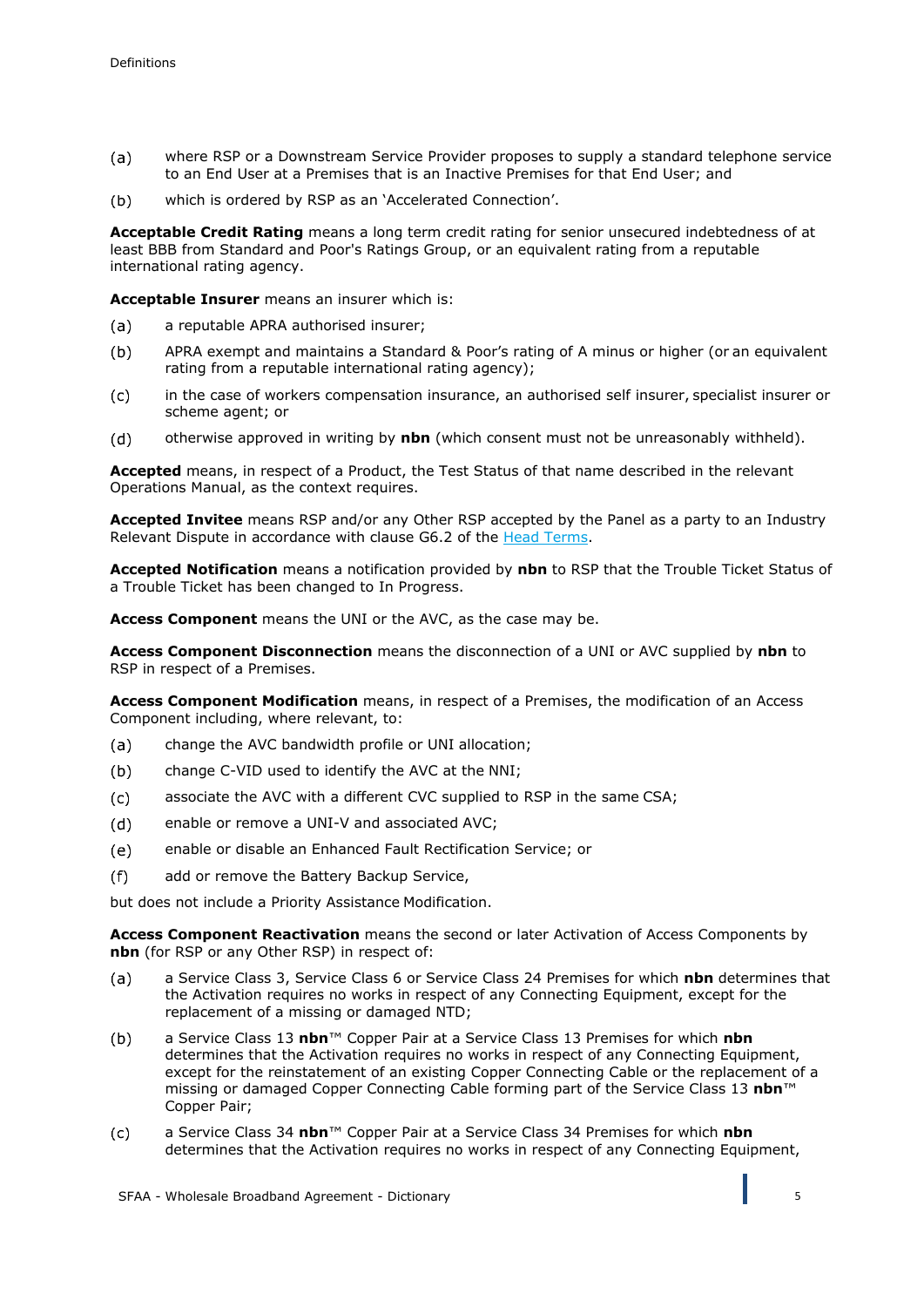(a) where RSP or a Downstream Service Provider proposes to supply a standard telephone service to an End User at a Premises that is an Inactive Premises for that End User; and

(b) which is ordered by RSP as an 'Accelerated Connection'.

**Acceptable Credit Rating** means a long term credit rating for senior unsecured indebtedness of at least BBB from Standard and Poor's Ratings Group, or an equivalent rating from a reputable international rating agency.

**Acceptable Insurer** means an insurer which is:

(a) a reputable APRA authorised insurer;

(b) APRA exempt and maintains a Standard & Poor's rating of A minus or higher (or an equivalent rating from a reputable international rating agency);

(c) in the case of workers compensation insurance, an authorised self insurer, specialist insurer or scheme agent; or

(d) otherwise approved in writing by **nbn** (which consent must not be unreasonably withheld).

**Accepted** means, in respect of a Product, the Test Status of that name described in the relevant Operations Manual, as the context requires.

**Accepted Invitee** means RSP and/or any Other RSP accepted by the Panel as a party to an Industry Relevant Dispute in accordance with clause G6.2 of the Head Terms.

**Accepted Notification** means a notification provided by **nbn** to RSP that the Trouble Ticket Status of a Trouble Ticket has been changed to In Progress.

**Access Component** means the UNI or the AVC, as the case may be.

**Access Component Disconnection** means the disconnection of a UNI or AVC supplied by **nbn** to RSP in respect of a Premises.

**Access Component Modification** means, in respect of a Premises, the modification of an Access Component including, where relevant, to:

(a) change the AVC bandwidth profile or UNI allocation;

(b) change C-VID used to identify the AVC at the NNI;

(c) associate the AVC with a different CVC supplied to RSP in the same CSA;

(d) enable or remove a UNI-V and associated AVC;

(e) enable or disable an Enhanced Fault Rectification Service; or

(f) add or remove the Battery Backup Service,

but does not include a Priority Assistance Modification.

**Access Component Reactivation** means the second or later Activation of Access Components by **nbn** (for RSP or any Other RSP) in respect of:

(a) a Service Class 3, Service Class 6 or Service Class 24 Premises for which **nbn** determines that the Activation requires no works in respect of any Connecting Equipment, except for the replacement of a missing or damaged NTD;

(b) a Service Class 13 **nbn**™ Copper Pair at a Service Class 13 Premises for which **nbn** determines that the Activation requires no works in respect of any Connecting Equipment, except for the reinstatement of an existing Copper Connecting Cable or the replacement of a missing or damaged Copper Connecting Cable forming part of the Service Class 13 **nbn**™ Copper Pair;

(c) a Service Class 34 **nbn**™ Copper Pair at a Service Class 34 Premises for which **nbn** determines that the Activation requires no works in respect of any Connecting Equipment,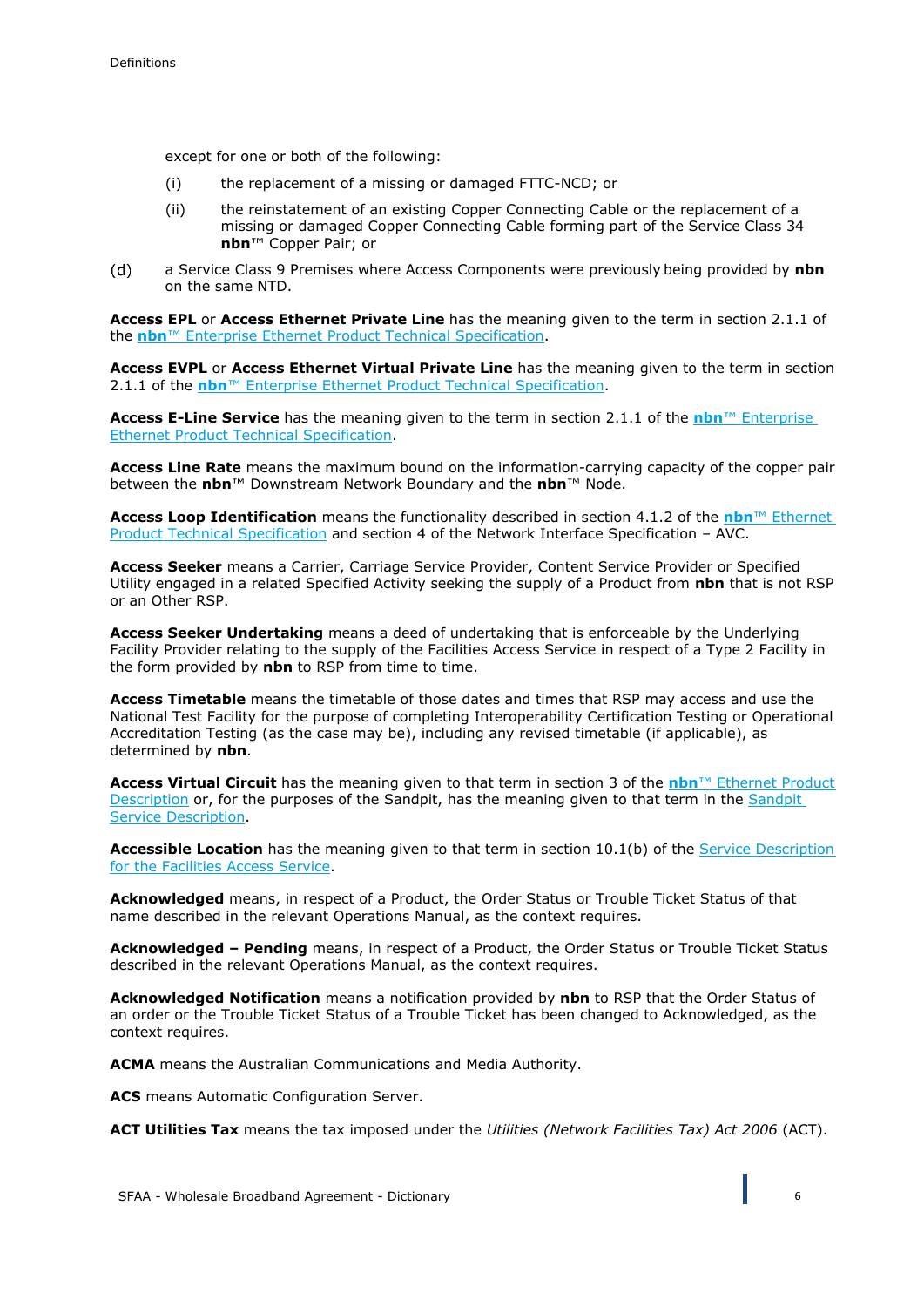except for one or both of the following:

(i) the replacement of a missing or damaged FTTC-NCD; or

(ii) the reinstatement of an existing Copper Connecting Cable or the replacement of a missing or damaged Copper Connecting Cable forming part of the Service Class 34 **nbn**™ Copper Pair; or

(d) a Service Class 9 Premises where Access Components were previously being provided by **nbn** on the same NTD.

**Access EPL** or **Access Ethernet Private Line** has the meaning given to the term in section 2.1.1 of the **nbn**™ Enterprise Ethernet Product Technical Specification.

**Access EVPL** or **Access Ethernet Virtual Private Line** has the meaning given to the term in section 2.1.1 of the **nbn**™ Enterprise Ethernet Product Technical Specification.

**Access E-Line Service** has the meaning given to the term in section 2.1.1 of the **nbn**™ Enterprise Ethernet Product Technical Specification.

**Access Line Rate** means the maximum bound on the information-carrying capacity of the copper pair between the **nbn**™ Downstream Network Boundary and the **nbn**™ Node.

**Access Loop Identification** means the functionality described in section 4.1.2 of the **nbn**™ Ethernet Product Technical Specification and section 4 of the Network Interface Specification – AVC.

**Access Seeker** means a Carrier, Carriage Service Provider, Content Service Provider or Specified Utility engaged in a related Specified Activity seeking the supply of a Product from **nbn** that is not RSP or an Other RSP.

**Access Seeker Undertaking** means a deed of undertaking that is enforceable by the Underlying Facility Provider relating to the supply of the Facilities Access Service in respect of a Type 2 Facility in the form provided by **nbn** to RSP from time to time.

**Access Timetable** means the timetable of those dates and times that RSP may access and use the National Test Facility for the purpose of completing Interoperability Certification Testing or Operational Accreditation Testing (as the case may be), including any revised timetable (if applicable), as determined by **nbn**.

**Access Virtual Circuit** has the meaning given to that term in section 3 of the **nbn**™ Ethernet Product Description or, for the purposes of the Sandpit, has the meaning given to that term in the Sandpit Service Description.

**Accessible Location** has the meaning given to that term in section 10.1(b) of the Service Description for the Facilities Access Service.

**Acknowledged** means, in respect of a Product, the Order Status or Trouble Ticket Status of that name described in the relevant Operations Manual, as the context requires.

**Acknowledged – Pending** means, in respect of a Product, the Order Status or Trouble Ticket Status described in the relevant Operations Manual, as the context requires.

**Acknowledged Notification** means a notification provided by **nbn** to RSP that the Order Status of an order or the Trouble Ticket Status of a Trouble Ticket has been changed to Acknowledged, as the context requires.

**ACMA** means the Australian Communications and Media Authority.

**ACS** means Automatic Configuration Server.

**ACT Utilities Tax** means the tax imposed under the *Utilities (Network Facilities Tax) Act 2006* (ACT).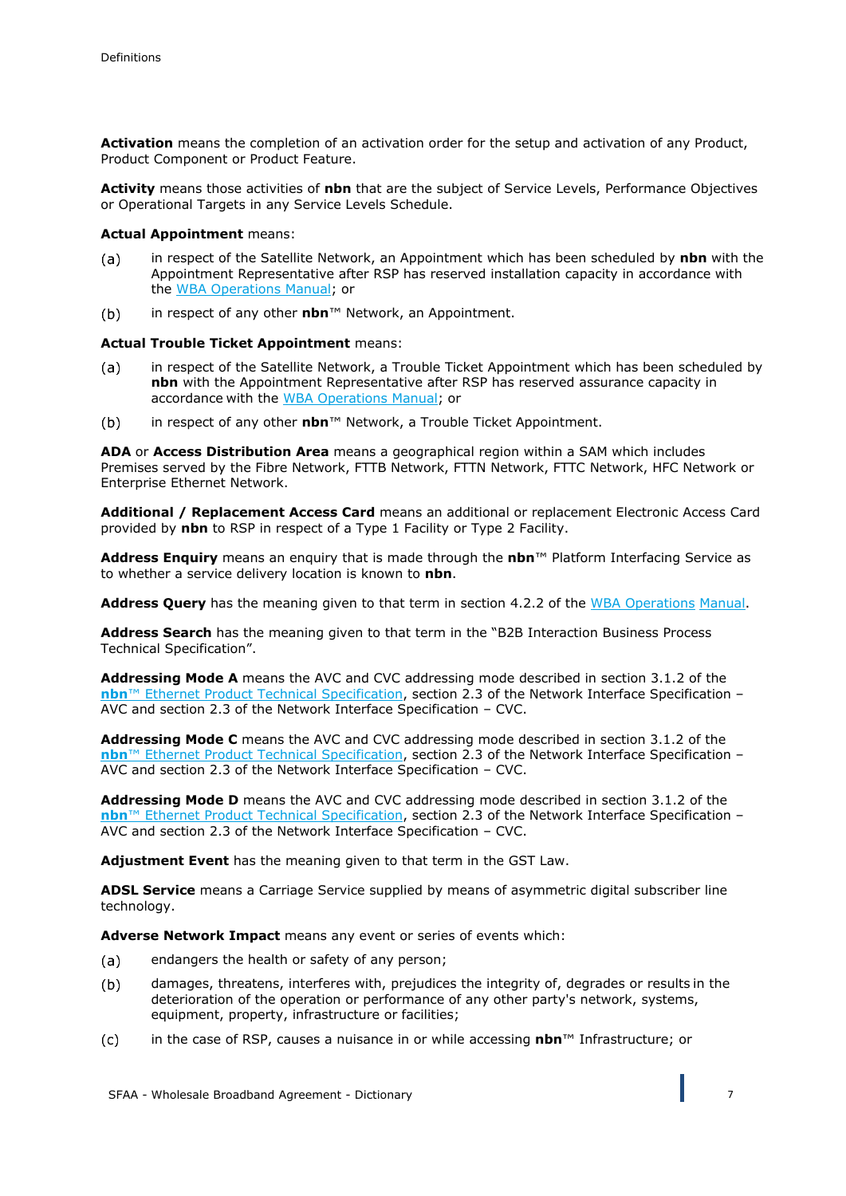**Activation** means the completion of an activation order for the setup and activation of any Product, Product Component or Product Feature.

**Activity** means those activities of **nbn** that are the subject of Service Levels, Performance Objectives or Operational Targets in any Service Levels Schedule.

**Actual Appointment** means:

(a) in respect of the Satellite Network, an Appointment which has been scheduled by **nbn** with the Appointment Representative after RSP has reserved installation capacity in accordance with the WBA Operations Manual; or

(b) in respect of any other **nbn**™ Network, an Appointment.

**Actual Trouble Ticket Appointment** means:

(a) in respect of the Satellite Network, a Trouble Ticket Appointment which has been scheduled by **nbn** with the Appointment Representative after RSP has reserved assurance capacity in accordance with the WBA Operations Manual; or

(b) in respect of any other **nbn**™ Network, a Trouble Ticket Appointment.

**ADA** or **Access Distribution Area** means a geographical region within a SAM which includes Premises served by the Fibre Network, FTTB Network, FTTN Network, FTTC Network, HFC Network or Enterprise Ethernet Network.

**Additional / Replacement Access Card** means an additional or replacement Electronic Access Card provided by **nbn** to RSP in respect of a Type 1 Facility or Type 2 Facility.

**Address Enquiry** means an enquiry that is made through the **nbn**™ Platform Interfacing Service as to whether a service delivery location is known to **nbn**.

**Address Query** has the meaning given to that term in section 4.2.2 of the WBA Operations Manual.

**Address Search** has the meaning given to that term in the "B2B Interaction Business Process Technical Specification".

**Addressing Mode A** means the AVC and CVC addressing mode described in section 3.1.2 of the **nbn**™ Ethernet Product Technical Specification, section 2.3 of the Network Interface Specification – AVC and section 2.3 of the Network Interface Specification – CVC.

**Addressing Mode C** means the AVC and CVC addressing mode described in section 3.1.2 of the **nbn**™ Ethernet Product Technical Specification, section 2.3 of the Network Interface Specification – AVC and section 2.3 of the Network Interface Specification – CVC.

**Addressing Mode D** means the AVC and CVC addressing mode described in section 3.1.2 of the **nbn**™ Ethernet Product Technical Specification, section 2.3 of the Network Interface Specification – AVC and section 2.3 of the Network Interface Specification – CVC.

**Adjustment Event** has the meaning given to that term in the GST Law.

**ADSL Service** means a Carriage Service supplied by means of asymmetric digital subscriber line technology.

**Adverse Network Impact** means any event or series of events which:

(a) endangers the health or safety of any person;

(b) damages, threatens, interferes with, prejudices the integrity of, degrades or results in the deterioration of the operation or performance of any other party's network, systems, equipment, property, infrastructure or facilities;

(c) in the case of RSP, causes a nuisance in or while accessing **nbn**™ Infrastructure; or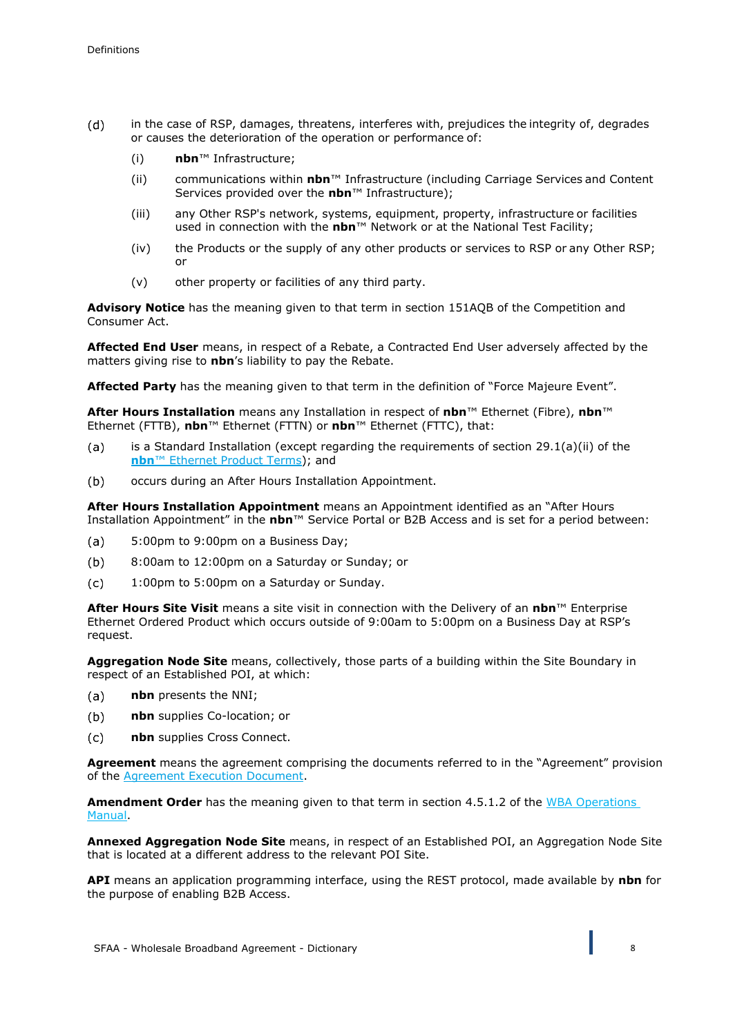(d) in the case of RSP, damages, threatens, interferes with, prejudices the integrity of, degrades or causes the deterioration of the operation or performance of:

  (i) **nbn**™ Infrastructure;

  (ii) communications within **nbn**™ Infrastructure (including Carriage Services and Content Services provided over the **nbn**™ Infrastructure);

  (iii) any Other RSP's network, systems, equipment, property, infrastructure or facilities used in connection with the **nbn**™ Network or at the National Test Facility;

  (iv) the Products or the supply of any other products or services to RSP or any Other RSP; or

  (v) other property or facilities of any third party.

**Advisory Notice** has the meaning given to that term in section 151AQB of the Competition and Consumer Act.

**Affected End User** means, in respect of a Rebate, a Contracted End User adversely affected by the matters giving rise to **nbn**'s liability to pay the Rebate.

**Affected Party** has the meaning given to that term in the definition of "Force Majeure Event".

**After Hours Installation** means any Installation in respect of **nbn**™ Ethernet (Fibre), **nbn**™ Ethernet (FTTB), **nbn**™ Ethernet (FTTN) or **nbn**™ Ethernet (FTTC), that:

(a) is a Standard Installation (except regarding the requirements of section 29.1(a)(ii) of the **nbn**™ Ethernet Product Terms); and

(b) occurs during an After Hours Installation Appointment.

**After Hours Installation Appointment** means an Appointment identified as an "After Hours Installation Appointment" in the **nbn**™ Service Portal or B2B Access and is set for a period between:

(a) 5:00pm to 9:00pm on a Business Day;

(b) 8:00am to 12:00pm on a Saturday or Sunday; or

(c) 1:00pm to 5:00pm on a Saturday or Sunday.

**After Hours Site Visit** means a site visit in connection with the Delivery of an **nbn**™ Enterprise Ethernet Ordered Product which occurs outside of 9:00am to 5:00pm on a Business Day at RSP's request.

**Aggregation Node Site** means, collectively, those parts of a building within the Site Boundary in respect of an Established POI, at which:

(a) **nbn** presents the NNI;

(b) **nbn** supplies Co-location; or

(c) **nbn** supplies Cross Connect.

**Agreement** means the agreement comprising the documents referred to in the "Agreement" provision of the Agreement Execution Document.

**Amendment Order** has the meaning given to that term in section 4.5.1.2 of the WBA Operations Manual.

**Annexed Aggregation Node Site** means, in respect of an Established POI, an Aggregation Node Site that is located at a different address to the relevant POI Site.

**API** means an application programming interface, using the REST protocol, made available by **nbn** for the purpose of enabling B2B Access.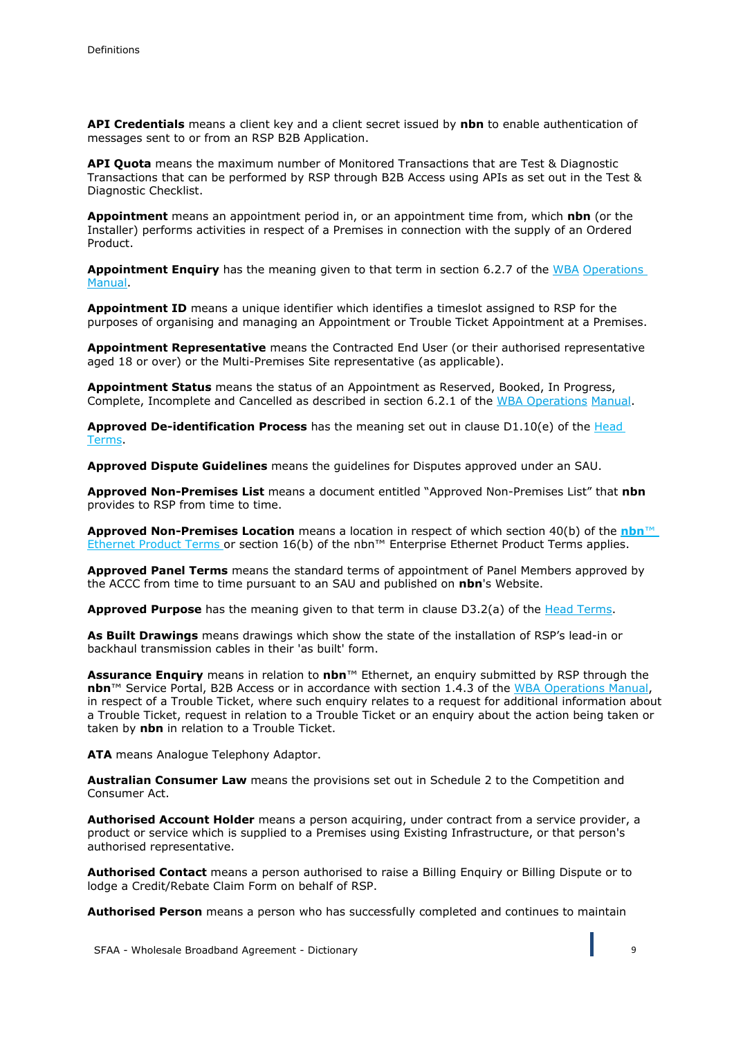**API Credentials** means a client key and a client secret issued by **nbn** to enable authentication of messages sent to or from an RSP B2B Application.

**API Quota** means the maximum number of Monitored Transactions that are Test & Diagnostic Transactions that can be performed by RSP through B2B Access using APIs as set out in the Test & Diagnostic Checklist.

**Appointment** means an appointment period in, or an appointment time from, which **nbn** (or the Installer) performs activities in respect of a Premises in connection with the supply of an Ordered Product.

**Appointment Enquiry** has the meaning given to that term in section 6.2.7 of the WBA Operations Manual.

**Appointment ID** means a unique identifier which identifies a timeslot assigned to RSP for the purposes of organising and managing an Appointment or Trouble Ticket Appointment at a Premises.

**Appointment Representative** means the Contracted End User (or their authorised representative aged 18 or over) or the Multi-Premises Site representative (as applicable).

**Appointment Status** means the status of an Appointment as Reserved, Booked, In Progress, Complete, Incomplete and Cancelled as described in section 6.2.1 of the WBA Operations Manual.

**Approved De-identification Process** has the meaning set out in clause D1.10(e) of the Head Terms.

**Approved Dispute Guidelines** means the guidelines for Disputes approved under an SAU.

**Approved Non-Premises List** means a document entitled "Approved Non-Premises List" that **nbn** provides to RSP from time to time.

**Approved Non-Premises Location** means a location in respect of which section 40(b) of the **nbn**™ Ethernet Product Terms or section 16(b) of the nbn™ Enterprise Ethernet Product Terms applies.

**Approved Panel Terms** means the standard terms of appointment of Panel Members approved by the ACCC from time to time pursuant to an SAU and published on **nbn**'s Website.

**Approved Purpose** has the meaning given to that term in clause D3.2(a) of the Head Terms.

**As Built Drawings** means drawings which show the state of the installation of RSP's lead-in or backhaul transmission cables in their 'as built' form.

**Assurance Enquiry** means in relation to **nbn**™ Ethernet, an enquiry submitted by RSP through the **nbn**™ Service Portal, B2B Access or in accordance with section 1.4.3 of the WBA Operations Manual, in respect of a Trouble Ticket, where such enquiry relates to a request for additional information about a Trouble Ticket, request in relation to a Trouble Ticket or an enquiry about the action being taken or taken by **nbn** in relation to a Trouble Ticket.

**ATA** means Analogue Telephony Adaptor.

**Australian Consumer Law** means the provisions set out in Schedule 2 to the Competition and Consumer Act.

**Authorised Account Holder** means a person acquiring, under contract from a service provider, a product or service which is supplied to a Premises using Existing Infrastructure, or that person's authorised representative.

**Authorised Contact** means a person authorised to raise a Billing Enquiry or Billing Dispute or to lodge a Credit/Rebate Claim Form on behalf of RSP.

**Authorised Person** means a person who has successfully completed and continues to maintain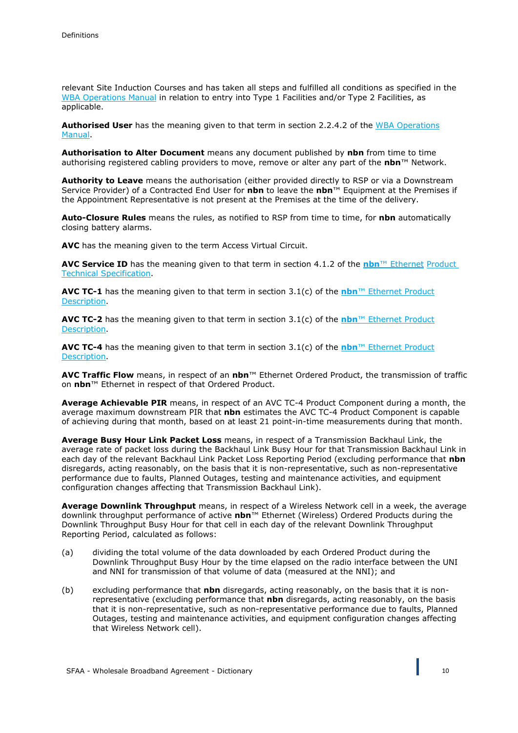relevant Site Induction Courses and has taken all steps and fulfilled all conditions as specified in the WBA Operations Manual in relation to entry into Type 1 Facilities and/or Type 2 Facilities, as applicable.

**Authorised User** has the meaning given to that term in section 2.2.4.2 of the WBA Operations Manual.

**Authorisation to Alter Document** means any document published by **nbn** from time to time authorising registered cabling providers to move, remove or alter any part of the **nbn**™ Network.

**Authority to Leave** means the authorisation (either provided directly to RSP or via a Downstream Service Provider) of a Contracted End User for **nbn** to leave the **nbn**™ Equipment at the Premises if the Appointment Representative is not present at the Premises at the time of the delivery.

**Auto-Closure Rules** means the rules, as notified to RSP from time to time, for **nbn** automatically closing battery alarms.

**AVC** has the meaning given to the term Access Virtual Circuit.

**AVC Service ID** has the meaning given to that term in section 4.1.2 of the **nbn**™ Ethernet Product Technical Specification.

**AVC TC-1** has the meaning given to that term in section 3.1(c) of the **nbn**™ Ethernet Product Description.

**AVC TC-2** has the meaning given to that term in section 3.1(c) of the **nbn**™ Ethernet Product Description.

**AVC TC-4** has the meaning given to that term in section 3.1(c) of the **nbn**™ Ethernet Product Description.

**AVC Traffic Flow** means, in respect of an **nbn**™ Ethernet Ordered Product, the transmission of traffic on **nbn**™ Ethernet in respect of that Ordered Product.

**Average Achievable PIR** means, in respect of an AVC TC-4 Product Component during a month, the average maximum downstream PIR that **nbn** estimates the AVC TC-4 Product Component is capable of achieving during that month, based on at least 21 point-in-time measurements during that month.

**Average Busy Hour Link Packet Loss** means, in respect of a Transmission Backhaul Link, the average rate of packet loss during the Backhaul Link Busy Hour for that Transmission Backhaul Link in each day of the relevant Backhaul Link Packet Loss Reporting Period (excluding performance that **nbn** disregards, acting reasonably, on the basis that it is non-representative, such as non-representative performance due to faults, Planned Outages, testing and maintenance activities, and equipment configuration changes affecting that Transmission Backhaul Link).

**Average Downlink Throughput** means, in respect of a Wireless Network cell in a week, the average downlink throughput performance of active **nbn**™ Ethernet (Wireless) Ordered Products during the Downlink Throughput Busy Hour for that cell in each day of the relevant Downlink Throughput Reporting Period, calculated as follows:

(a) dividing the total volume of the data downloaded by each Ordered Product during the Downlink Throughput Busy Hour by the time elapsed on the radio interface between the UNI and NNI for transmission of that volume of data (measured at the NNI); and

(b) excluding performance that **nbn** disregards, acting reasonably, on the basis that it is non-representative (excluding performance that **nbn** disregards, acting reasonably, on the basis that it is non-representative, such as non-representative performance due to faults, Planned Outages, testing and maintenance activities, and equipment configuration changes affecting that Wireless Network cell).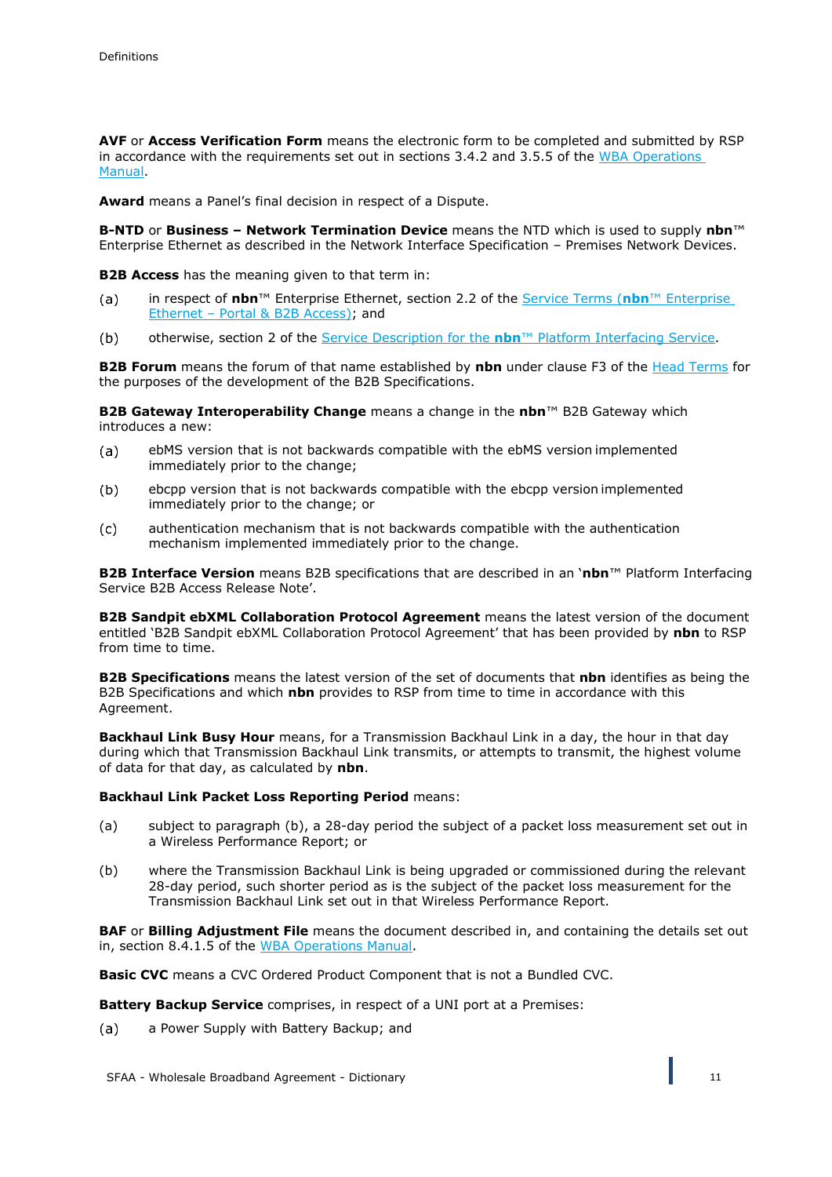**AVF** or **Access Verification Form** means the electronic form to be completed and submitted by RSP in accordance with the requirements set out in sections 3.4.2 and 3.5.5 of the WBA Operations Manual.

**Award** means a Panel's final decision in respect of a Dispute.

**B-NTD** or **Business – Network Termination Device** means the NTD which is used to supply **nbn**™ Enterprise Ethernet as described in the Network Interface Specification – Premises Network Devices.

**B2B Access** has the meaning given to that term in:

(a) in respect of **nbn**™ Enterprise Ethernet, section 2.2 of the Service Terms (**nbn**™ Enterprise Ethernet – Portal & B2B Access); and

(b) otherwise, section 2 of the Service Description for the **nbn**™ Platform Interfacing Service.

**B2B Forum** means the forum of that name established by **nbn** under clause F3 of the Head Terms for the purposes of the development of the B2B Specifications.

**B2B Gateway Interoperability Change** means a change in the **nbn**™ B2B Gateway which introduces a new:

(a) ebMS version that is not backwards compatible with the ebMS version implemented immediately prior to the change;

(b) ebcpp version that is not backwards compatible with the ebcpp version implemented immediately prior to the change; or

(c) authentication mechanism that is not backwards compatible with the authentication mechanism implemented immediately prior to the change.

**B2B Interface Version** means B2B specifications that are described in an '**nbn**™ Platform Interfacing Service B2B Access Release Note'.

**B2B Sandpit ebXML Collaboration Protocol Agreement** means the latest version of the document entitled 'B2B Sandpit ebXML Collaboration Protocol Agreement' that has been provided by **nbn** to RSP from time to time.

**B2B Specifications** means the latest version of the set of documents that **nbn** identifies as being the B2B Specifications and which **nbn** provides to RSP from time to time in accordance with this Agreement.

**Backhaul Link Busy Hour** means, for a Transmission Backhaul Link in a day, the hour in that day during which that Transmission Backhaul Link transmits, or attempts to transmit, the highest volume of data for that day, as calculated by **nbn**.

**Backhaul Link Packet Loss Reporting Period** means:

(a) subject to paragraph (b), a 28-day period the subject of a packet loss measurement set out in a Wireless Performance Report; or

(b) where the Transmission Backhaul Link is being upgraded or commissioned during the relevant 28-day period, such shorter period as is the subject of the packet loss measurement for the Transmission Backhaul Link set out in that Wireless Performance Report.

**BAF** or **Billing Adjustment File** means the document described in, and containing the details set out in, section 8.4.1.5 of the WBA Operations Manual.

**Basic CVC** means a CVC Ordered Product Component that is not a Bundled CVC.

**Battery Backup Service** comprises, in respect of a UNI port at a Premises:

(a) a Power Supply with Battery Backup; and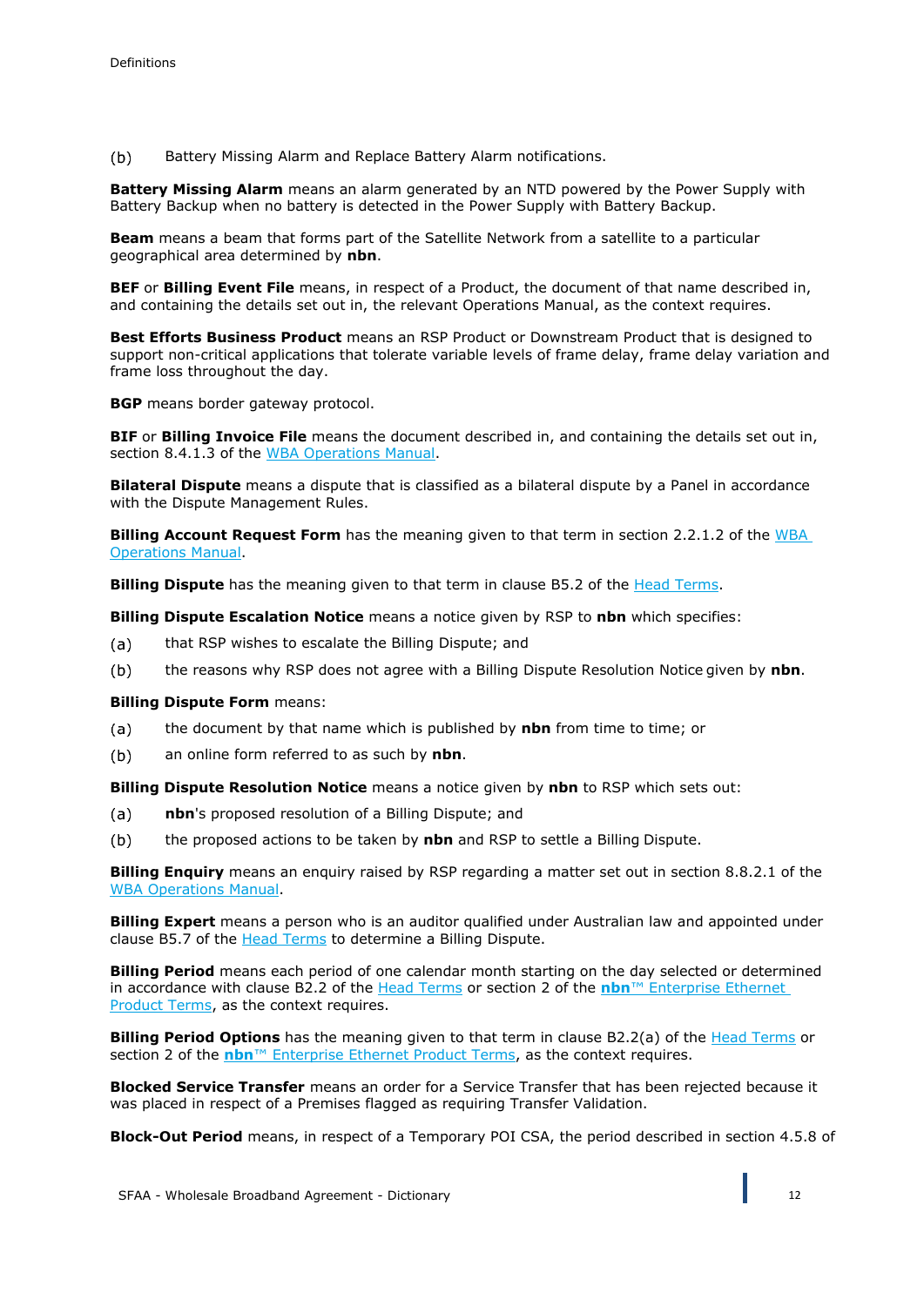(b) Battery Missing Alarm and Replace Battery Alarm notifications.

**Battery Missing Alarm** means an alarm generated by an NTD powered by the Power Supply with Battery Backup when no battery is detected in the Power Supply with Battery Backup.

**Beam** means a beam that forms part of the Satellite Network from a satellite to a particular geographical area determined by **nbn**.

**BEF** or **Billing Event File** means, in respect of a Product, the document of that name described in, and containing the details set out in, the relevant Operations Manual, as the context requires.

**Best Efforts Business Product** means an RSP Product or Downstream Product that is designed to support non-critical applications that tolerate variable levels of frame delay, frame delay variation and frame loss throughout the day.

**BGP** means border gateway protocol.

**BIF** or **Billing Invoice File** means the document described in, and containing the details set out in, section 8.4.1.3 of the WBA Operations Manual.

**Bilateral Dispute** means a dispute that is classified as a bilateral dispute by a Panel in accordance with the Dispute Management Rules.

**Billing Account Request Form** has the meaning given to that term in section 2.2.1.2 of the WBA Operations Manual.

**Billing Dispute** has the meaning given to that term in clause B5.2 of the Head Terms.

**Billing Dispute Escalation Notice** means a notice given by RSP to **nbn** which specifies:

(a) that RSP wishes to escalate the Billing Dispute; and

(b) the reasons why RSP does not agree with a Billing Dispute Resolution Notice given by **nbn**.

**Billing Dispute Form** means:

(a) the document by that name which is published by **nbn** from time to time; or

(b) an online form referred to as such by **nbn**.

**Billing Dispute Resolution Notice** means a notice given by **nbn** to RSP which sets out:

(a) **nbn**'s proposed resolution of a Billing Dispute; and

(b) the proposed actions to be taken by **nbn** and RSP to settle a Billing Dispute.

**Billing Enquiry** means an enquiry raised by RSP regarding a matter set out in section 8.8.2.1 of the WBA Operations Manual.

**Billing Expert** means a person who is an auditor qualified under Australian law and appointed under clause B5.7 of the Head Terms to determine a Billing Dispute.

**Billing Period** means each period of one calendar month starting on the day selected or determined in accordance with clause B2.2 of the Head Terms or section 2 of the **nbn**™ Enterprise Ethernet Product Terms, as the context requires.

**Billing Period Options** has the meaning given to that term in clause B2.2(a) of the Head Terms or section 2 of the **nbn**™ Enterprise Ethernet Product Terms, as the context requires.

**Blocked Service Transfer** means an order for a Service Transfer that has been rejected because it was placed in respect of a Premises flagged as requiring Transfer Validation.

**Block-Out Period** means, in respect of a Temporary POI CSA, the period described in section 4.5.8 of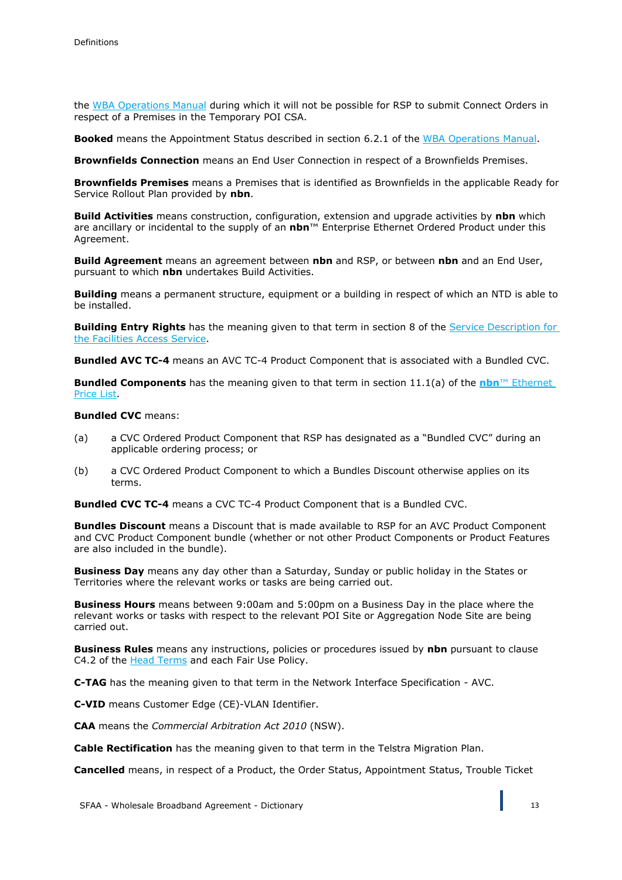the WBA Operations Manual during which it will not be possible for RSP to submit Connect Orders in respect of a Premises in the Temporary POI CSA.

**Booked** means the Appointment Status described in section 6.2.1 of the WBA Operations Manual.

**Brownfields Connection** means an End User Connection in respect of a Brownfields Premises.

**Brownfields Premises** means a Premises that is identified as Brownfields in the applicable Ready for Service Rollout Plan provided by **nbn**.

**Build Activities** means construction, configuration, extension and upgrade activities by **nbn** which are ancillary or incidental to the supply of an **nbn**™ Enterprise Ethernet Ordered Product under this Agreement.

**Build Agreement** means an agreement between **nbn** and RSP, or between **nbn** and an End User, pursuant to which **nbn** undertakes Build Activities.

**Building** means a permanent structure, equipment or a building in respect of which an NTD is able to be installed.

**Building Entry Rights** has the meaning given to that term in section 8 of the Service Description for the Facilities Access Service.

**Bundled AVC TC-4** means an AVC TC-4 Product Component that is associated with a Bundled CVC.

**Bundled Components** has the meaning given to that term in section 11.1(a) of the **nbn**™ Ethernet Price List.

**Bundled CVC** means:

(a) a CVC Ordered Product Component that RSP has designated as a "Bundled CVC" during an applicable ordering process; or

(b) a CVC Ordered Product Component to which a Bundles Discount otherwise applies on its terms.

**Bundled CVC TC-4** means a CVC TC-4 Product Component that is a Bundled CVC.

**Bundles Discount** means a Discount that is made available to RSP for an AVC Product Component and CVC Product Component bundle (whether or not other Product Components or Product Features are also included in the bundle).

**Business Day** means any day other than a Saturday, Sunday or public holiday in the States or Territories where the relevant works or tasks are being carried out.

**Business Hours** means between 9:00am and 5:00pm on a Business Day in the place where the relevant works or tasks with respect to the relevant POI Site or Aggregation Node Site are being carried out.

**Business Rules** means any instructions, policies or procedures issued by **nbn** pursuant to clause C4.2 of the Head Terms and each Fair Use Policy.

**C-TAG** has the meaning given to that term in the Network Interface Specification - AVC.

**C-VID** means Customer Edge (CE)-VLAN Identifier.

**CAA** means the *Commercial Arbitration Act 2010* (NSW).

**Cable Rectification** has the meaning given to that term in the Telstra Migration Plan.

**Cancelled** means, in respect of a Product, the Order Status, Appointment Status, Trouble Ticket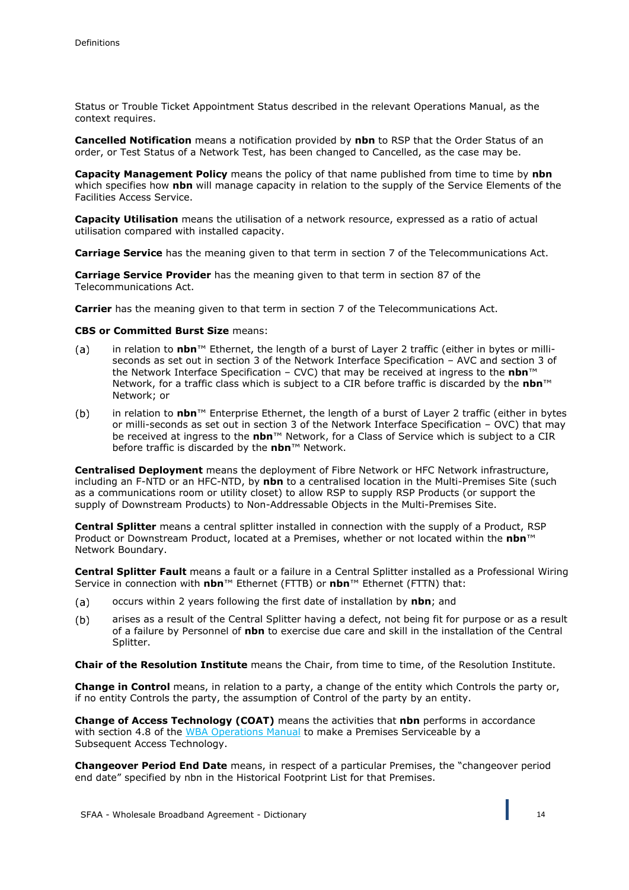Status or Trouble Ticket Appointment Status described in the relevant Operations Manual, as the context requires.

**Cancelled Notification** means a notification provided by **nbn** to RSP that the Order Status of an order, or Test Status of a Network Test, has been changed to Cancelled, as the case may be.

**Capacity Management Policy** means the policy of that name published from time to time by **nbn** which specifies how **nbn** will manage capacity in relation to the supply of the Service Elements of the Facilities Access Service.

**Capacity Utilisation** means the utilisation of a network resource, expressed as a ratio of actual utilisation compared with installed capacity.

**Carriage Service** has the meaning given to that term in section 7 of the Telecommunications Act.

**Carriage Service Provider** has the meaning given to that term in section 87 of the Telecommunications Act.

**Carrier** has the meaning given to that term in section 7 of the Telecommunications Act.

**CBS or Committed Burst Size** means:

(a) in relation to **nbn**™ Ethernet, the length of a burst of Layer 2 traffic (either in bytes or milli-seconds as set out in section 3 of the Network Interface Specification – AVC and section 3 of the Network Interface Specification – CVC) that may be received at ingress to the **nbn**™ Network, for a traffic class which is subject to a CIR before traffic is discarded by the **nbn**™ Network; or

(b) in relation to **nbn**™ Enterprise Ethernet, the length of a burst of Layer 2 traffic (either in bytes or milli-seconds as set out in section 3 of the Network Interface Specification – OVC) that may be received at ingress to the **nbn**™ Network, for a Class of Service which is subject to a CIR before traffic is discarded by the **nbn**™ Network.

**Centralised Deployment** means the deployment of Fibre Network or HFC Network infrastructure, including an F-NTD or an HFC-NTD, by **nbn** to a centralised location in the Multi-Premises Site (such as a communications room or utility closet) to allow RSP to supply RSP Products (or support the supply of Downstream Products) to Non-Addressable Objects in the Multi-Premises Site.

**Central Splitter** means a central splitter installed in connection with the supply of a Product, RSP Product or Downstream Product, located at a Premises, whether or not located within the **nbn**™ Network Boundary.

**Central Splitter Fault** means a fault or a failure in a Central Splitter installed as a Professional Wiring Service in connection with **nbn**™ Ethernet (FTTB) or **nbn**™ Ethernet (FTTN) that:

(a) occurs within 2 years following the first date of installation by **nbn**; and

(b) arises as a result of the Central Splitter having a defect, not being fit for purpose or as a result of a failure by Personnel of **nbn** to exercise due care and skill in the installation of the Central Splitter.

**Chair of the Resolution Institute** means the Chair, from time to time, of the Resolution Institute.

**Change in Control** means, in relation to a party, a change of the entity which Controls the party or, if no entity Controls the party, the assumption of Control of the party by an entity.

**Change of Access Technology (COAT)** means the activities that **nbn** performs in accordance with section 4.8 of the WBA Operations Manual to make a Premises Serviceable by a Subsequent Access Technology.

**Changeover Period End Date** means, in respect of a particular Premises, the "changeover period end date" specified by nbn in the Historical Footprint List for that Premises.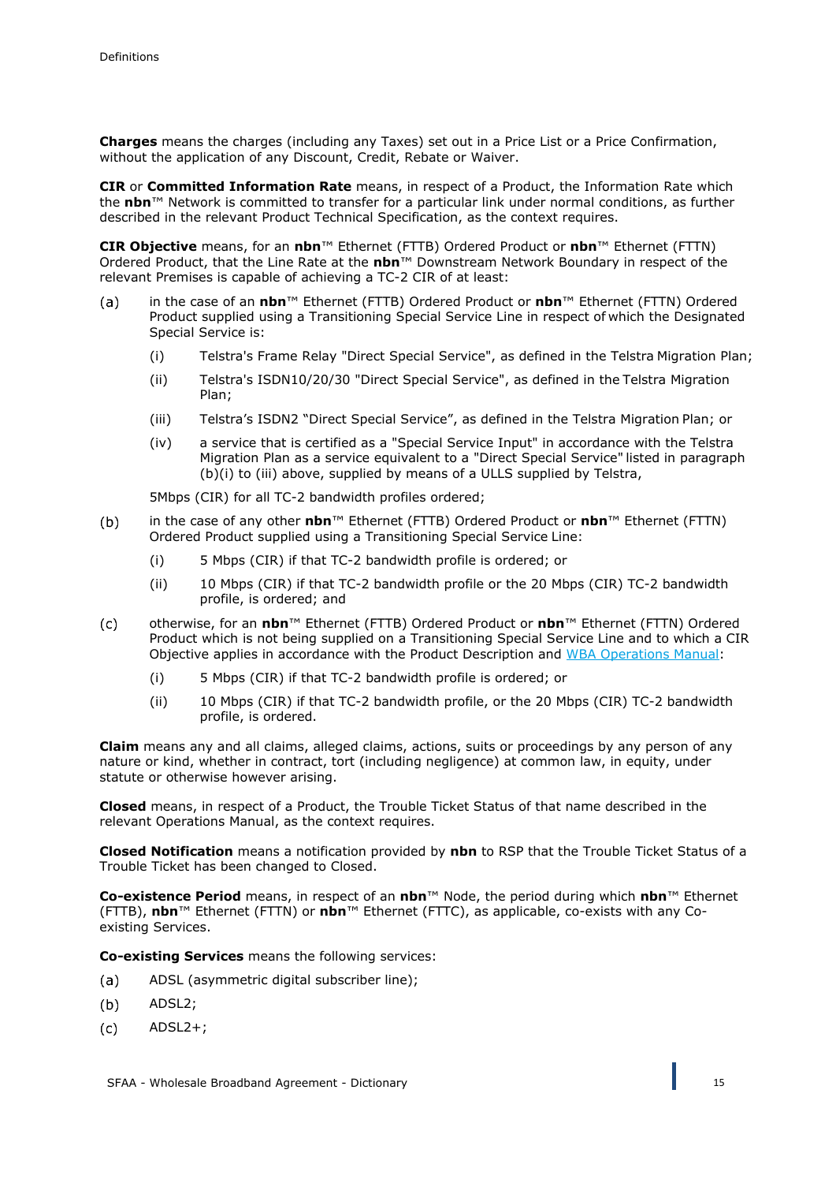**Charges** means the charges (including any Taxes) set out in a Price List or a Price Confirmation, without the application of any Discount, Credit, Rebate or Waiver.

**CIR** or **Committed Information Rate** means, in respect of a Product, the Information Rate which the **nbn**™ Network is committed to transfer for a particular link under normal conditions, as further described in the relevant Product Technical Specification, as the context requires.

**CIR Objective** means, for an **nbn**™ Ethernet (FTTB) Ordered Product or **nbn**™ Ethernet (FTTN) Ordered Product, that the Line Rate at the **nbn**™ Downstream Network Boundary in respect of the relevant Premises is capable of achieving a TC-2 CIR of at least:

(a) in the case of an **nbn**™ Ethernet (FTTB) Ordered Product or **nbn**™ Ethernet (FTTN) Ordered Product supplied using a Transitioning Special Service Line in respect of which the Designated Special Service is:

   (i) Telstra's Frame Relay "Direct Special Service", as defined in the Telstra Migration Plan;

   (ii) Telstra's ISDN10/20/30 "Direct Special Service", as defined in the Telstra Migration Plan;

   (iii) Telstra's ISDN2 "Direct Special Service", as defined in the Telstra Migration Plan; or

   (iv) a service that is certified as a "Special Service Input" in accordance with the Telstra Migration Plan as a service equivalent to a "Direct Special Service" listed in paragraph (b)(i) to (iii) above, supplied by means of a ULLS supplied by Telstra,

   5Mbps (CIR) for all TC-2 bandwidth profiles ordered;

(b) in the case of any other **nbn**™ Ethernet (FTTB) Ordered Product or **nbn**™ Ethernet (FTTN) Ordered Product supplied using a Transitioning Special Service Line:

   (i) 5 Mbps (CIR) if that TC-2 bandwidth profile is ordered; or

   (ii) 10 Mbps (CIR) if that TC-2 bandwidth profile or the 20 Mbps (CIR) TC-2 bandwidth profile, is ordered; and

(c) otherwise, for an **nbn**™ Ethernet (FTTB) Ordered Product or **nbn**™ Ethernet (FTTN) Ordered Product which is not being supplied on a Transitioning Special Service Line and to which a CIR Objective applies in accordance with the Product Description and WBA Operations Manual:

   (i) 5 Mbps (CIR) if that TC-2 bandwidth profile is ordered; or

   (ii) 10 Mbps (CIR) if that TC-2 bandwidth profile, or the 20 Mbps (CIR) TC-2 bandwidth profile, is ordered.

**Claim** means any and all claims, alleged claims, actions, suits or proceedings by any person of any nature or kind, whether in contract, tort (including negligence) at common law, in equity, under statute or otherwise however arising.

**Closed** means, in respect of a Product, the Trouble Ticket Status of that name described in the relevant Operations Manual, as the context requires.

**Closed Notification** means a notification provided by **nbn** to RSP that the Trouble Ticket Status of a Trouble Ticket has been changed to Closed.

**Co-existence Period** means, in respect of an **nbn**™ Node, the period during which **nbn**™ Ethernet (FTTB), **nbn**™ Ethernet (FTTN) or **nbn**™ Ethernet (FTTC), as applicable, co-exists with any Co-existing Services.

**Co-existing Services** means the following services:

(a) ADSL (asymmetric digital subscriber line);

(b) ADSL2;

(c) ADSL2+;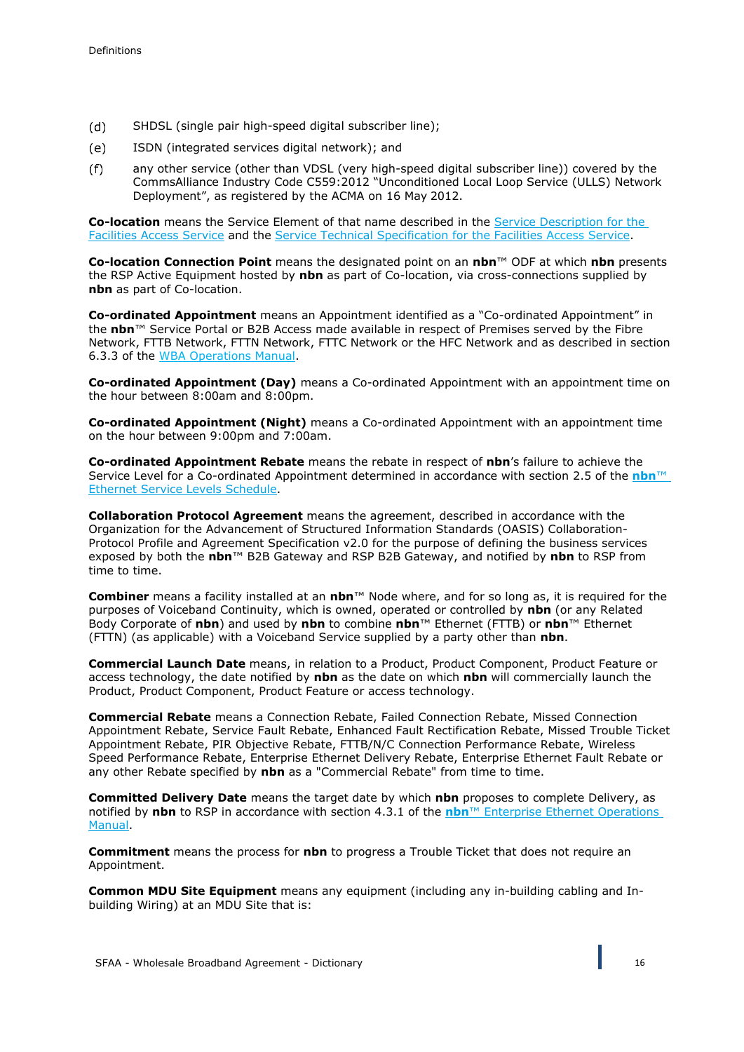(d) SHDSL (single pair high-speed digital subscriber line);

(e) ISDN (integrated services digital network); and

(f) any other service (other than VDSL (very high-speed digital subscriber line)) covered by the CommsAlliance Industry Code C559:2012 "Unconditioned Local Loop Service (ULLS) Network Deployment", as registered by the ACMA on 16 May 2012.

**Co-location** means the Service Element of that name described in the Service Description for the Facilities Access Service and the Service Technical Specification for the Facilities Access Service.

**Co-location Connection Point** means the designated point on an **nbn**™ ODF at which **nbn** presents the RSP Active Equipment hosted by **nbn** as part of Co-location, via cross-connections supplied by **nbn** as part of Co-location.

**Co-ordinated Appointment** means an Appointment identified as a "Co-ordinated Appointment" in the **nbn**™ Service Portal or B2B Access made available in respect of Premises served by the Fibre Network, FTTB Network, FTTN Network, FTTC Network or the HFC Network and as described in section 6.3.3 of the WBA Operations Manual.

**Co-ordinated Appointment (Day)** means a Co-ordinated Appointment with an appointment time on the hour between 8:00am and 8:00pm.

**Co-ordinated Appointment (Night)** means a Co-ordinated Appointment with an appointment time on the hour between 9:00pm and 7:00am.

**Co-ordinated Appointment Rebate** means the rebate in respect of **nbn**'s failure to achieve the Service Level for a Co-ordinated Appointment determined in accordance with section 2.5 of the **nbn**™ Ethernet Service Levels Schedule.

**Collaboration Protocol Agreement** means the agreement, described in accordance with the Organization for the Advancement of Structured Information Standards (OASIS) Collaboration-Protocol Profile and Agreement Specification v2.0 for the purpose of defining the business services exposed by both the **nbn**™ B2B Gateway and RSP B2B Gateway, and notified by **nbn** to RSP from time to time.

**Combiner** means a facility installed at an **nbn**™ Node where, and for so long as, it is required for the purposes of Voiceband Continuity, which is owned, operated or controlled by **nbn** (or any Related Body Corporate of **nbn**) and used by **nbn** to combine **nbn**™ Ethernet (FTTB) or **nbn**™ Ethernet (FTTN) (as applicable) with a Voiceband Service supplied by a party other than **nbn**.

**Commercial Launch Date** means, in relation to a Product, Product Component, Product Feature or access technology, the date notified by **nbn** as the date on which **nbn** will commercially launch the Product, Product Component, Product Feature or access technology.

**Commercial Rebate** means a Connection Rebate, Failed Connection Rebate, Missed Connection Appointment Rebate, Service Fault Rebate, Enhanced Fault Rectification Rebate, Missed Trouble Ticket Appointment Rebate, PIR Objective Rebate, FTTB/N/C Connection Performance Rebate, Wireless Speed Performance Rebate, Enterprise Ethernet Delivery Rebate, Enterprise Ethernet Fault Rebate or any other Rebate specified by **nbn** as a "Commercial Rebate" from time to time.

**Committed Delivery Date** means the target date by which **nbn** proposes to complete Delivery, as notified by **nbn** to RSP in accordance with section 4.3.1 of the **nbn**™ Enterprise Ethernet Operations Manual.

**Commitment** means the process for **nbn** to progress a Trouble Ticket that does not require an Appointment.

**Common MDU Site Equipment** means any equipment (including any in-building cabling and In-building Wiring) at an MDU Site that is: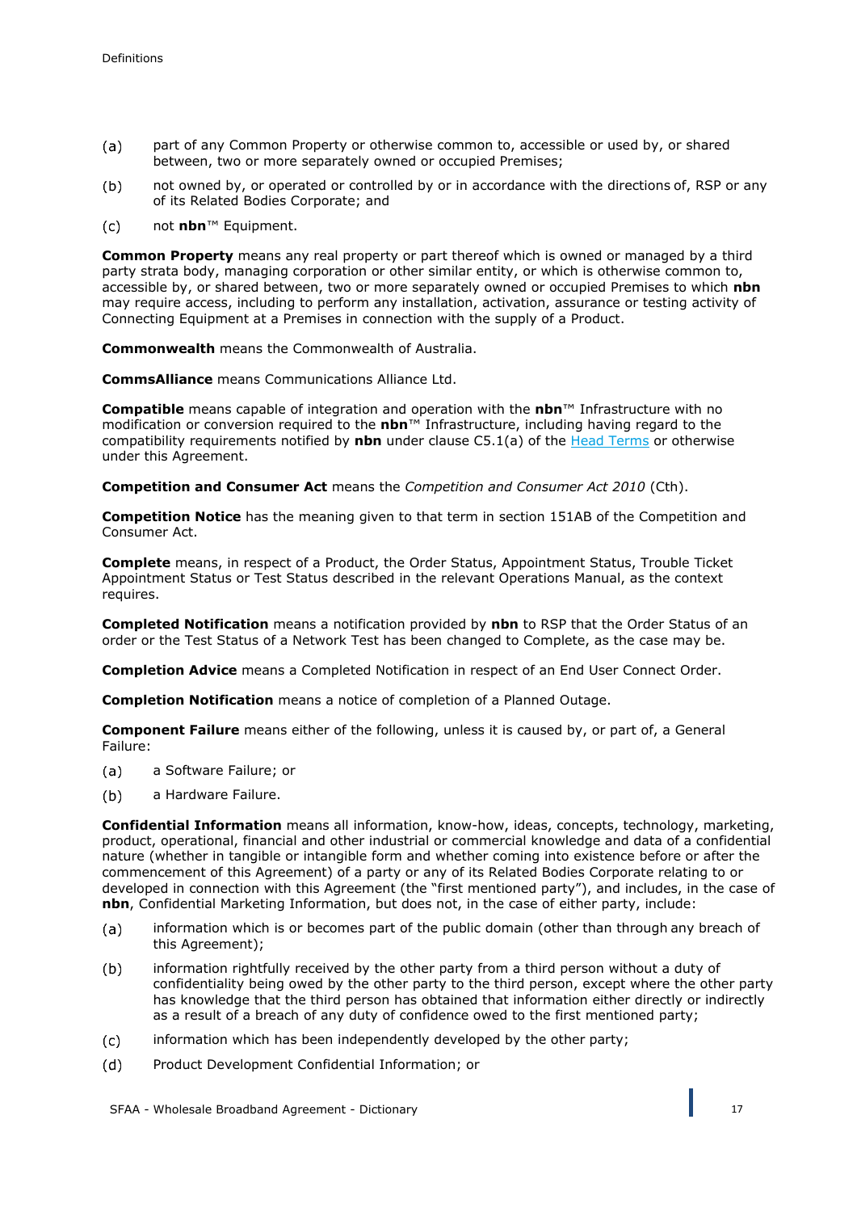(a) part of any Common Property or otherwise common to, accessible or used by, or shared between, two or more separately owned or occupied Premises;

(b) not owned by, or operated or controlled by or in accordance with the directions of, RSP or any of its Related Bodies Corporate; and

(c) not **nbn**™ Equipment.

**Common Property** means any real property or part thereof which is owned or managed by a third party strata body, managing corporation or other similar entity, or which is otherwise common to, accessible by, or shared between, two or more separately owned or occupied Premises to which **nbn** may require access, including to perform any installation, activation, assurance or testing activity of Connecting Equipment at a Premises in connection with the supply of a Product.

**Commonwealth** means the Commonwealth of Australia.

**CommsAlliance** means Communications Alliance Ltd.

**Compatible** means capable of integration and operation with the **nbn**™ Infrastructure with no modification or conversion required to the **nbn**™ Infrastructure, including having regard to the compatibility requirements notified by **nbn** under clause C5.1(a) of the Head Terms or otherwise under this Agreement.

**Competition and Consumer Act** means the *Competition and Consumer Act 2010* (Cth).

**Competition Notice** has the meaning given to that term in section 151AB of the Competition and Consumer Act.

**Complete** means, in respect of a Product, the Order Status, Appointment Status, Trouble Ticket Appointment Status or Test Status described in the relevant Operations Manual, as the context requires.

**Completed Notification** means a notification provided by **nbn** to RSP that the Order Status of an order or the Test Status of a Network Test has been changed to Complete, as the case may be.

**Completion Advice** means a Completed Notification in respect of an End User Connect Order.

**Completion Notification** means a notice of completion of a Planned Outage.

**Component Failure** means either of the following, unless it is caused by, or part of, a General Failure:

(a) a Software Failure; or

(b) a Hardware Failure.

**Confidential Information** means all information, know-how, ideas, concepts, technology, marketing, product, operational, financial and other industrial or commercial knowledge and data of a confidential nature (whether in tangible or intangible form and whether coming into existence before or after the commencement of this Agreement) of a party or any of its Related Bodies Corporate relating to or developed in connection with this Agreement (the "first mentioned party"), and includes, in the case of **nbn**, Confidential Marketing Information, but does not, in the case of either party, include:

(a) information which is or becomes part of the public domain (other than through any breach of this Agreement);

(b) information rightfully received by the other party from a third person without a duty of confidentiality being owed by the other party to the third person, except where the other party has knowledge that the third person has obtained that information either directly or indirectly as a result of a breach of any duty of confidence owed to the first mentioned party;

(c) information which has been independently developed by the other party;

(d) Product Development Confidential Information; or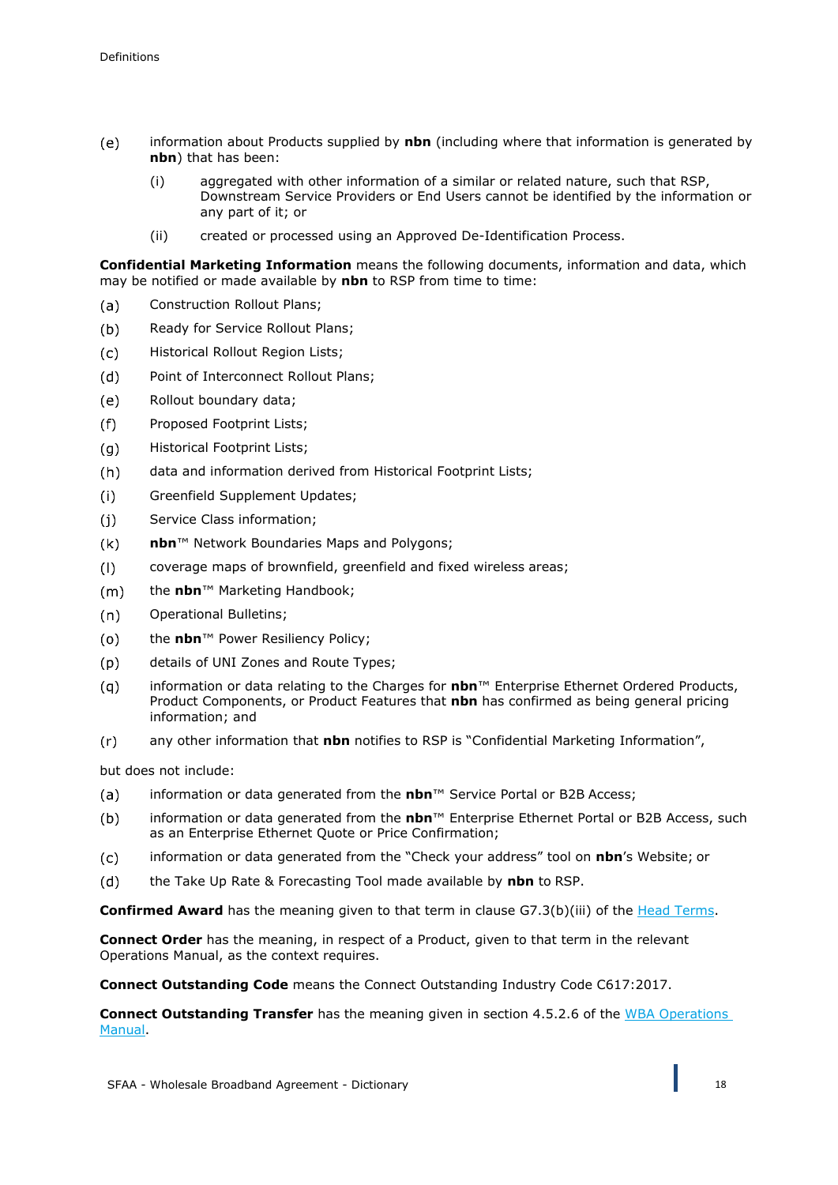(e) information about Products supplied by **nbn** (including where that information is generated by **nbn**) that has been:

 (i) aggregated with other information of a similar or related nature, such that RSP, Downstream Service Providers or End Users cannot be identified by the information or any part of it; or

 (ii) created or processed using an Approved De-Identification Process.

**Confidential Marketing Information** means the following documents, information and data, which may be notified or made available by **nbn** to RSP from time to time:

(a) Construction Rollout Plans;

(b) Ready for Service Rollout Plans;

(c) Historical Rollout Region Lists;

(d) Point of Interconnect Rollout Plans;

(e) Rollout boundary data;

(f) Proposed Footprint Lists;

(g) Historical Footprint Lists;

(h) data and information derived from Historical Footprint Lists;

(i) Greenfield Supplement Updates;

(j) Service Class information;

(k) **nbn**™ Network Boundaries Maps and Polygons;

(l) coverage maps of brownfield, greenfield and fixed wireless areas;

(m) the **nbn**™ Marketing Handbook;

(n) Operational Bulletins;

(o) the **nbn**™ Power Resiliency Policy;

(p) details of UNI Zones and Route Types;

(q) information or data relating to the Charges for **nbn**™ Enterprise Ethernet Ordered Products, Product Components, or Product Features that **nbn** has confirmed as being general pricing information; and

(r) any other information that **nbn** notifies to RSP is "Confidential Marketing Information",

but does not include:

(a) information or data generated from the **nbn**™ Service Portal or B2B Access;

(b) information or data generated from the **nbn**™ Enterprise Ethernet Portal or B2B Access, such as an Enterprise Ethernet Quote or Price Confirmation;

(c) information or data generated from the "Check your address" tool on **nbn**'s Website; or

(d) the Take Up Rate & Forecasting Tool made available by **nbn** to RSP.

**Confirmed Award** has the meaning given to that term in clause G7.3(b)(iii) of the Head Terms.

**Connect Order** has the meaning, in respect of a Product, given to that term in the relevant Operations Manual, as the context requires.

**Connect Outstanding Code** means the Connect Outstanding Industry Code C617:2017.

**Connect Outstanding Transfer** has the meaning given in section 4.5.2.6 of the WBA Operations Manual.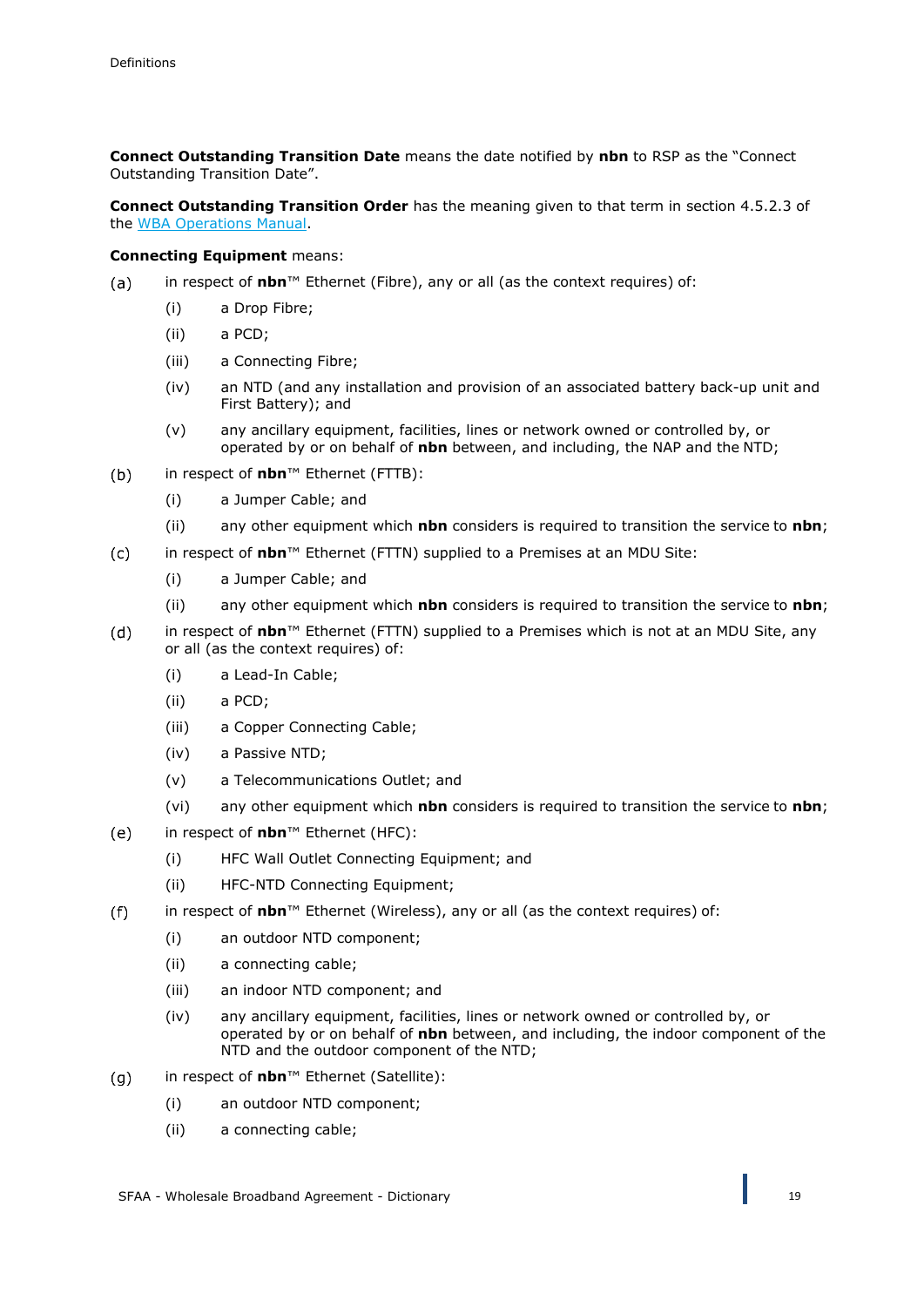**Connect Outstanding Transition Date** means the date notified by **nbn** to RSP as the "Connect Outstanding Transition Date".

**Connect Outstanding Transition Order** has the meaning given to that term in section 4.5.2.3 of the WBA Operations Manual.

**Connecting Equipment** means:

(a) in respect of **nbn**™ Ethernet (Fibre), any or all (as the context requires) of:

   (i) a Drop Fibre;

   (ii) a PCD;

   (iii) a Connecting Fibre;

   (iv) an NTD (and any installation and provision of an associated battery back-up unit and First Battery); and

   (v) any ancillary equipment, facilities, lines or network owned or controlled by, or operated by or on behalf of **nbn** between, and including, the NAP and the NTD;

(b) in respect of **nbn**™ Ethernet (FTTB):

   (i) a Jumper Cable; and

   (ii) any other equipment which **nbn** considers is required to transition the service to **nbn**;

(c) in respect of **nbn**™ Ethernet (FTTN) supplied to a Premises at an MDU Site:

   (i) a Jumper Cable; and

   (ii) any other equipment which **nbn** considers is required to transition the service to **nbn**;

(d) in respect of **nbn**™ Ethernet (FTTN) supplied to a Premises which is not at an MDU Site, any or all (as the context requires) of:

   (i) a Lead-In Cable;

   (ii) a PCD;

   (iii) a Copper Connecting Cable;

   (iv) a Passive NTD;

   (v) a Telecommunications Outlet; and

   (vi) any other equipment which **nbn** considers is required to transition the service to **nbn**;

(e) in respect of **nbn**™ Ethernet (HFC):

   (i) HFC Wall Outlet Connecting Equipment; and

   (ii) HFC-NTD Connecting Equipment;

(f) in respect of **nbn**™ Ethernet (Wireless), any or all (as the context requires) of:

   (i) an outdoor NTD component;

   (ii) a connecting cable;

   (iii) an indoor NTD component; and

   (iv) any ancillary equipment, facilities, lines or network owned or controlled by, or operated by or on behalf of **nbn** between, and including, the indoor component of the NTD and the outdoor component of the NTD;

(g) in respect of **nbn**™ Ethernet (Satellite):

   (i) an outdoor NTD component;

   (ii) a connecting cable;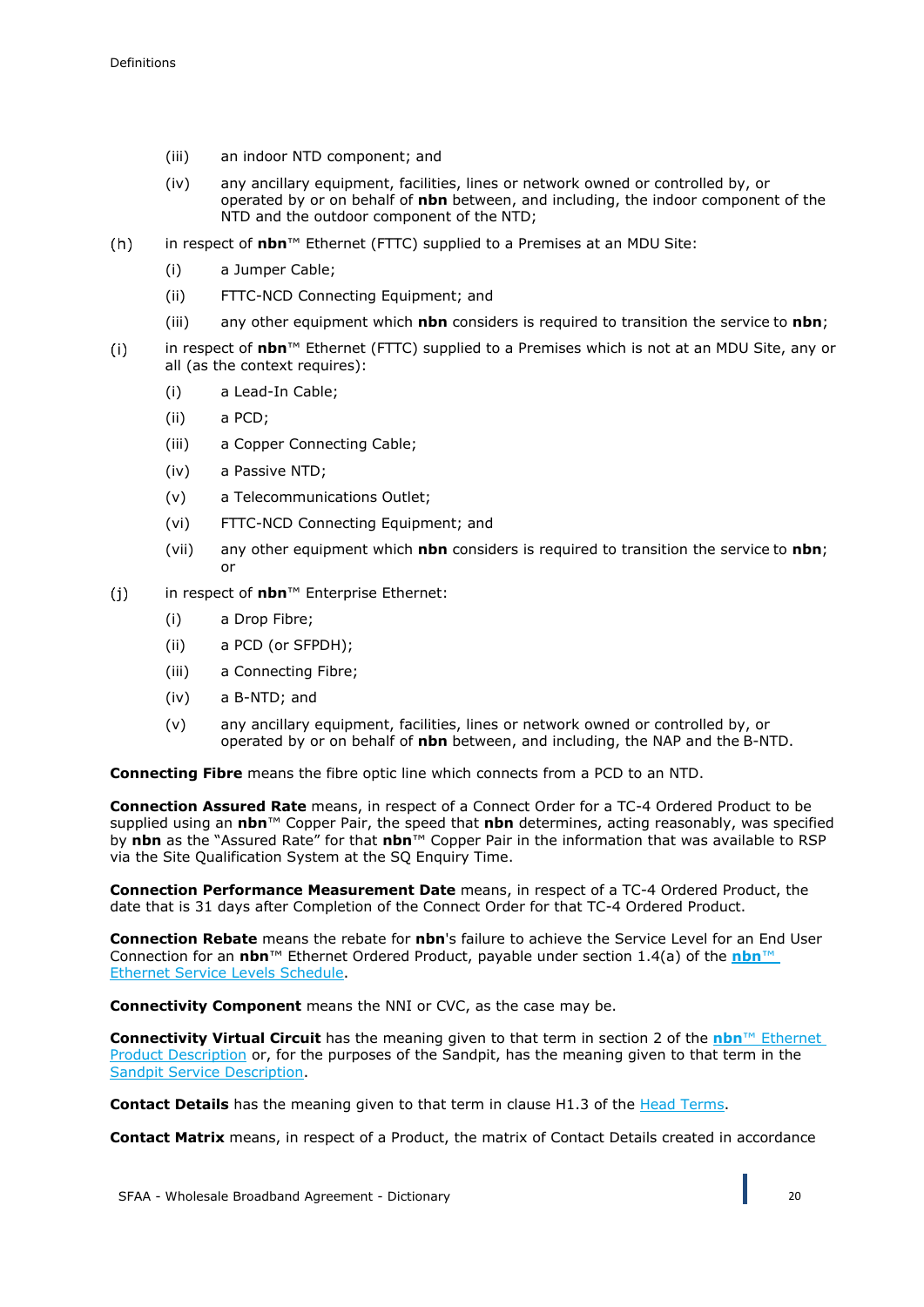- (iii) an indoor NTD component; and
   - (iv) any ancillary equipment, facilities, lines or network owned or controlled by, or operated by or on behalf of **nbn** between, and including, the indoor component of the NTD and the outdoor component of the NTD;

- (h) in respect of **nbn**™ Ethernet (FTTC) supplied to a Premises at an MDU Site:
   - (i) a Jumper Cable;
   - (ii) FTTC-NCD Connecting Equipment; and
   - (iii) any other equipment which **nbn** considers is required to transition the service to **nbn**;

- (i) in respect of **nbn**™ Ethernet (FTTC) supplied to a Premises which is not at an MDU Site, any or all (as the context requires):
   - (i) a Lead-In Cable;
   - (ii) a PCD;
   - (iii) a Copper Connecting Cable;
   - (iv) a Passive NTD;
   - (v) a Telecommunications Outlet;
   - (vi) FTTC-NCD Connecting Equipment; and
   - (vii) any other equipment which **nbn** considers is required to transition the service to **nbn**; or

- (j) in respect of **nbn**™ Enterprise Ethernet:
   - (i) a Drop Fibre;
   - (ii) a PCD (or SFPDH);
   - (iii) a Connecting Fibre;
   - (iv) a B-NTD; and
   - (v) any ancillary equipment, facilities, lines or network owned or controlled by, or operated by or on behalf of **nbn** between, and including, the NAP and the B-NTD.

**Connecting Fibre** means the fibre optic line which connects from a PCD to an NTD.

**Connection Assured Rate** means, in respect of a Connect Order for a TC-4 Ordered Product to be supplied using an **nbn**™ Copper Pair, the speed that **nbn** determines, acting reasonably, was specified by **nbn** as the "Assured Rate" for that **nbn**™ Copper Pair in the information that was available to RSP via the Site Qualification System at the SQ Enquiry Time.

**Connection Performance Measurement Date** means, in respect of a TC-4 Ordered Product, the date that is 31 days after Completion of the Connect Order for that TC-4 Ordered Product.

**Connection Rebate** means the rebate for **nbn**'s failure to achieve the Service Level for an End User Connection for an **nbn**™ Ethernet Ordered Product, payable under section 1.4(a) of the **nbn**™ Ethernet Service Levels Schedule.

**Connectivity Component** means the NNI or CVC, as the case may be.

**Connectivity Virtual Circuit** has the meaning given to that term in section 2 of the **nbn**™ Ethernet Product Description or, for the purposes of the Sandpit, has the meaning given to that term in the Sandpit Service Description.

**Contact Details** has the meaning given to that term in clause H1.3 of the Head Terms.

**Contact Matrix** means, in respect of a Product, the matrix of Contact Details created in accordance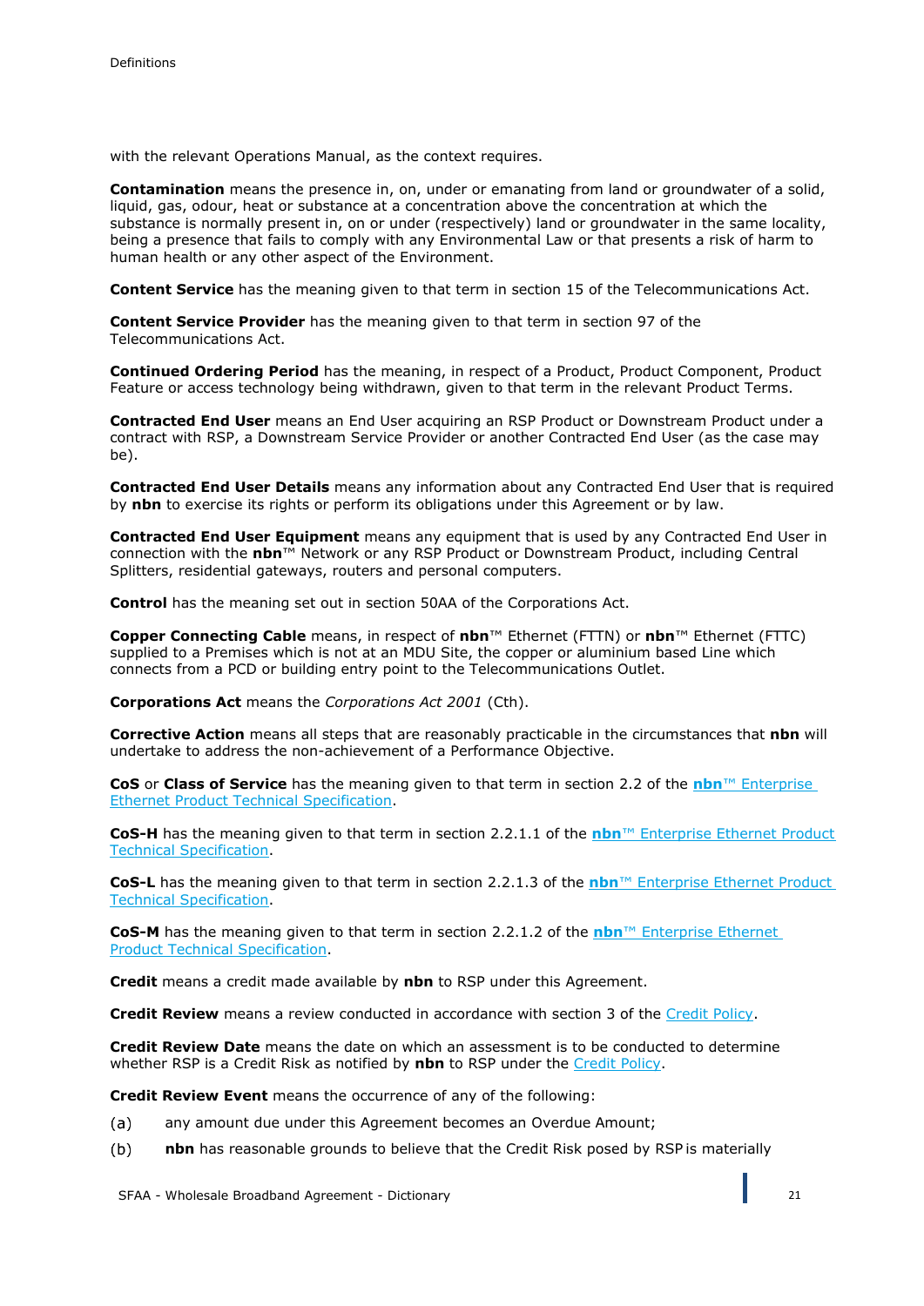with the relevant Operations Manual, as the context requires.

**Contamination** means the presence in, on, under or emanating from land or groundwater of a solid, liquid, gas, odour, heat or substance at a concentration above the concentration at which the substance is normally present in, on or under (respectively) land or groundwater in the same locality, being a presence that fails to comply with any Environmental Law or that presents a risk of harm to human health or any other aspect of the Environment.

**Content Service** has the meaning given to that term in section 15 of the Telecommunications Act.

**Content Service Provider** has the meaning given to that term in section 97 of the Telecommunications Act.

**Continued Ordering Period** has the meaning, in respect of a Product, Product Component, Product Feature or access technology being withdrawn, given to that term in the relevant Product Terms.

**Contracted End User** means an End User acquiring an RSP Product or Downstream Product under a contract with RSP, a Downstream Service Provider or another Contracted End User (as the case may be).

**Contracted End User Details** means any information about any Contracted End User that is required by **nbn** to exercise its rights or perform its obligations under this Agreement or by law.

**Contracted End User Equipment** means any equipment that is used by any Contracted End User in connection with the **nbn**™ Network or any RSP Product or Downstream Product, including Central Splitters, residential gateways, routers and personal computers.

**Control** has the meaning set out in section 50AA of the Corporations Act.

**Copper Connecting Cable** means, in respect of **nbn**™ Ethernet (FTTN) or **nbn**™ Ethernet (FTTC) supplied to a Premises which is not at an MDU Site, the copper or aluminium based Line which connects from a PCD or building entry point to the Telecommunications Outlet.

**Corporations Act** means the *Corporations Act 2001* (Cth).

**Corrective Action** means all steps that are reasonably practicable in the circumstances that **nbn** will undertake to address the non-achievement of a Performance Objective.

**CoS** or **Class of Service** has the meaning given to that term in section 2.2 of the **nbn**™ Enterprise Ethernet Product Technical Specification.

**CoS-H** has the meaning given to that term in section 2.2.1.1 of the **nbn**™ Enterprise Ethernet Product Technical Specification.

**CoS-L** has the meaning given to that term in section 2.2.1.3 of the **nbn**™ Enterprise Ethernet Product Technical Specification.

**CoS-M** has the meaning given to that term in section 2.2.1.2 of the **nbn**™ Enterprise Ethernet Product Technical Specification.

**Credit** means a credit made available by **nbn** to RSP under this Agreement.

**Credit Review** means a review conducted in accordance with section 3 of the Credit Policy.

**Credit Review Date** means the date on which an assessment is to be conducted to determine whether RSP is a Credit Risk as notified by **nbn** to RSP under the Credit Policy.

**Credit Review Event** means the occurrence of any of the following:

(a) any amount due under this Agreement becomes an Overdue Amount;

(b) **nbn** has reasonable grounds to believe that the Credit Risk posed by RSP is materially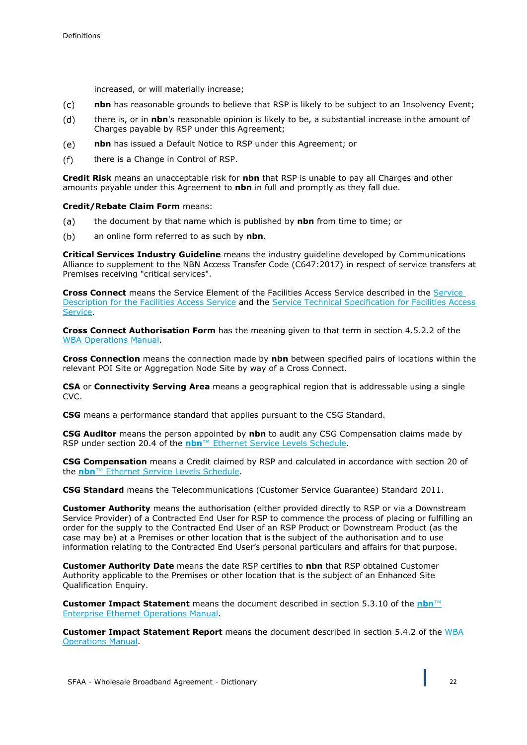increased, or will materially increase;

(c) **nbn** has reasonable grounds to believe that RSP is likely to be subject to an Insolvency Event;

(d) there is, or in **nbn**'s reasonable opinion is likely to be, a substantial increase in the amount of Charges payable by RSP under this Agreement;

(e) **nbn** has issued a Default Notice to RSP under this Agreement; or

(f) there is a Change in Control of RSP.

**Credit Risk** means an unacceptable risk for **nbn** that RSP is unable to pay all Charges and other amounts payable under this Agreement to **nbn** in full and promptly as they fall due.

**Credit/Rebate Claim Form** means:

(a) the document by that name which is published by **nbn** from time to time; or

(b) an online form referred to as such by **nbn**.

**Critical Services Industry Guideline** means the industry guideline developed by Communications Alliance to supplement to the NBN Access Transfer Code (C647:2017) in respect of service transfers at Premises receiving "critical services".

**Cross Connect** means the Service Element of the Facilities Access Service described in the Service Description for the Facilities Access Service and the Service Technical Specification for Facilities Access Service.

**Cross Connect Authorisation Form** has the meaning given to that term in section 4.5.2.2 of the WBA Operations Manual.

**Cross Connection** means the connection made by **nbn** between specified pairs of locations within the relevant POI Site or Aggregation Node Site by way of a Cross Connect.

**CSA** or **Connectivity Serving Area** means a geographical region that is addressable using a single CVC.

**CSG** means a performance standard that applies pursuant to the CSG Standard.

**CSG Auditor** means the person appointed by **nbn** to audit any CSG Compensation claims made by RSP under section 20.4 of the **nbn**™ Ethernet Service Levels Schedule.

**CSG Compensation** means a Credit claimed by RSP and calculated in accordance with section 20 of the **nbn**™ Ethernet Service Levels Schedule.

**CSG Standard** means the Telecommunications (Customer Service Guarantee) Standard 2011.

**Customer Authority** means the authorisation (either provided directly to RSP or via a Downstream Service Provider) of a Contracted End User for RSP to commence the process of placing or fulfilling an order for the supply to the Contracted End User of an RSP Product or Downstream Product (as the case may be) at a Premises or other location that is the subject of the authorisation and to use information relating to the Contracted End User's personal particulars and affairs for that purpose.

**Customer Authority Date** means the date RSP certifies to **nbn** that RSP obtained Customer Authority applicable to the Premises or other location that is the subject of an Enhanced Site Qualification Enquiry.

**Customer Impact Statement** means the document described in section 5.3.10 of the **nbn**™ Enterprise Ethernet Operations Manual.

**Customer Impact Statement Report** means the document described in section 5.4.2 of the WBA Operations Manual.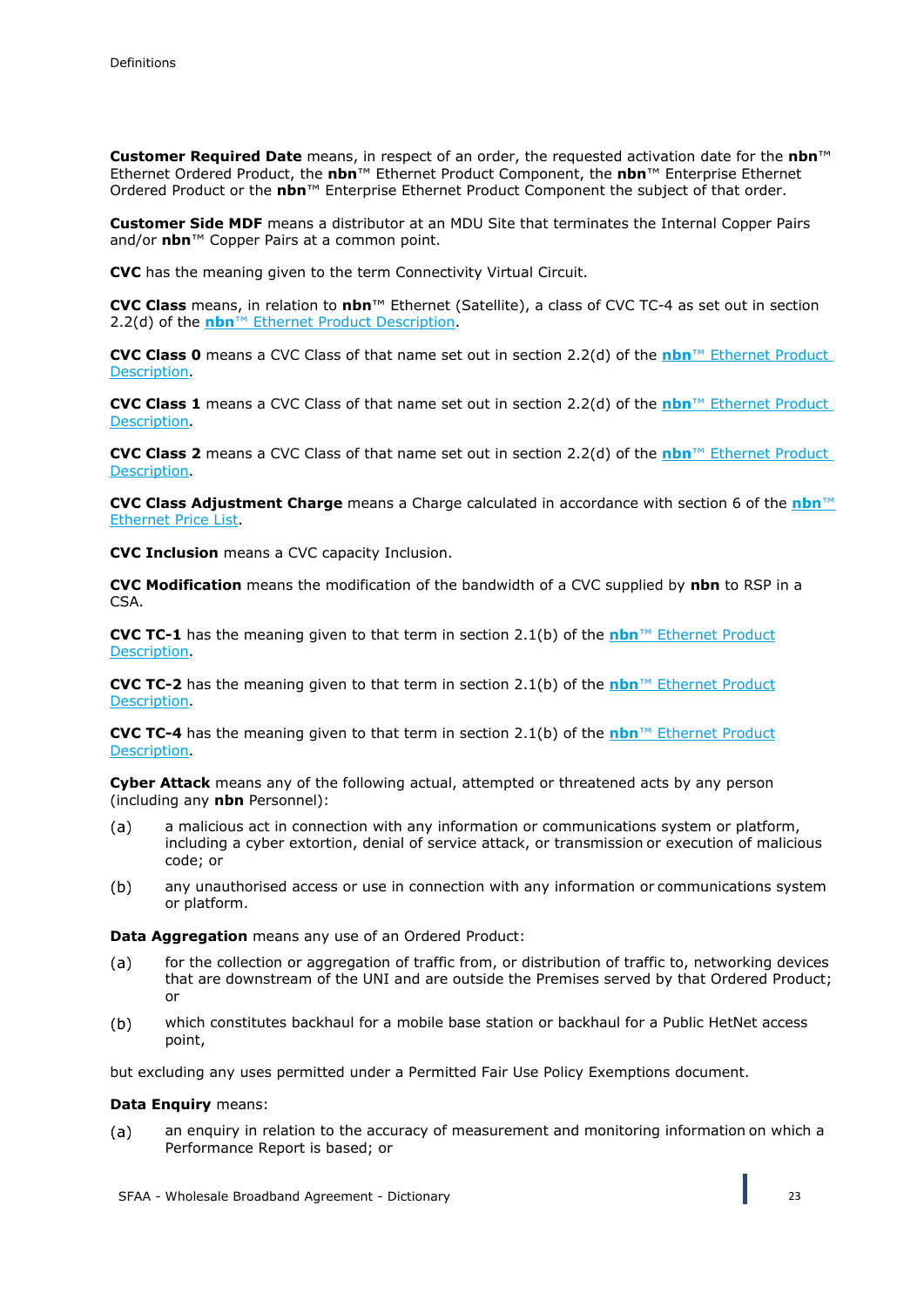**Customer Required Date** means, in respect of an order, the requested activation date for the **nbn**™ Ethernet Ordered Product, the **nbn**™ Ethernet Product Component, the **nbn**™ Enterprise Ethernet Ordered Product or the **nbn**™ Enterprise Ethernet Product Component the subject of that order.

**Customer Side MDF** means a distributor at an MDU Site that terminates the Internal Copper Pairs and/or **nbn**™ Copper Pairs at a common point.

**CVC** has the meaning given to the term Connectivity Virtual Circuit.

**CVC Class** means, in relation to **nbn**™ Ethernet (Satellite), a class of CVC TC-4 as set out in section 2.2(d) of the **nbn**™ Ethernet Product Description.

**CVC Class 0** means a CVC Class of that name set out in section 2.2(d) of the **nbn**™ Ethernet Product Description.

**CVC Class 1** means a CVC Class of that name set out in section 2.2(d) of the **nbn**™ Ethernet Product Description.

**CVC Class 2** means a CVC Class of that name set out in section 2.2(d) of the **nbn**™ Ethernet Product Description.

**CVC Class Adjustment Charge** means a Charge calculated in accordance with section 6 of the **nbn**™ Ethernet Price List.

**CVC Inclusion** means a CVC capacity Inclusion.

**CVC Modification** means the modification of the bandwidth of a CVC supplied by **nbn** to RSP in a CSA.

**CVC TC-1** has the meaning given to that term in section 2.1(b) of the **nbn**™ Ethernet Product Description.

**CVC TC-2** has the meaning given to that term in section 2.1(b) of the **nbn**™ Ethernet Product Description.

**CVC TC-4** has the meaning given to that term in section 2.1(b) of the **nbn**™ Ethernet Product Description.

**Cyber Attack** means any of the following actual, attempted or threatened acts by any person (including any **nbn** Personnel):

(a) a malicious act in connection with any information or communications system or platform, including a cyber extortion, denial of service attack, or transmission or execution of malicious code; or

(b) any unauthorised access or use in connection with any information or communications system or platform.

**Data Aggregation** means any use of an Ordered Product:

(a) for the collection or aggregation of traffic from, or distribution of traffic to, networking devices that are downstream of the UNI and are outside the Premises served by that Ordered Product; or

(b) which constitutes backhaul for a mobile base station or backhaul for a Public HetNet access point,

but excluding any uses permitted under a Permitted Fair Use Policy Exemptions document.

**Data Enquiry** means:

(a) an enquiry in relation to the accuracy of measurement and monitoring information on which a Performance Report is based; or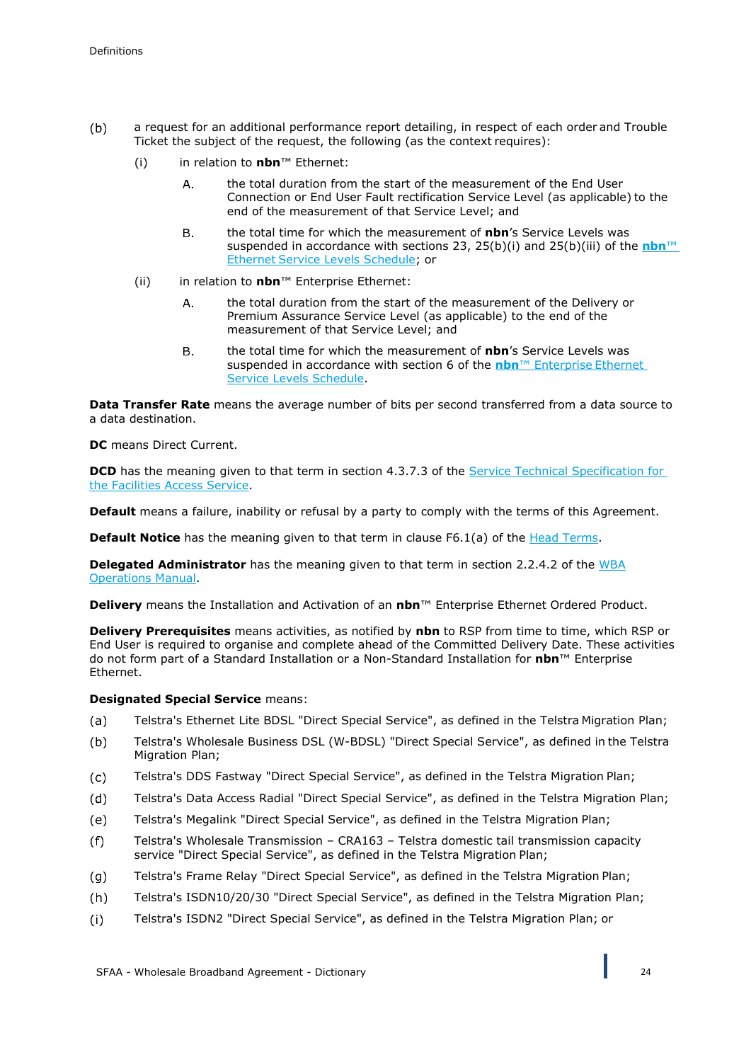(b) a request for an additional performance report detailing, in respect of each order and Trouble Ticket the subject of the request, the following (as the context requires):

   (i) in relation to **nbn**™ Ethernet:

      A. the total duration from the start of the measurement of the End User Connection or End User Fault rectification Service Level (as applicable) to the end of the measurement of that Service Level; and

      B. the total time for which the measurement of **nbn**'s Service Levels was suspended in accordance with sections 23, 25(b)(i) and 25(b)(iii) of the **nbn**™ Ethernet Service Levels Schedule; or

   (ii) in relation to **nbn**™ Enterprise Ethernet:

      A. the total duration from the start of the measurement of the Delivery or Premium Assurance Service Level (as applicable) to the end of the measurement of that Service Level; and

      B. the total time for which the measurement of **nbn**'s Service Levels was suspended in accordance with section 6 of the **nbn**™ Enterprise Ethernet Service Levels Schedule.

**Data Transfer Rate** means the average number of bits per second transferred from a data source to a data destination.

**DC** means Direct Current.

**DCD** has the meaning given to that term in section 4.3.7.3 of the Service Technical Specification for the Facilities Access Service.

**Default** means a failure, inability or refusal by a party to comply with the terms of this Agreement.

**Default Notice** has the meaning given to that term in clause F6.1(a) of the Head Terms.

**Delegated Administrator** has the meaning given to that term in section 2.2.4.2 of the WBA Operations Manual.

**Delivery** means the Installation and Activation of an **nbn**™ Enterprise Ethernet Ordered Product.

**Delivery Prerequisites** means activities, as notified by **nbn** to RSP from time to time, which RSP or End User is required to organise and complete ahead of the Committed Delivery Date. These activities do not form part of a Standard Installation or a Non-Standard Installation for **nbn**™ Enterprise Ethernet.

**Designated Special Service** means:

(a) Telstra's Ethernet Lite BDSL "Direct Special Service", as defined in the Telstra Migration Plan;

(b) Telstra's Wholesale Business DSL (W-BDSL) "Direct Special Service", as defined in the Telstra Migration Plan;

(c) Telstra's DDS Fastway "Direct Special Service", as defined in the Telstra Migration Plan;

(d) Telstra's Data Access Radial "Direct Special Service", as defined in the Telstra Migration Plan;

(e) Telstra's Megalink "Direct Special Service", as defined in the Telstra Migration Plan;

(f) Telstra's Wholesale Transmission – CRA163 – Telstra domestic tail transmission capacity service "Direct Special Service", as defined in the Telstra Migration Plan;

(g) Telstra's Frame Relay "Direct Special Service", as defined in the Telstra Migration Plan;

(h) Telstra's ISDN10/20/30 "Direct Special Service", as defined in the Telstra Migration Plan;

(i) Telstra's ISDN2 "Direct Special Service", as defined in the Telstra Migration Plan; or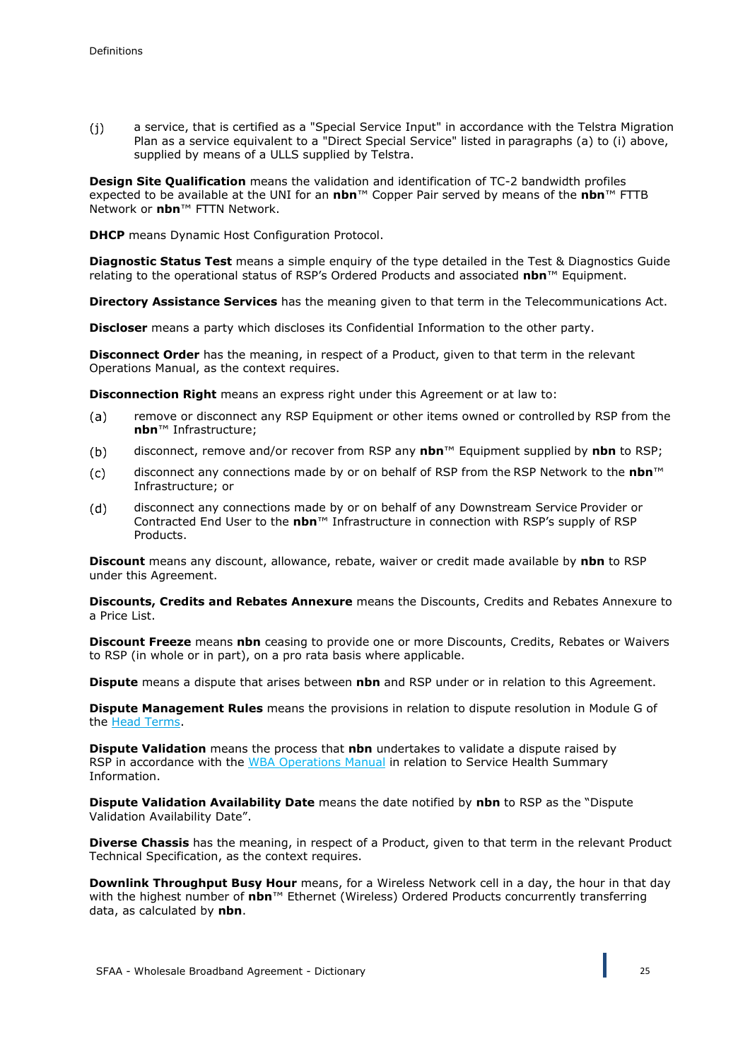(j) a service, that is certified as a "Special Service Input" in accordance with the Telstra Migration Plan as a service equivalent to a "Direct Special Service" listed in paragraphs (a) to (i) above, supplied by means of a ULLS supplied by Telstra.

**Design Site Qualification** means the validation and identification of TC-2 bandwidth profiles expected to be available at the UNI for an **nbn**™ Copper Pair served by means of the **nbn**™ FTTB Network or **nbn**™ FTTN Network.

**DHCP** means Dynamic Host Configuration Protocol.

**Diagnostic Status Test** means a simple enquiry of the type detailed in the Test & Diagnostics Guide relating to the operational status of RSP's Ordered Products and associated **nbn**™ Equipment.

**Directory Assistance Services** has the meaning given to that term in the Telecommunications Act.

**Discloser** means a party which discloses its Confidential Information to the other party.

**Disconnect Order** has the meaning, in respect of a Product, given to that term in the relevant Operations Manual, as the context requires.

**Disconnection Right** means an express right under this Agreement or at law to:

(a) remove or disconnect any RSP Equipment or other items owned or controlled by RSP from the **nbn**™ Infrastructure;

(b) disconnect, remove and/or recover from RSP any **nbn**™ Equipment supplied by **nbn** to RSP;

(c) disconnect any connections made by or on behalf of RSP from the RSP Network to the **nbn**™ Infrastructure; or

(d) disconnect any connections made by or on behalf of any Downstream Service Provider or Contracted End User to the **nbn**™ Infrastructure in connection with RSP's supply of RSP Products.

**Discount** means any discount, allowance, rebate, waiver or credit made available by **nbn** to RSP under this Agreement.

**Discounts, Credits and Rebates Annexure** means the Discounts, Credits and Rebates Annexure to a Price List.

**Discount Freeze** means **nbn** ceasing to provide one or more Discounts, Credits, Rebates or Waivers to RSP (in whole or in part), on a pro rata basis where applicable.

**Dispute** means a dispute that arises between **nbn** and RSP under or in relation to this Agreement.

**Dispute Management Rules** means the provisions in relation to dispute resolution in Module G of the Head Terms.

**Dispute Validation** means the process that **nbn** undertakes to validate a dispute raised by RSP in accordance with the WBA Operations Manual in relation to Service Health Summary Information.

**Dispute Validation Availability Date** means the date notified by **nbn** to RSP as the "Dispute Validation Availability Date".

**Diverse Chassis** has the meaning, in respect of a Product, given to that term in the relevant Product Technical Specification, as the context requires.

**Downlink Throughput Busy Hour** means, for a Wireless Network cell in a day, the hour in that day with the highest number of **nbn**™ Ethernet (Wireless) Ordered Products concurrently transferring data, as calculated by **nbn**.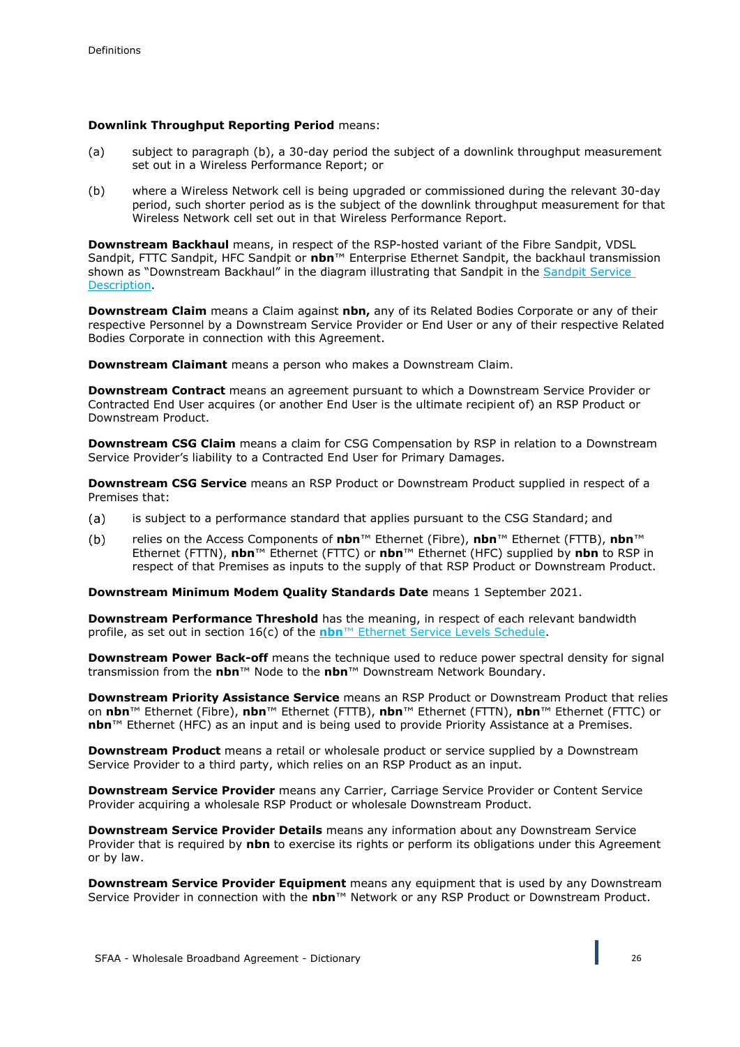**Downlink Throughput Reporting Period** means:

(a) subject to paragraph (b), a 30-day period the subject of a downlink throughput measurement set out in a Wireless Performance Report; or

(b) where a Wireless Network cell is being upgraded or commissioned during the relevant 30-day period, such shorter period as is the subject of the downlink throughput measurement for that Wireless Network cell set out in that Wireless Performance Report.

**Downstream Backhaul** means, in respect of the RSP-hosted variant of the Fibre Sandpit, VDSL Sandpit, FTTC Sandpit, HFC Sandpit or **nbn**™ Enterprise Ethernet Sandpit, the backhaul transmission shown as "Downstream Backhaul" in the diagram illustrating that Sandpit in the Sandpit Service Description.

**Downstream Claim** means a Claim against **nbn,** any of its Related Bodies Corporate or any of their respective Personnel by a Downstream Service Provider or End User or any of their respective Related Bodies Corporate in connection with this Agreement.

**Downstream Claimant** means a person who makes a Downstream Claim.

**Downstream Contract** means an agreement pursuant to which a Downstream Service Provider or Contracted End User acquires (or another End User is the ultimate recipient of) an RSP Product or Downstream Product.

**Downstream CSG Claim** means a claim for CSG Compensation by RSP in relation to a Downstream Service Provider's liability to a Contracted End User for Primary Damages.

**Downstream CSG Service** means an RSP Product or Downstream Product supplied in respect of a Premises that:

(a) is subject to a performance standard that applies pursuant to the CSG Standard; and

(b) relies on the Access Components of **nbn**™ Ethernet (Fibre), **nbn**™ Ethernet (FTTB), **nbn**™ Ethernet (FTTN), **nbn**™ Ethernet (FTTC) or **nbn**™ Ethernet (HFC) supplied by **nbn** to RSP in respect of that Premises as inputs to the supply of that RSP Product or Downstream Product.

**Downstream Minimum Modem Quality Standards Date** means 1 September 2021.

**Downstream Performance Threshold** has the meaning, in respect of each relevant bandwidth profile, as set out in section 16(c) of the **nbn**™ Ethernet Service Levels Schedule.

**Downstream Power Back-off** means the technique used to reduce power spectral density for signal transmission from the **nbn**™ Node to the **nbn**™ Downstream Network Boundary.

**Downstream Priority Assistance Service** means an RSP Product or Downstream Product that relies on **nbn**™ Ethernet (Fibre), **nbn**™ Ethernet (FTTB), **nbn**™ Ethernet (FTTN), **nbn**™ Ethernet (FTTC) or **nbn**™ Ethernet (HFC) as an input and is being used to provide Priority Assistance at a Premises.

**Downstream Product** means a retail or wholesale product or service supplied by a Downstream Service Provider to a third party, which relies on an RSP Product as an input.

**Downstream Service Provider** means any Carrier, Carriage Service Provider or Content Service Provider acquiring a wholesale RSP Product or wholesale Downstream Product.

**Downstream Service Provider Details** means any information about any Downstream Service Provider that is required by **nbn** to exercise its rights or perform its obligations under this Agreement or by law.

**Downstream Service Provider Equipment** means any equipment that is used by any Downstream Service Provider in connection with the **nbn**™ Network or any RSP Product or Downstream Product.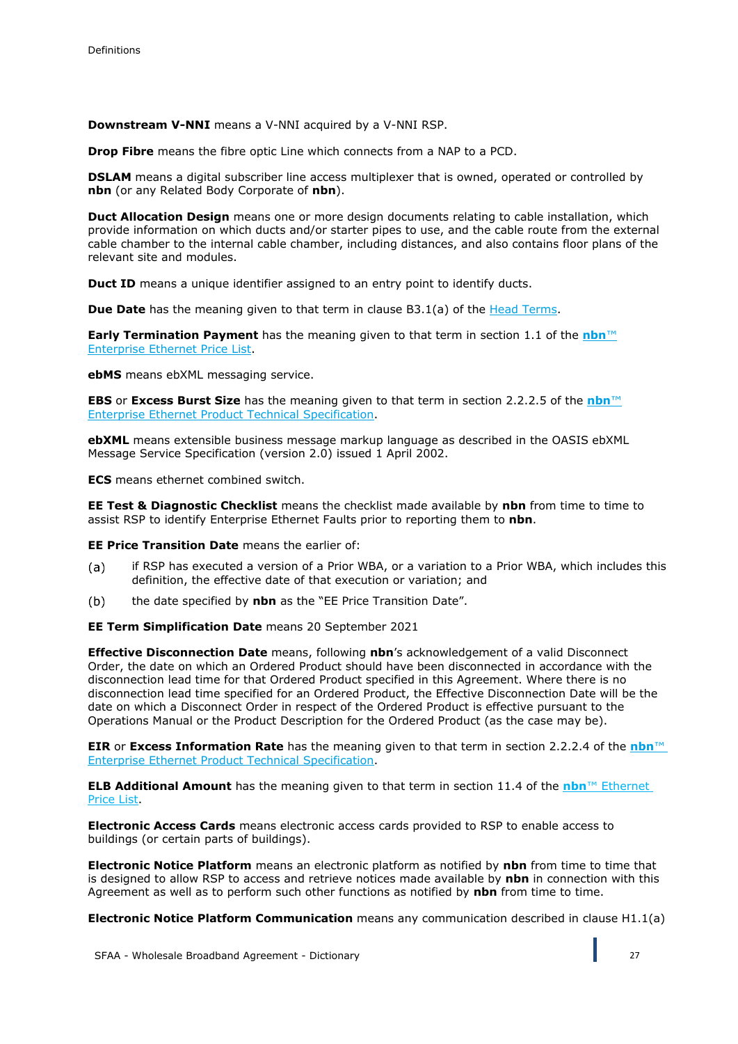**Downstream V-NNI** means a V-NNI acquired by a V-NNI RSP.

**Drop Fibre** means the fibre optic Line which connects from a NAP to a PCD.

**DSLAM** means a digital subscriber line access multiplexer that is owned, operated or controlled by **nbn** (or any Related Body Corporate of **nbn**).

**Duct Allocation Design** means one or more design documents relating to cable installation, which provide information on which ducts and/or starter pipes to use, and the cable route from the external cable chamber to the internal cable chamber, including distances, and also contains floor plans of the relevant site and modules.

**Duct ID** means a unique identifier assigned to an entry point to identify ducts.

**Due Date** has the meaning given to that term in clause B3.1(a) of the Head Terms.

**Early Termination Payment** has the meaning given to that term in section 1.1 of the **nbn**™ Enterprise Ethernet Price List.

**ebMS** means ebXML messaging service.

**EBS** or **Excess Burst Size** has the meaning given to that term in section 2.2.2.5 of the **nbn**™ Enterprise Ethernet Product Technical Specification.

**ebXML** means extensible business message markup language as described in the OASIS ebXML Message Service Specification (version 2.0) issued 1 April 2002.

**ECS** means ethernet combined switch.

**EE Test & Diagnostic Checklist** means the checklist made available by **nbn** from time to time to assist RSP to identify Enterprise Ethernet Faults prior to reporting them to **nbn**.

**EE Price Transition Date** means the earlier of:

(a) if RSP has executed a version of a Prior WBA, or a variation to a Prior WBA, which includes this definition, the effective date of that execution or variation; and

(b) the date specified by **nbn** as the "EE Price Transition Date".

**EE Term Simplification Date** means 20 September 2021

**Effective Disconnection Date** means, following **nbn**'s acknowledgement of a valid Disconnect Order, the date on which an Ordered Product should have been disconnected in accordance with the disconnection lead time for that Ordered Product specified in this Agreement. Where there is no disconnection lead time specified for an Ordered Product, the Effective Disconnection Date will be the date on which a Disconnect Order in respect of the Ordered Product is effective pursuant to the Operations Manual or the Product Description for the Ordered Product (as the case may be).

**EIR** or **Excess Information Rate** has the meaning given to that term in section 2.2.2.4 of the **nbn**™ Enterprise Ethernet Product Technical Specification.

**ELB Additional Amount** has the meaning given to that term in section 11.4 of the **nbn**™ Ethernet Price List.

**Electronic Access Cards** means electronic access cards provided to RSP to enable access to buildings (or certain parts of buildings).

**Electronic Notice Platform** means an electronic platform as notified by **nbn** from time to time that is designed to allow RSP to access and retrieve notices made available by **nbn** in connection with this Agreement as well as to perform such other functions as notified by **nbn** from time to time.

**Electronic Notice Platform Communication** means any communication described in clause H1.1(a)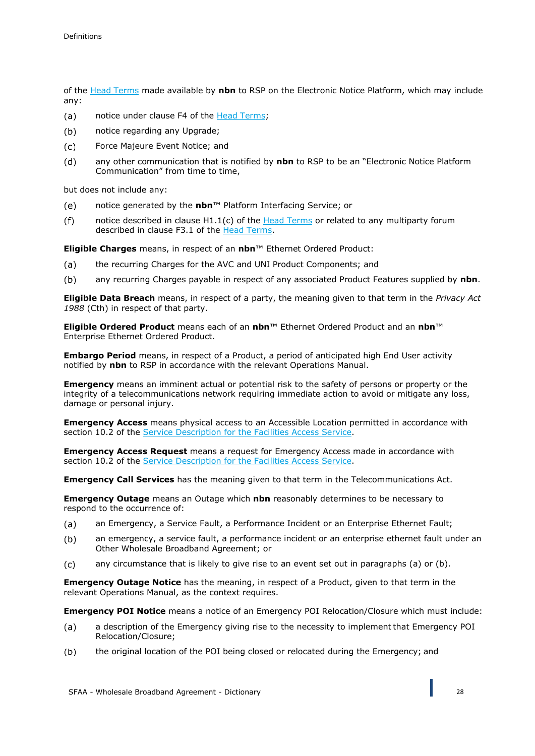of the Head Terms made available by **nbn** to RSP on the Electronic Notice Platform, which may include any:

(a) notice under clause F4 of the Head Terms;

(b) notice regarding any Upgrade;

(c) Force Majeure Event Notice; and

(d) any other communication that is notified by **nbn** to RSP to be an "Electronic Notice Platform Communication" from time to time,

but does not include any:

(e) notice generated by the **nbn**™ Platform Interfacing Service; or

(f) notice described in clause H1.1(c) of the Head Terms or related to any multiparty forum described in clause F3.1 of the Head Terms.

**Eligible Charges** means, in respect of an **nbn**™ Ethernet Ordered Product:

(a) the recurring Charges for the AVC and UNI Product Components; and

(b) any recurring Charges payable in respect of any associated Product Features supplied by **nbn**.

**Eligible Data Breach** means, in respect of a party, the meaning given to that term in the *Privacy Act 1988* (Cth) in respect of that party.

**Eligible Ordered Product** means each of an **nbn**™ Ethernet Ordered Product and an **nbn**™ Enterprise Ethernet Ordered Product.

**Embargo Period** means, in respect of a Product, a period of anticipated high End User activity notified by **nbn** to RSP in accordance with the relevant Operations Manual.

**Emergency** means an imminent actual or potential risk to the safety of persons or property or the integrity of a telecommunications network requiring immediate action to avoid or mitigate any loss, damage or personal injury.

**Emergency Access** means physical access to an Accessible Location permitted in accordance with section 10.2 of the Service Description for the Facilities Access Service.

**Emergency Access Request** means a request for Emergency Access made in accordance with section 10.2 of the Service Description for the Facilities Access Service.

**Emergency Call Services** has the meaning given to that term in the Telecommunications Act.

**Emergency Outage** means an Outage which **nbn** reasonably determines to be necessary to respond to the occurrence of:

(a) an Emergency, a Service Fault, a Performance Incident or an Enterprise Ethernet Fault;

(b) an emergency, a service fault, a performance incident or an enterprise ethernet fault under an Other Wholesale Broadband Agreement; or

(c) any circumstance that is likely to give rise to an event set out in paragraphs (a) or (b).

**Emergency Outage Notice** has the meaning, in respect of a Product, given to that term in the relevant Operations Manual, as the context requires.

**Emergency POI Notice** means a notice of an Emergency POI Relocation/Closure which must include:

(a) a description of the Emergency giving rise to the necessity to implement that Emergency POI Relocation/Closure;

(b) the original location of the POI being closed or relocated during the Emergency; and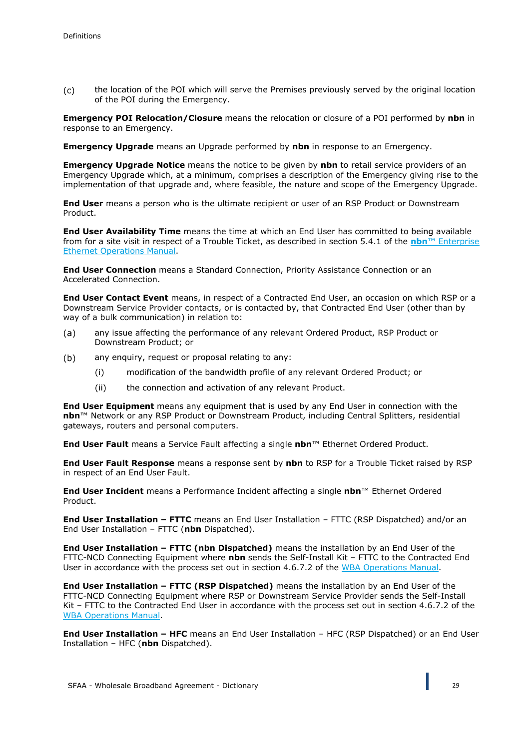(c) the location of the POI which will serve the Premises previously served by the original location of the POI during the Emergency.

**Emergency POI Relocation/Closure** means the relocation or closure of a POI performed by **nbn** in response to an Emergency.

**Emergency Upgrade** means an Upgrade performed by **nbn** in response to an Emergency.

**Emergency Upgrade Notice** means the notice to be given by **nbn** to retail service providers of an Emergency Upgrade which, at a minimum, comprises a description of the Emergency giving rise to the implementation of that upgrade and, where feasible, the nature and scope of the Emergency Upgrade.

**End User** means a person who is the ultimate recipient or user of an RSP Product or Downstream Product.

**End User Availability Time** means the time at which an End User has committed to being available from for a site visit in respect of a Trouble Ticket, as described in section 5.4.1 of the **nbn**™ Enterprise Ethernet Operations Manual.

**End User Connection** means a Standard Connection, Priority Assistance Connection or an Accelerated Connection.

**End User Contact Event** means, in respect of a Contracted End User, an occasion on which RSP or a Downstream Service Provider contacts, or is contacted by, that Contracted End User (other than by way of a bulk communication) in relation to:

(a) any issue affecting the performance of any relevant Ordered Product, RSP Product or Downstream Product; or

(b) any enquiry, request or proposal relating to any:

  (i) modification of the bandwidth profile of any relevant Ordered Product; or

  (ii) the connection and activation of any relevant Product.

**End User Equipment** means any equipment that is used by any End User in connection with the **nbn**™ Network or any RSP Product or Downstream Product, including Central Splitters, residential gateways, routers and personal computers.

**End User Fault** means a Service Fault affecting a single **nbn**™ Ethernet Ordered Product.

**End User Fault Response** means a response sent by **nbn** to RSP for a Trouble Ticket raised by RSP in respect of an End User Fault.

**End User Incident** means a Performance Incident affecting a single **nbn**™ Ethernet Ordered Product.

**End User Installation – FTTC** means an End User Installation – FTTC (RSP Dispatched) and/or an End User Installation – FTTC (**nbn** Dispatched).

**End User Installation – FTTC (nbn Dispatched)** means the installation by an End User of the FTTC-NCD Connecting Equipment where **nbn** sends the Self-Install Kit – FTTC to the Contracted End User in accordance with the process set out in section 4.6.7.2 of the WBA Operations Manual.

**End User Installation – FTTC (RSP Dispatched)** means the installation by an End User of the FTTC-NCD Connecting Equipment where RSP or Downstream Service Provider sends the Self-Install Kit – FTTC to the Contracted End User in accordance with the process set out in section 4.6.7.2 of the WBA Operations Manual.

**End User Installation – HFC** means an End User Installation – HFC (RSP Dispatched) or an End User Installation – HFC (**nbn** Dispatched).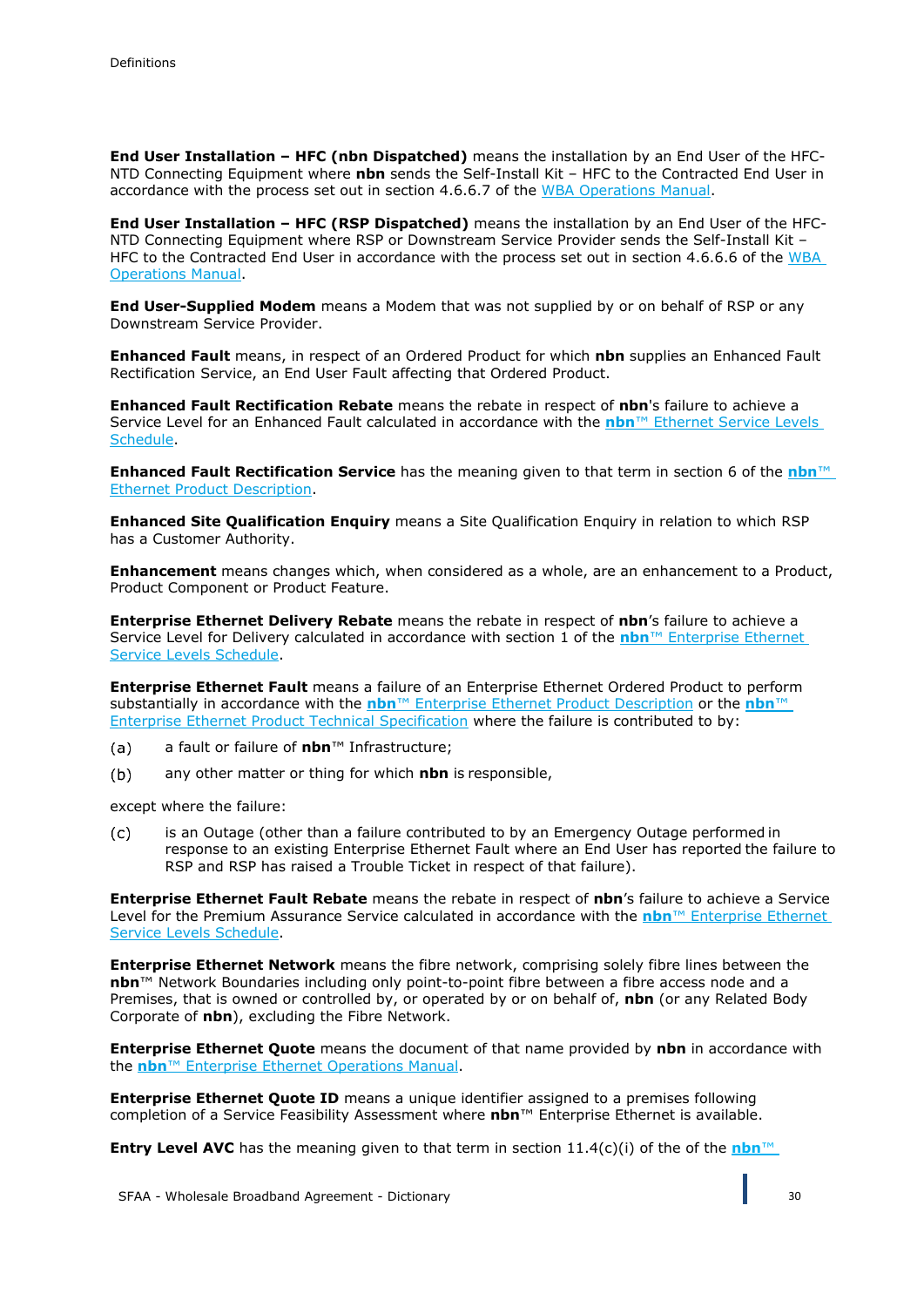**End User Installation – HFC (nbn Dispatched)** means the installation by an End User of the HFC-NTD Connecting Equipment where **nbn** sends the Self-Install Kit – HFC to the Contracted End User in accordance with the process set out in section 4.6.6.7 of the WBA Operations Manual.

**End User Installation – HFC (RSP Dispatched)** means the installation by an End User of the HFC-NTD Connecting Equipment where RSP or Downstream Service Provider sends the Self-Install Kit – HFC to the Contracted End User in accordance with the process set out in section 4.6.6.6 of the WBA Operations Manual.

**End User-Supplied Modem** means a Modem that was not supplied by or on behalf of RSP or any Downstream Service Provider.

**Enhanced Fault** means, in respect of an Ordered Product for which **nbn** supplies an Enhanced Fault Rectification Service, an End User Fault affecting that Ordered Product.

**Enhanced Fault Rectification Rebate** means the rebate in respect of **nbn**'s failure to achieve a Service Level for an Enhanced Fault calculated in accordance with the **nbn**™ Ethernet Service Levels Schedule.

**Enhanced Fault Rectification Service** has the meaning given to that term in section 6 of the **nbn**™ Ethernet Product Description.

**Enhanced Site Qualification Enquiry** means a Site Qualification Enquiry in relation to which RSP has a Customer Authority.

**Enhancement** means changes which, when considered as a whole, are an enhancement to a Product, Product Component or Product Feature.

**Enterprise Ethernet Delivery Rebate** means the rebate in respect of **nbn**'s failure to achieve a Service Level for Delivery calculated in accordance with section 1 of the **nbn**™ Enterprise Ethernet Service Levels Schedule.

**Enterprise Ethernet Fault** means a failure of an Enterprise Ethernet Ordered Product to perform substantially in accordance with the **nbn**™ Enterprise Ethernet Product Description or the **nbn**™ Enterprise Ethernet Product Technical Specification where the failure is contributed to by:

(a) a fault or failure of **nbn**™ Infrastructure;

(b) any other matter or thing for which **nbn** is responsible,

except where the failure:

(c) is an Outage (other than a failure contributed to by an Emergency Outage performed in response to an existing Enterprise Ethernet Fault where an End User has reported the failure to RSP and RSP has raised a Trouble Ticket in respect of that failure).

**Enterprise Ethernet Fault Rebate** means the rebate in respect of **nbn**'s failure to achieve a Service Level for the Premium Assurance Service calculated in accordance with the **nbn**™ Enterprise Ethernet Service Levels Schedule.

**Enterprise Ethernet Network** means the fibre network, comprising solely fibre lines between the **nbn**™ Network Boundaries including only point-to-point fibre between a fibre access node and a Premises, that is owned or controlled by, or operated by or on behalf of, **nbn** (or any Related Body Corporate of **nbn**), excluding the Fibre Network.

**Enterprise Ethernet Quote** means the document of that name provided by **nbn** in accordance with the **nbn**™ Enterprise Ethernet Operations Manual.

**Enterprise Ethernet Quote ID** means a unique identifier assigned to a premises following completion of a Service Feasibility Assessment where **nbn**™ Enterprise Ethernet is available.

**Entry Level AVC** has the meaning given to that term in section 11.4(c)(i) of the of the **nbn**™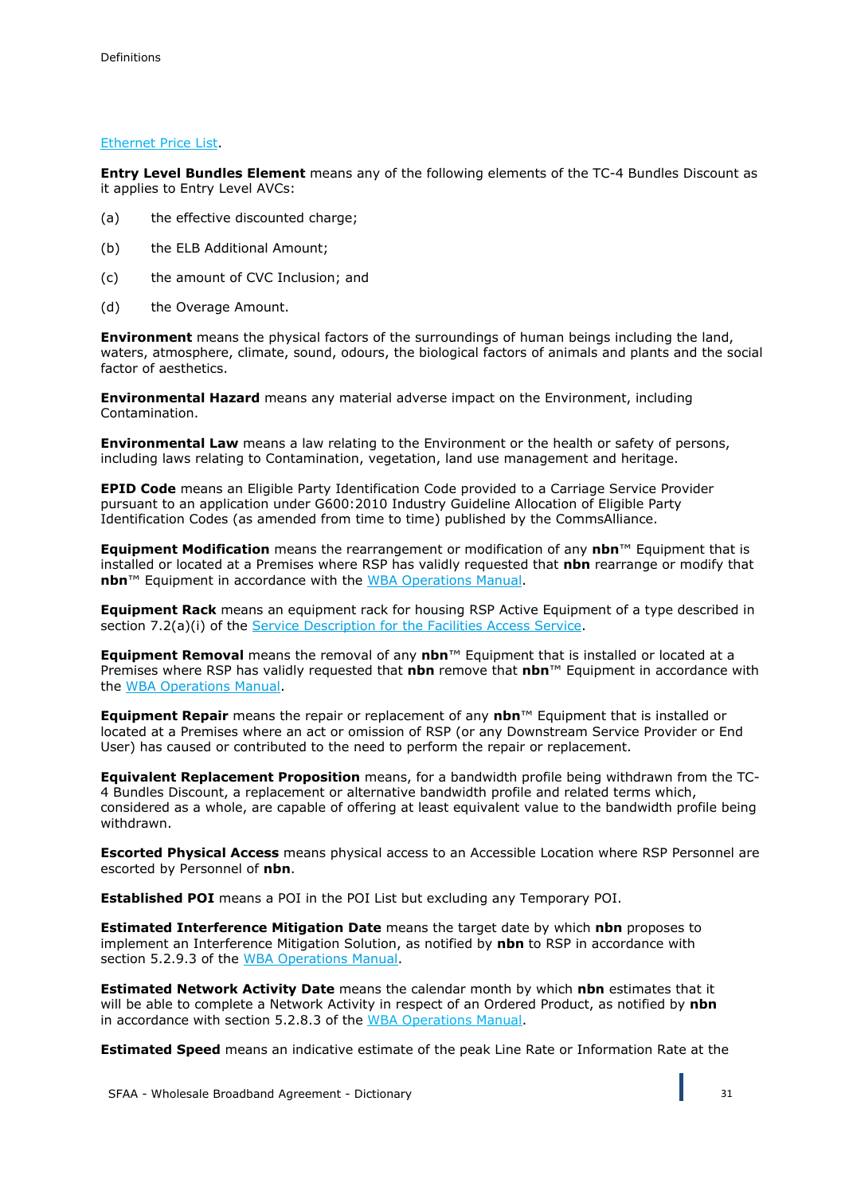Ethernet Price List.

**Entry Level Bundles Element** means any of the following elements of the TC-4 Bundles Discount as it applies to Entry Level AVCs:

(a) the effective discounted charge;

(b) the ELB Additional Amount;

(c) the amount of CVC Inclusion; and

(d) the Overage Amount.

**Environment** means the physical factors of the surroundings of human beings including the land, waters, atmosphere, climate, sound, odours, the biological factors of animals and plants and the social factor of aesthetics.

**Environmental Hazard** means any material adverse impact on the Environment, including Contamination.

**Environmental Law** means a law relating to the Environment or the health or safety of persons, including laws relating to Contamination, vegetation, land use management and heritage.

**EPID Code** means an Eligible Party Identification Code provided to a Carriage Service Provider pursuant to an application under G600:2010 Industry Guideline Allocation of Eligible Party Identification Codes (as amended from time to time) published by the CommsAlliance.

**Equipment Modification** means the rearrangement or modification of any **nbn**™ Equipment that is installed or located at a Premises where RSP has validly requested that **nbn** rearrange or modify that **nbn**™ Equipment in accordance with the WBA Operations Manual.

**Equipment Rack** means an equipment rack for housing RSP Active Equipment of a type described in section 7.2(a)(i) of the Service Description for the Facilities Access Service.

**Equipment Removal** means the removal of any **nbn**™ Equipment that is installed or located at a Premises where RSP has validly requested that **nbn** remove that **nbn**™ Equipment in accordance with the WBA Operations Manual.

**Equipment Repair** means the repair or replacement of any **nbn**™ Equipment that is installed or located at a Premises where an act or omission of RSP (or any Downstream Service Provider or End User) has caused or contributed to the need to perform the repair or replacement.

**Equivalent Replacement Proposition** means, for a bandwidth profile being withdrawn from the TC-4 Bundles Discount, a replacement or alternative bandwidth profile and related terms which, considered as a whole, are capable of offering at least equivalent value to the bandwidth profile being withdrawn.

**Escorted Physical Access** means physical access to an Accessible Location where RSP Personnel are escorted by Personnel of **nbn**.

**Established POI** means a POI in the POI List but excluding any Temporary POI.

**Estimated Interference Mitigation Date** means the target date by which **nbn** proposes to implement an Interference Mitigation Solution, as notified by **nbn** to RSP in accordance with section 5.2.9.3 of the WBA Operations Manual.

**Estimated Network Activity Date** means the calendar month by which **nbn** estimates that it will be able to complete a Network Activity in respect of an Ordered Product, as notified by **nbn** in accordance with section 5.2.8.3 of the WBA Operations Manual.

**Estimated Speed** means an indicative estimate of the peak Line Rate or Information Rate at the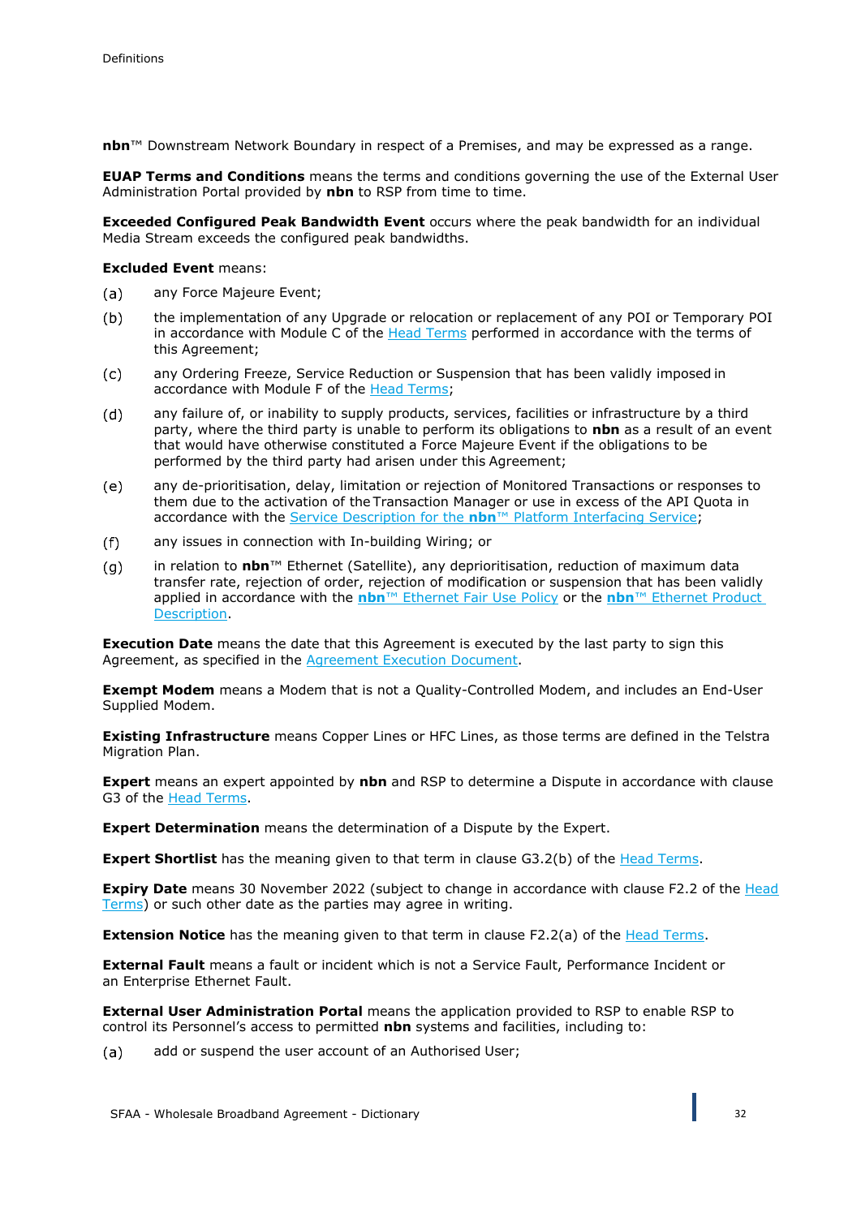**nbn**™ Downstream Network Boundary in respect of a Premises, and may be expressed as a range.

**EUAP Terms and Conditions** means the terms and conditions governing the use of the External User Administration Portal provided by **nbn** to RSP from time to time.

**Exceeded Configured Peak Bandwidth Event** occurs where the peak bandwidth for an individual Media Stream exceeds the configured peak bandwidths.

**Excluded Event** means:

(a) any Force Majeure Event;

(b) the implementation of any Upgrade or relocation or replacement of any POI or Temporary POI in accordance with Module C of the Head Terms performed in accordance with the terms of this Agreement;

(c) any Ordering Freeze, Service Reduction or Suspension that has been validly imposed in accordance with Module F of the Head Terms;

(d) any failure of, or inability to supply products, services, facilities or infrastructure by a third party, where the third party is unable to perform its obligations to **nbn** as a result of an event that would have otherwise constituted a Force Majeure Event if the obligations to be performed by the third party had arisen under this Agreement;

(e) any de-prioritisation, delay, limitation or rejection of Monitored Transactions or responses to them due to the activation of the Transaction Manager or use in excess of the API Quota in accordance with the Service Description for the **nbn**™ Platform Interfacing Service;

(f) any issues in connection with In-building Wiring; or

(g) in relation to **nbn**™ Ethernet (Satellite), any deprioritisation, reduction of maximum data transfer rate, rejection of order, rejection of modification or suspension that has been validly applied in accordance with the **nbn**™ Ethernet Fair Use Policy or the **nbn**™ Ethernet Product Description.

**Execution Date** means the date that this Agreement is executed by the last party to sign this Agreement, as specified in the Agreement Execution Document.

**Exempt Modem** means a Modem that is not a Quality-Controlled Modem, and includes an End-User Supplied Modem.

**Existing Infrastructure** means Copper Lines or HFC Lines, as those terms are defined in the Telstra Migration Plan.

**Expert** means an expert appointed by **nbn** and RSP to determine a Dispute in accordance with clause G3 of the Head Terms.

**Expert Determination** means the determination of a Dispute by the Expert.

**Expert Shortlist** has the meaning given to that term in clause G3.2(b) of the Head Terms.

**Expiry Date** means 30 November 2022 (subject to change in accordance with clause F2.2 of the Head Terms) or such other date as the parties may agree in writing.

**Extension Notice** has the meaning given to that term in clause F2.2(a) of the Head Terms.

**External Fault** means a fault or incident which is not a Service Fault, Performance Incident or an Enterprise Ethernet Fault.

**External User Administration Portal** means the application provided to RSP to enable RSP to control its Personnel's access to permitted **nbn** systems and facilities, including to:

(a) add or suspend the user account of an Authorised User;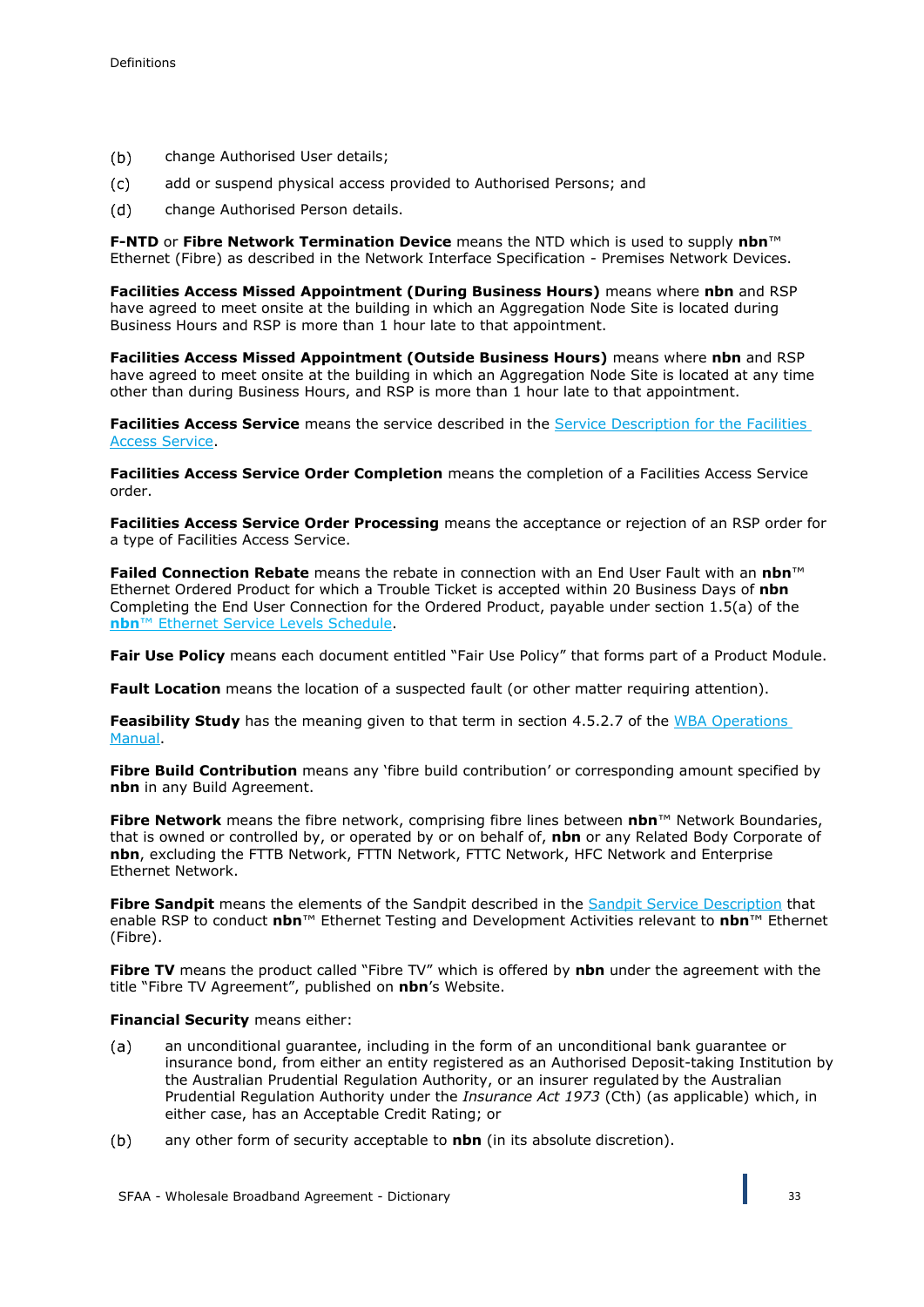(b) change Authorised User details;

(c) add or suspend physical access provided to Authorised Persons; and

(d) change Authorised Person details.

**F-NTD** or **Fibre Network Termination Device** means the NTD which is used to supply **nbn**™ Ethernet (Fibre) as described in the Network Interface Specification - Premises Network Devices.

**Facilities Access Missed Appointment (During Business Hours)** means where **nbn** and RSP have agreed to meet onsite at the building in which an Aggregation Node Site is located during Business Hours and RSP is more than 1 hour late to that appointment.

**Facilities Access Missed Appointment (Outside Business Hours)** means where **nbn** and RSP have agreed to meet onsite at the building in which an Aggregation Node Site is located at any time other than during Business Hours, and RSP is more than 1 hour late to that appointment.

**Facilities Access Service** means the service described in the Service Description for the Facilities Access Service.

**Facilities Access Service Order Completion** means the completion of a Facilities Access Service order.

**Facilities Access Service Order Processing** means the acceptance or rejection of an RSP order for a type of Facilities Access Service.

**Failed Connection Rebate** means the rebate in connection with an End User Fault with an **nbn**™ Ethernet Ordered Product for which a Trouble Ticket is accepted within 20 Business Days of **nbn** Completing the End User Connection for the Ordered Product, payable under section 1.5(a) of the **nbn**™ Ethernet Service Levels Schedule.

**Fair Use Policy** means each document entitled "Fair Use Policy" that forms part of a Product Module.

**Fault Location** means the location of a suspected fault (or other matter requiring attention).

**Feasibility Study** has the meaning given to that term in section 4.5.2.7 of the WBA Operations Manual.

**Fibre Build Contribution** means any 'fibre build contribution' or corresponding amount specified by **nbn** in any Build Agreement.

**Fibre Network** means the fibre network, comprising fibre lines between **nbn**™ Network Boundaries, that is owned or controlled by, or operated by or on behalf of, **nbn** or any Related Body Corporate of **nbn**, excluding the FTTB Network, FTTN Network, FTTC Network, HFC Network and Enterprise Ethernet Network.

**Fibre Sandpit** means the elements of the Sandpit described in the Sandpit Service Description that enable RSP to conduct **nbn**™ Ethernet Testing and Development Activities relevant to **nbn**™ Ethernet (Fibre).

**Fibre TV** means the product called "Fibre TV" which is offered by **nbn** under the agreement with the title "Fibre TV Agreement", published on **nbn**'s Website.

**Financial Security** means either:

(a) an unconditional guarantee, including in the form of an unconditional bank guarantee or insurance bond, from either an entity registered as an Authorised Deposit-taking Institution by the Australian Prudential Regulation Authority, or an insurer regulated by the Australian Prudential Regulation Authority under the *Insurance Act 1973* (Cth) (as applicable) which, in either case, has an Acceptable Credit Rating; or

(b) any other form of security acceptable to **nbn** (in its absolute discretion).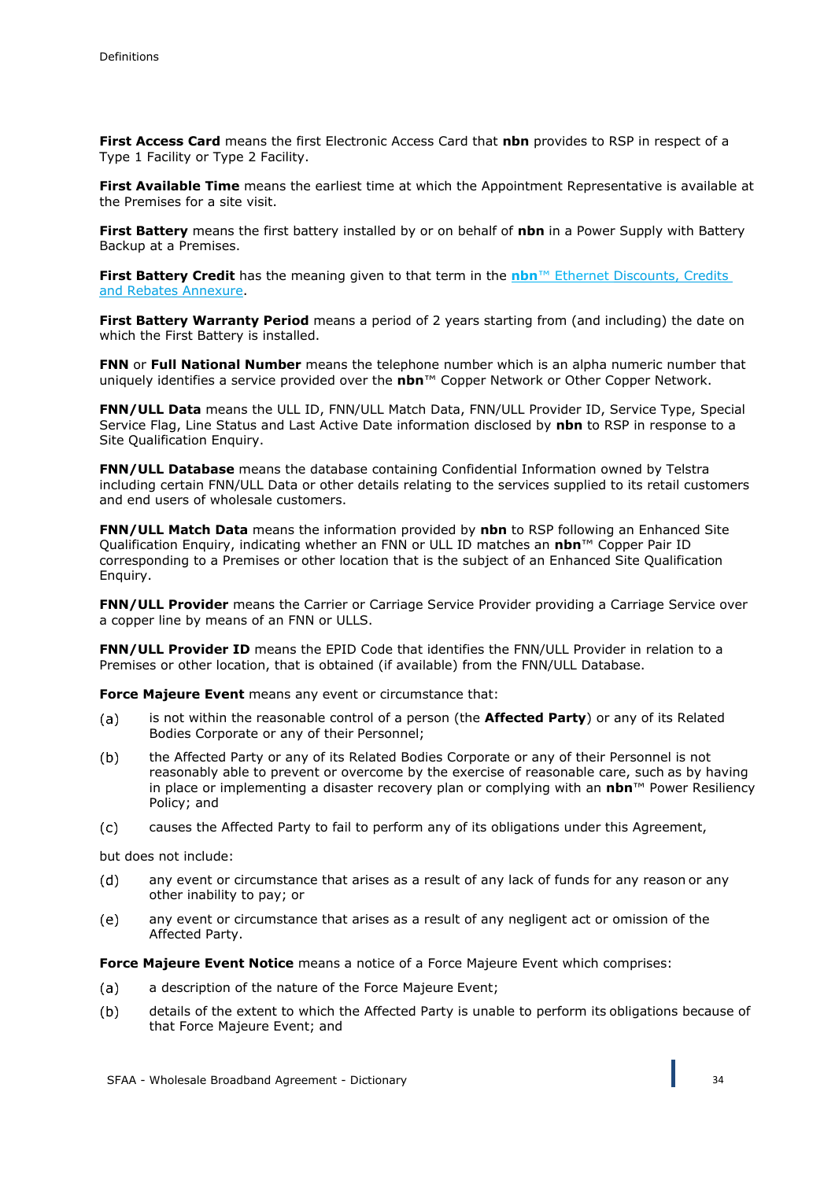**First Access Card** means the first Electronic Access Card that **nbn** provides to RSP in respect of a Type 1 Facility or Type 2 Facility.

**First Available Time** means the earliest time at which the Appointment Representative is available at the Premises for a site visit.

**First Battery** means the first battery installed by or on behalf of **nbn** in a Power Supply with Battery Backup at a Premises.

**First Battery Credit** has the meaning given to that term in the **nbn**™ Ethernet Discounts, Credits and Rebates Annexure.

**First Battery Warranty Period** means a period of 2 years starting from (and including) the date on which the First Battery is installed.

**FNN** or **Full National Number** means the telephone number which is an alpha numeric number that uniquely identifies a service provided over the **nbn**™ Copper Network or Other Copper Network.

**FNN/ULL Data** means the ULL ID, FNN/ULL Match Data, FNN/ULL Provider ID, Service Type, Special Service Flag, Line Status and Last Active Date information disclosed by **nbn** to RSP in response to a Site Qualification Enquiry.

**FNN/ULL Database** means the database containing Confidential Information owned by Telstra including certain FNN/ULL Data or other details relating to the services supplied to its retail customers and end users of wholesale customers.

**FNN/ULL Match Data** means the information provided by **nbn** to RSP following an Enhanced Site Qualification Enquiry, indicating whether an FNN or ULL ID matches an **nbn**™ Copper Pair ID corresponding to a Premises or other location that is the subject of an Enhanced Site Qualification Enquiry.

**FNN/ULL Provider** means the Carrier or Carriage Service Provider providing a Carriage Service over a copper line by means of an FNN or ULLS.

**FNN/ULL Provider ID** means the EPID Code that identifies the FNN/ULL Provider in relation to a Premises or other location, that is obtained (if available) from the FNN/ULL Database.

**Force Majeure Event** means any event or circumstance that:

(a) is not within the reasonable control of a person (the **Affected Party**) or any of its Related Bodies Corporate or any of their Personnel;

(b) the Affected Party or any of its Related Bodies Corporate or any of their Personnel is not reasonably able to prevent or overcome by the exercise of reasonable care, such as by having in place or implementing a disaster recovery plan or complying with an **nbn**™ Power Resiliency Policy; and

(c) causes the Affected Party to fail to perform any of its obligations under this Agreement,

but does not include:

(d) any event or circumstance that arises as a result of any lack of funds for any reason or any other inability to pay; or

(e) any event or circumstance that arises as a result of any negligent act or omission of the Affected Party.

**Force Majeure Event Notice** means a notice of a Force Majeure Event which comprises:

(a) a description of the nature of the Force Majeure Event;

(b) details of the extent to which the Affected Party is unable to perform its obligations because of that Force Majeure Event; and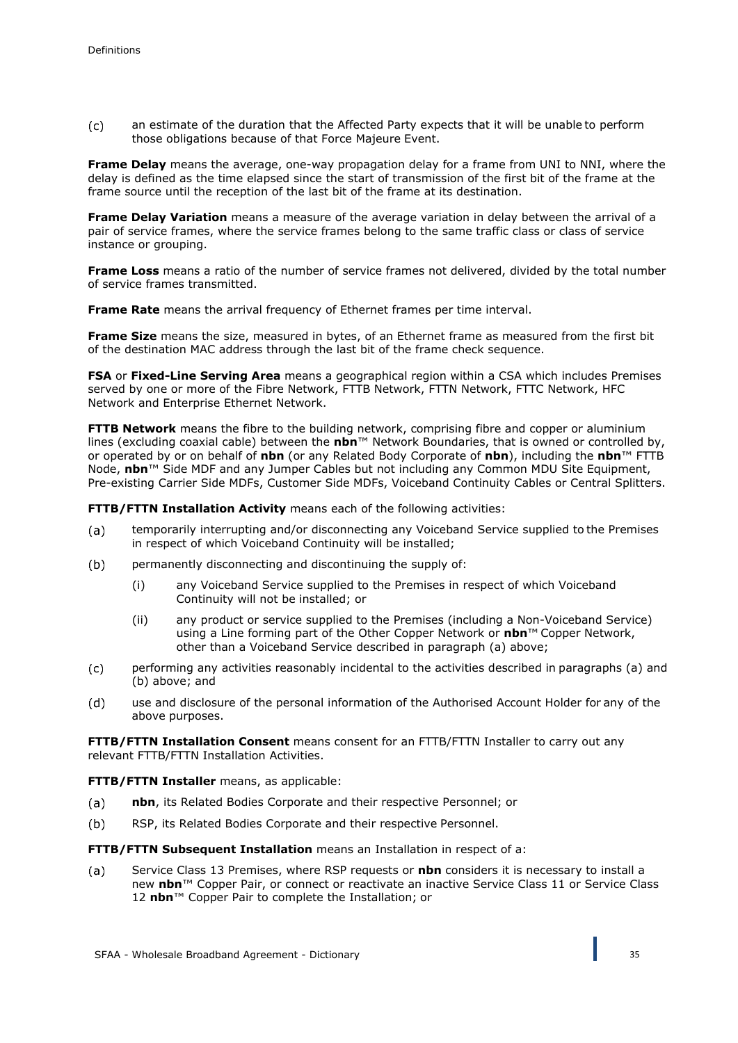(c) an estimate of the duration that the Affected Party expects that it will be unable to perform those obligations because of that Force Majeure Event.

**Frame Delay** means the average, one-way propagation delay for a frame from UNI to NNI, where the delay is defined as the time elapsed since the start of transmission of the first bit of the frame at the frame source until the reception of the last bit of the frame at its destination.

**Frame Delay Variation** means a measure of the average variation in delay between the arrival of a pair of service frames, where the service frames belong to the same traffic class or class of service instance or grouping.

**Frame Loss** means a ratio of the number of service frames not delivered, divided by the total number of service frames transmitted.

**Frame Rate** means the arrival frequency of Ethernet frames per time interval.

**Frame Size** means the size, measured in bytes, of an Ethernet frame as measured from the first bit of the destination MAC address through the last bit of the frame check sequence.

**FSA** or **Fixed-Line Serving Area** means a geographical region within a CSA which includes Premises served by one or more of the Fibre Network, FTTB Network, FTTN Network, FTTC Network, HFC Network and Enterprise Ethernet Network.

**FTTB Network** means the fibre to the building network, comprising fibre and copper or aluminium lines (excluding coaxial cable) between the **nbn**™ Network Boundaries, that is owned or controlled by, or operated by or on behalf of **nbn** (or any Related Body Corporate of **nbn**), including the **nbn**™ FTTB Node, **nbn**™ Side MDF and any Jumper Cables but not including any Common MDU Site Equipment, Pre-existing Carrier Side MDFs, Customer Side MDFs, Voiceband Continuity Cables or Central Splitters.

**FTTB/FTTN Installation Activity** means each of the following activities:

(a) temporarily interrupting and/or disconnecting any Voiceband Service supplied to the Premises in respect of which Voiceband Continuity will be installed;

(b) permanently disconnecting and discontinuing the supply of:

   (i) any Voiceband Service supplied to the Premises in respect of which Voiceband Continuity will not be installed; or

   (ii) any product or service supplied to the Premises (including a Non-Voiceband Service) using a Line forming part of the Other Copper Network or **nbn**™ Copper Network, other than a Voiceband Service described in paragraph (a) above;

(c) performing any activities reasonably incidental to the activities described in paragraphs (a) and (b) above; and

(d) use and disclosure of the personal information of the Authorised Account Holder for any of the above purposes.

**FTTB/FTTN Installation Consent** means consent for an FTTB/FTTN Installer to carry out any relevant FTTB/FTTN Installation Activities.

**FTTB/FTTN Installer** means, as applicable:

(a) **nbn**, its Related Bodies Corporate and their respective Personnel; or

(b) RSP, its Related Bodies Corporate and their respective Personnel.

**FTTB/FTTN Subsequent Installation** means an Installation in respect of a:

(a) Service Class 13 Premises, where RSP requests or **nbn** considers it is necessary to install a new **nbn**™ Copper Pair, or connect or reactivate an inactive Service Class 11 or Service Class 12 **nbn**™ Copper Pair to complete the Installation; or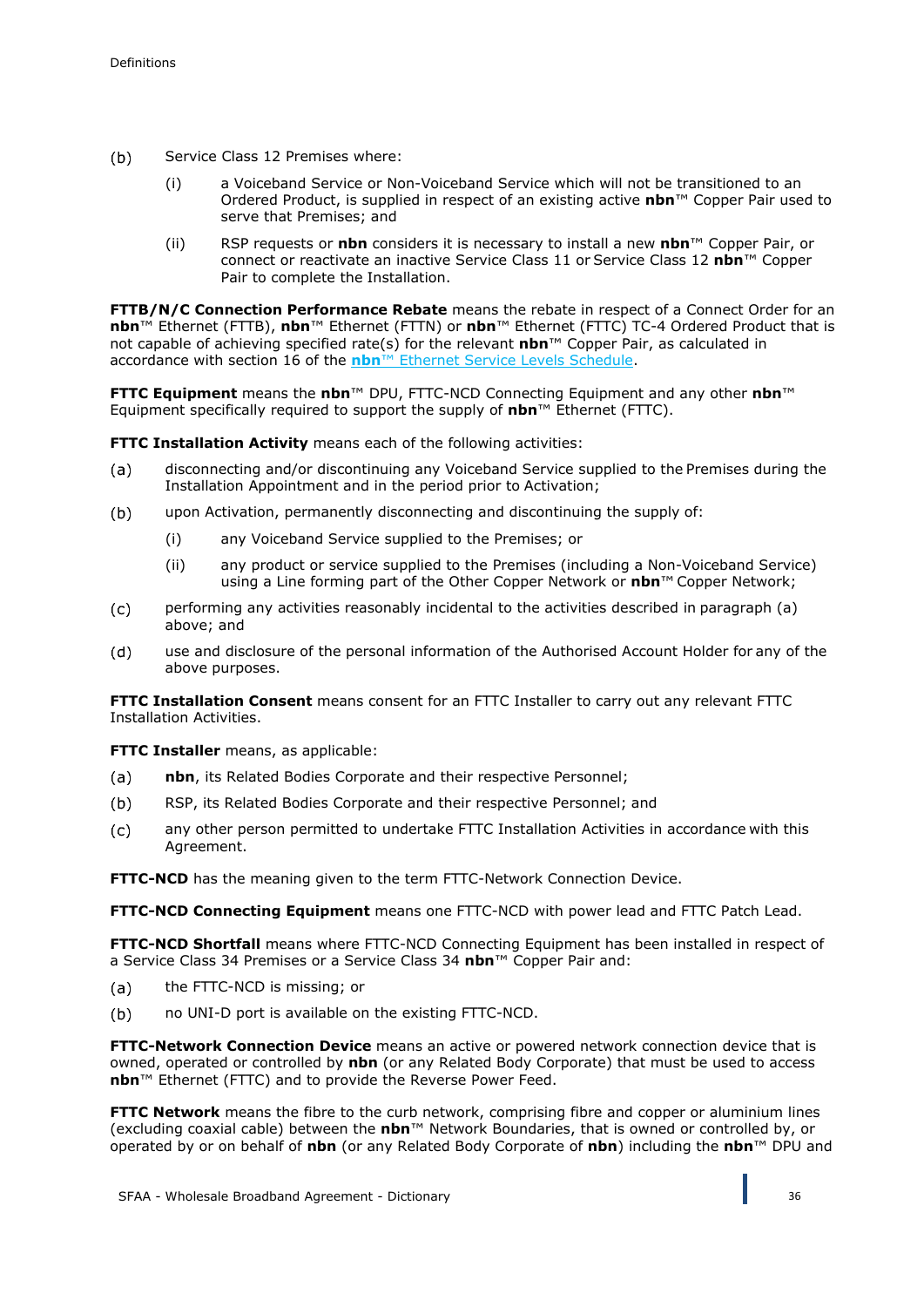(b) Service Class 12 Premises where:

    (i) a Voiceband Service or Non-Voiceband Service which will not be transitioned to an Ordered Product, is supplied in respect of an existing active **nbn**™ Copper Pair used to serve that Premises; and

    (ii) RSP requests or **nbn** considers it is necessary to install a new **nbn**™ Copper Pair, or connect or reactivate an inactive Service Class 11 or Service Class 12 **nbn**™ Copper Pair to complete the Installation.

**FTTB/N/C Connection Performance Rebate** means the rebate in respect of a Connect Order for an **nbn**™ Ethernet (FTTB), **nbn**™ Ethernet (FTTN) or **nbn**™ Ethernet (FTTC) TC-4 Ordered Product that is not capable of achieving specified rate(s) for the relevant **nbn**™ Copper Pair, as calculated in accordance with section 16 of the **nbn**™ Ethernet Service Levels Schedule.

**FTTC Equipment** means the **nbn**™ DPU, FTTC-NCD Connecting Equipment and any other **nbn**™ Equipment specifically required to support the supply of **nbn**™ Ethernet (FTTC).

**FTTC Installation Activity** means each of the following activities:

(a) disconnecting and/or discontinuing any Voiceband Service supplied to the Premises during the Installation Appointment and in the period prior to Activation;

(b) upon Activation, permanently disconnecting and discontinuing the supply of:

    (i) any Voiceband Service supplied to the Premises; or

    (ii) any product or service supplied to the Premises (including a Non-Voiceband Service) using a Line forming part of the Other Copper Network or **nbn**™ Copper Network;

(c) performing any activities reasonably incidental to the activities described in paragraph (a) above; and

(d) use and disclosure of the personal information of the Authorised Account Holder for any of the above purposes.

**FTTC Installation Consent** means consent for an FTTC Installer to carry out any relevant FTTC Installation Activities.

**FTTC Installer** means, as applicable:

(a) **nbn**, its Related Bodies Corporate and their respective Personnel;

(b) RSP, its Related Bodies Corporate and their respective Personnel; and

(c) any other person permitted to undertake FTTC Installation Activities in accordance with this Agreement.

**FTTC-NCD** has the meaning given to the term FTTC-Network Connection Device.

**FTTC-NCD Connecting Equipment** means one FTTC-NCD with power lead and FTTC Patch Lead.

**FTTC-NCD Shortfall** means where FTTC-NCD Connecting Equipment has been installed in respect of a Service Class 34 Premises or a Service Class 34 **nbn**™ Copper Pair and:

(a) the FTTC-NCD is missing; or

(b) no UNI-D port is available on the existing FTTC-NCD.

**FTTC-Network Connection Device** means an active or powered network connection device that is owned, operated or controlled by **nbn** (or any Related Body Corporate) that must be used to access **nbn**™ Ethernet (FTTC) and to provide the Reverse Power Feed.

**FTTC Network** means the fibre to the curb network, comprising fibre and copper or aluminium lines (excluding coaxial cable) between the **nbn**™ Network Boundaries, that is owned or controlled by, or operated by or on behalf of **nbn** (or any Related Body Corporate of **nbn**) including the **nbn**™ DPU and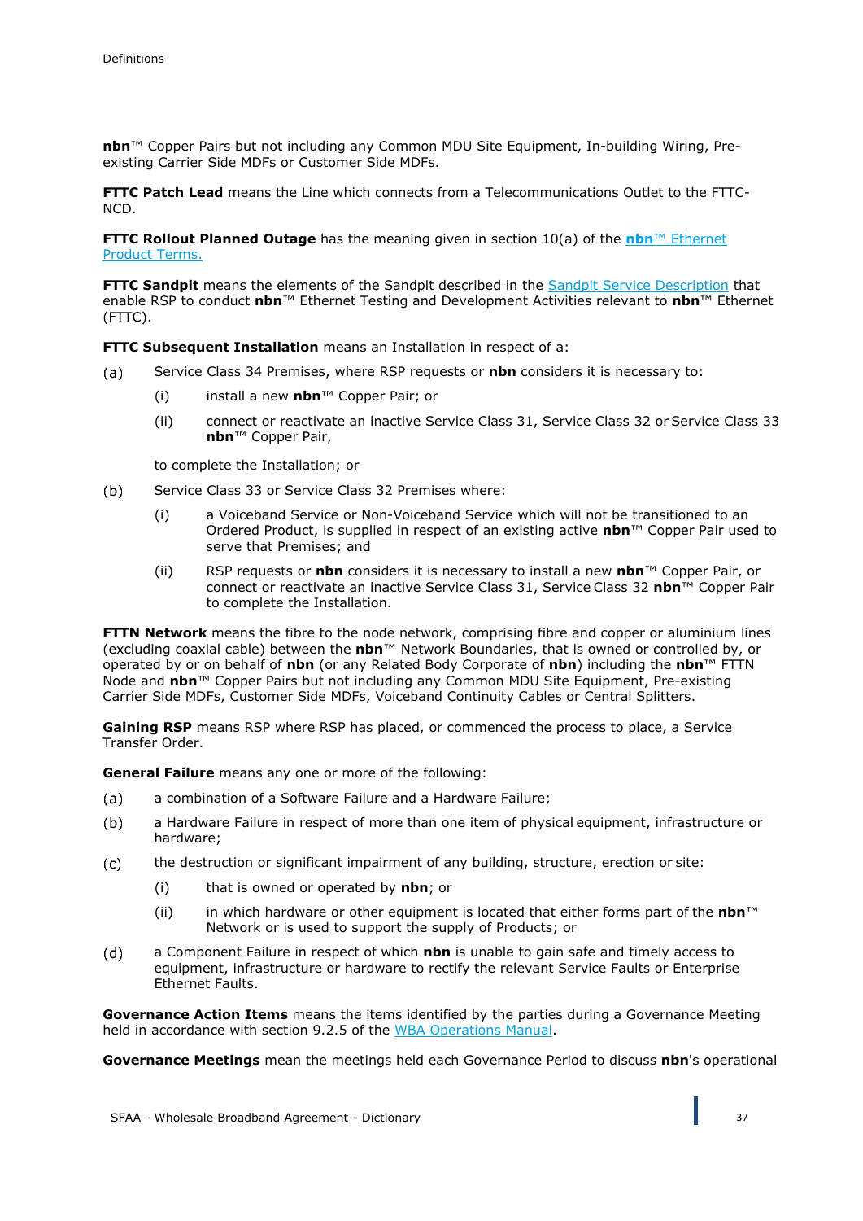**nbn**™ Copper Pairs but not including any Common MDU Site Equipment, In-building Wiring, Pre-existing Carrier Side MDFs or Customer Side MDFs.

**FTTC Patch Lead** means the Line which connects from a Telecommunications Outlet to the FTTC-NCD.

**FTTC Rollout Planned Outage** has the meaning given in section 10(a) of the **nbn**™ Ethernet Product Terms.

**FTTC Sandpit** means the elements of the Sandpit described in the Sandpit Service Description that enable RSP to conduct **nbn**™ Ethernet Testing and Development Activities relevant to **nbn**™ Ethernet (FTTC).

**FTTC Subsequent Installation** means an Installation in respect of a:

(a) Service Class 34 Premises, where RSP requests or **nbn** considers it is necessary to:

   (i) install a new **nbn**™ Copper Pair; or

   (ii) connect or reactivate an inactive Service Class 31, Service Class 32 or Service Class 33 **nbn**™ Copper Pair,

   to complete the Installation; or

(b) Service Class 33 or Service Class 32 Premises where:

   (i) a Voiceband Service or Non-Voiceband Service which will not be transitioned to an Ordered Product, is supplied in respect of an existing active **nbn**™ Copper Pair used to serve that Premises; and

   (ii) RSP requests or **nbn** considers it is necessary to install a new **nbn**™ Copper Pair, or connect or reactivate an inactive Service Class 31, Service Class 32 **nbn**™ Copper Pair to complete the Installation.

**FTTN Network** means the fibre to the node network, comprising fibre and copper or aluminium lines (excluding coaxial cable) between the **nbn**™ Network Boundaries, that is owned or controlled by, or operated by or on behalf of **nbn** (or any Related Body Corporate of **nbn**) including the **nbn**™ FTTN Node and **nbn**™ Copper Pairs but not including any Common MDU Site Equipment, Pre-existing Carrier Side MDFs, Customer Side MDFs, Voiceband Continuity Cables or Central Splitters.

**Gaining RSP** means RSP where RSP has placed, or commenced the process to place, a Service Transfer Order.

**General Failure** means any one or more of the following:

(a) a combination of a Software Failure and a Hardware Failure;

(b) a Hardware Failure in respect of more than one item of physical equipment, infrastructure or hardware;

(c) the destruction or significant impairment of any building, structure, erection or site:

   (i) that is owned or operated by **nbn**; or

   (ii) in which hardware or other equipment is located that either forms part of the **nbn**™ Network or is used to support the supply of Products; or

(d) a Component Failure in respect of which **nbn** is unable to gain safe and timely access to equipment, infrastructure or hardware to rectify the relevant Service Faults or Enterprise Ethernet Faults.

**Governance Action Items** means the items identified by the parties during a Governance Meeting held in accordance with section 9.2.5 of the WBA Operations Manual.

**Governance Meetings** mean the meetings held each Governance Period to discuss **nbn**'s operational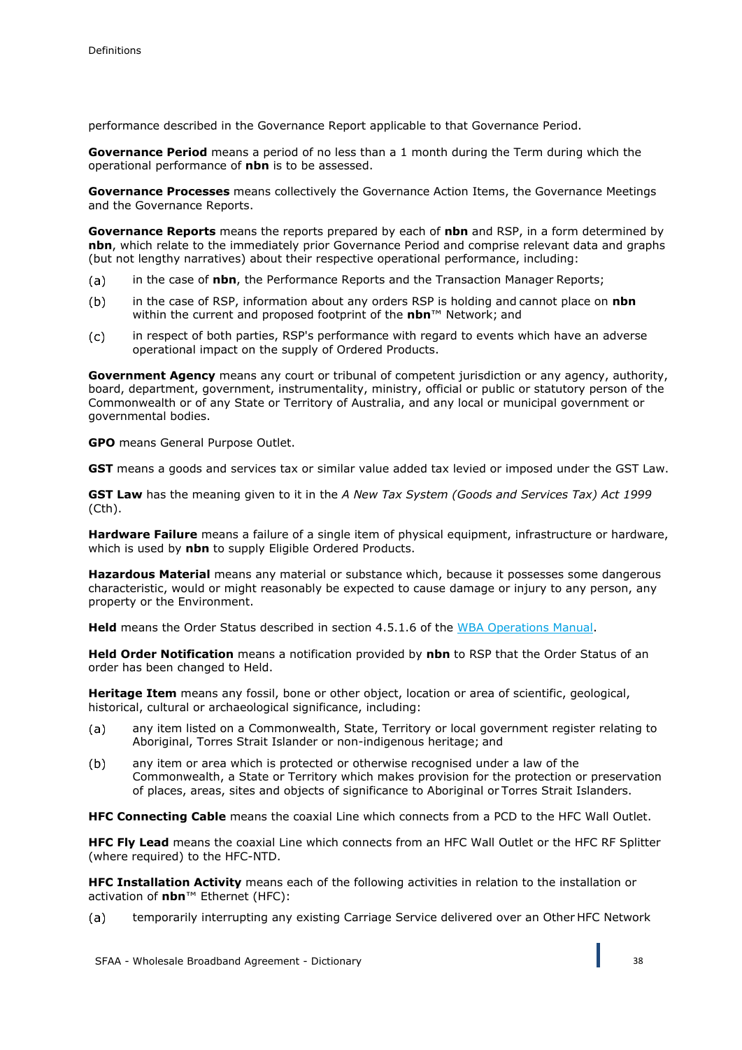performance described in the Governance Report applicable to that Governance Period.

**Governance Period** means a period of no less than a 1 month during the Term during which the operational performance of **nbn** is to be assessed.

**Governance Processes** means collectively the Governance Action Items, the Governance Meetings and the Governance Reports.

**Governance Reports** means the reports prepared by each of **nbn** and RSP, in a form determined by **nbn**, which relate to the immediately prior Governance Period and comprise relevant data and graphs (but not lengthy narratives) about their respective operational performance, including:

(a) in the case of **nbn**, the Performance Reports and the Transaction Manager Reports;

(b) in the case of RSP, information about any orders RSP is holding and cannot place on **nbn** within the current and proposed footprint of the **nbn**™ Network; and

(c) in respect of both parties, RSP's performance with regard to events which have an adverse operational impact on the supply of Ordered Products.

**Government Agency** means any court or tribunal of competent jurisdiction or any agency, authority, board, department, government, instrumentality, ministry, official or public or statutory person of the Commonwealth or of any State or Territory of Australia, and any local or municipal government or governmental bodies.

**GPO** means General Purpose Outlet.

**GST** means a goods and services tax or similar value added tax levied or imposed under the GST Law.

**GST Law** has the meaning given to it in the *A New Tax System (Goods and Services Tax) Act 1999* (Cth).

**Hardware Failure** means a failure of a single item of physical equipment, infrastructure or hardware, which is used by **nbn** to supply Eligible Ordered Products.

**Hazardous Material** means any material or substance which, because it possesses some dangerous characteristic, would or might reasonably be expected to cause damage or injury to any person, any property or the Environment.

**Held** means the Order Status described in section 4.5.1.6 of the [WBA Operations Manual](WBA Operations Manual).

**Held Order Notification** means a notification provided by **nbn** to RSP that the Order Status of an order has been changed to Held.

**Heritage Item** means any fossil, bone or other object, location or area of scientific, geological, historical, cultural or archaeological significance, including:

(a) any item listed on a Commonwealth, State, Territory or local government register relating to Aboriginal, Torres Strait Islander or non-indigenous heritage; and

(b) any item or area which is protected or otherwise recognised under a law of the Commonwealth, a State or Territory which makes provision for the protection or preservation of places, areas, sites and objects of significance to Aboriginal or Torres Strait Islanders.

**HFC Connecting Cable** means the coaxial Line which connects from a PCD to the HFC Wall Outlet.

**HFC Fly Lead** means the coaxial Line which connects from an HFC Wall Outlet or the HFC RF Splitter (where required) to the HFC-NTD.

**HFC Installation Activity** means each of the following activities in relation to the installation or activation of **nbn**™ Ethernet (HFC):

(a) temporarily interrupting any existing Carriage Service delivered over an Other HFC Network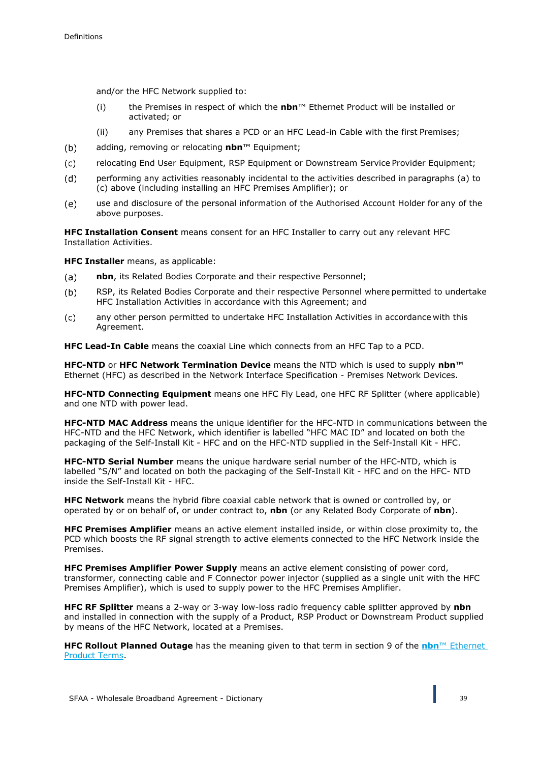and/or the HFC Network supplied to:

(i) the Premises in respect of which the **nbn**™ Ethernet Product will be installed or activated; or

(ii) any Premises that shares a PCD or an HFC Lead-in Cable with the first Premises;

(b) adding, removing or relocating **nbn**™ Equipment;

(c) relocating End User Equipment, RSP Equipment or Downstream Service Provider Equipment;

(d) performing any activities reasonably incidental to the activities described in paragraphs (a) to (c) above (including installing an HFC Premises Amplifier); or

(e) use and disclosure of the personal information of the Authorised Account Holder for any of the above purposes.

**HFC Installation Consent** means consent for an HFC Installer to carry out any relevant HFC Installation Activities.

**HFC Installer** means, as applicable:

(a) **nbn**, its Related Bodies Corporate and their respective Personnel;

(b) RSP, its Related Bodies Corporate and their respective Personnel where permitted to undertake HFC Installation Activities in accordance with this Agreement; and

(c) any other person permitted to undertake HFC Installation Activities in accordance with this Agreement.

**HFC Lead-In Cable** means the coaxial Line which connects from an HFC Tap to a PCD.

**HFC-NTD** or **HFC Network Termination Device** means the NTD which is used to supply **nbn**™ Ethernet (HFC) as described in the Network Interface Specification - Premises Network Devices.

**HFC-NTD Connecting Equipment** means one HFC Fly Lead, one HFC RF Splitter (where applicable) and one NTD with power lead.

**HFC-NTD MAC Address** means the unique identifier for the HFC-NTD in communications between the HFC-NTD and the HFC Network, which identifier is labelled "HFC MAC ID" and located on both the packaging of the Self-Install Kit - HFC and on the HFC-NTD supplied in the Self-Install Kit - HFC.

**HFC-NTD Serial Number** means the unique hardware serial number of the HFC-NTD, which is labelled "S/N" and located on both the packaging of the Self-Install Kit - HFC and on the HFC- NTD inside the Self-Install Kit - HFC.

**HFC Network** means the hybrid fibre coaxial cable network that is owned or controlled by, or operated by or on behalf of, or under contract to, **nbn** (or any Related Body Corporate of **nbn**).

**HFC Premises Amplifier** means an active element installed inside, or within close proximity to, the PCD which boosts the RF signal strength to active elements connected to the HFC Network inside the Premises.

**HFC Premises Amplifier Power Supply** means an active element consisting of power cord, transformer, connecting cable and F Connector power injector (supplied as a single unit with the HFC Premises Amplifier), which is used to supply power to the HFC Premises Amplifier.

**HFC RF Splitter** means a 2-way or 3-way low-loss radio frequency cable splitter approved by **nbn** and installed in connection with the supply of a Product, RSP Product or Downstream Product supplied by means of the HFC Network, located at a Premises.

**HFC Rollout Planned Outage** has the meaning given to that term in section 9 of the **nbn**™ Ethernet Product Terms.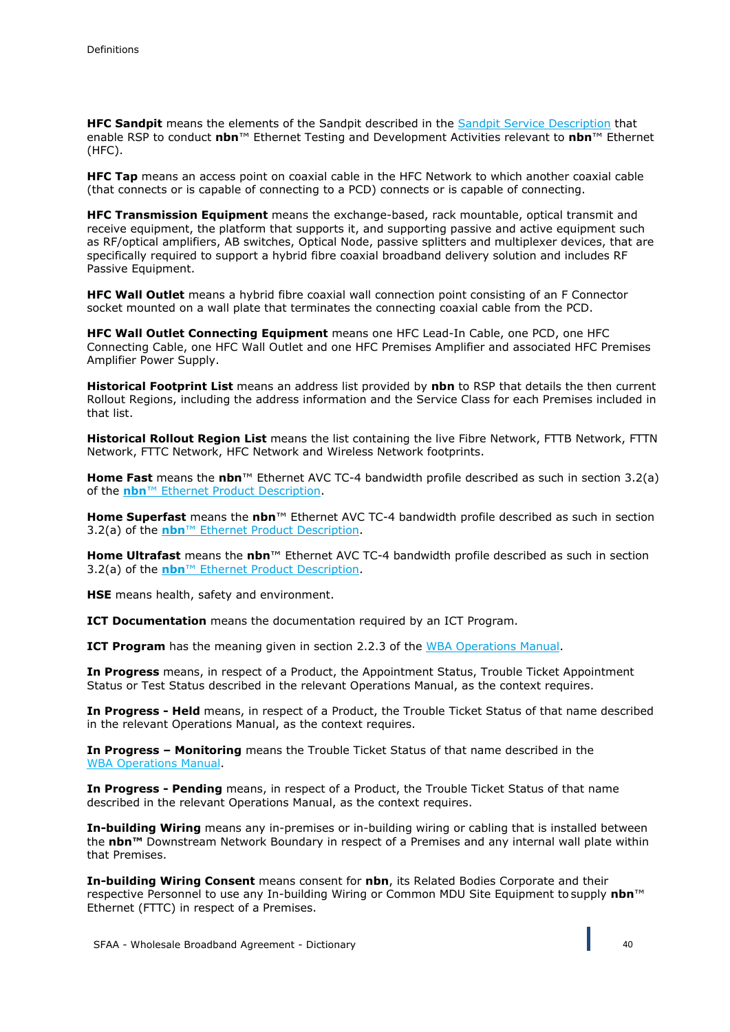**HFC Sandpit** means the elements of the Sandpit described in the Sandpit Service Description that enable RSP to conduct **nbn**™ Ethernet Testing and Development Activities relevant to **nbn**™ Ethernet (HFC).

**HFC Tap** means an access point on coaxial cable in the HFC Network to which another coaxial cable (that connects or is capable of connecting to a PCD) connects or is capable of connecting.

**HFC Transmission Equipment** means the exchange-based, rack mountable, optical transmit and receive equipment, the platform that supports it, and supporting passive and active equipment such as RF/optical amplifiers, AB switches, Optical Node, passive splitters and multiplexer devices, that are specifically required to support a hybrid fibre coaxial broadband delivery solution and includes RF Passive Equipment.

**HFC Wall Outlet** means a hybrid fibre coaxial wall connection point consisting of an F Connector socket mounted on a wall plate that terminates the connecting coaxial cable from the PCD.

**HFC Wall Outlet Connecting Equipment** means one HFC Lead-In Cable, one PCD, one HFC Connecting Cable, one HFC Wall Outlet and one HFC Premises Amplifier and associated HFC Premises Amplifier Power Supply.

**Historical Footprint List** means an address list provided by **nbn** to RSP that details the then current Rollout Regions, including the address information and the Service Class for each Premises included in that list.

**Historical Rollout Region List** means the list containing the live Fibre Network, FTTB Network, FTTN Network, FTTC Network, HFC Network and Wireless Network footprints.

**Home Fast** means the **nbn**™ Ethernet AVC TC-4 bandwidth profile described as such in section 3.2(a) of the **nbn**™ Ethernet Product Description.

**Home Superfast** means the **nbn**™ Ethernet AVC TC-4 bandwidth profile described as such in section 3.2(a) of the **nbn**™ Ethernet Product Description.

**Home Ultrafast** means the **nbn**™ Ethernet AVC TC-4 bandwidth profile described as such in section 3.2(a) of the **nbn**™ Ethernet Product Description.

**HSE** means health, safety and environment.

**ICT Documentation** means the documentation required by an ICT Program.

**ICT Program** has the meaning given in section 2.2.3 of the WBA Operations Manual.

**In Progress** means, in respect of a Product, the Appointment Status, Trouble Ticket Appointment Status or Test Status described in the relevant Operations Manual, as the context requires.

**In Progress - Held** means, in respect of a Product, the Trouble Ticket Status of that name described in the relevant Operations Manual, as the context requires.

**In Progress – Monitoring** means the Trouble Ticket Status of that name described in the WBA Operations Manual.

**In Progress - Pending** means, in respect of a Product, the Trouble Ticket Status of that name described in the relevant Operations Manual, as the context requires.

**In-building Wiring** means any in-premises or in-building wiring or cabling that is installed between the **nbn™** Downstream Network Boundary in respect of a Premises and any internal wall plate within that Premises.

**In-building Wiring Consent** means consent for **nbn**, its Related Bodies Corporate and their respective Personnel to use any In-building Wiring or Common MDU Site Equipment to supply **nbn**™ Ethernet (FTTC) in respect of a Premises.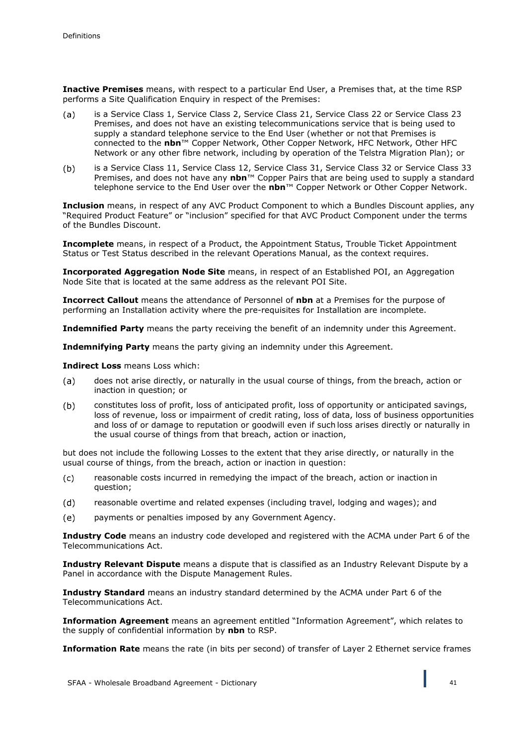**Inactive Premises** means, with respect to a particular End User, a Premises that, at the time RSP performs a Site Qualification Enquiry in respect of the Premises:

(a) is a Service Class 1, Service Class 2, Service Class 21, Service Class 22 or Service Class 23 Premises, and does not have an existing telecommunications service that is being used to supply a standard telephone service to the End User (whether or not that Premises is connected to the **nbn**™ Copper Network, Other Copper Network, HFC Network, Other HFC Network or any other fibre network, including by operation of the Telstra Migration Plan); or

(b) is a Service Class 11, Service Class 12, Service Class 31, Service Class 32 or Service Class 33 Premises, and does not have any **nbn**™ Copper Pairs that are being used to supply a standard telephone service to the End User over the **nbn**™ Copper Network or Other Copper Network.

**Inclusion** means, in respect of any AVC Product Component to which a Bundles Discount applies, any "Required Product Feature" or "inclusion" specified for that AVC Product Component under the terms of the Bundles Discount.

**Incomplete** means, in respect of a Product, the Appointment Status, Trouble Ticket Appointment Status or Test Status described in the relevant Operations Manual, as the context requires.

**Incorporated Aggregation Node Site** means, in respect of an Established POI, an Aggregation Node Site that is located at the same address as the relevant POI Site.

**Incorrect Callout** means the attendance of Personnel of **nbn** at a Premises for the purpose of performing an Installation activity where the pre-requisites for Installation are incomplete.

**Indemnified Party** means the party receiving the benefit of an indemnity under this Agreement.

**Indemnifying Party** means the party giving an indemnity under this Agreement.

**Indirect Loss** means Loss which:

(a) does not arise directly, or naturally in the usual course of things, from the breach, action or inaction in question; or

(b) constitutes loss of profit, loss of anticipated profit, loss of opportunity or anticipated savings, loss of revenue, loss or impairment of credit rating, loss of data, loss of business opportunities and loss of or damage to reputation or goodwill even if such loss arises directly or naturally in the usual course of things from that breach, action or inaction,

but does not include the following Losses to the extent that they arise directly, or naturally in the usual course of things, from the breach, action or inaction in question:

(c) reasonable costs incurred in remedying the impact of the breach, action or inaction in question;

(d) reasonable overtime and related expenses (including travel, lodging and wages); and

(e) payments or penalties imposed by any Government Agency.

**Industry Code** means an industry code developed and registered with the ACMA under Part 6 of the Telecommunications Act.

**Industry Relevant Dispute** means a dispute that is classified as an Industry Relevant Dispute by a Panel in accordance with the Dispute Management Rules.

**Industry Standard** means an industry standard determined by the ACMA under Part 6 of the Telecommunications Act.

**Information Agreement** means an agreement entitled "Information Agreement", which relates to the supply of confidential information by **nbn** to RSP.

**Information Rate** means the rate (in bits per second) of transfer of Layer 2 Ethernet service frames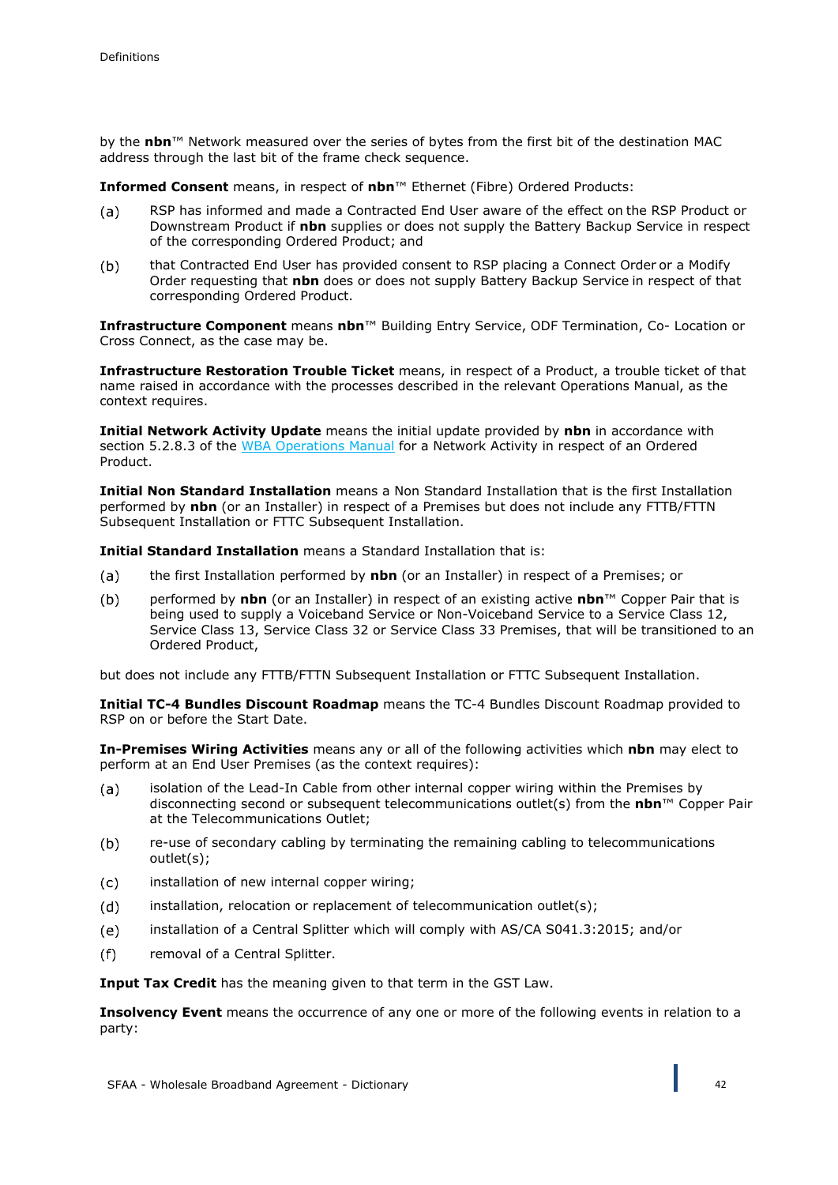by the **nbn**™ Network measured over the series of bytes from the first bit of the destination MAC address through the last bit of the frame check sequence.

**Informed Consent** means, in respect of **nbn**™ Ethernet (Fibre) Ordered Products:

(a) RSP has informed and made a Contracted End User aware of the effect on the RSP Product or Downstream Product if **nbn** supplies or does not supply the Battery Backup Service in respect of the corresponding Ordered Product; and

(b) that Contracted End User has provided consent to RSP placing a Connect Order or a Modify Order requesting that **nbn** does or does not supply Battery Backup Service in respect of that corresponding Ordered Product.

**Infrastructure Component** means **nbn**™ Building Entry Service, ODF Termination, Co- Location or Cross Connect, as the case may be.

**Infrastructure Restoration Trouble Ticket** means, in respect of a Product, a trouble ticket of that name raised in accordance with the processes described in the relevant Operations Manual, as the context requires.

**Initial Network Activity Update** means the initial update provided by **nbn** in accordance with section 5.2.8.3 of the WBA Operations Manual for a Network Activity in respect of an Ordered Product.

**Initial Non Standard Installation** means a Non Standard Installation that is the first Installation performed by **nbn** (or an Installer) in respect of a Premises but does not include any FTTB/FTTN Subsequent Installation or FTTC Subsequent Installation.

**Initial Standard Installation** means a Standard Installation that is:

(a) the first Installation performed by **nbn** (or an Installer) in respect of a Premises; or

(b) performed by **nbn** (or an Installer) in respect of an existing active **nbn**™ Copper Pair that is being used to supply a Voiceband Service or Non-Voiceband Service to a Service Class 12, Service Class 13, Service Class 32 or Service Class 33 Premises, that will be transitioned to an Ordered Product,

but does not include any FTTB/FTTN Subsequent Installation or FTTC Subsequent Installation.

**Initial TC-4 Bundles Discount Roadmap** means the TC-4 Bundles Discount Roadmap provided to RSP on or before the Start Date.

**In-Premises Wiring Activities** means any or all of the following activities which **nbn** may elect to perform at an End User Premises (as the context requires):

(a) isolation of the Lead-In Cable from other internal copper wiring within the Premises by disconnecting second or subsequent telecommunications outlet(s) from the **nbn**™ Copper Pair at the Telecommunications Outlet;

(b) re-use of secondary cabling by terminating the remaining cabling to telecommunications outlet(s);

(c) installation of new internal copper wiring;

(d) installation, relocation or replacement of telecommunication outlet(s);

(e) installation of a Central Splitter which will comply with AS/CA S041.3:2015; and/or

(f) removal of a Central Splitter.

**Input Tax Credit** has the meaning given to that term in the GST Law.

**Insolvency Event** means the occurrence of any one or more of the following events in relation to a party: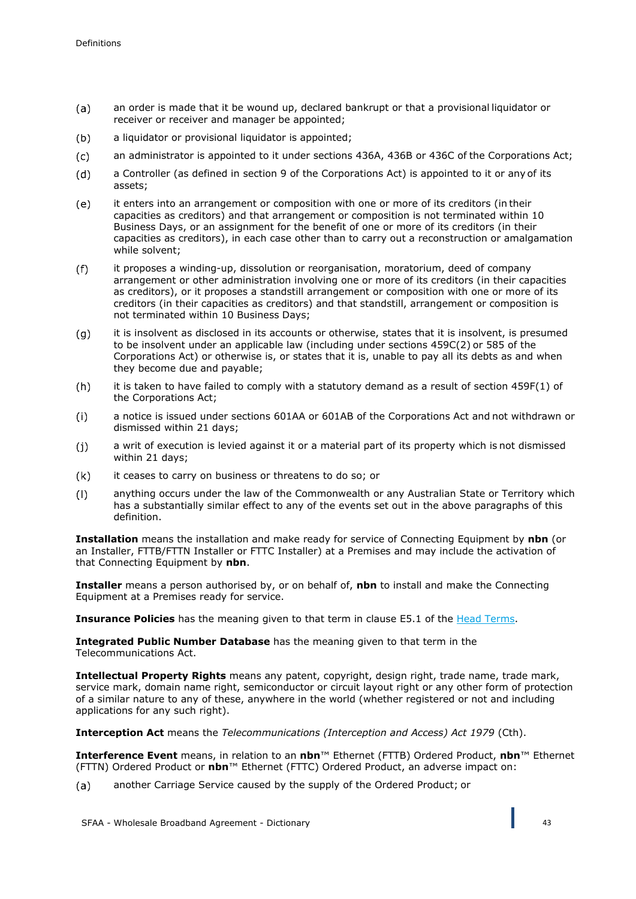(a) an order is made that it be wound up, declared bankrupt or that a provisional liquidator or receiver or receiver and manager be appointed;

(b) a liquidator or provisional liquidator is appointed;

(c) an administrator is appointed to it under sections 436A, 436B or 436C of the Corporations Act;

(d) a Controller (as defined in section 9 of the Corporations Act) is appointed to it or any of its assets;

(e) it enters into an arrangement or composition with one or more of its creditors (in their capacities as creditors) and that arrangement or composition is not terminated within 10 Business Days, or an assignment for the benefit of one or more of its creditors (in their capacities as creditors), in each case other than to carry out a reconstruction or amalgamation while solvent;

(f) it proposes a winding-up, dissolution or reorganisation, moratorium, deed of company arrangement or other administration involving one or more of its creditors (in their capacities as creditors), or it proposes a standstill arrangement or composition with one or more of its creditors (in their capacities as creditors) and that standstill, arrangement or composition is not terminated within 10 Business Days;

(g) it is insolvent as disclosed in its accounts or otherwise, states that it is insolvent, is presumed to be insolvent under an applicable law (including under sections 459C(2) or 585 of the Corporations Act) or otherwise is, or states that it is, unable to pay all its debts as and when they become due and payable;

(h) it is taken to have failed to comply with a statutory demand as a result of section 459F(1) of the Corporations Act;

(i) a notice is issued under sections 601AA or 601AB of the Corporations Act and not withdrawn or dismissed within 21 days;

(j) a writ of execution is levied against it or a material part of its property which is not dismissed within 21 days;

(k) it ceases to carry on business or threatens to do so; or

(l) anything occurs under the law of the Commonwealth or any Australian State or Territory which has a substantially similar effect to any of the events set out in the above paragraphs of this definition.

**Installation** means the installation and make ready for service of Connecting Equipment by **nbn** (or an Installer, FTTB/FTTN Installer or FTTC Installer) at a Premises and may include the activation of that Connecting Equipment by **nbn**.

**Installer** means a person authorised by, or on behalf of, **nbn** to install and make the Connecting Equipment at a Premises ready for service.

**Insurance Policies** has the meaning given to that term in clause E5.1 of the Head Terms.

**Integrated Public Number Database** has the meaning given to that term in the Telecommunications Act.

**Intellectual Property Rights** means any patent, copyright, design right, trade name, trade mark, service mark, domain name right, semiconductor or circuit layout right or any other form of protection of a similar nature to any of these, anywhere in the world (whether registered or not and including applications for any such right).

**Interception Act** means the *Telecommunications (Interception and Access) Act 1979* (Cth).

**Interference Event** means, in relation to an **nbn**™ Ethernet (FTTB) Ordered Product, **nbn**™ Ethernet (FTTN) Ordered Product or **nbn**™ Ethernet (FTTC) Ordered Product, an adverse impact on:

(a) another Carriage Service caused by the supply of the Ordered Product; or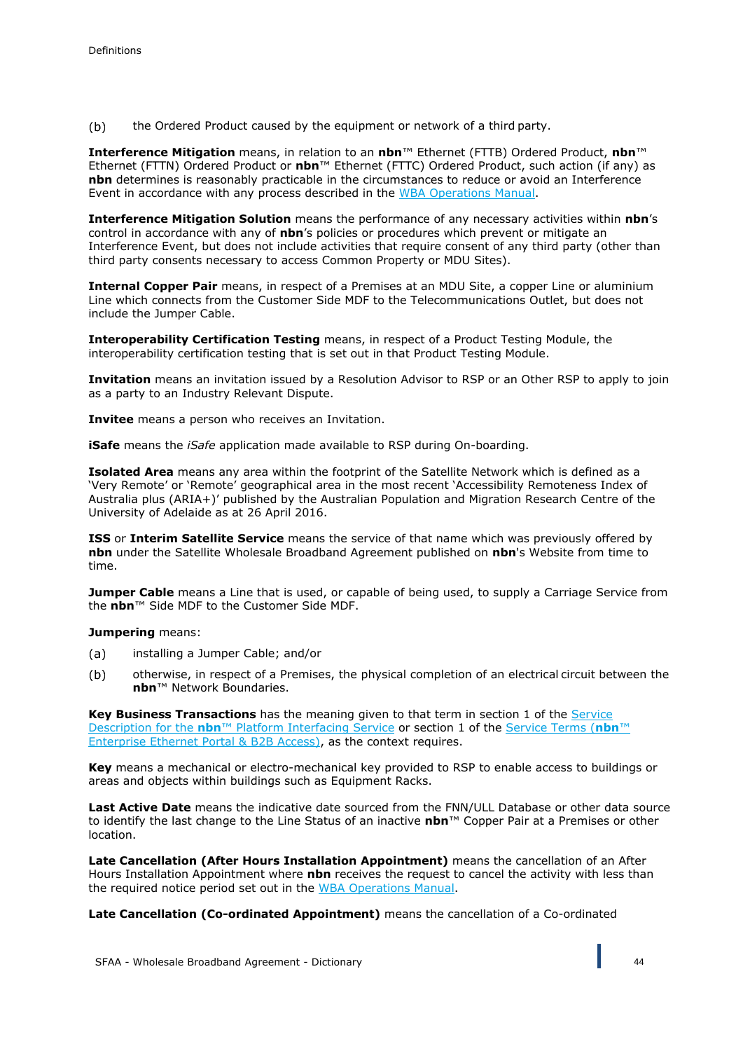(b) the Ordered Product caused by the equipment or network of a third party.

**Interference Mitigation** means, in relation to an **nbn**™ Ethernet (FTTB) Ordered Product, **nbn**™ Ethernet (FTTN) Ordered Product or **nbn**™ Ethernet (FTTC) Ordered Product, such action (if any) as **nbn** determines is reasonably practicable in the circumstances to reduce or avoid an Interference Event in accordance with any process described in the WBA Operations Manual.

**Interference Mitigation Solution** means the performance of any necessary activities within **nbn**'s control in accordance with any of **nbn**'s policies or procedures which prevent or mitigate an Interference Event, but does not include activities that require consent of any third party (other than third party consents necessary to access Common Property or MDU Sites).

**Internal Copper Pair** means, in respect of a Premises at an MDU Site, a copper Line or aluminium Line which connects from the Customer Side MDF to the Telecommunications Outlet, but does not include the Jumper Cable.

**Interoperability Certification Testing** means, in respect of a Product Testing Module, the interoperability certification testing that is set out in that Product Testing Module.

**Invitation** means an invitation issued by a Resolution Advisor to RSP or an Other RSP to apply to join as a party to an Industry Relevant Dispute.

**Invitee** means a person who receives an Invitation.

**iSafe** means the *iSafe* application made available to RSP during On-boarding.

**Isolated Area** means any area within the footprint of the Satellite Network which is defined as a 'Very Remote' or 'Remote' geographical area in the most recent 'Accessibility Remoteness Index of Australia plus (ARIA+)' published by the Australian Population and Migration Research Centre of the University of Adelaide as at 26 April 2016.

**ISS** or **Interim Satellite Service** means the service of that name which was previously offered by **nbn** under the Satellite Wholesale Broadband Agreement published on **nbn**'s Website from time to time.

**Jumper Cable** means a Line that is used, or capable of being used, to supply a Carriage Service from the **nbn**™ Side MDF to the Customer Side MDF.

**Jumpering** means:

(a) installing a Jumper Cable; and/or

(b) otherwise, in respect of a Premises, the physical completion of an electrical circuit between the **nbn**™ Network Boundaries.

**Key Business Transactions** has the meaning given to that term in section 1 of the Service Description for the **nbn**™ Platform Interfacing Service or section 1 of the Service Terms (**nbn**™ Enterprise Ethernet Portal & B2B Access), as the context requires.

**Key** means a mechanical or electro-mechanical key provided to RSP to enable access to buildings or areas and objects within buildings such as Equipment Racks.

**Last Active Date** means the indicative date sourced from the FNN/ULL Database or other data source to identify the last change to the Line Status of an inactive **nbn**™ Copper Pair at a Premises or other location.

**Late Cancellation (After Hours Installation Appointment)** means the cancellation of an After Hours Installation Appointment where **nbn** receives the request to cancel the activity with less than the required notice period set out in the WBA Operations Manual.

**Late Cancellation (Co-ordinated Appointment)** means the cancellation of a Co-ordinated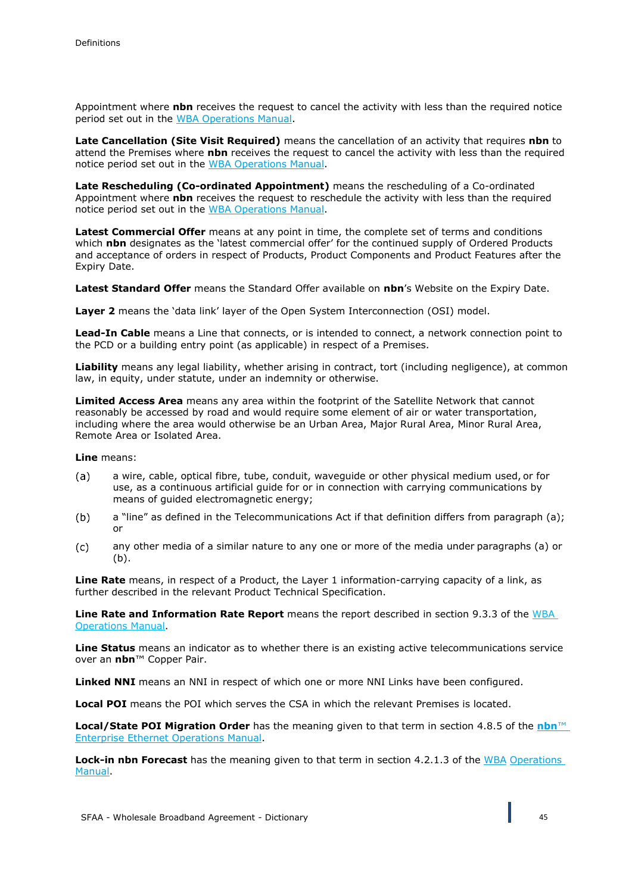Appointment where **nbn** receives the request to cancel the activity with less than the required notice period set out in the WBA Operations Manual.

**Late Cancellation (Site Visit Required)** means the cancellation of an activity that requires **nbn** to attend the Premises where **nbn** receives the request to cancel the activity with less than the required notice period set out in the WBA Operations Manual.

**Late Rescheduling (Co-ordinated Appointment)** means the rescheduling of a Co-ordinated Appointment where **nbn** receives the request to reschedule the activity with less than the required notice period set out in the WBA Operations Manual.

**Latest Commercial Offer** means at any point in time, the complete set of terms and conditions which **nbn** designates as the 'latest commercial offer' for the continued supply of Ordered Products and acceptance of orders in respect of Products, Product Components and Product Features after the Expiry Date.

**Latest Standard Offer** means the Standard Offer available on **nbn**'s Website on the Expiry Date.

**Layer 2** means the 'data link' layer of the Open System Interconnection (OSI) model.

**Lead-In Cable** means a Line that connects, or is intended to connect, a network connection point to the PCD or a building entry point (as applicable) in respect of a Premises.

**Liability** means any legal liability, whether arising in contract, tort (including negligence), at common law, in equity, under statute, under an indemnity or otherwise.

**Limited Access Area** means any area within the footprint of the Satellite Network that cannot reasonably be accessed by road and would require some element of air or water transportation, including where the area would otherwise be an Urban Area, Major Rural Area, Minor Rural Area, Remote Area or Isolated Area.

**Line** means:

(a) a wire, cable, optical fibre, tube, conduit, waveguide or other physical medium used, or for use, as a continuous artificial guide for or in connection with carrying communications by means of guided electromagnetic energy;

(b) a "line" as defined in the Telecommunications Act if that definition differs from paragraph (a); or

(c) any other media of a similar nature to any one or more of the media under paragraphs (a) or (b).

**Line Rate** means, in respect of a Product, the Layer 1 information-carrying capacity of a link, as further described in the relevant Product Technical Specification.

**Line Rate and Information Rate Report** means the report described in section 9.3.3 of the WBA Operations Manual.

**Line Status** means an indicator as to whether there is an existing active telecommunications service over an **nbn**™ Copper Pair.

**Linked NNI** means an NNI in respect of which one or more NNI Links have been configured.

**Local POI** means the POI which serves the CSA in which the relevant Premises is located.

**Local/State POI Migration Order** has the meaning given to that term in section 4.8.5 of the **nbn**™ Enterprise Ethernet Operations Manual.

**Lock-in nbn Forecast** has the meaning given to that term in section 4.2.1.3 of the WBA Operations Manual.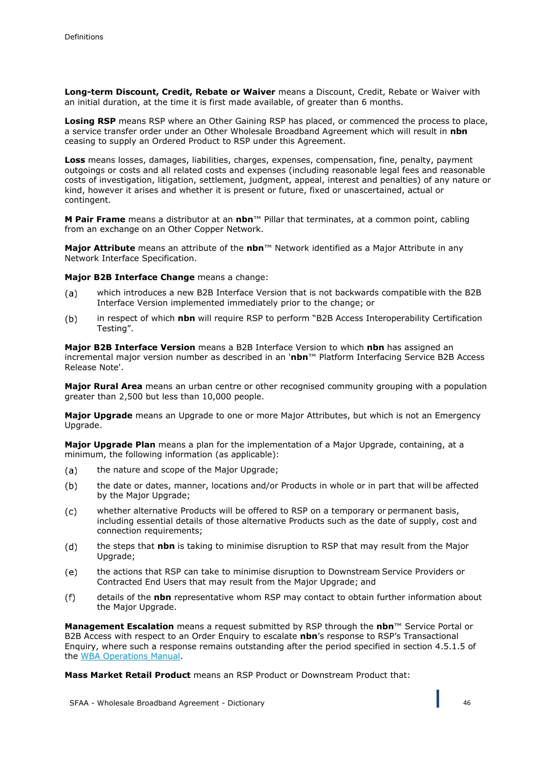**Long-term Discount, Credit, Rebate or Waiver** means a Discount, Credit, Rebate or Waiver with an initial duration, at the time it is first made available, of greater than 6 months.

**Losing RSP** means RSP where an Other Gaining RSP has placed, or commenced the process to place, a service transfer order under an Other Wholesale Broadband Agreement which will result in **nbn** ceasing to supply an Ordered Product to RSP under this Agreement.

**Loss** means losses, damages, liabilities, charges, expenses, compensation, fine, penalty, payment outgoings or costs and all related costs and expenses (including reasonable legal fees and reasonable costs of investigation, litigation, settlement, judgment, appeal, interest and penalties) of any nature or kind, however it arises and whether it is present or future, fixed or unascertained, actual or contingent.

**M Pair Frame** means a distributor at an **nbn**™ Pillar that terminates, at a common point, cabling from an exchange on an Other Copper Network.

**Major Attribute** means an attribute of the **nbn**™ Network identified as a Major Attribute in any Network Interface Specification.

**Major B2B Interface Change** means a change:

(a) which introduces a new B2B Interface Version that is not backwards compatible with the B2B Interface Version implemented immediately prior to the change; or

(b) in respect of which **nbn** will require RSP to perform "B2B Access Interoperability Certification Testing".

**Major B2B Interface Version** means a B2B Interface Version to which **nbn** has assigned an incremental major version number as described in an '**nbn**™ Platform Interfacing Service B2B Access Release Note'.

**Major Rural Area** means an urban centre or other recognised community grouping with a population greater than 2,500 but less than 10,000 people.

**Major Upgrade** means an Upgrade to one or more Major Attributes, but which is not an Emergency Upgrade.

**Major Upgrade Plan** means a plan for the implementation of a Major Upgrade, containing, at a minimum, the following information (as applicable):

(a) the nature and scope of the Major Upgrade;

(b) the date or dates, manner, locations and/or Products in whole or in part that will be affected by the Major Upgrade;

(c) whether alternative Products will be offered to RSP on a temporary or permanent basis, including essential details of those alternative Products such as the date of supply, cost and connection requirements;

(d) the steps that **nbn** is taking to minimise disruption to RSP that may result from the Major Upgrade;

(e) the actions that RSP can take to minimise disruption to Downstream Service Providers or Contracted End Users that may result from the Major Upgrade; and

(f) details of the **nbn** representative whom RSP may contact to obtain further information about the Major Upgrade.

**Management Escalation** means a request submitted by RSP through the **nbn**™ Service Portal or B2B Access with respect to an Order Enquiry to escalate **nbn**'s response to RSP's Transactional Enquiry, where such a response remains outstanding after the period specified in section 4.5.1.5 of the WBA Operations Manual.

**Mass Market Retail Product** means an RSP Product or Downstream Product that: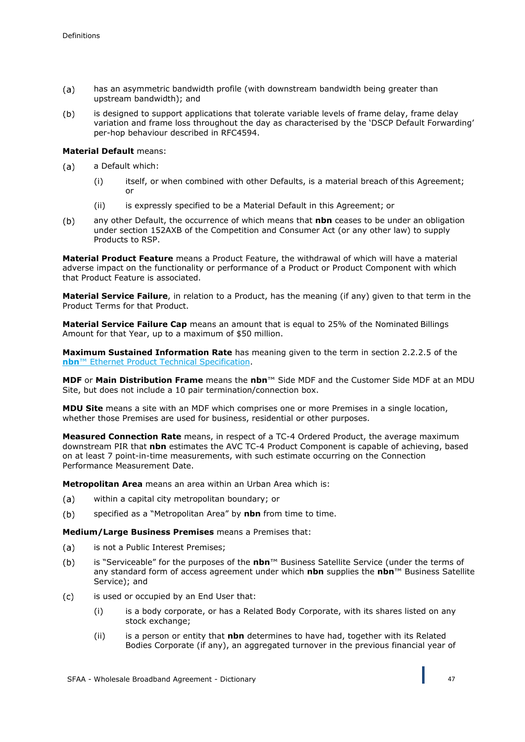(a) has an asymmetric bandwidth profile (with downstream bandwidth being greater than upstream bandwidth); and

(b) is designed to support applications that tolerate variable levels of frame delay, frame delay variation and frame loss throughout the day as characterised by the 'DSCP Default Forwarding' per-hop behaviour described in RFC4594.

**Material Default** means:

(a) a Default which:

(i) itself, or when combined with other Defaults, is a material breach of this Agreement; or

(ii) is expressly specified to be a Material Default in this Agreement; or

(b) any other Default, the occurrence of which means that **nbn** ceases to be under an obligation under section 152AXB of the Competition and Consumer Act (or any other law) to supply Products to RSP.

**Material Product Feature** means a Product Feature, the withdrawal of which will have a material adverse impact on the functionality or performance of a Product or Product Component with which that Product Feature is associated.

**Material Service Failure**, in relation to a Product, has the meaning (if any) given to that term in the Product Terms for that Product.

**Material Service Failure Cap** means an amount that is equal to 25% of the Nominated Billings Amount for that Year, up to a maximum of $50 million.

**Maximum Sustained Information Rate** has meaning given to the term in section 2.2.2.5 of the **nbn**™ Ethernet Product Technical Specification.

**MDF** or **Main Distribution Frame** means the **nbn**™ Side MDF and the Customer Side MDF at an MDU Site, but does not include a 10 pair termination/connection box.

**MDU Site** means a site with an MDF which comprises one or more Premises in a single location, whether those Premises are used for business, residential or other purposes.

**Measured Connection Rate** means, in respect of a TC-4 Ordered Product, the average maximum downstream PIR that **nbn** estimates the AVC TC-4 Product Component is capable of achieving, based on at least 7 point-in-time measurements, with such estimate occurring on the Connection Performance Measurement Date.

**Metropolitan Area** means an area within an Urban Area which is:

(a) within a capital city metropolitan boundary; or

(b) specified as a "Metropolitan Area" by **nbn** from time to time.

**Medium/Large Business Premises** means a Premises that:

(a) is not a Public Interest Premises;

(b) is "Serviceable" for the purposes of the **nbn**™ Business Satellite Service (under the terms of any standard form of access agreement under which **nbn** supplies the **nbn**™ Business Satellite Service); and

(c) is used or occupied by an End User that:

(i) is a body corporate, or has a Related Body Corporate, with its shares listed on any stock exchange;

(ii) is a person or entity that **nbn** determines to have had, together with its Related Bodies Corporate (if any), an aggregated turnover in the previous financial year of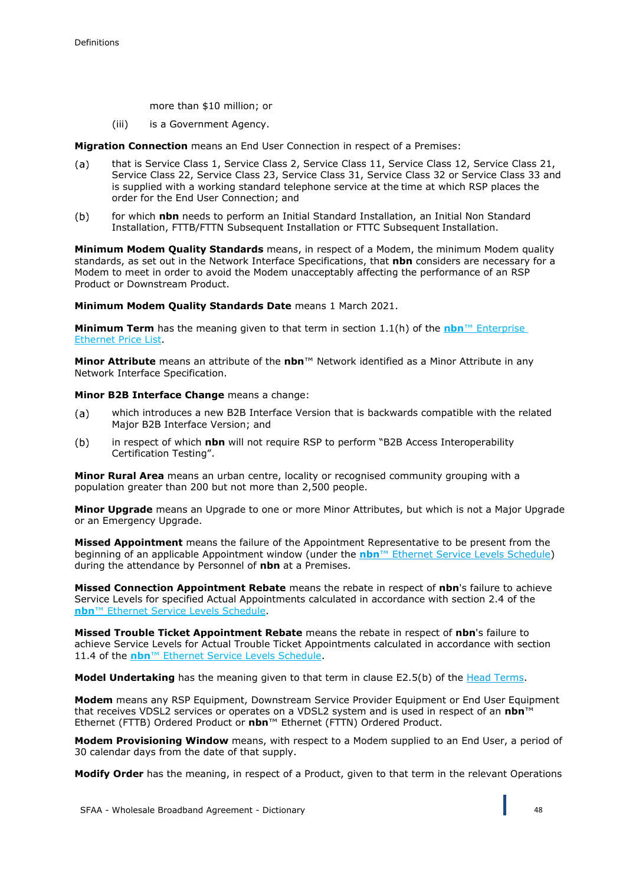more than $10 million; or

(iii) is a Government Agency.

**Migration Connection** means an End User Connection in respect of a Premises:

(a) that is Service Class 1, Service Class 2, Service Class 11, Service Class 12, Service Class 21, Service Class 22, Service Class 23, Service Class 31, Service Class 32 or Service Class 33 and is supplied with a working standard telephone service at the time at which RSP places the order for the End User Connection; and

(b) for which **nbn** needs to perform an Initial Standard Installation, an Initial Non Standard Installation, FTTB/FTTN Subsequent Installation or FTTC Subsequent Installation.

**Minimum Modem Quality Standards** means, in respect of a Modem, the minimum Modem quality standards, as set out in the Network Interface Specifications, that **nbn** considers are necessary for a Modem to meet in order to avoid the Modem unacceptably affecting the performance of an RSP Product or Downstream Product.

**Minimum Modem Quality Standards Date** means 1 March 2021.

**Minimum Term** has the meaning given to that term in section 1.1(h) of the **nbn**™ Enterprise Ethernet Price List.

**Minor Attribute** means an attribute of the **nbn**™ Network identified as a Minor Attribute in any Network Interface Specification.

**Minor B2B Interface Change** means a change:

(a) which introduces a new B2B Interface Version that is backwards compatible with the related Major B2B Interface Version; and

(b) in respect of which **nbn** will not require RSP to perform "B2B Access Interoperability Certification Testing".

**Minor Rural Area** means an urban centre, locality or recognised community grouping with a population greater than 200 but not more than 2,500 people.

**Minor Upgrade** means an Upgrade to one or more Minor Attributes, but which is not a Major Upgrade or an Emergency Upgrade.

**Missed Appointment** means the failure of the Appointment Representative to be present from the beginning of an applicable Appointment window (under the **nbn**™ Ethernet Service Levels Schedule) during the attendance by Personnel of **nbn** at a Premises.

**Missed Connection Appointment Rebate** means the rebate in respect of **nbn**'s failure to achieve Service Levels for specified Actual Appointments calculated in accordance with section 2.4 of the **nbn**™ Ethernet Service Levels Schedule.

**Missed Trouble Ticket Appointment Rebate** means the rebate in respect of **nbn**'s failure to achieve Service Levels for Actual Trouble Ticket Appointments calculated in accordance with section 11.4 of the **nbn**™ Ethernet Service Levels Schedule.

**Model Undertaking** has the meaning given to that term in clause E2.5(b) of the Head Terms.

**Modem** means any RSP Equipment, Downstream Service Provider Equipment or End User Equipment that receives VDSL2 services or operates on a VDSL2 system and is used in respect of an **nbn**™ Ethernet (FTTB) Ordered Product or **nbn**™ Ethernet (FTTN) Ordered Product.

**Modem Provisioning Window** means, with respect to a Modem supplied to an End User, a period of 30 calendar days from the date of that supply.

**Modify Order** has the meaning, in respect of a Product, given to that term in the relevant Operations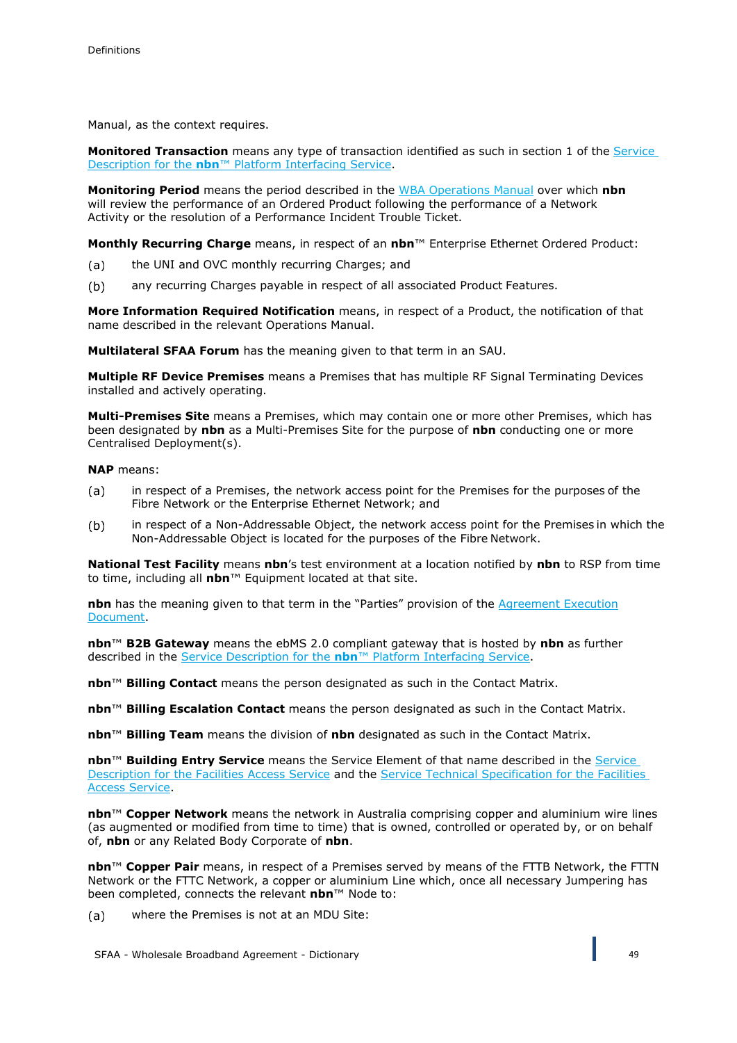Manual, as the context requires.

**Monitored Transaction** means any type of transaction identified as such in section 1 of the Service Description for the **nbn**™ Platform Interfacing Service.

**Monitoring Period** means the period described in the WBA Operations Manual over which **nbn** will review the performance of an Ordered Product following the performance of a Network Activity or the resolution of a Performance Incident Trouble Ticket.

**Monthly Recurring Charge** means, in respect of an **nbn**™ Enterprise Ethernet Ordered Product:

(a) the UNI and OVC monthly recurring Charges; and

(b) any recurring Charges payable in respect of all associated Product Features.

**More Information Required Notification** means, in respect of a Product, the notification of that name described in the relevant Operations Manual.

**Multilateral SFAA Forum** has the meaning given to that term in an SAU.

**Multiple RF Device Premises** means a Premises that has multiple RF Signal Terminating Devices installed and actively operating.

**Multi-Premises Site** means a Premises, which may contain one or more other Premises, which has been designated by **nbn** as a Multi-Premises Site for the purpose of **nbn** conducting one or more Centralised Deployment(s).

**NAP** means:

(a) in respect of a Premises, the network access point for the Premises for the purposes of the Fibre Network or the Enterprise Ethernet Network; and

(b) in respect of a Non-Addressable Object, the network access point for the Premises in which the Non-Addressable Object is located for the purposes of the Fibre Network.

**National Test Facility** means **nbn**'s test environment at a location notified by **nbn** to RSP from time to time, including all **nbn**™ Equipment located at that site.

**nbn** has the meaning given to that term in the "Parties" provision of the Agreement Execution Document.

**nbn**™ **B2B Gateway** means the ebMS 2.0 compliant gateway that is hosted by **nbn** as further described in the Service Description for the **nbn**™ Platform Interfacing Service.

**nbn**™ **Billing Contact** means the person designated as such in the Contact Matrix.

**nbn**™ **Billing Escalation Contact** means the person designated as such in the Contact Matrix.

**nbn**™ **Billing Team** means the division of **nbn** designated as such in the Contact Matrix.

**nbn**™ **Building Entry Service** means the Service Element of that name described in the Service Description for the Facilities Access Service and the Service Technical Specification for the Facilities Access Service.

**nbn**™ **Copper Network** means the network in Australia comprising copper and aluminium wire lines (as augmented or modified from time to time) that is owned, controlled or operated by, or on behalf of, **nbn** or any Related Body Corporate of **nbn**.

**nbn**™ **Copper Pair** means, in respect of a Premises served by means of the FTTB Network, the FTTN Network or the FTTC Network, a copper or aluminium Line which, once all necessary Jumpering has been completed, connects the relevant **nbn**™ Node to:

(a) where the Premises is not at an MDU Site: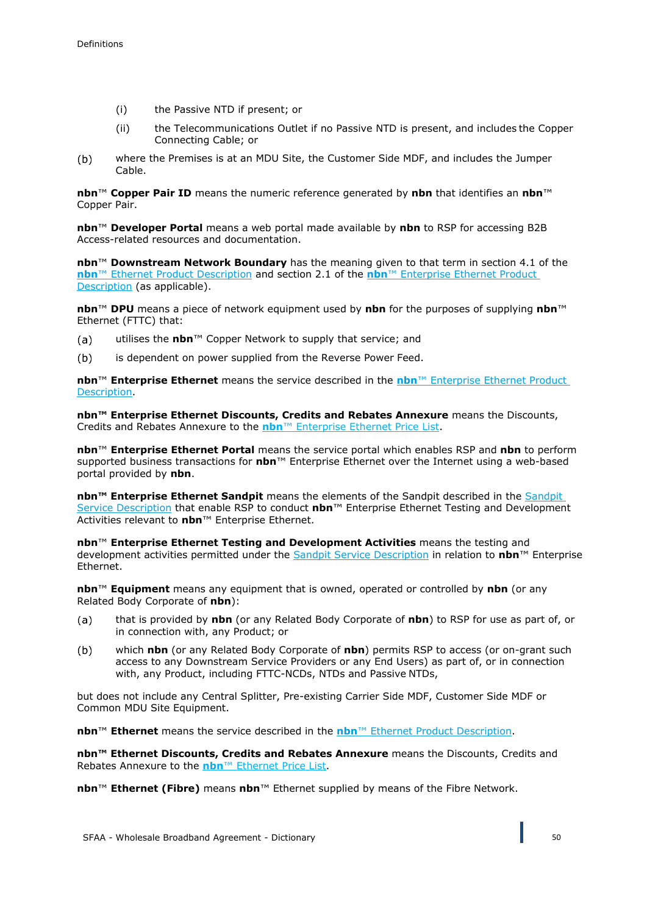(i) the Passive NTD if present; or

(ii) the Telecommunications Outlet if no Passive NTD is present, and includes the Copper Connecting Cable; or

(b) where the Premises is at an MDU Site, the Customer Side MDF, and includes the Jumper Cable.

**nbn**™ **Copper Pair ID** means the numeric reference generated by **nbn** that identifies an **nbn**™ Copper Pair.

**nbn**™ **Developer Portal** means a web portal made available by **nbn** to RSP for accessing B2B Access-related resources and documentation.

**nbn**™ **Downstream Network Boundary** has the meaning given to that term in section 4.1 of the **nbn**™ Ethernet Product Description and section 2.1 of the **nbn**™ Enterprise Ethernet Product Description (as applicable).

**nbn**™ **DPU** means a piece of network equipment used by **nbn** for the purposes of supplying **nbn**™ Ethernet (FTTC) that:

(a) utilises the **nbn**™ Copper Network to supply that service; and

(b) is dependent on power supplied from the Reverse Power Feed.

**nbn**™ **Enterprise Ethernet** means the service described in the **nbn**™ Enterprise Ethernet Product Description.

**nbn™ Enterprise Ethernet Discounts, Credits and Rebates Annexure** means the Discounts, Credits and Rebates Annexure to the **nbn**™ Enterprise Ethernet Price List.

**nbn**™ **Enterprise Ethernet Portal** means the service portal which enables RSP and **nbn** to perform supported business transactions for **nbn**™ Enterprise Ethernet over the Internet using a web-based portal provided by **nbn**.

**nbn™ Enterprise Ethernet Sandpit** means the elements of the Sandpit described in the Sandpit Service Description that enable RSP to conduct **nbn**™ Enterprise Ethernet Testing and Development Activities relevant to **nbn**™ Enterprise Ethernet.

**nbn**™ **Enterprise Ethernet Testing and Development Activities** means the testing and development activities permitted under the Sandpit Service Description in relation to **nbn**™ Enterprise Ethernet.

**nbn**™ **Equipment** means any equipment that is owned, operated or controlled by **nbn** (or any Related Body Corporate of **nbn**):

(a) that is provided by **nbn** (or any Related Body Corporate of **nbn**) to RSP for use as part of, or in connection with, any Product; or

(b) which **nbn** (or any Related Body Corporate of **nbn**) permits RSP to access (or on-grant such access to any Downstream Service Providers or any End Users) as part of, or in connection with, any Product, including FTTC-NCDs, NTDs and Passive NTDs,

but does not include any Central Splitter, Pre-existing Carrier Side MDF, Customer Side MDF or Common MDU Site Equipment.

**nbn**™ **Ethernet** means the service described in the **nbn**™ Ethernet Product Description.

**nbn™ Ethernet Discounts, Credits and Rebates Annexure** means the Discounts, Credits and Rebates Annexure to the **nbn**™ Ethernet Price List.

**nbn**™ **Ethernet (Fibre)** means **nbn**™ Ethernet supplied by means of the Fibre Network.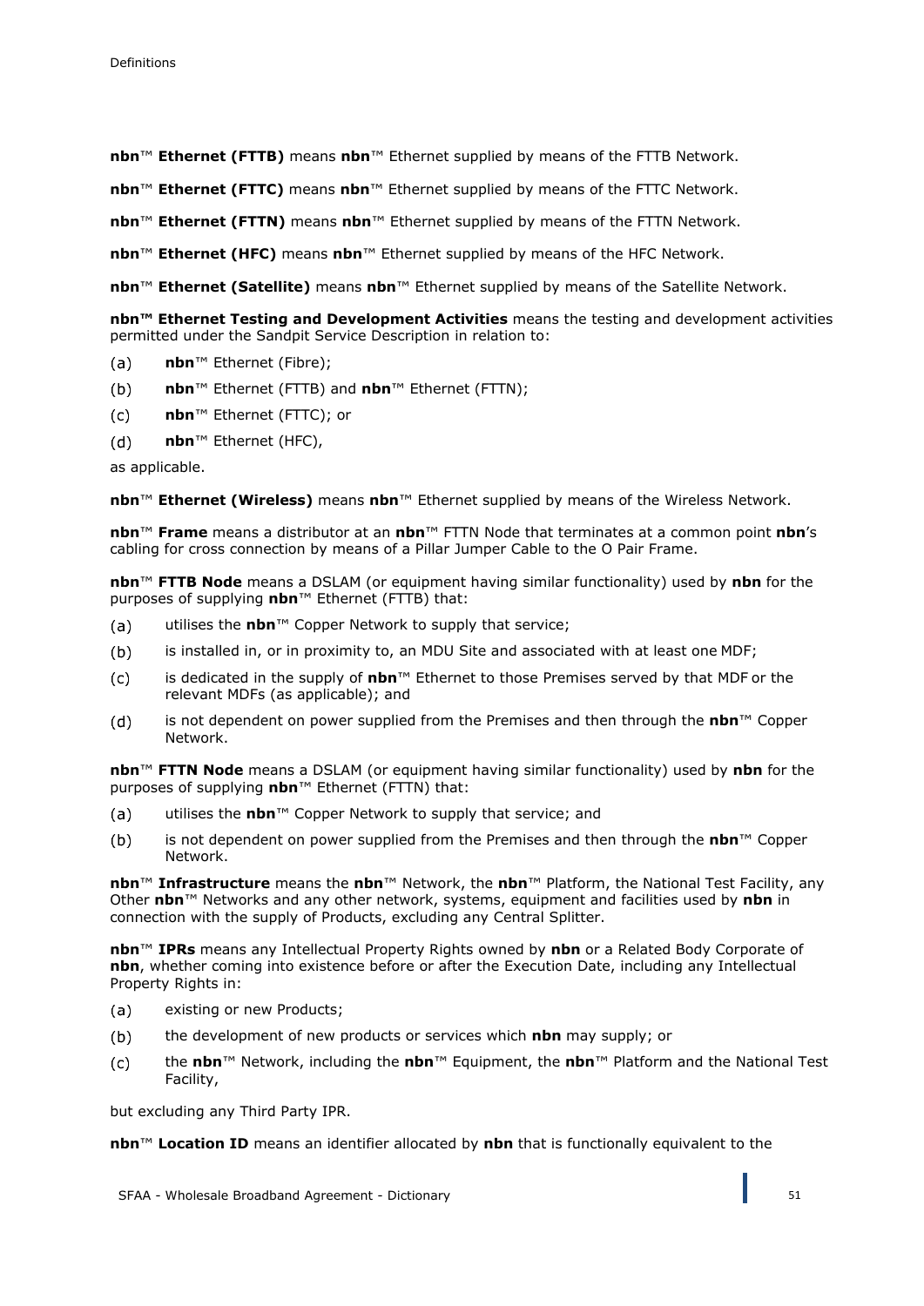**nbn**™ **Ethernet (FTTB)** means **nbn**™ Ethernet supplied by means of the FTTB Network.

**nbn**™ **Ethernet (FTTC)** means **nbn**™ Ethernet supplied by means of the FTTC Network.

**nbn**™ **Ethernet (FTTN)** means **nbn**™ Ethernet supplied by means of the FTTN Network.

**nbn**™ **Ethernet (HFC)** means **nbn**™ Ethernet supplied by means of the HFC Network.

**nbn**™ **Ethernet (Satellite)** means **nbn**™ Ethernet supplied by means of the Satellite Network.

**nbn™ Ethernet Testing and Development Activities** means the testing and development activities permitted under the Sandpit Service Description in relation to:

(a) **nbn**™ Ethernet (Fibre);

(b) **nbn**™ Ethernet (FTTB) and **nbn**™ Ethernet (FTTN);

(c) **nbn**™ Ethernet (FTTC); or

(d) **nbn**™ Ethernet (HFC),

as applicable.

**nbn**™ **Ethernet (Wireless)** means **nbn**™ Ethernet supplied by means of the Wireless Network.

**nbn**™ **Frame** means a distributor at an **nbn**™ FTTN Node that terminates at a common point **nbn**'s cabling for cross connection by means of a Pillar Jumper Cable to the O Pair Frame.

**nbn**™ **FTTB Node** means a DSLAM (or equipment having similar functionality) used by **nbn** for the purposes of supplying **nbn**™ Ethernet (FTTB) that:

(a) utilises the **nbn**™ Copper Network to supply that service;

(b) is installed in, or in proximity to, an MDU Site and associated with at least one MDF;

(c) is dedicated in the supply of **nbn**™ Ethernet to those Premises served by that MDF or the relevant MDFs (as applicable); and

(d) is not dependent on power supplied from the Premises and then through the **nbn**™ Copper Network.

**nbn**™ **FTTN Node** means a DSLAM (or equipment having similar functionality) used by **nbn** for the purposes of supplying **nbn**™ Ethernet (FTTN) that:

(a) utilises the **nbn**™ Copper Network to supply that service; and

(b) is not dependent on power supplied from the Premises and then through the **nbn**™ Copper Network.

**nbn**™ **Infrastructure** means the **nbn**™ Network, the **nbn**™ Platform, the National Test Facility, any Other **nbn**™ Networks and any other network, systems, equipment and facilities used by **nbn** in connection with the supply of Products, excluding any Central Splitter.

**nbn**™ **IPRs** means any Intellectual Property Rights owned by **nbn** or a Related Body Corporate of **nbn**, whether coming into existence before or after the Execution Date, including any Intellectual Property Rights in:

(a) existing or new Products;

(b) the development of new products or services which **nbn** may supply; or

(c) the **nbn**™ Network, including the **nbn**™ Equipment, the **nbn**™ Platform and the National Test Facility,

but excluding any Third Party IPR.

**nbn**™ **Location ID** means an identifier allocated by **nbn** that is functionally equivalent to the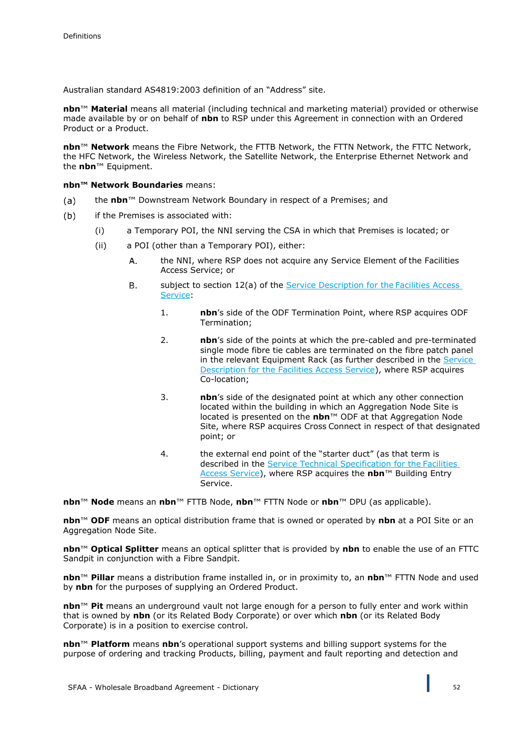Australian standard AS4819:2003 definition of an "Address" site.

**nbn**™ **Material** means all material (including technical and marketing material) provided or otherwise made available by or on behalf of **nbn** to RSP under this Agreement in connection with an Ordered Product or a Product.

**nbn**™ **Network** means the Fibre Network, the FTTB Network, the FTTN Network, the FTTC Network, the HFC Network, the Wireless Network, the Satellite Network, the Enterprise Ethernet Network and the **nbn**™ Equipment.

**nbn™ Network Boundaries** means:

(a) the **nbn**™ Downstream Network Boundary in respect of a Premises; and

(b) if the Premises is associated with:

   (i) a Temporary POI, the NNI serving the CSA in which that Premises is located; or

   (ii) a POI (other than a Temporary POI), either:

      A. the NNI, where RSP does not acquire any Service Element of the Facilities Access Service; or

      B. subject to section 12(a) of the Service Description for the Facilities Access Service:

         1. **nbn**'s side of the ODF Termination Point, where RSP acquires ODF Termination;

         2. **nbn**'s side of the points at which the pre-cabled and pre-terminated single mode fibre tie cables are terminated on the fibre patch panel in the relevant Equipment Rack (as further described in the Service Description for the Facilities Access Service), where RSP acquires Co-location;

         3. **nbn**'s side of the designated point at which any other connection located within the building in which an Aggregation Node Site is located is presented on the **nbn**™ ODF at that Aggregation Node Site, where RSP acquires Cross Connect in respect of that designated point; or

         4. the external end point of the "starter duct" (as that term is described in the Service Technical Specification for the Facilities Access Service), where RSP acquires the **nbn**™ Building Entry Service.

**nbn**™ **Node** means an **nbn**™ FTTB Node, **nbn**™ FTTN Node or **nbn**™ DPU (as applicable).

**nbn**™ **ODF** means an optical distribution frame that is owned or operated by **nbn** at a POI Site or an Aggregation Node Site.

**nbn**™ **Optical Splitter** means an optical splitter that is provided by **nbn** to enable the use of an FTTC Sandpit in conjunction with a Fibre Sandpit.

**nbn**™ **Pillar** means a distribution frame installed in, or in proximity to, an **nbn**™ FTTN Node and used by **nbn** for the purposes of supplying an Ordered Product.

**nbn**™ **Pit** means an underground vault not large enough for a person to fully enter and work within that is owned by **nbn** (or its Related Body Corporate) or over which **nbn** (or its Related Body Corporate) is in a position to exercise control.

**nbn**™ **Platform** means **nbn**'s operational support systems and billing support systems for the purpose of ordering and tracking Products, billing, payment and fault reporting and detection and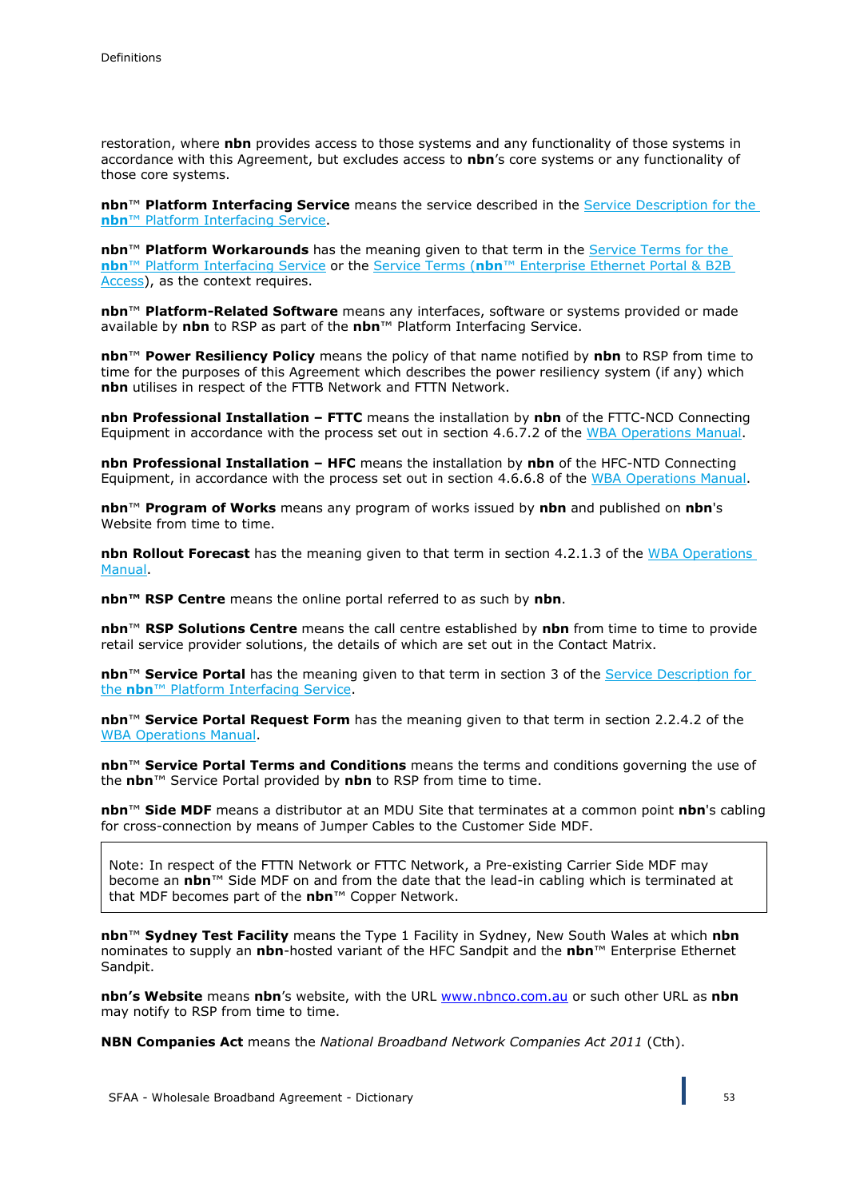restoration, where **nbn** provides access to those systems and any functionality of those systems in accordance with this Agreement, but excludes access to **nbn**'s core systems or any functionality of those core systems.

**nbn**™ **Platform Interfacing Service** means the service described in the Service Description for the **nbn**™ Platform Interfacing Service.

**nbn**™ **Platform Workarounds** has the meaning given to that term in the Service Terms for the **nbn**™ Platform Interfacing Service or the Service Terms (**nbn**™ Enterprise Ethernet Portal & B2B Access), as the context requires.

**nbn**™ **Platform-Related Software** means any interfaces, software or systems provided or made available by **nbn** to RSP as part of the **nbn**™ Platform Interfacing Service.

**nbn**™ **Power Resiliency Policy** means the policy of that name notified by **nbn** to RSP from time to time for the purposes of this Agreement which describes the power resiliency system (if any) which **nbn** utilises in respect of the FTTB Network and FTTN Network.

**nbn Professional Installation – FTTC** means the installation by **nbn** of the FTTC-NCD Connecting Equipment in accordance with the process set out in section 4.6.7.2 of the WBA Operations Manual.

**nbn Professional Installation – HFC** means the installation by **nbn** of the HFC-NTD Connecting Equipment, in accordance with the process set out in section 4.6.6.8 of the WBA Operations Manual.

**nbn**™ **Program of Works** means any program of works issued by **nbn** and published on **nbn**'s Website from time to time.

**nbn Rollout Forecast** has the meaning given to that term in section 4.2.1.3 of the WBA Operations Manual.

**nbn™ RSP Centre** means the online portal referred to as such by **nbn**.

**nbn**™ **RSP Solutions Centre** means the call centre established by **nbn** from time to time to provide retail service provider solutions, the details of which are set out in the Contact Matrix.

**nbn**™ **Service Portal** has the meaning given to that term in section 3 of the Service Description for the **nbn**™ Platform Interfacing Service.

**nbn**™ **Service Portal Request Form** has the meaning given to that term in section 2.2.4.2 of the WBA Operations Manual.

**nbn**™ **Service Portal Terms and Conditions** means the terms and conditions governing the use of the **nbn**™ Service Portal provided by **nbn** to RSP from time to time.

**nbn**™ **Side MDF** means a distributor at an MDU Site that terminates at a common point **nbn**'s cabling for cross-connection by means of Jumper Cables to the Customer Side MDF.

> Note: In respect of the FTTN Network or FTTC Network, a Pre-existing Carrier Side MDF may become an **nbn**™ Side MDF on and from the date that the lead-in cabling which is terminated at that MDF becomes part of the **nbn**™ Copper Network.

**nbn**™ **Sydney Test Facility** means the Type 1 Facility in Sydney, New South Wales at which **nbn** nominates to supply an **nbn**-hosted variant of the HFC Sandpit and the **nbn**™ Enterprise Ethernet Sandpit.

**nbn's Website** means **nbn**'s website, with the URL www.nbnco.com.au or such other URL as **nbn** may notify to RSP from time to time.

**NBN Companies Act** means the *National Broadband Network Companies Act 2011* (Cth).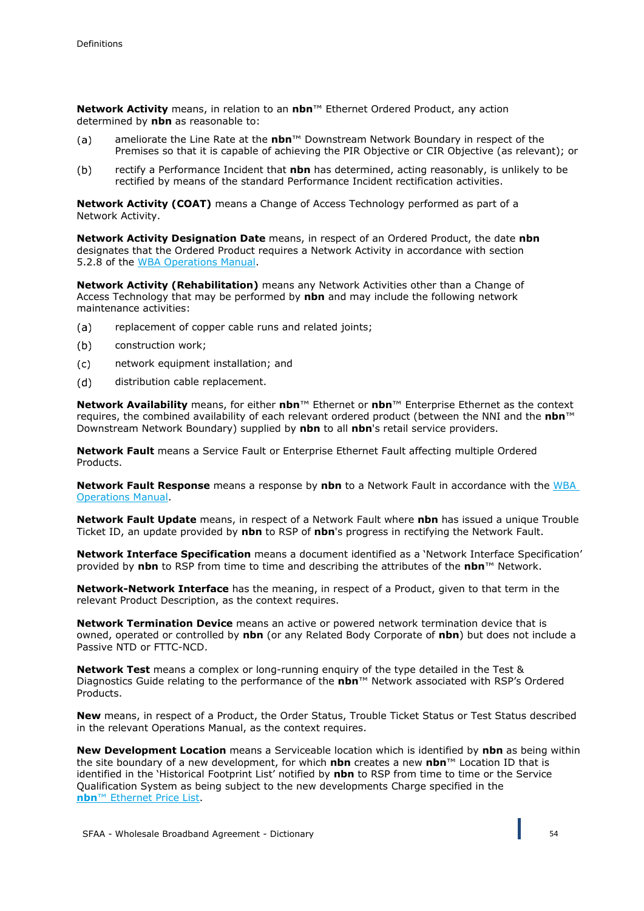**Network Activity** means, in relation to an **nbn**™ Ethernet Ordered Product, any action determined by **nbn** as reasonable to:

(a) ameliorate the Line Rate at the **nbn**™ Downstream Network Boundary in respect of the Premises so that it is capable of achieving the PIR Objective or CIR Objective (as relevant); or

(b) rectify a Performance Incident that **nbn** has determined, acting reasonably, is unlikely to be rectified by means of the standard Performance Incident rectification activities.

**Network Activity (COAT)** means a Change of Access Technology performed as part of a Network Activity.

**Network Activity Designation Date** means, in respect of an Ordered Product, the date **nbn** designates that the Ordered Product requires a Network Activity in accordance with section 5.2.8 of the WBA Operations Manual.

**Network Activity (Rehabilitation)** means any Network Activities other than a Change of Access Technology that may be performed by **nbn** and may include the following network maintenance activities:

(a) replacement of copper cable runs and related joints;

(b) construction work;

(c) network equipment installation; and

(d) distribution cable replacement.

**Network Availability** means, for either **nbn**™ Ethernet or **nbn**™ Enterprise Ethernet as the context requires, the combined availability of each relevant ordered product (between the NNI and the **nbn**™ Downstream Network Boundary) supplied by **nbn** to all **nbn**'s retail service providers.

**Network Fault** means a Service Fault or Enterprise Ethernet Fault affecting multiple Ordered Products.

**Network Fault Response** means a response by **nbn** to a Network Fault in accordance with the WBA Operations Manual.

**Network Fault Update** means, in respect of a Network Fault where **nbn** has issued a unique Trouble Ticket ID, an update provided by **nbn** to RSP of **nbn**'s progress in rectifying the Network Fault.

**Network Interface Specification** means a document identified as a 'Network Interface Specification' provided by **nbn** to RSP from time to time and describing the attributes of the **nbn**™ Network.

**Network-Network Interface** has the meaning, in respect of a Product, given to that term in the relevant Product Description, as the context requires.

**Network Termination Device** means an active or powered network termination device that is owned, operated or controlled by **nbn** (or any Related Body Corporate of **nbn**) but does not include a Passive NTD or FTTC-NCD.

**Network Test** means a complex or long-running enquiry of the type detailed in the Test & Diagnostics Guide relating to the performance of the **nbn**™ Network associated with RSP's Ordered Products.

**New** means, in respect of a Product, the Order Status, Trouble Ticket Status or Test Status described in the relevant Operations Manual, as the context requires.

**New Development Location** means a Serviceable location which is identified by **nbn** as being within the site boundary of a new development, for which **nbn** creates a new **nbn**™ Location ID that is identified in the 'Historical Footprint List' notified by **nbn** to RSP from time to time or the Service Qualification System as being subject to the new developments Charge specified in the **nbn**™ Ethernet Price List.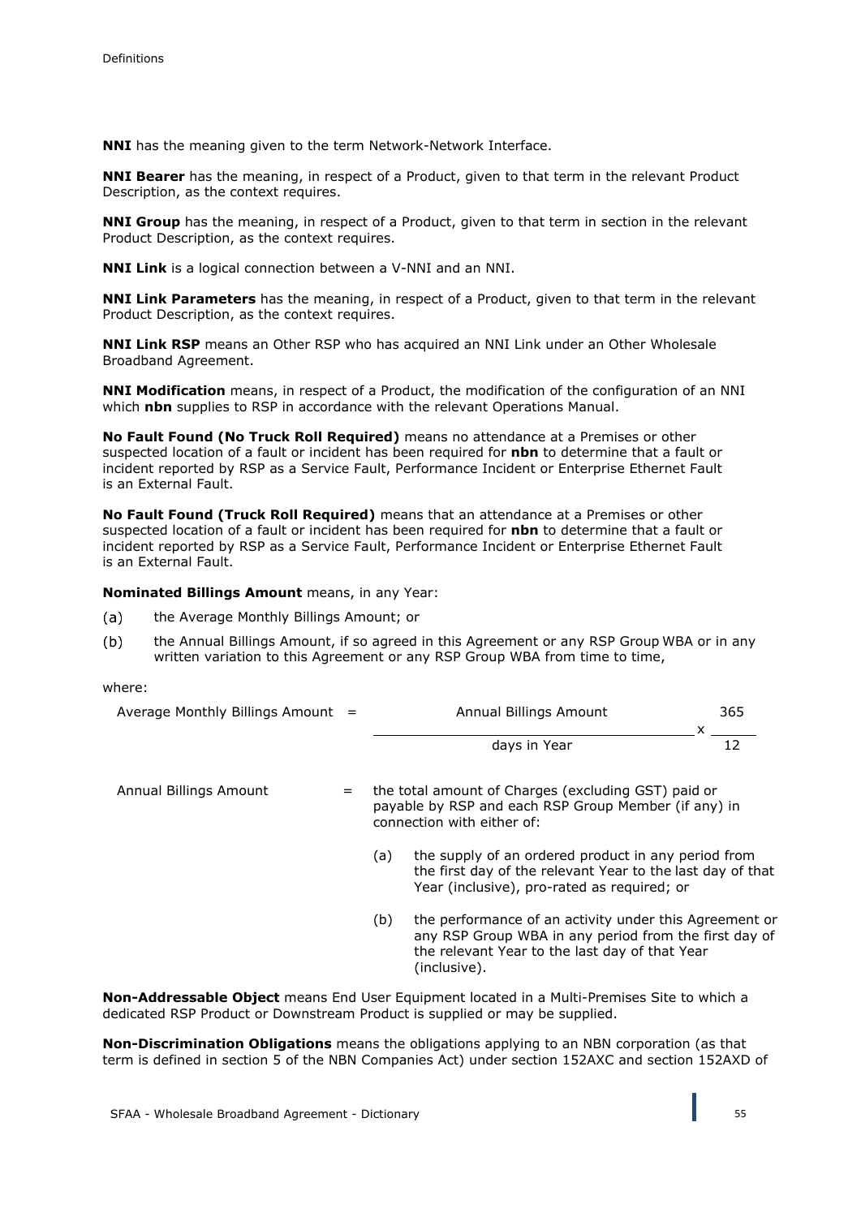**NNI** has the meaning given to the term Network-Network Interface.

**NNI Bearer** has the meaning, in respect of a Product, given to that term in the relevant Product Description, as the context requires.

**NNI Group** has the meaning, in respect of a Product, given to that term in section in the relevant Product Description, as the context requires.

**NNI Link** is a logical connection between a V-NNI and an NNI.

**NNI Link Parameters** has the meaning, in respect of a Product, given to that term in the relevant Product Description, as the context requires.

**NNI Link RSP** means an Other RSP who has acquired an NNI Link under an Other Wholesale Broadband Agreement.

**NNI Modification** means, in respect of a Product, the modification of the configuration of an NNI which **nbn** supplies to RSP in accordance with the relevant Operations Manual.

**No Fault Found (No Truck Roll Required)** means no attendance at a Premises or other suspected location of a fault or incident has been required for **nbn** to determine that a fault or incident reported by RSP as a Service Fault, Performance Incident or Enterprise Ethernet Fault is an External Fault.

**No Fault Found (Truck Roll Required)** means that an attendance at a Premises or other suspected location of a fault or incident has been required for **nbn** to determine that a fault or incident reported by RSP as a Service Fault, Performance Incident or Enterprise Ethernet Fault is an External Fault.

**Nominated Billings Amount** means, in any Year:

(a) the Average Monthly Billings Amount; or

(b) the Annual Billings Amount, if so agreed in this Agreement or any RSP Group WBA or in any written variation to this Agreement or any RSP Group WBA from time to time,

where:

$$\text{Average Monthly Billings Amount} = \frac{\text{Annual Billings Amount}}{\text{days in Year}} \times \frac{365}{12}$$

Annual Billings Amount = the total amount of Charges (excluding GST) paid or payable by RSP and each RSP Group Member (if any) in connection with either of:

(a) the supply of an ordered product in any period from the first day of the relevant Year to the last day of that Year (inclusive), pro-rated as required; or

(b) the performance of an activity under this Agreement or any RSP Group WBA in any period from the first day of the relevant Year to the last day of that Year (inclusive).

**Non-Addressable Object** means End User Equipment located in a Multi-Premises Site to which a dedicated RSP Product or Downstream Product is supplied or may be supplied.

**Non-Discrimination Obligations** means the obligations applying to an NBN corporation (as that term is defined in section 5 of the NBN Companies Act) under section 152AXC and section 152AXD of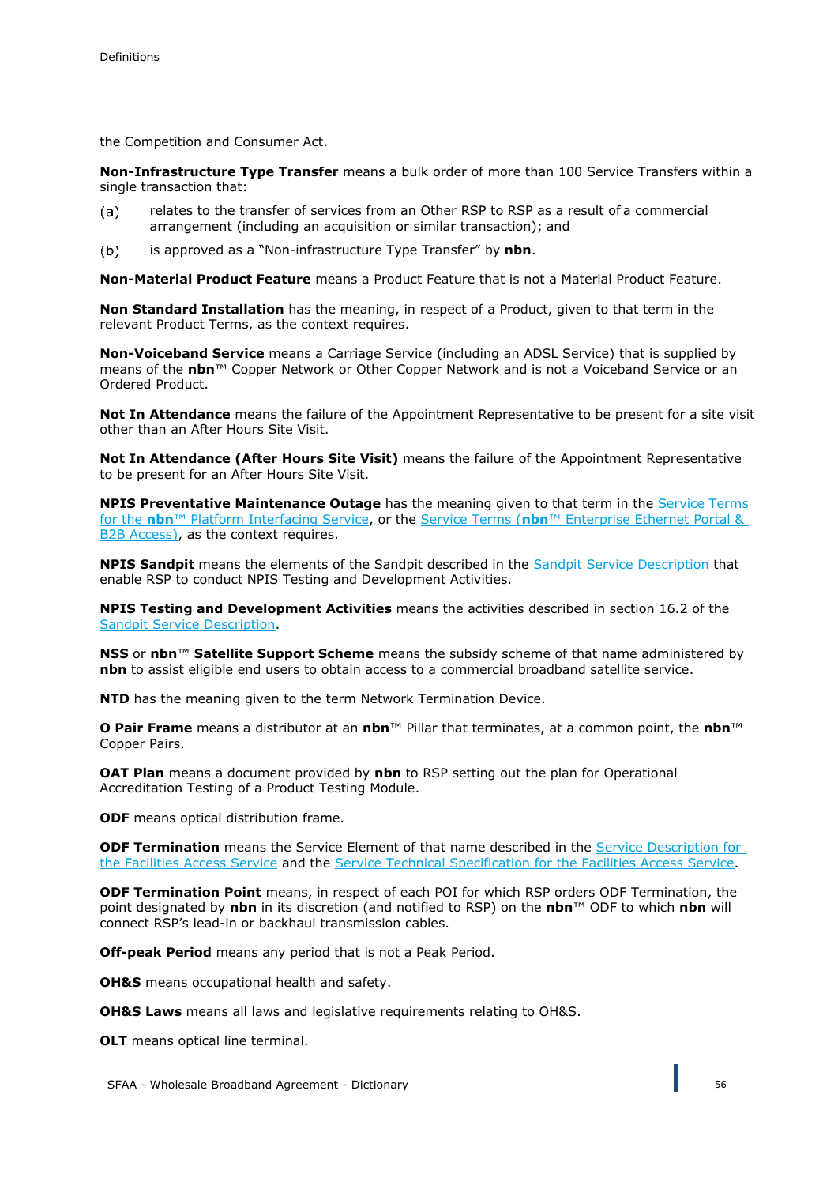the Competition and Consumer Act.

**Non-Infrastructure Type Transfer** means a bulk order of more than 100 Service Transfers within a single transaction that:

(a) relates to the transfer of services from an Other RSP to RSP as a result of a commercial arrangement (including an acquisition or similar transaction); and

(b) is approved as a "Non-infrastructure Type Transfer" by **nbn**.

**Non-Material Product Feature** means a Product Feature that is not a Material Product Feature.

**Non Standard Installation** has the meaning, in respect of a Product, given to that term in the relevant Product Terms, as the context requires.

**Non-Voiceband Service** means a Carriage Service (including an ADSL Service) that is supplied by means of the **nbn**™ Copper Network or Other Copper Network and is not a Voiceband Service or an Ordered Product.

**Not In Attendance** means the failure of the Appointment Representative to be present for a site visit other than an After Hours Site Visit.

**Not In Attendance (After Hours Site Visit)** means the failure of the Appointment Representative to be present for an After Hours Site Visit.

**NPIS Preventative Maintenance Outage** has the meaning given to that term in the Service Terms for the **nbn**™ Platform Interfacing Service, or the Service Terms (**nbn**™ Enterprise Ethernet Portal & B2B Access), as the context requires.

**NPIS Sandpit** means the elements of the Sandpit described in the Sandpit Service Description that enable RSP to conduct NPIS Testing and Development Activities.

**NPIS Testing and Development Activities** means the activities described in section 16.2 of the Sandpit Service Description.

**NSS** or **nbn**™ **Satellite Support Scheme** means the subsidy scheme of that name administered by **nbn** to assist eligible end users to obtain access to a commercial broadband satellite service.

**NTD** has the meaning given to the term Network Termination Device.

**O Pair Frame** means a distributor at an **nbn**™ Pillar that terminates, at a common point, the **nbn**™ Copper Pairs.

**OAT Plan** means a document provided by **nbn** to RSP setting out the plan for Operational Accreditation Testing of a Product Testing Module.

**ODF** means optical distribution frame.

**ODF Termination** means the Service Element of that name described in the Service Description for the Facilities Access Service and the Service Technical Specification for the Facilities Access Service.

**ODF Termination Point** means, in respect of each POI for which RSP orders ODF Termination, the point designated by **nbn** in its discretion (and notified to RSP) on the **nbn**™ ODF to which **nbn** will connect RSP's lead-in or backhaul transmission cables.

**Off-peak Period** means any period that is not a Peak Period.

**OH&S** means occupational health and safety.

**OH&S Laws** means all laws and legislative requirements relating to OH&S.

**OLT** means optical line terminal.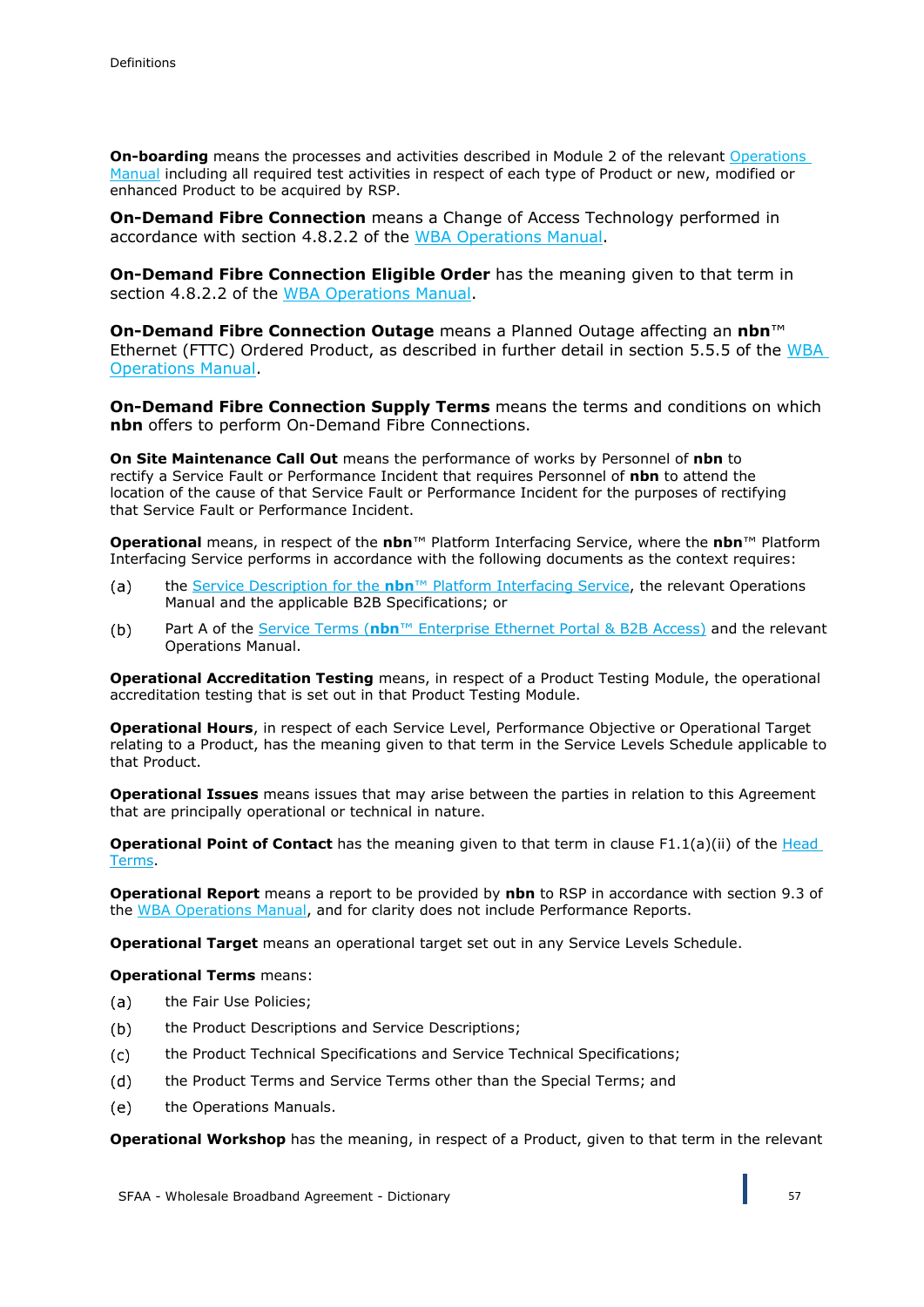**On-boarding** means the processes and activities described in Module 2 of the relevant Operations Manual including all required test activities in respect of each type of Product or new, modified or enhanced Product to be acquired by RSP.

**On-Demand Fibre Connection** means a Change of Access Technology performed in accordance with section 4.8.2.2 of the WBA Operations Manual.

**On-Demand Fibre Connection Eligible Order** has the meaning given to that term in section 4.8.2.2 of the WBA Operations Manual.

**On-Demand Fibre Connection Outage** means a Planned Outage affecting an **nbn**™ Ethernet (FTTC) Ordered Product, as described in further detail in section 5.5.5 of the WBA Operations Manual.

**On-Demand Fibre Connection Supply Terms** means the terms and conditions on which **nbn** offers to perform On-Demand Fibre Connections.

**On Site Maintenance Call Out** means the performance of works by Personnel of **nbn** to rectify a Service Fault or Performance Incident that requires Personnel of **nbn** to attend the location of the cause of that Service Fault or Performance Incident for the purposes of rectifying that Service Fault or Performance Incident.

**Operational** means, in respect of the **nbn**™ Platform Interfacing Service, where the **nbn**™ Platform Interfacing Service performs in accordance with the following documents as the context requires:

(a) the Service Description for the **nbn**™ Platform Interfacing Service, the relevant Operations Manual and the applicable B2B Specifications; or

(b) Part A of the Service Terms (**nbn**™ Enterprise Ethernet Portal & B2B Access) and the relevant Operations Manual.

**Operational Accreditation Testing** means, in respect of a Product Testing Module, the operational accreditation testing that is set out in that Product Testing Module.

**Operational Hours**, in respect of each Service Level, Performance Objective or Operational Target relating to a Product, has the meaning given to that term in the Service Levels Schedule applicable to that Product.

**Operational Issues** means issues that may arise between the parties in relation to this Agreement that are principally operational or technical in nature.

**Operational Point of Contact** has the meaning given to that term in clause F1.1(a)(ii) of the Head Terms.

**Operational Report** means a report to be provided by **nbn** to RSP in accordance with section 9.3 of the WBA Operations Manual, and for clarity does not include Performance Reports.

**Operational Target** means an operational target set out in any Service Levels Schedule.

**Operational Terms** means:

(a) the Fair Use Policies;

(b) the Product Descriptions and Service Descriptions;

(c) the Product Technical Specifications and Service Technical Specifications;

(d) the Product Terms and Service Terms other than the Special Terms; and

(e) the Operations Manuals.

**Operational Workshop** has the meaning, in respect of a Product, given to that term in the relevant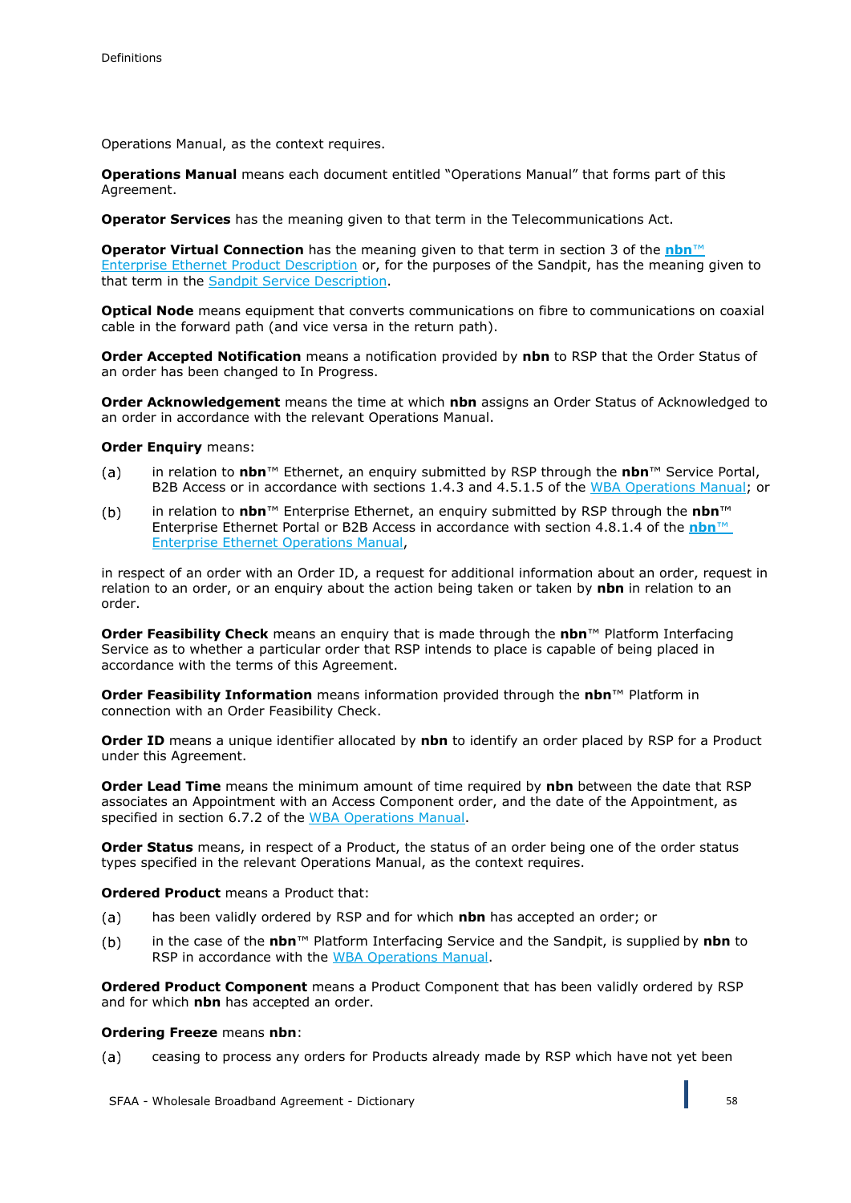Operations Manual, as the context requires.

**Operations Manual** means each document entitled "Operations Manual" that forms part of this Agreement.

**Operator Services** has the meaning given to that term in the Telecommunications Act.

**Operator Virtual Connection** has the meaning given to that term in section 3 of the **nbn**™ Enterprise Ethernet Product Description or, for the purposes of the Sandpit, has the meaning given to that term in the Sandpit Service Description.

**Optical Node** means equipment that converts communications on fibre to communications on coaxial cable in the forward path (and vice versa in the return path).

**Order Accepted Notification** means a notification provided by **nbn** to RSP that the Order Status of an order has been changed to In Progress.

**Order Acknowledgement** means the time at which **nbn** assigns an Order Status of Acknowledged to an order in accordance with the relevant Operations Manual.

**Order Enquiry** means:

(a) in relation to **nbn**™ Ethernet, an enquiry submitted by RSP through the **nbn**™ Service Portal, B2B Access or in accordance with sections 1.4.3 and 4.5.1.5 of the WBA Operations Manual; or

(b) in relation to **nbn**™ Enterprise Ethernet, an enquiry submitted by RSP through the **nbn**™ Enterprise Ethernet Portal or B2B Access in accordance with section 4.8.1.4 of the **nbn**™ Enterprise Ethernet Operations Manual,

in respect of an order with an Order ID, a request for additional information about an order, request in relation to an order, or an enquiry about the action being taken or taken by **nbn** in relation to an order.

**Order Feasibility Check** means an enquiry that is made through the **nbn**™ Platform Interfacing Service as to whether a particular order that RSP intends to place is capable of being placed in accordance with the terms of this Agreement.

**Order Feasibility Information** means information provided through the **nbn**™ Platform in connection with an Order Feasibility Check.

**Order ID** means a unique identifier allocated by **nbn** to identify an order placed by RSP for a Product under this Agreement.

**Order Lead Time** means the minimum amount of time required by **nbn** between the date that RSP associates an Appointment with an Access Component order, and the date of the Appointment, as specified in section 6.7.2 of the WBA Operations Manual.

**Order Status** means, in respect of a Product, the status of an order being one of the order status types specified in the relevant Operations Manual, as the context requires.

**Ordered Product** means a Product that:

(a) has been validly ordered by RSP and for which **nbn** has accepted an order; or

(b) in the case of the **nbn**™ Platform Interfacing Service and the Sandpit, is supplied by **nbn** to RSP in accordance with the WBA Operations Manual.

**Ordered Product Component** means a Product Component that has been validly ordered by RSP and for which **nbn** has accepted an order.

**Ordering Freeze** means **nbn**:

(a) ceasing to process any orders for Products already made by RSP which have not yet been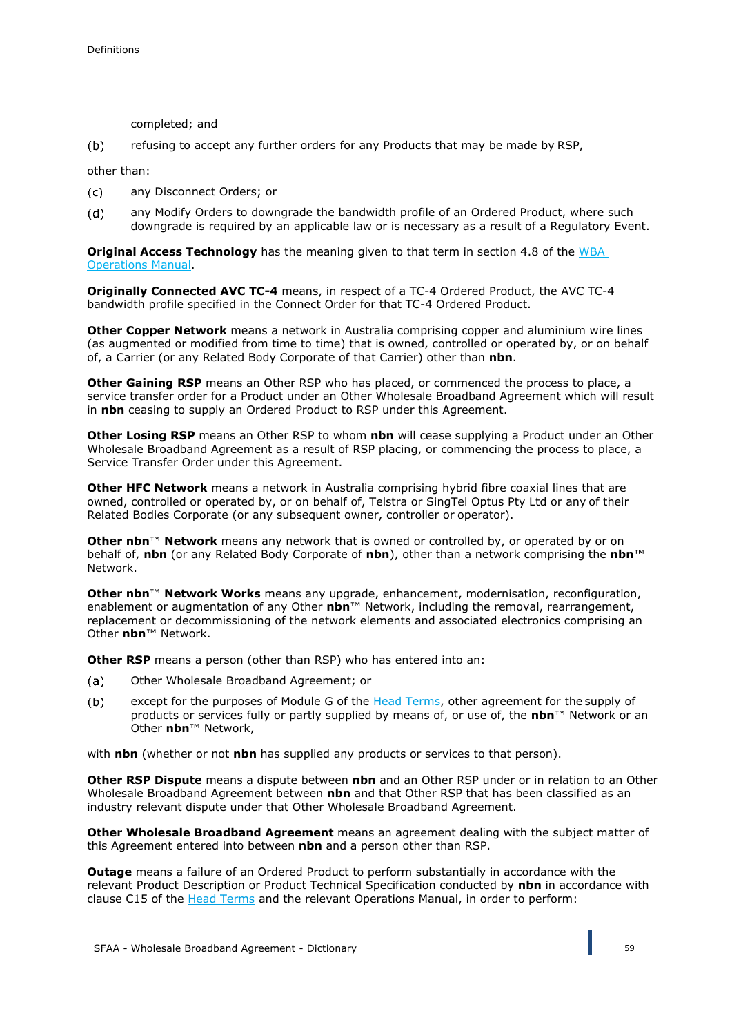completed; and

(b) refusing to accept any further orders for any Products that may be made by RSP,

other than:

(c) any Disconnect Orders; or

(d) any Modify Orders to downgrade the bandwidth profile of an Ordered Product, where such downgrade is required by an applicable law or is necessary as a result of a Regulatory Event.

**Original Access Technology** has the meaning given to that term in section 4.8 of the WBA Operations Manual.

**Originally Connected AVC TC-4** means, in respect of a TC-4 Ordered Product, the AVC TC-4 bandwidth profile specified in the Connect Order for that TC-4 Ordered Product.

**Other Copper Network** means a network in Australia comprising copper and aluminium wire lines (as augmented or modified from time to time) that is owned, controlled or operated by, or on behalf of, a Carrier (or any Related Body Corporate of that Carrier) other than **nbn**.

**Other Gaining RSP** means an Other RSP who has placed, or commenced the process to place, a service transfer order for a Product under an Other Wholesale Broadband Agreement which will result in **nbn** ceasing to supply an Ordered Product to RSP under this Agreement.

**Other Losing RSP** means an Other RSP to whom **nbn** will cease supplying a Product under an Other Wholesale Broadband Agreement as a result of RSP placing, or commencing the process to place, a Service Transfer Order under this Agreement.

**Other HFC Network** means a network in Australia comprising hybrid fibre coaxial lines that are owned, controlled or operated by, or on behalf of, Telstra or SingTel Optus Pty Ltd or any of their Related Bodies Corporate (or any subsequent owner, controller or operator).

**Other nbn™ Network** means any network that is owned or controlled by, or operated by or on behalf of, **nbn** (or any Related Body Corporate of **nbn**), other than a network comprising the **nbn**™ Network.

**Other nbn™ Network Works** means any upgrade, enhancement, modernisation, reconfiguration, enablement or augmentation of any Other **nbn**™ Network, including the removal, rearrangement, replacement or decommissioning of the network elements and associated electronics comprising an Other **nbn**™ Network.

**Other RSP** means a person (other than RSP) who has entered into an:

(a) Other Wholesale Broadband Agreement; or

(b) except for the purposes of Module G of the Head Terms, other agreement for the supply of products or services fully or partly supplied by means of, or use of, the **nbn**™ Network or an Other **nbn**™ Network,

with **nbn** (whether or not **nbn** has supplied any products or services to that person).

**Other RSP Dispute** means a dispute between **nbn** and an Other RSP under or in relation to an Other Wholesale Broadband Agreement between **nbn** and that Other RSP that has been classified as an industry relevant dispute under that Other Wholesale Broadband Agreement.

**Other Wholesale Broadband Agreement** means an agreement dealing with the subject matter of this Agreement entered into between **nbn** and a person other than RSP.

**Outage** means a failure of an Ordered Product to perform substantially in accordance with the relevant Product Description or Product Technical Specification conducted by **nbn** in accordance with clause C15 of the Head Terms and the relevant Operations Manual, in order to perform: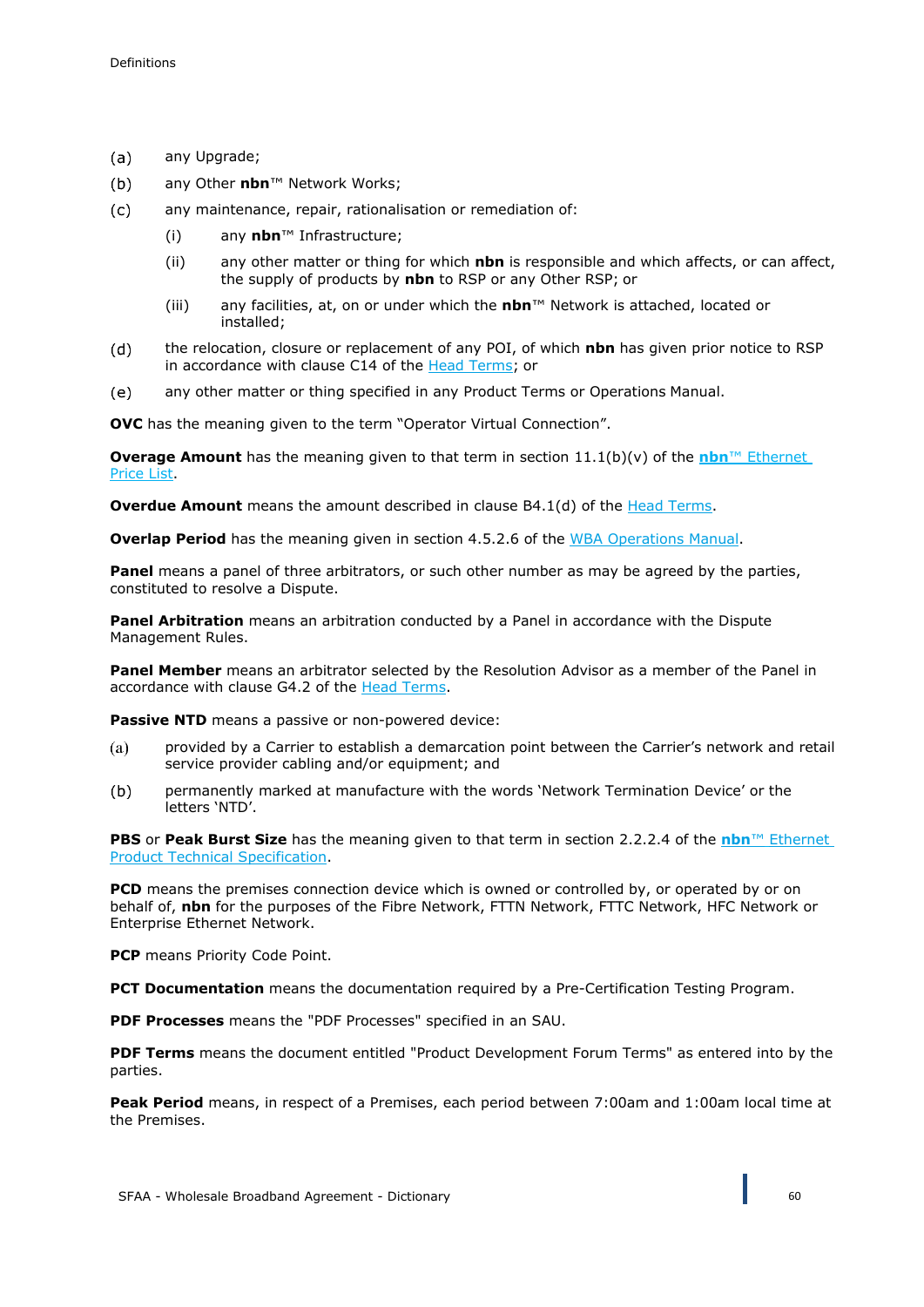(a) any Upgrade;

(b) any Other **nbn**™ Network Works;

(c) any maintenance, repair, rationalisation or remediation of:

   (i) any **nbn**™ Infrastructure;

   (ii) any other matter or thing for which **nbn** is responsible and which affects, or can affect, the supply of products by **nbn** to RSP or any Other RSP; or

   (iii) any facilities, at, on or under which the **nbn**™ Network is attached, located or installed;

(d) the relocation, closure or replacement of any POI, of which **nbn** has given prior notice to RSP in accordance with clause C14 of the Head Terms; or

(e) any other matter or thing specified in any Product Terms or Operations Manual.

**OVC** has the meaning given to the term "Operator Virtual Connection".

**Overage Amount** has the meaning given to that term in section 11.1(b)(v) of the **nbn**™ Ethernet Price List.

**Overdue Amount** means the amount described in clause B4.1(d) of the Head Terms.

**Overlap Period** has the meaning given in section 4.5.2.6 of the WBA Operations Manual.

**Panel** means a panel of three arbitrators, or such other number as may be agreed by the parties, constituted to resolve a Dispute.

**Panel Arbitration** means an arbitration conducted by a Panel in accordance with the Dispute Management Rules.

**Panel Member** means an arbitrator selected by the Resolution Advisor as a member of the Panel in accordance with clause G4.2 of the Head Terms.

**Passive NTD** means a passive or non-powered device:

(a) provided by a Carrier to establish a demarcation point between the Carrier's network and retail service provider cabling and/or equipment; and

(b) permanently marked at manufacture with the words 'Network Termination Device' or the letters 'NTD'.

**PBS** or **Peak Burst Size** has the meaning given to that term in section 2.2.2.4 of the **nbn**™ Ethernet Product Technical Specification.

**PCD** means the premises connection device which is owned or controlled by, or operated by or on behalf of, **nbn** for the purposes of the Fibre Network, FTTN Network, FTTC Network, HFC Network or Enterprise Ethernet Network.

**PCP** means Priority Code Point.

**PCT Documentation** means the documentation required by a Pre-Certification Testing Program.

**PDF Processes** means the "PDF Processes" specified in an SAU.

**PDF Terms** means the document entitled "Product Development Forum Terms" as entered into by the parties.

**Peak Period** means, in respect of a Premises, each period between 7:00am and 1:00am local time at the Premises.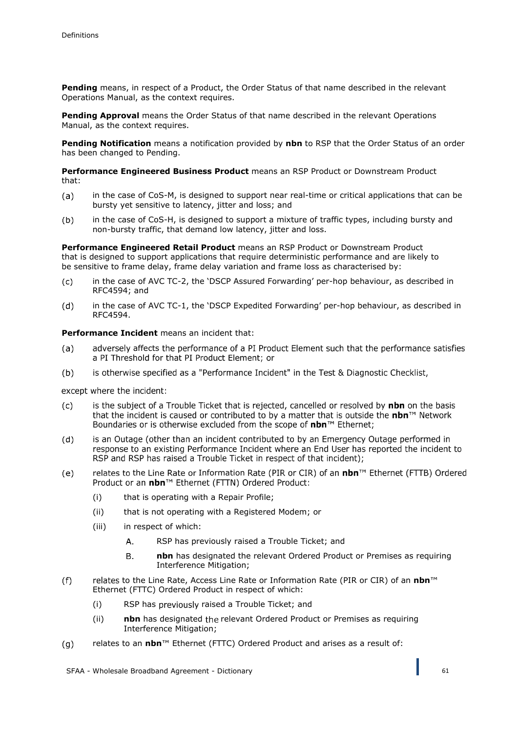**Pending** means, in respect of a Product, the Order Status of that name described in the relevant Operations Manual, as the context requires.

**Pending Approval** means the Order Status of that name described in the relevant Operations Manual, as the context requires.

**Pending Notification** means a notification provided by **nbn** to RSP that the Order Status of an order has been changed to Pending.

**Performance Engineered Business Product** means an RSP Product or Downstream Product that:

(a) in the case of CoS-M, is designed to support near real-time or critical applications that can be bursty yet sensitive to latency, jitter and loss; and

(b) in the case of CoS-H, is designed to support a mixture of traffic types, including bursty and non-bursty traffic, that demand low latency, jitter and loss.

**Performance Engineered Retail Product** means an RSP Product or Downstream Product that is designed to support applications that require deterministic performance and are likely to be sensitive to frame delay, frame delay variation and frame loss as characterised by:

(c) in the case of AVC TC-2, the 'DSCP Assured Forwarding' per-hop behaviour, as described in RFC4594; and

(d) in the case of AVC TC-1, the 'DSCP Expedited Forwarding' per-hop behaviour, as described in RFC4594.

**Performance Incident** means an incident that:

(a) adversely affects the performance of a PI Product Element such that the performance satisfies a PI Threshold for that PI Product Element; or

(b) is otherwise specified as a "Performance Incident" in the Test & Diagnostic Checklist,

except where the incident:

(c) is the subject of a Trouble Ticket that is rejected, cancelled or resolved by **nbn** on the basis that the incident is caused or contributed to by a matter that is outside the **nbn**™ Network Boundaries or is otherwise excluded from the scope of **nbn**™ Ethernet;

(d) is an Outage (other than an incident contributed to by an Emergency Outage performed in response to an existing Performance Incident where an End User has reported the incident to RSP and RSP has raised a Trouble Ticket in respect of that incident);

(e) relates to the Line Rate or Information Rate (PIR or CIR) of an **nbn**™ Ethernet (FTTB) Ordered Product or an **nbn**™ Ethernet (FTTN) Ordered Product:

  (i) that is operating with a Repair Profile;

  (ii) that is not operating with a Registered Modem; or

  (iii) in respect of which:

    A. RSP has previously raised a Trouble Ticket; and

    B. **nbn** has designated the relevant Ordered Product or Premises as requiring Interference Mitigation;

(f) relates to the Line Rate, Access Line Rate or Information Rate (PIR or CIR) of an **nbn**™ Ethernet (FTTC) Ordered Product in respect of which:

  (i) RSP has previously raised a Trouble Ticket; and

  (ii) **nbn** has designated the relevant Ordered Product or Premises as requiring Interference Mitigation;

(g) relates to an **nbn**™ Ethernet (FTTC) Ordered Product and arises as a result of: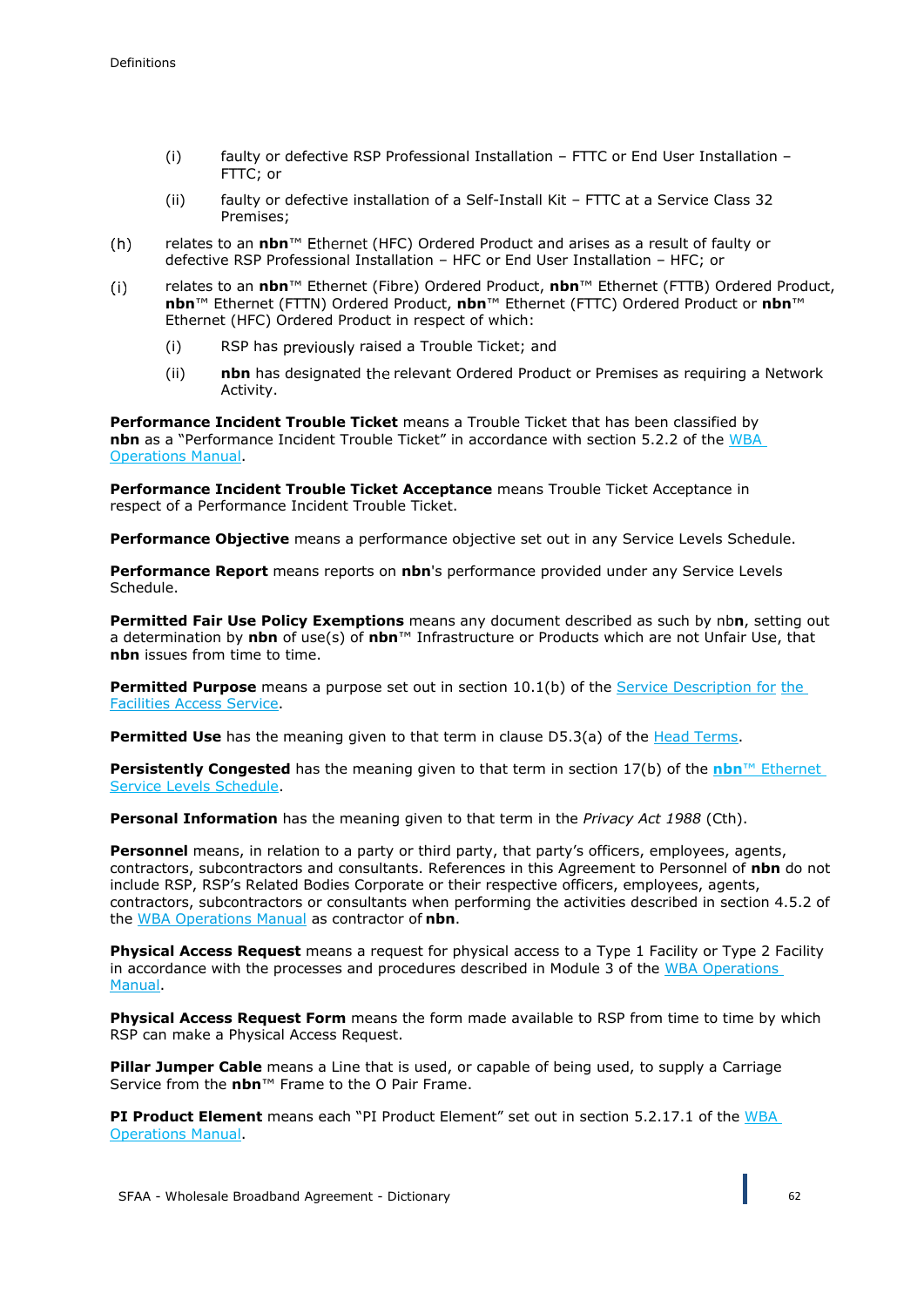(i) faulty or defective RSP Professional Installation – FTTC or End User Installation – FTTC; or

(ii) faulty or defective installation of a Self-Install Kit – FTTC at a Service Class 32 Premises;

(h) relates to an **nbn**™ Ethernet (HFC) Ordered Product and arises as a result of faulty or defective RSP Professional Installation – HFC or End User Installation – HFC; or

(i) relates to an **nbn**™ Ethernet (Fibre) Ordered Product, **nbn**™ Ethernet (FTTB) Ordered Product, **nbn**™ Ethernet (FTTN) Ordered Product, **nbn**™ Ethernet (FTTC) Ordered Product or **nbn**™ Ethernet (HFC) Ordered Product in respect of which:

(i) RSP has previously raised a Trouble Ticket; and

(ii) **nbn** has designated the relevant Ordered Product or Premises as requiring a Network Activity.

**Performance Incident Trouble Ticket** means a Trouble Ticket that has been classified by **nbn** as a "Performance Incident Trouble Ticket" in accordance with section 5.2.2 of the WBA Operations Manual.

**Performance Incident Trouble Ticket Acceptance** means Trouble Ticket Acceptance in respect of a Performance Incident Trouble Ticket.

**Performance Objective** means a performance objective set out in any Service Levels Schedule.

**Performance Report** means reports on **nbn**'s performance provided under any Service Levels Schedule.

**Permitted Fair Use Policy Exemptions** means any document described as such by nb**n**, setting out a determination by **nbn** of use(s) of **nbn**™ Infrastructure or Products which are not Unfair Use, that **nbn** issues from time to time.

**Permitted Purpose** means a purpose set out in section 10.1(b) of the Service Description for the Facilities Access Service.

**Permitted Use** has the meaning given to that term in clause D5.3(a) of the Head Terms.

**Persistently Congested** has the meaning given to that term in section 17(b) of the **nbn**™ Ethernet Service Levels Schedule.

**Personal Information** has the meaning given to that term in the *Privacy Act 1988* (Cth).

**Personnel** means, in relation to a party or third party, that party's officers, employees, agents, contractors, subcontractors and consultants. References in this Agreement to Personnel of **nbn** do not include RSP, RSP's Related Bodies Corporate or their respective officers, employees, agents, contractors, subcontractors or consultants when performing the activities described in section 4.5.2 of the WBA Operations Manual as contractor of **nbn**.

**Physical Access Request** means a request for physical access to a Type 1 Facility or Type 2 Facility in accordance with the processes and procedures described in Module 3 of the WBA Operations Manual.

**Physical Access Request Form** means the form made available to RSP from time to time by which RSP can make a Physical Access Request.

**Pillar Jumper Cable** means a Line that is used, or capable of being used, to supply a Carriage Service from the **nbn**™ Frame to the O Pair Frame.

**PI Product Element** means each "PI Product Element" set out in section 5.2.17.1 of the WBA Operations Manual.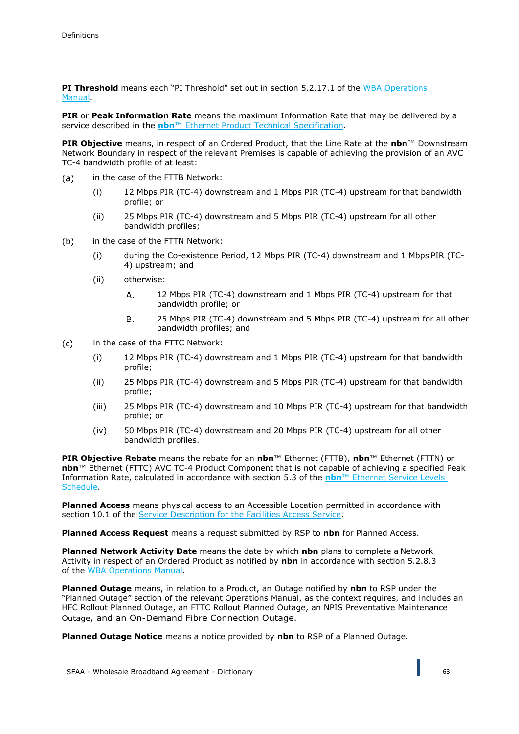**PI Threshold** means each "PI Threshold" set out in section 5.2.17.1 of the WBA Operations Manual.

**PIR** or **Peak Information Rate** means the maximum Information Rate that may be delivered by a service described in the **nbn**™ Ethernet Product Technical Specification.

**PIR Objective** means, in respect of an Ordered Product, that the Line Rate at the **nbn**™ Downstream Network Boundary in respect of the relevant Premises is capable of achieving the provision of an AVC TC-4 bandwidth profile of at least:

(a) in the case of the FTTB Network:

   (i) 12 Mbps PIR (TC-4) downstream and 1 Mbps PIR (TC-4) upstream for that bandwidth profile; or

   (ii) 25 Mbps PIR (TC-4) downstream and 5 Mbps PIR (TC-4) upstream for all other bandwidth profiles;

(b) in the case of the FTTN Network:

   (i) during the Co-existence Period, 12 Mbps PIR (TC-4) downstream and 1 Mbps PIR (TC-4) upstream; and

   (ii) otherwise:

      A. 12 Mbps PIR (TC-4) downstream and 1 Mbps PIR (TC-4) upstream for that bandwidth profile; or

      B. 25 Mbps PIR (TC-4) downstream and 5 Mbps PIR (TC-4) upstream for all other bandwidth profiles; and

(c) in the case of the FTTC Network:

   (i) 12 Mbps PIR (TC-4) downstream and 1 Mbps PIR (TC-4) upstream for that bandwidth profile;

   (ii) 25 Mbps PIR (TC-4) downstream and 5 Mbps PIR (TC-4) upstream for that bandwidth profile;

   (iii) 25 Mbps PIR (TC-4) downstream and 10 Mbps PIR (TC-4) upstream for that bandwidth profile; or

   (iv) 50 Mbps PIR (TC-4) downstream and 20 Mbps PIR (TC-4) upstream for all other bandwidth profiles.

**PIR Objective Rebate** means the rebate for an **nbn**™ Ethernet (FTTB), **nbn**™ Ethernet (FTTN) or **nbn**™ Ethernet (FTTC) AVC TC-4 Product Component that is not capable of achieving a specified Peak Information Rate, calculated in accordance with section 5.3 of the **nbn**™ Ethernet Service Levels Schedule.

**Planned Access** means physical access to an Accessible Location permitted in accordance with section 10.1 of the Service Description for the Facilities Access Service.

**Planned Access Request** means a request submitted by RSP to **nbn** for Planned Access.

**Planned Network Activity Date** means the date by which **nbn** plans to complete a Network Activity in respect of an Ordered Product as notified by **nbn** in accordance with section 5.2.8.3 of the WBA Operations Manual.

**Planned Outage** means, in relation to a Product, an Outage notified by **nbn** to RSP under the "Planned Outage" section of the relevant Operations Manual, as the context requires, and includes an HFC Rollout Planned Outage, an FTTC Rollout Planned Outage, an NPIS Preventative Maintenance Outage, and an On-Demand Fibre Connection Outage.

**Planned Outage Notice** means a notice provided by **nbn** to RSP of a Planned Outage.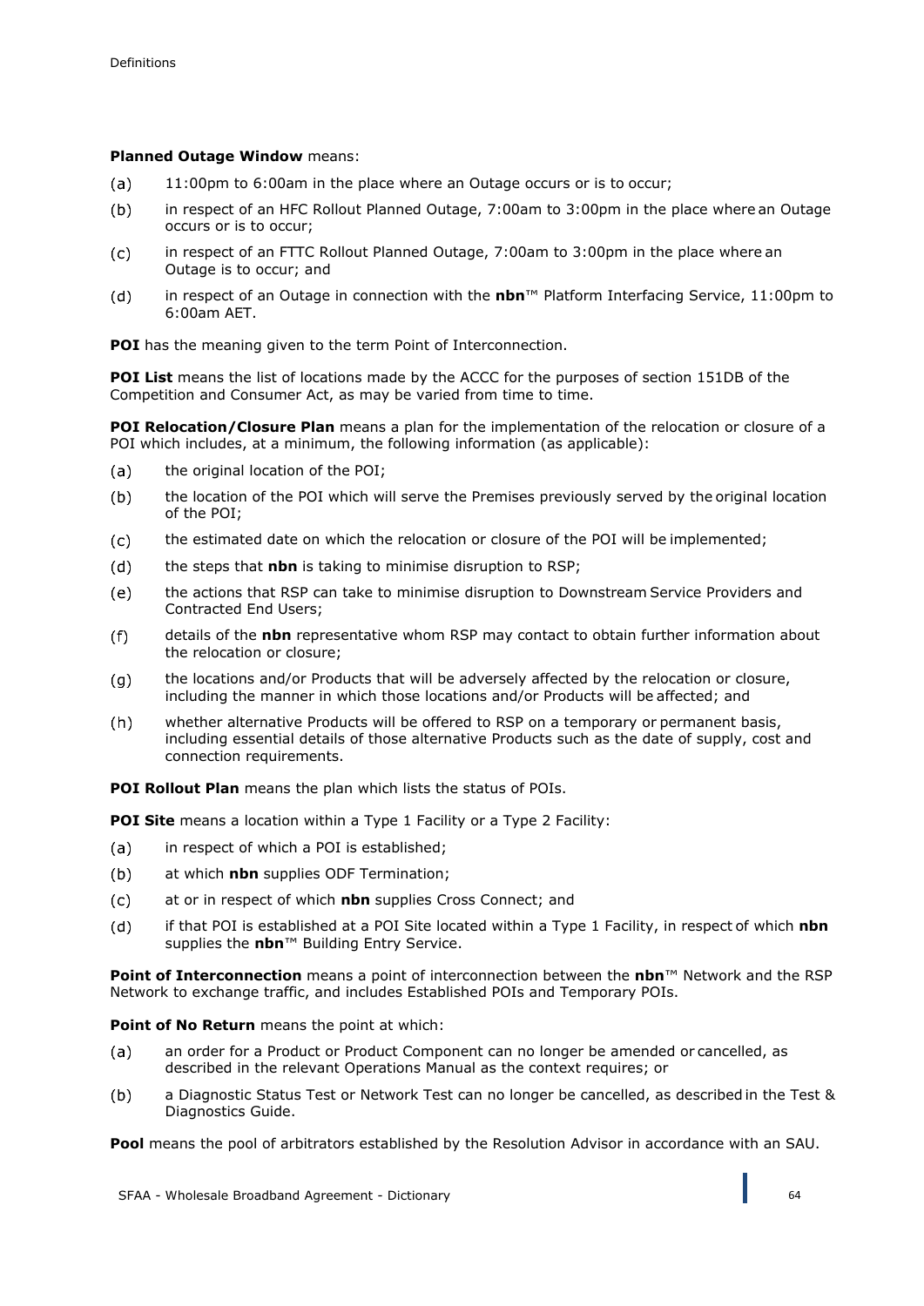**Planned Outage Window** means:

(a) 11:00pm to 6:00am in the place where an Outage occurs or is to occur;

(b) in respect of an HFC Rollout Planned Outage, 7:00am to 3:00pm in the place where an Outage occurs or is to occur;

(c) in respect of an FTTC Rollout Planned Outage, 7:00am to 3:00pm in the place where an Outage is to occur; and

(d) in respect of an Outage in connection with the **nbn**™ Platform Interfacing Service, 11:00pm to 6:00am AET.

**POI** has the meaning given to the term Point of Interconnection.

**POI List** means the list of locations made by the ACCC for the purposes of section 151DB of the Competition and Consumer Act, as may be varied from time to time.

**POI Relocation/Closure Plan** means a plan for the implementation of the relocation or closure of a POI which includes, at a minimum, the following information (as applicable):

(a) the original location of the POI;

(b) the location of the POI which will serve the Premises previously served by the original location of the POI;

(c) the estimated date on which the relocation or closure of the POI will be implemented;

(d) the steps that **nbn** is taking to minimise disruption to RSP;

(e) the actions that RSP can take to minimise disruption to Downstream Service Providers and Contracted End Users;

(f) details of the **nbn** representative whom RSP may contact to obtain further information about the relocation or closure;

(g) the locations and/or Products that will be adversely affected by the relocation or closure, including the manner in which those locations and/or Products will be affected; and

(h) whether alternative Products will be offered to RSP on a temporary or permanent basis, including essential details of those alternative Products such as the date of supply, cost and connection requirements.

**POI Rollout Plan** means the plan which lists the status of POIs.

**POI Site** means a location within a Type 1 Facility or a Type 2 Facility:

(a) in respect of which a POI is established;

(b) at which **nbn** supplies ODF Termination;

(c) at or in respect of which **nbn** supplies Cross Connect; and

(d) if that POI is established at a POI Site located within a Type 1 Facility, in respect of which **nbn** supplies the **nbn**™ Building Entry Service.

**Point of Interconnection** means a point of interconnection between the **nbn**™ Network and the RSP Network to exchange traffic, and includes Established POIs and Temporary POIs.

**Point of No Return** means the point at which:

(a) an order for a Product or Product Component can no longer be amended or cancelled, as described in the relevant Operations Manual as the context requires; or

(b) a Diagnostic Status Test or Network Test can no longer be cancelled, as described in the Test & Diagnostics Guide.

**Pool** means the pool of arbitrators established by the Resolution Advisor in accordance with an SAU.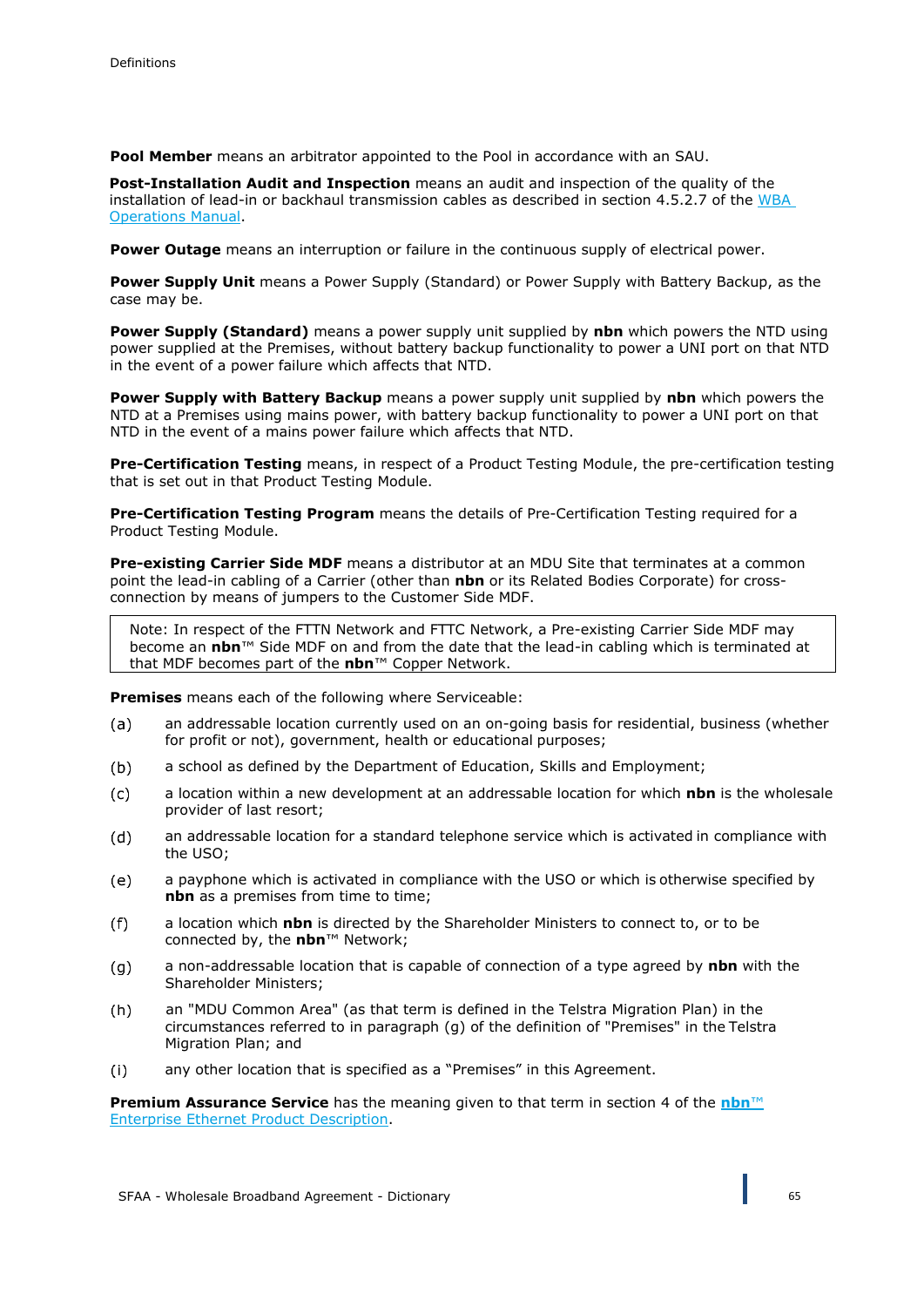**Pool Member** means an arbitrator appointed to the Pool in accordance with an SAU.

**Post-Installation Audit and Inspection** means an audit and inspection of the quality of the installation of lead-in or backhaul transmission cables as described in section 4.5.2.7 of the WBA Operations Manual.

**Power Outage** means an interruption or failure in the continuous supply of electrical power.

**Power Supply Unit** means a Power Supply (Standard) or Power Supply with Battery Backup, as the case may be.

**Power Supply (Standard)** means a power supply unit supplied by **nbn** which powers the NTD using power supplied at the Premises, without battery backup functionality to power a UNI port on that NTD in the event of a power failure which affects that NTD.

**Power Supply with Battery Backup** means a power supply unit supplied by **nbn** which powers the NTD at a Premises using mains power, with battery backup functionality to power a UNI port on that NTD in the event of a mains power failure which affects that NTD.

**Pre-Certification Testing** means, in respect of a Product Testing Module, the pre-certification testing that is set out in that Product Testing Module.

**Pre-Certification Testing Program** means the details of Pre-Certification Testing required for a Product Testing Module.

**Pre-existing Carrier Side MDF** means a distributor at an MDU Site that terminates at a common point the lead-in cabling of a Carrier (other than **nbn** or its Related Bodies Corporate) for cross-connection by means of jumpers to the Customer Side MDF.

> Note: In respect of the FTTN Network and FTTC Network, a Pre-existing Carrier Side MDF may become an **nbn**™ Side MDF on and from the date that the lead-in cabling which is terminated at that MDF becomes part of the **nbn**™ Copper Network.

**Premises** means each of the following where Serviceable:

(a) an addressable location currently used on an on-going basis for residential, business (whether for profit or not), government, health or educational purposes;

(b) a school as defined by the Department of Education, Skills and Employment;

(c) a location within a new development at an addressable location for which **nbn** is the wholesale provider of last resort;

(d) an addressable location for a standard telephone service which is activated in compliance with the USO;

(e) a payphone which is activated in compliance with the USO or which is otherwise specified by **nbn** as a premises from time to time;

(f) a location which **nbn** is directed by the Shareholder Ministers to connect to, or to be connected by, the **nbn**™ Network;

(g) a non-addressable location that is capable of connection of a type agreed by **nbn** with the Shareholder Ministers;

(h) an "MDU Common Area" (as that term is defined in the Telstra Migration Plan) in the circumstances referred to in paragraph (g) of the definition of "Premises" in the Telstra Migration Plan; and

(i) any other location that is specified as a "Premises" in this Agreement.

**Premium Assurance Service** has the meaning given to that term in section 4 of the **nbn**™ Enterprise Ethernet Product Description.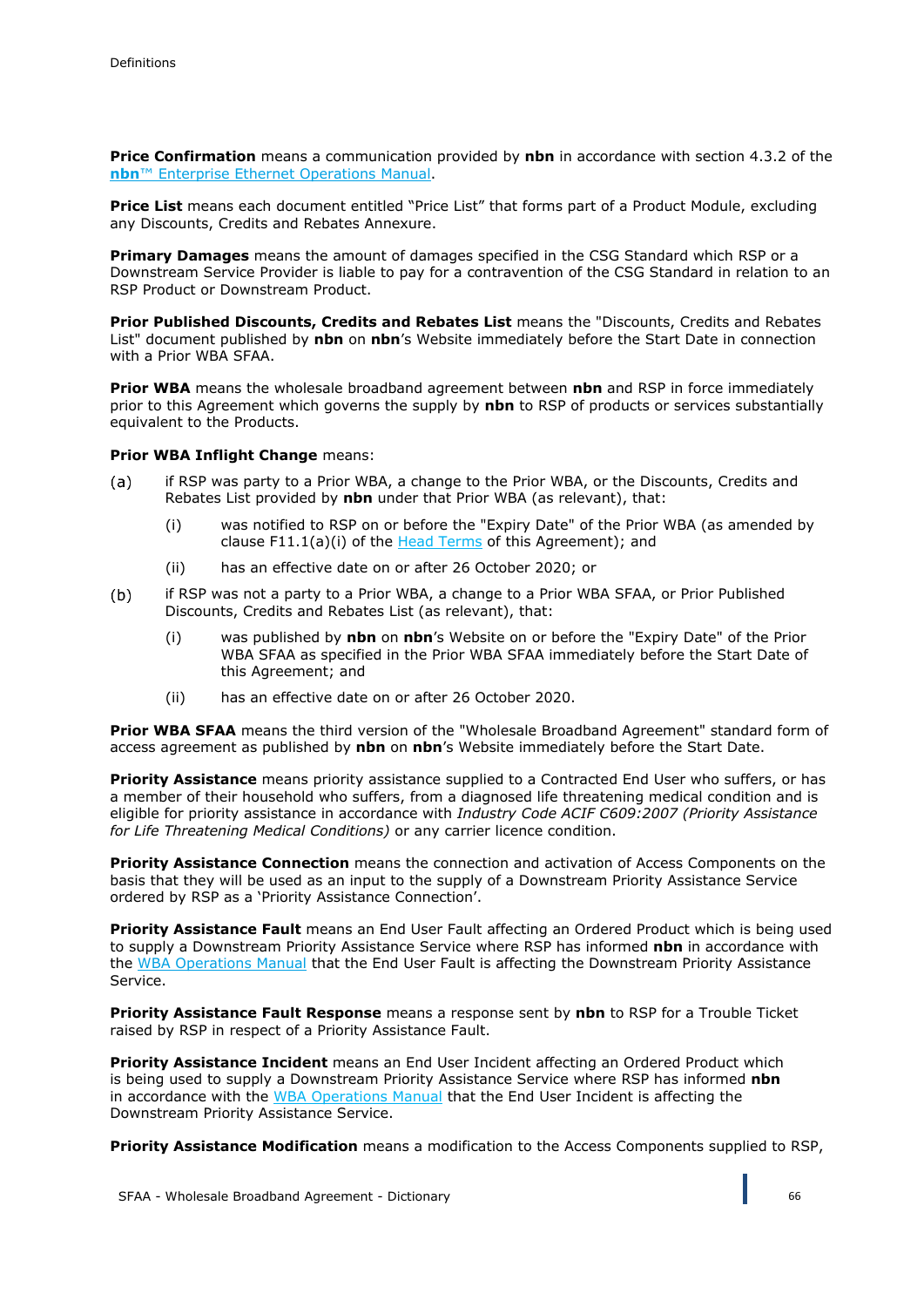**Price Confirmation** means a communication provided by **nbn** in accordance with section 4.3.2 of the **nbn**™ Enterprise Ethernet Operations Manual.

**Price List** means each document entitled "Price List" that forms part of a Product Module, excluding any Discounts, Credits and Rebates Annexure.

**Primary Damages** means the amount of damages specified in the CSG Standard which RSP or a Downstream Service Provider is liable to pay for a contravention of the CSG Standard in relation to an RSP Product or Downstream Product.

**Prior Published Discounts, Credits and Rebates List** means the "Discounts, Credits and Rebates List" document published by **nbn** on **nbn**'s Website immediately before the Start Date in connection with a Prior WBA SFAA.

**Prior WBA** means the wholesale broadband agreement between **nbn** and RSP in force immediately prior to this Agreement which governs the supply by **nbn** to RSP of products or services substantially equivalent to the Products.

**Prior WBA Inflight Change** means:

(a) if RSP was party to a Prior WBA, a change to the Prior WBA, or the Discounts, Credits and Rebates List provided by **nbn** under that Prior WBA (as relevant), that:

  (i) was notified to RSP on or before the "Expiry Date" of the Prior WBA (as amended by clause F11.1(a)(i) of the Head Terms of this Agreement); and

  (ii) has an effective date on or after 26 October 2020; or

(b) if RSP was not a party to a Prior WBA, a change to a Prior WBA SFAA, or Prior Published Discounts, Credits and Rebates List (as relevant), that:

  (i) was published by **nbn** on **nbn**'s Website on or before the "Expiry Date" of the Prior WBA SFAA as specified in the Prior WBA SFAA immediately before the Start Date of this Agreement; and

  (ii) has an effective date on or after 26 October 2020.

**Prior WBA SFAA** means the third version of the "Wholesale Broadband Agreement" standard form of access agreement as published by **nbn** on **nbn**'s Website immediately before the Start Date.

**Priority Assistance** means priority assistance supplied to a Contracted End User who suffers, or has a member of their household who suffers, from a diagnosed life threatening medical condition and is eligible for priority assistance in accordance with *Industry Code ACIF C609:2007 (Priority Assistance for Life Threatening Medical Conditions)* or any carrier licence condition.

**Priority Assistance Connection** means the connection and activation of Access Components on the basis that they will be used as an input to the supply of a Downstream Priority Assistance Service ordered by RSP as a 'Priority Assistance Connection'.

**Priority Assistance Fault** means an End User Fault affecting an Ordered Product which is being used to supply a Downstream Priority Assistance Service where RSP has informed **nbn** in accordance with the WBA Operations Manual that the End User Fault is affecting the Downstream Priority Assistance Service.

**Priority Assistance Fault Response** means a response sent by **nbn** to RSP for a Trouble Ticket raised by RSP in respect of a Priority Assistance Fault.

**Priority Assistance Incident** means an End User Incident affecting an Ordered Product which is being used to supply a Downstream Priority Assistance Service where RSP has informed **nbn** in accordance with the WBA Operations Manual that the End User Incident is affecting the Downstream Priority Assistance Service.

**Priority Assistance Modification** means a modification to the Access Components supplied to RSP,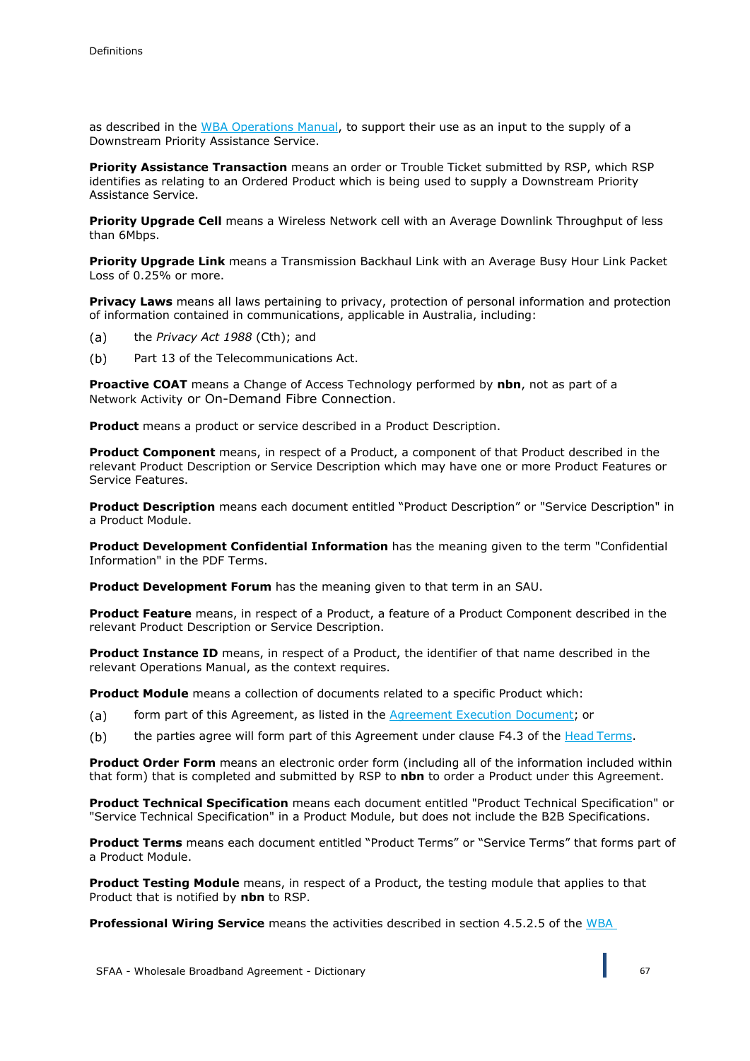as described in the [WBA Operations Manual](), to support their use as an input to the supply of a Downstream Priority Assistance Service.

**Priority Assistance Transaction** means an order or Trouble Ticket submitted by RSP, which RSP identifies as relating to an Ordered Product which is being used to supply a Downstream Priority Assistance Service.

**Priority Upgrade Cell** means a Wireless Network cell with an Average Downlink Throughput of less than 6Mbps.

**Priority Upgrade Link** means a Transmission Backhaul Link with an Average Busy Hour Link Packet Loss of 0.25% or more.

**Privacy Laws** means all laws pertaining to privacy, protection of personal information and protection of information contained in communications, applicable in Australia, including:

(a) the *Privacy Act 1988* (Cth); and

(b) Part 13 of the Telecommunications Act.

**Proactive COAT** means a Change of Access Technology performed by **nbn**, not as part of a Network Activity or On-Demand Fibre Connection.

**Product** means a product or service described in a Product Description.

**Product Component** means, in respect of a Product, a component of that Product described in the relevant Product Description or Service Description which may have one or more Product Features or Service Features.

**Product Description** means each document entitled "Product Description" or "Service Description" in a Product Module.

**Product Development Confidential Information** has the meaning given to the term "Confidential Information" in the PDF Terms.

**Product Development Forum** has the meaning given to that term in an SAU.

**Product Feature** means, in respect of a Product, a feature of a Product Component described in the relevant Product Description or Service Description.

**Product Instance ID** means, in respect of a Product, the identifier of that name described in the relevant Operations Manual, as the context requires.

**Product Module** means a collection of documents related to a specific Product which:

(a) form part of this Agreement, as listed in the [Agreement Execution Document](); or

(b) the parties agree will form part of this Agreement under clause F4.3 of the [Head Terms]().

**Product Order Form** means an electronic order form (including all of the information included within that form) that is completed and submitted by RSP to **nbn** to order a Product under this Agreement.

**Product Technical Specification** means each document entitled "Product Technical Specification" or "Service Technical Specification" in a Product Module, but does not include the B2B Specifications.

**Product Terms** means each document entitled "Product Terms" or "Service Terms" that forms part of a Product Module.

**Product Testing Module** means, in respect of a Product, the testing module that applies to that Product that is notified by **nbn** to RSP.

**Professional Wiring Service** means the activities described in section 4.5.2.5 of the [WBA]()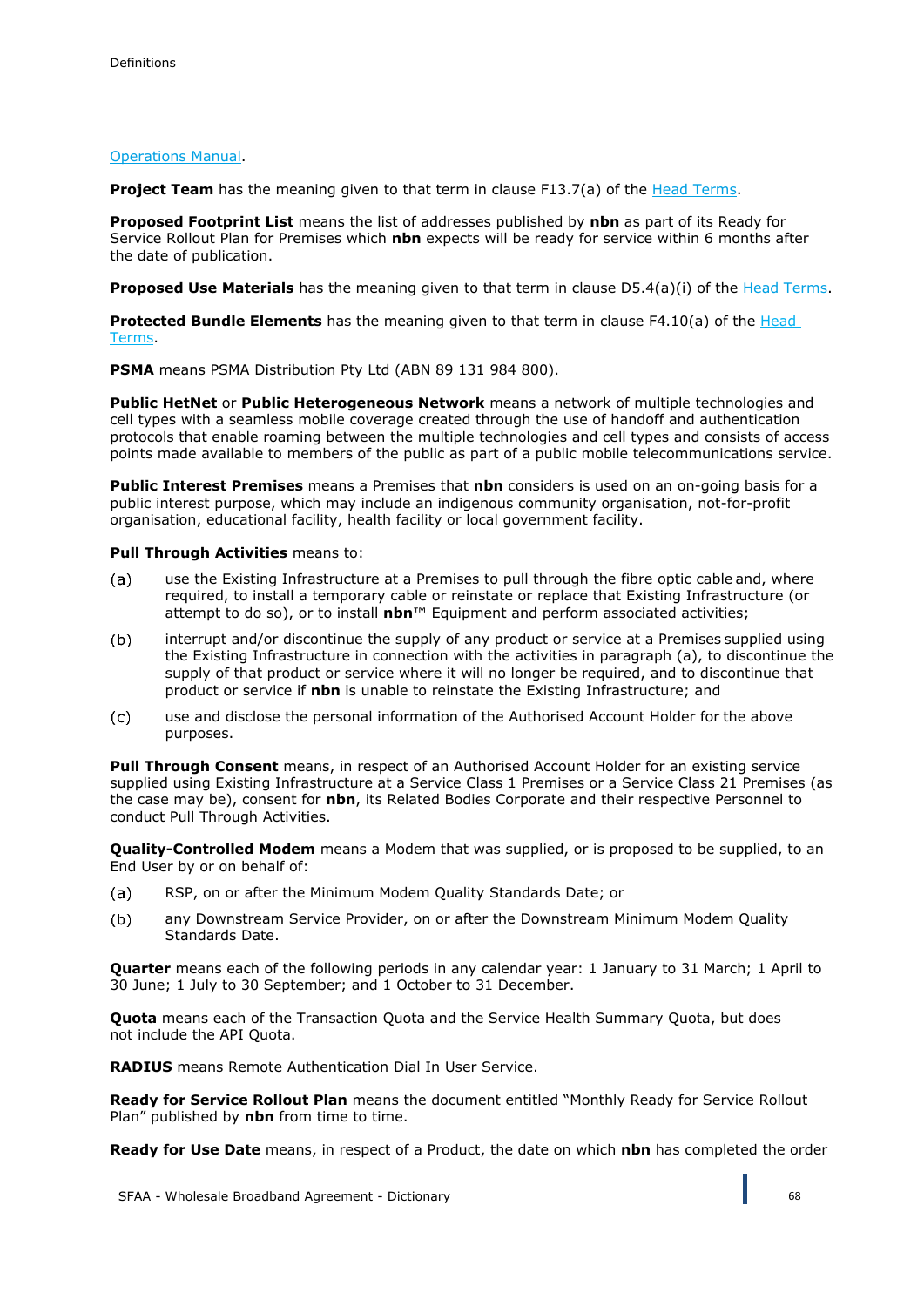Operations Manual.

**Project Team** has the meaning given to that term in clause F13.7(a) of the Head Terms.

**Proposed Footprint List** means the list of addresses published by **nbn** as part of its Ready for Service Rollout Plan for Premises which **nbn** expects will be ready for service within 6 months after the date of publication.

**Proposed Use Materials** has the meaning given to that term in clause D5.4(a)(i) of the Head Terms.

**Protected Bundle Elements** has the meaning given to that term in clause F4.10(a) of the Head Terms.

**PSMA** means PSMA Distribution Pty Ltd (ABN 89 131 984 800).

**Public HetNet** or **Public Heterogeneous Network** means a network of multiple technologies and cell types with a seamless mobile coverage created through the use of handoff and authentication protocols that enable roaming between the multiple technologies and cell types and consists of access points made available to members of the public as part of a public mobile telecommunications service.

**Public Interest Premises** means a Premises that **nbn** considers is used on an on-going basis for a public interest purpose, which may include an indigenous community organisation, not-for-profit organisation, educational facility, health facility or local government facility.

**Pull Through Activities** means to:

(a) use the Existing Infrastructure at a Premises to pull through the fibre optic cable and, where required, to install a temporary cable or reinstate or replace that Existing Infrastructure (or attempt to do so), or to install **nbn**™ Equipment and perform associated activities;

(b) interrupt and/or discontinue the supply of any product or service at a Premises supplied using the Existing Infrastructure in connection with the activities in paragraph (a), to discontinue the supply of that product or service where it will no longer be required, and to discontinue that product or service if **nbn** is unable to reinstate the Existing Infrastructure; and

(c) use and disclose the personal information of the Authorised Account Holder for the above purposes.

**Pull Through Consent** means, in respect of an Authorised Account Holder for an existing service supplied using Existing Infrastructure at a Service Class 1 Premises or a Service Class 21 Premises (as the case may be), consent for **nbn**, its Related Bodies Corporate and their respective Personnel to conduct Pull Through Activities.

**Quality-Controlled Modem** means a Modem that was supplied, or is proposed to be supplied, to an End User by or on behalf of:

(a) RSP, on or after the Minimum Modem Quality Standards Date; or

(b) any Downstream Service Provider, on or after the Downstream Minimum Modem Quality Standards Date.

**Quarter** means each of the following periods in any calendar year: 1 January to 31 March; 1 April to 30 June; 1 July to 30 September; and 1 October to 31 December.

**Quota** means each of the Transaction Quota and the Service Health Summary Quota, but does not include the API Quota.

**RADIUS** means Remote Authentication Dial In User Service.

**Ready for Service Rollout Plan** means the document entitled "Monthly Ready for Service Rollout Plan" published by **nbn** from time to time.

**Ready for Use Date** means, in respect of a Product, the date on which **nbn** has completed the order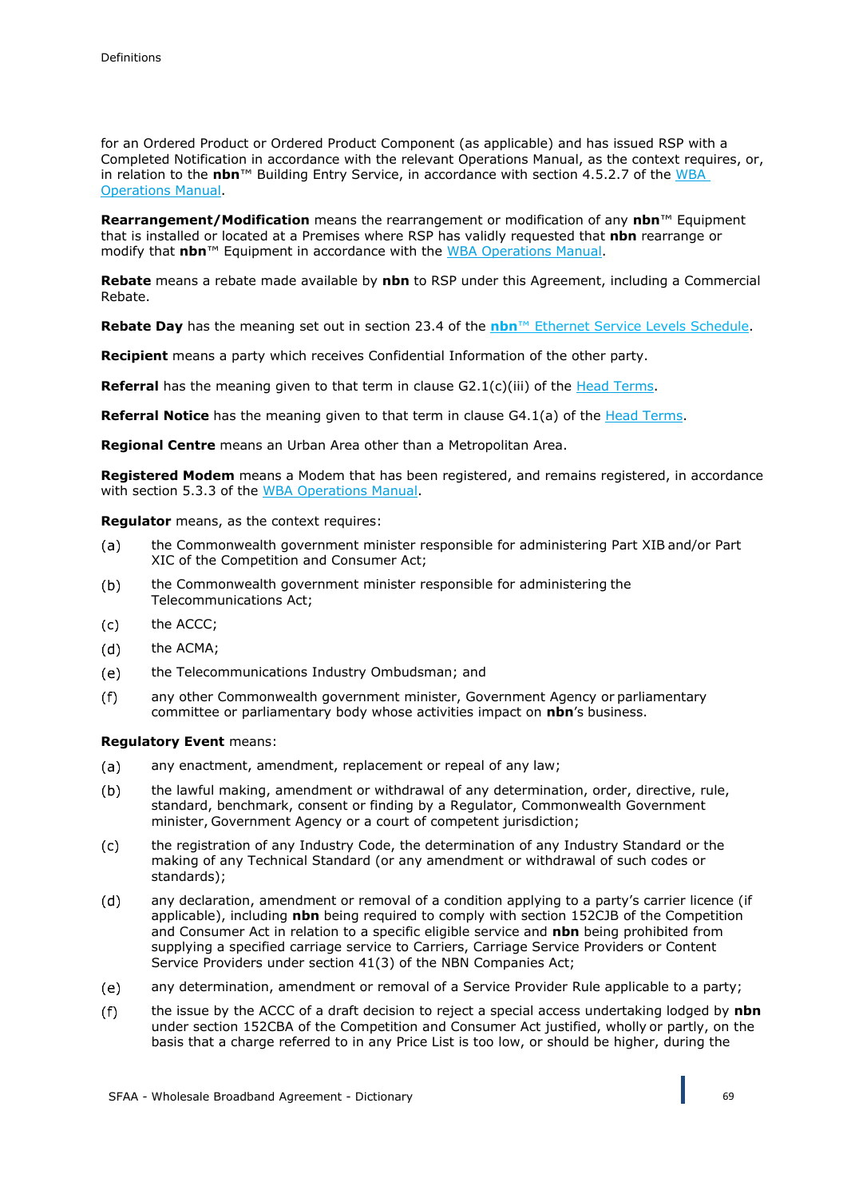for an Ordered Product or Ordered Product Component (as applicable) and has issued RSP with a Completed Notification in accordance with the relevant Operations Manual, as the context requires, or, in relation to the **nbn**™ Building Entry Service, in accordance with section 4.5.2.7 of the WBA Operations Manual.

**Rearrangement/Modification** means the rearrangement or modification of any **nbn**™ Equipment that is installed or located at a Premises where RSP has validly requested that **nbn** rearrange or modify that **nbn**™ Equipment in accordance with the WBA Operations Manual.

**Rebate** means a rebate made available by **nbn** to RSP under this Agreement, including a Commercial Rebate.

**Rebate Day** has the meaning set out in section 23.4 of the **nbn**™ Ethernet Service Levels Schedule.

**Recipient** means a party which receives Confidential Information of the other party.

**Referral** has the meaning given to that term in clause G2.1(c)(iii) of the Head Terms.

**Referral Notice** has the meaning given to that term in clause G4.1(a) of the Head Terms.

**Regional Centre** means an Urban Area other than a Metropolitan Area.

**Registered Modem** means a Modem that has been registered, and remains registered, in accordance with section 5.3.3 of the WBA Operations Manual.

**Regulator** means, as the context requires:

(a) the Commonwealth government minister responsible for administering Part XIB and/or Part XIC of the Competition and Consumer Act;

(b) the Commonwealth government minister responsible for administering the Telecommunications Act;

(c) the ACCC;

(d) the ACMA;

(e) the Telecommunications Industry Ombudsman; and

(f) any other Commonwealth government minister, Government Agency or parliamentary committee or parliamentary body whose activities impact on **nbn**'s business.

**Regulatory Event** means:

(a) any enactment, amendment, replacement or repeal of any law;

(b) the lawful making, amendment or withdrawal of any determination, order, directive, rule, standard, benchmark, consent or finding by a Regulator, Commonwealth Government minister, Government Agency or a court of competent jurisdiction;

(c) the registration of any Industry Code, the determination of any Industry Standard or the making of any Technical Standard (or any amendment or withdrawal of such codes or standards);

(d) any declaration, amendment or removal of a condition applying to a party's carrier licence (if applicable), including **nbn** being required to comply with section 152CJB of the Competition and Consumer Act in relation to a specific eligible service and **nbn** being prohibited from supplying a specified carriage service to Carriers, Carriage Service Providers or Content Service Providers under section 41(3) of the NBN Companies Act;

(e) any determination, amendment or removal of a Service Provider Rule applicable to a party;

(f) the issue by the ACCC of a draft decision to reject a special access undertaking lodged by **nbn** under section 152CBA of the Competition and Consumer Act justified, wholly or partly, on the basis that a charge referred to in any Price List is too low, or should be higher, during the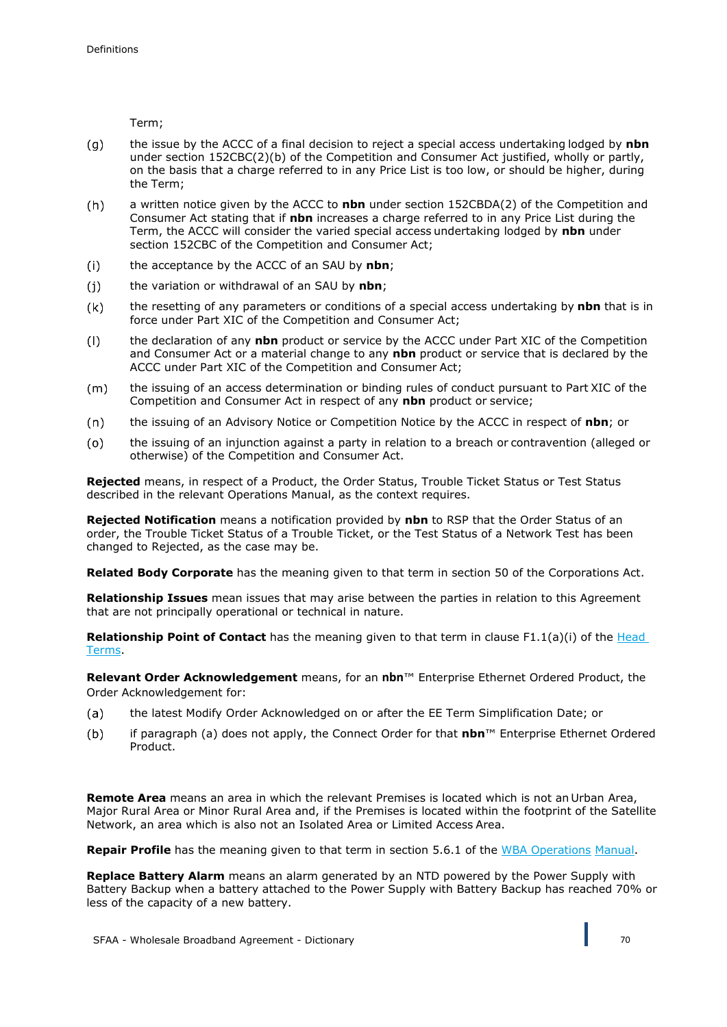Term;

(g) the issue by the ACCC of a final decision to reject a special access undertaking lodged by **nbn** under section 152CBC(2)(b) of the Competition and Consumer Act justified, wholly or partly, on the basis that a charge referred to in any Price List is too low, or should be higher, during the Term;

(h) a written notice given by the ACCC to **nbn** under section 152CBDA(2) of the Competition and Consumer Act stating that if **nbn** increases a charge referred to in any Price List during the Term, the ACCC will consider the varied special access undertaking lodged by **nbn** under section 152CBC of the Competition and Consumer Act;

(i) the acceptance by the ACCC of an SAU by **nbn**;

(j) the variation or withdrawal of an SAU by **nbn**;

(k) the resetting of any parameters or conditions of a special access undertaking by **nbn** that is in force under Part XIC of the Competition and Consumer Act;

(l) the declaration of any **nbn** product or service by the ACCC under Part XIC of the Competition and Consumer Act or a material change to any **nbn** product or service that is declared by the ACCC under Part XIC of the Competition and Consumer Act;

(m) the issuing of an access determination or binding rules of conduct pursuant to Part XIC of the Competition and Consumer Act in respect of any **nbn** product or service;

(n) the issuing of an Advisory Notice or Competition Notice by the ACCC in respect of **nbn**; or

(o) the issuing of an injunction against a party in relation to a breach or contravention (alleged or otherwise) of the Competition and Consumer Act.

**Rejected** means, in respect of a Product, the Order Status, Trouble Ticket Status or Test Status described in the relevant Operations Manual, as the context requires.

**Rejected Notification** means a notification provided by **nbn** to RSP that the Order Status of an order, the Trouble Ticket Status of a Trouble Ticket, or the Test Status of a Network Test has been changed to Rejected, as the case may be.

**Related Body Corporate** has the meaning given to that term in section 50 of the Corporations Act.

**Relationship Issues** mean issues that may arise between the parties in relation to this Agreement that are not principally operational or technical in nature.

**Relationship Point of Contact** has the meaning given to that term in clause F1.1(a)(i) of the Head Terms.

**Relevant Order Acknowledgement** means, for an **nbn**™ Enterprise Ethernet Ordered Product, the Order Acknowledgement for:

(a) the latest Modify Order Acknowledged on or after the EE Term Simplification Date; or

(b) if paragraph (a) does not apply, the Connect Order for that **nbn**™ Enterprise Ethernet Ordered Product.

**Remote Area** means an area in which the relevant Premises is located which is not an Urban Area, Major Rural Area or Minor Rural Area and, if the Premises is located within the footprint of the Satellite Network, an area which is also not an Isolated Area or Limited Access Area.

**Repair Profile** has the meaning given to that term in section 5.6.1 of the WBA Operations Manual.

**Replace Battery Alarm** means an alarm generated by an NTD powered by the Power Supply with Battery Backup when a battery attached to the Power Supply with Battery Backup has reached 70% or less of the capacity of a new battery.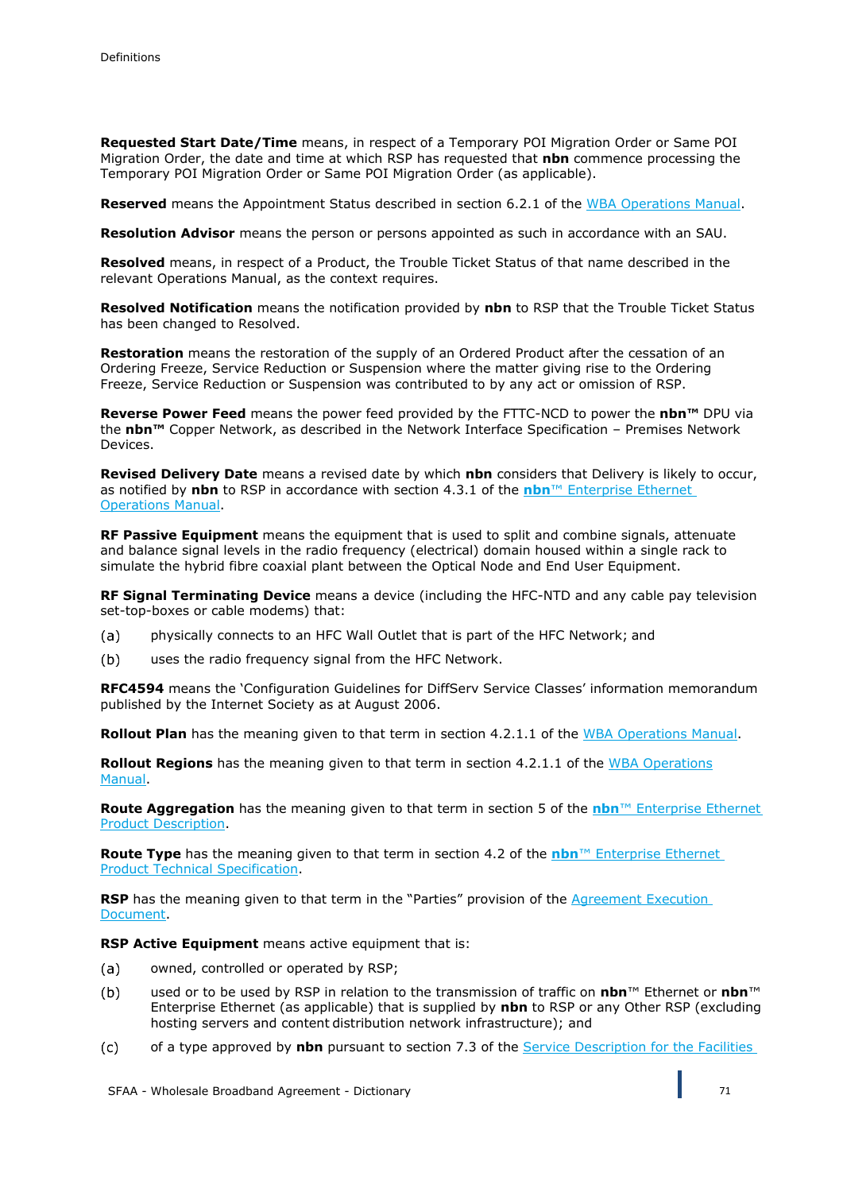**Requested Start Date/Time** means, in respect of a Temporary POI Migration Order or Same POI Migration Order, the date and time at which RSP has requested that **nbn** commence processing the Temporary POI Migration Order or Same POI Migration Order (as applicable).

**Reserved** means the Appointment Status described in section 6.2.1 of the WBA Operations Manual.

**Resolution Advisor** means the person or persons appointed as such in accordance with an SAU.

**Resolved** means, in respect of a Product, the Trouble Ticket Status of that name described in the relevant Operations Manual, as the context requires.

**Resolved Notification** means the notification provided by **nbn** to RSP that the Trouble Ticket Status has been changed to Resolved.

**Restoration** means the restoration of the supply of an Ordered Product after the cessation of an Ordering Freeze, Service Reduction or Suspension where the matter giving rise to the Ordering Freeze, Service Reduction or Suspension was contributed to by any act or omission of RSP.

**Reverse Power Feed** means the power feed provided by the FTTC-NCD to power the **nbn™** DPU via the **nbn™** Copper Network, as described in the Network Interface Specification – Premises Network Devices.

**Revised Delivery Date** means a revised date by which **nbn** considers that Delivery is likely to occur, as notified by **nbn** to RSP in accordance with section 4.3.1 of the **nbn**™ Enterprise Ethernet Operations Manual.

**RF Passive Equipment** means the equipment that is used to split and combine signals, attenuate and balance signal levels in the radio frequency (electrical) domain housed within a single rack to simulate the hybrid fibre coaxial plant between the Optical Node and End User Equipment.

**RF Signal Terminating Device** means a device (including the HFC-NTD and any cable pay television set-top-boxes or cable modems) that:

(a) physically connects to an HFC Wall Outlet that is part of the HFC Network; and

(b) uses the radio frequency signal from the HFC Network.

**RFC4594** means the 'Configuration Guidelines for DiffServ Service Classes' information memorandum published by the Internet Society as at August 2006.

**Rollout Plan** has the meaning given to that term in section 4.2.1.1 of the WBA Operations Manual.

**Rollout Regions** has the meaning given to that term in section 4.2.1.1 of the WBA Operations Manual.

**Route Aggregation** has the meaning given to that term in section 5 of the **nbn**™ Enterprise Ethernet Product Description.

**Route Type** has the meaning given to that term in section 4.2 of the **nbn**™ Enterprise Ethernet Product Technical Specification.

**RSP** has the meaning given to that term in the "Parties" provision of the Agreement Execution Document.

**RSP Active Equipment** means active equipment that is:

(a) owned, controlled or operated by RSP;

(b) used or to be used by RSP in relation to the transmission of traffic on **nbn**™ Ethernet or **nbn**™ Enterprise Ethernet (as applicable) that is supplied by **nbn** to RSP or any Other RSP (excluding hosting servers and content distribution network infrastructure); and

(c) of a type approved by **nbn** pursuant to section 7.3 of the Service Description for the Facilities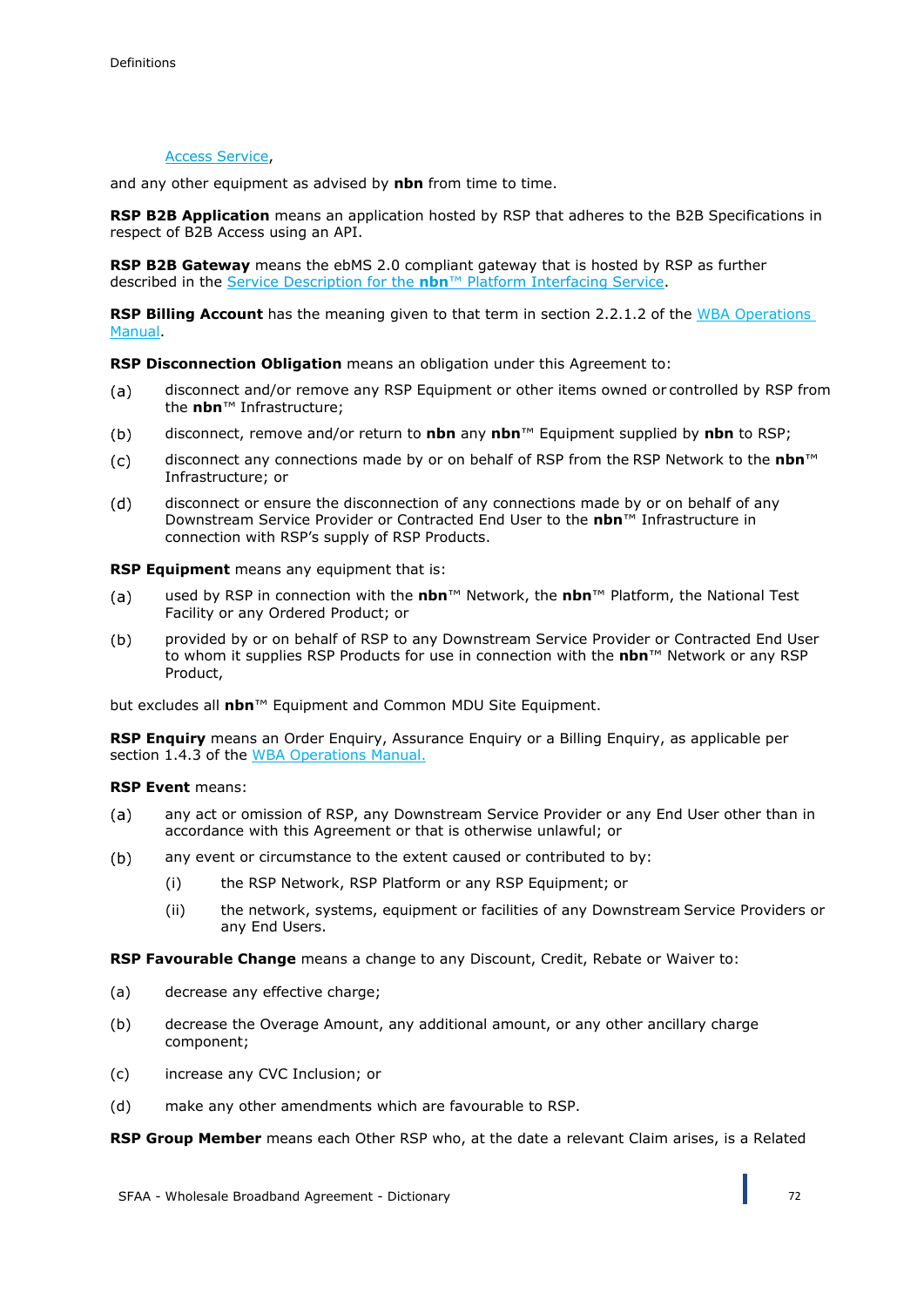Access Service,

and any other equipment as advised by **nbn** from time to time.

**RSP B2B Application** means an application hosted by RSP that adheres to the B2B Specifications in respect of B2B Access using an API.

**RSP B2B Gateway** means the ebMS 2.0 compliant gateway that is hosted by RSP as further described in the Service Description for the **nbn**™ Platform Interfacing Service.

**RSP Billing Account** has the meaning given to that term in section 2.2.1.2 of the WBA Operations Manual.

**RSP Disconnection Obligation** means an obligation under this Agreement to:

(a) disconnect and/or remove any RSP Equipment or other items owned or controlled by RSP from the **nbn**™ Infrastructure;

(b) disconnect, remove and/or return to **nbn** any **nbn**™ Equipment supplied by **nbn** to RSP;

(c) disconnect any connections made by or on behalf of RSP from the RSP Network to the **nbn**™ Infrastructure; or

(d) disconnect or ensure the disconnection of any connections made by or on behalf of any Downstream Service Provider or Contracted End User to the **nbn**™ Infrastructure in connection with RSP's supply of RSP Products.

**RSP Equipment** means any equipment that is:

(a) used by RSP in connection with the **nbn**™ Network, the **nbn**™ Platform, the National Test Facility or any Ordered Product; or

(b) provided by or on behalf of RSP to any Downstream Service Provider or Contracted End User to whom it supplies RSP Products for use in connection with the **nbn**™ Network or any RSP Product,

but excludes all **nbn**™ Equipment and Common MDU Site Equipment.

**RSP Enquiry** means an Order Enquiry, Assurance Enquiry or a Billing Enquiry, as applicable per section 1.4.3 of the WBA Operations Manual.

**RSP Event** means:

(a) any act or omission of RSP, any Downstream Service Provider or any End User other than in accordance with this Agreement or that is otherwise unlawful; or

(b) any event or circumstance to the extent caused or contributed to by:

    (i) the RSP Network, RSP Platform or any RSP Equipment; or

    (ii) the network, systems, equipment or facilities of any Downstream Service Providers or any End Users.

**RSP Favourable Change** means a change to any Discount, Credit, Rebate or Waiver to:

(a) decrease any effective charge;

(b) decrease the Overage Amount, any additional amount, or any other ancillary charge component;

(c) increase any CVC Inclusion; or

(d) make any other amendments which are favourable to RSP.

**RSP Group Member** means each Other RSP who, at the date a relevant Claim arises, is a Related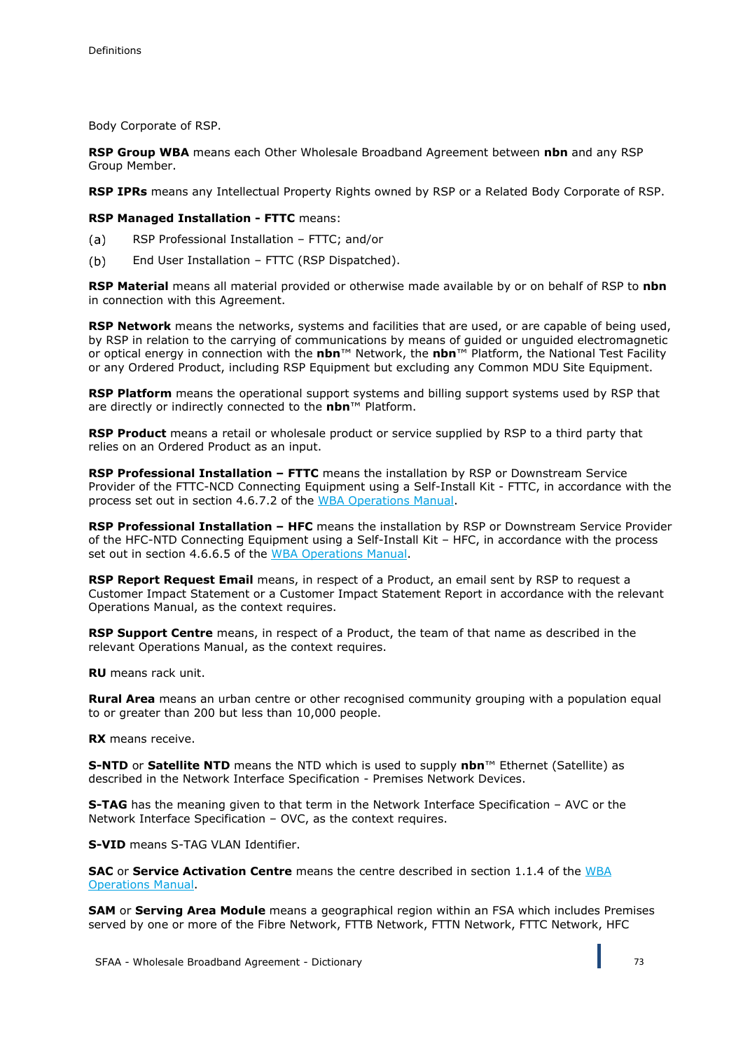Body Corporate of RSP.

**RSP Group WBA** means each Other Wholesale Broadband Agreement between **nbn** and any RSP Group Member.

**RSP IPRs** means any Intellectual Property Rights owned by RSP or a Related Body Corporate of RSP.

**RSP Managed Installation - FTTC** means:

(a) RSP Professional Installation – FTTC; and/or

(b) End User Installation – FTTC (RSP Dispatched).

**RSP Material** means all material provided or otherwise made available by or on behalf of RSP to **nbn** in connection with this Agreement.

**RSP Network** means the networks, systems and facilities that are used, or are capable of being used, by RSP in relation to the carrying of communications by means of guided or unguided electromagnetic or optical energy in connection with the **nbn**™ Network, the **nbn**™ Platform, the National Test Facility or any Ordered Product, including RSP Equipment but excluding any Common MDU Site Equipment.

**RSP Platform** means the operational support systems and billing support systems used by RSP that are directly or indirectly connected to the **nbn**™ Platform.

**RSP Product** means a retail or wholesale product or service supplied by RSP to a third party that relies on an Ordered Product as an input.

**RSP Professional Installation – FTTC** means the installation by RSP or Downstream Service Provider of the FTTC-NCD Connecting Equipment using a Self-Install Kit - FTTC, in accordance with the process set out in section 4.6.7.2 of the WBA Operations Manual.

**RSP Professional Installation – HFC** means the installation by RSP or Downstream Service Provider of the HFC-NTD Connecting Equipment using a Self-Install Kit – HFC, in accordance with the process set out in section 4.6.6.5 of the WBA Operations Manual.

**RSP Report Request Email** means, in respect of a Product, an email sent by RSP to request a Customer Impact Statement or a Customer Impact Statement Report in accordance with the relevant Operations Manual, as the context requires.

**RSP Support Centre** means, in respect of a Product, the team of that name as described in the relevant Operations Manual, as the context requires.

**RU** means rack unit.

**Rural Area** means an urban centre or other recognised community grouping with a population equal to or greater than 200 but less than 10,000 people.

**RX** means receive.

**S-NTD** or **Satellite NTD** means the NTD which is used to supply **nbn**™ Ethernet (Satellite) as described in the Network Interface Specification - Premises Network Devices.

**S-TAG** has the meaning given to that term in the Network Interface Specification – AVC or the Network Interface Specification – OVC, as the context requires.

**S-VID** means S-TAG VLAN Identifier.

**SAC** or **Service Activation Centre** means the centre described in section 1.1.4 of the WBA Operations Manual.

**SAM** or **Serving Area Module** means a geographical region within an FSA which includes Premises served by one or more of the Fibre Network, FTTB Network, FTTN Network, FTTC Network, HFC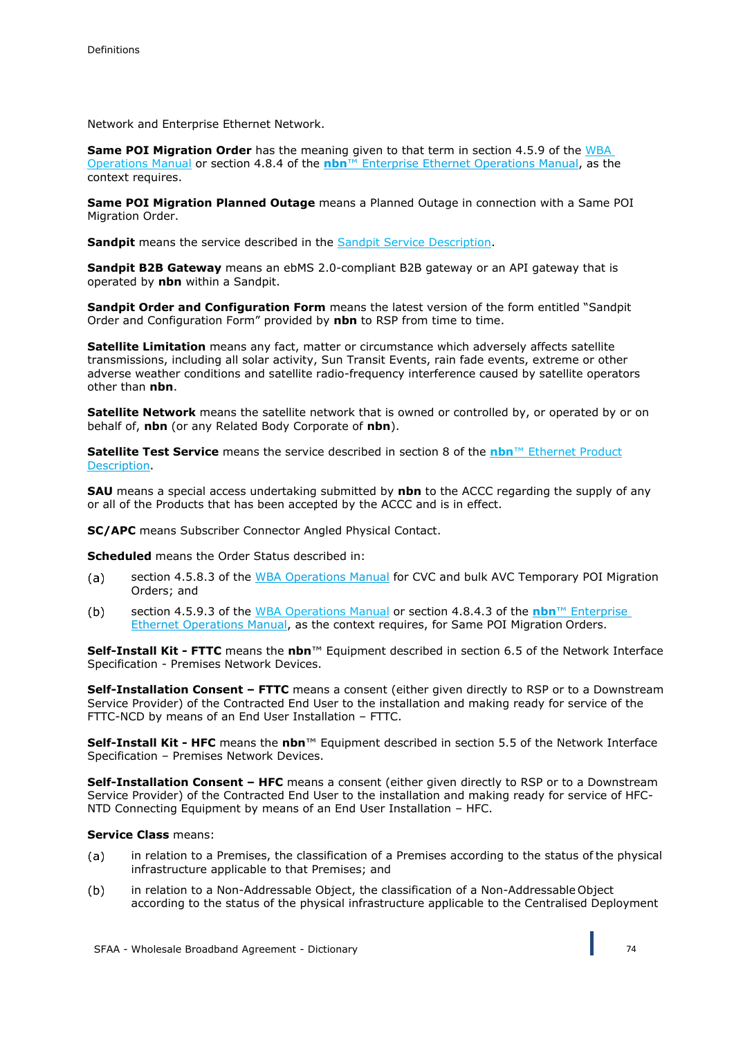Network and Enterprise Ethernet Network.

**Same POI Migration Order** has the meaning given to that term in section 4.5.9 of the WBA Operations Manual or section 4.8.4 of the **nbn**™ Enterprise Ethernet Operations Manual, as the context requires.

**Same POI Migration Planned Outage** means a Planned Outage in connection with a Same POI Migration Order.

**Sandpit** means the service described in the Sandpit Service Description.

**Sandpit B2B Gateway** means an ebMS 2.0-compliant B2B gateway or an API gateway that is operated by **nbn** within a Sandpit.

**Sandpit Order and Configuration Form** means the latest version of the form entitled "Sandpit Order and Configuration Form" provided by **nbn** to RSP from time to time.

**Satellite Limitation** means any fact, matter or circumstance which adversely affects satellite transmissions, including all solar activity, Sun Transit Events, rain fade events, extreme or other adverse weather conditions and satellite radio-frequency interference caused by satellite operators other than **nbn**.

**Satellite Network** means the satellite network that is owned or controlled by, or operated by or on behalf of, **nbn** (or any Related Body Corporate of **nbn**).

**Satellite Test Service** means the service described in section 8 of the **nbn**™ Ethernet Product Description.

**SAU** means a special access undertaking submitted by **nbn** to the ACCC regarding the supply of any or all of the Products that has been accepted by the ACCC and is in effect.

**SC/APC** means Subscriber Connector Angled Physical Contact.

**Scheduled** means the Order Status described in:

(a) section 4.5.8.3 of the WBA Operations Manual for CVC and bulk AVC Temporary POI Migration Orders; and

(b) section 4.5.9.3 of the WBA Operations Manual or section 4.8.4.3 of the **nbn**™ Enterprise Ethernet Operations Manual, as the context requires, for Same POI Migration Orders.

**Self-Install Kit - FTTC** means the **nbn**™ Equipment described in section 6.5 of the Network Interface Specification - Premises Network Devices.

**Self-Installation Consent – FTTC** means a consent (either given directly to RSP or to a Downstream Service Provider) of the Contracted End User to the installation and making ready for service of the FTTC-NCD by means of an End User Installation – FTTC.

**Self-Install Kit - HFC** means the **nbn**™ Equipment described in section 5.5 of the Network Interface Specification – Premises Network Devices.

**Self-Installation Consent – HFC** means a consent (either given directly to RSP or to a Downstream Service Provider) of the Contracted End User to the installation and making ready for service of HFC-NTD Connecting Equipment by means of an End User Installation – HFC.

**Service Class** means:

(a) in relation to a Premises, the classification of a Premises according to the status of the physical infrastructure applicable to that Premises; and

(b) in relation to a Non-Addressable Object, the classification of a Non-Addressable Object according to the status of the physical infrastructure applicable to the Centralised Deployment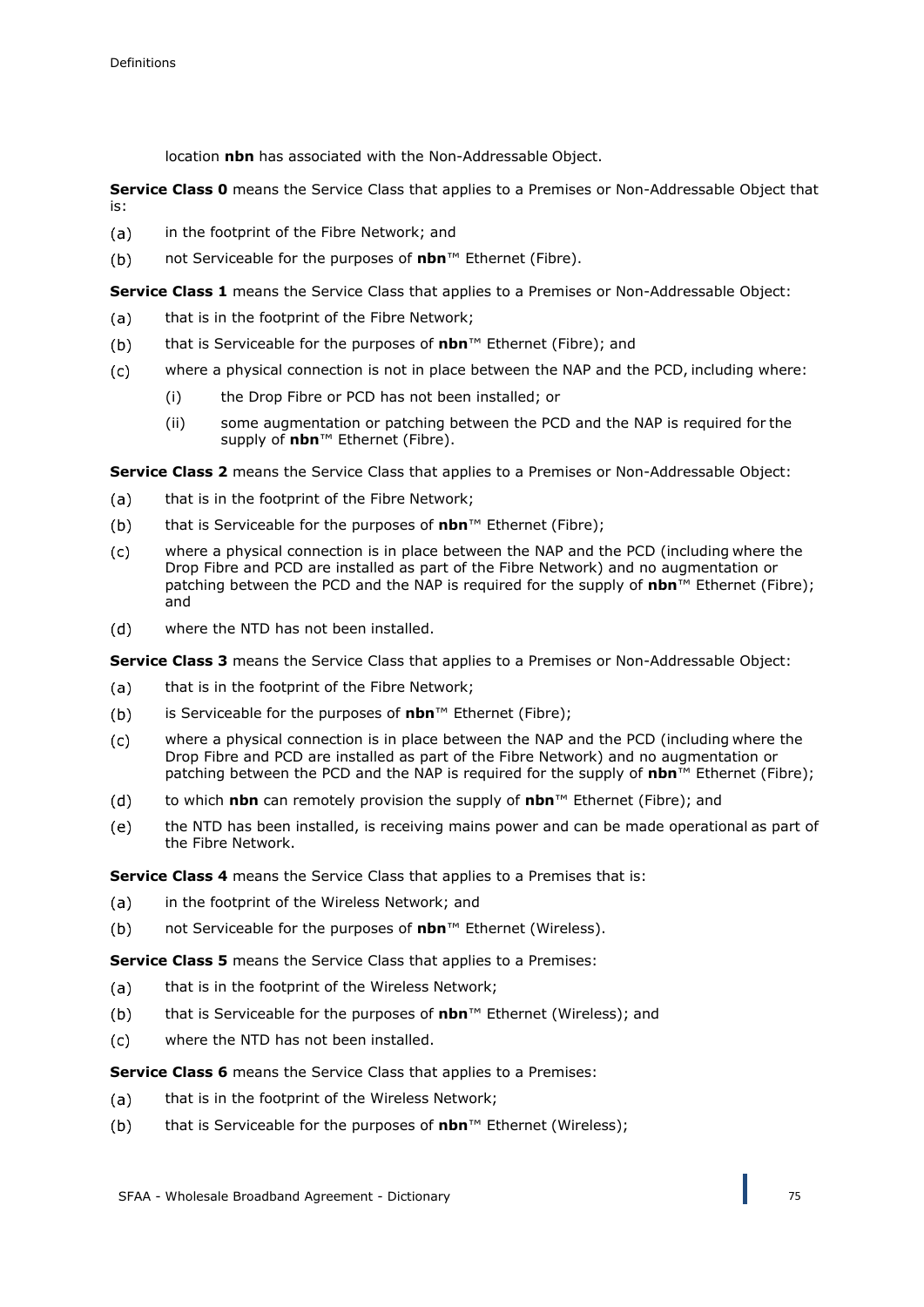location **nbn** has associated with the Non-Addressable Object.

**Service Class 0** means the Service Class that applies to a Premises or Non-Addressable Object that is:

(a) in the footprint of the Fibre Network; and

(b) not Serviceable for the purposes of **nbn**™ Ethernet (Fibre).

**Service Class 1** means the Service Class that applies to a Premises or Non-Addressable Object:

(a) that is in the footprint of the Fibre Network;

(b) that is Serviceable for the purposes of **nbn**™ Ethernet (Fibre); and

(c) where a physical connection is not in place between the NAP and the PCD, including where:

  (i) the Drop Fibre or PCD has not been installed; or

  (ii) some augmentation or patching between the PCD and the NAP is required for the supply of **nbn**™ Ethernet (Fibre).

**Service Class 2** means the Service Class that applies to a Premises or Non-Addressable Object:

(a) that is in the footprint of the Fibre Network;

(b) that is Serviceable for the purposes of **nbn**™ Ethernet (Fibre);

(c) where a physical connection is in place between the NAP and the PCD (including where the Drop Fibre and PCD are installed as part of the Fibre Network) and no augmentation or patching between the PCD and the NAP is required for the supply of **nbn**™ Ethernet (Fibre); and

(d) where the NTD has not been installed.

**Service Class 3** means the Service Class that applies to a Premises or Non-Addressable Object:

(a) that is in the footprint of the Fibre Network;

(b) is Serviceable for the purposes of **nbn**™ Ethernet (Fibre);

(c) where a physical connection is in place between the NAP and the PCD (including where the Drop Fibre and PCD are installed as part of the Fibre Network) and no augmentation or patching between the PCD and the NAP is required for the supply of **nbn**™ Ethernet (Fibre);

(d) to which **nbn** can remotely provision the supply of **nbn**™ Ethernet (Fibre); and

(e) the NTD has been installed, is receiving mains power and can be made operational as part of the Fibre Network.

**Service Class 4** means the Service Class that applies to a Premises that is:

(a) in the footprint of the Wireless Network; and

(b) not Serviceable for the purposes of **nbn**™ Ethernet (Wireless).

**Service Class 5** means the Service Class that applies to a Premises:

(a) that is in the footprint of the Wireless Network;

(b) that is Serviceable for the purposes of **nbn**™ Ethernet (Wireless); and

(c) where the NTD has not been installed.

**Service Class 6** means the Service Class that applies to a Premises:

(a) that is in the footprint of the Wireless Network;

(b) that is Serviceable for the purposes of **nbn**™ Ethernet (Wireless);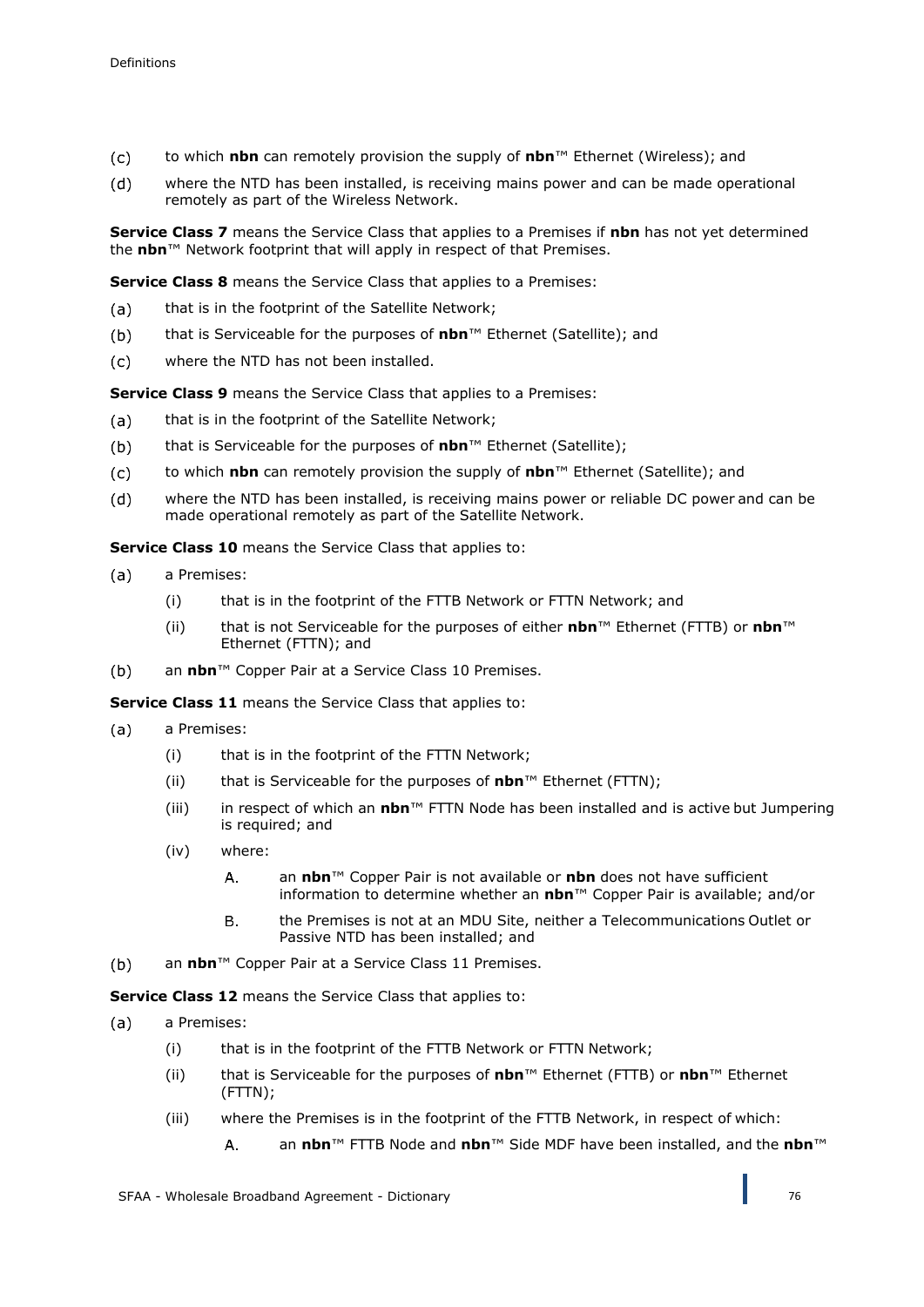(c) to which **nbn** can remotely provision the supply of **nbn**™ Ethernet (Wireless); and

(d) where the NTD has been installed, is receiving mains power and can be made operational remotely as part of the Wireless Network.

**Service Class 7** means the Service Class that applies to a Premises if **nbn** has not yet determined the **nbn**™ Network footprint that will apply in respect of that Premises.

**Service Class 8** means the Service Class that applies to a Premises:

(a) that is in the footprint of the Satellite Network;

(b) that is Serviceable for the purposes of **nbn**™ Ethernet (Satellite); and

(c) where the NTD has not been installed.

**Service Class 9** means the Service Class that applies to a Premises:

(a) that is in the footprint of the Satellite Network;

(b) that is Serviceable for the purposes of **nbn**™ Ethernet (Satellite);

(c) to which **nbn** can remotely provision the supply of **nbn**™ Ethernet (Satellite); and

(d) where the NTD has been installed, is receiving mains power or reliable DC power and can be made operational remotely as part of the Satellite Network.

**Service Class 10** means the Service Class that applies to:

(a) a Premises:

   (i) that is in the footprint of the FTTB Network or FTTN Network; and

   (ii) that is not Serviceable for the purposes of either **nbn**™ Ethernet (FTTB) or **nbn**™ Ethernet (FTTN); and

(b) an **nbn**™ Copper Pair at a Service Class 10 Premises.

**Service Class 11** means the Service Class that applies to:

(a) a Premises:

   (i) that is in the footprint of the FTTN Network;

   (ii) that is Serviceable for the purposes of **nbn**™ Ethernet (FTTN);

   (iii) in respect of which an **nbn**™ FTTN Node has been installed and is active but Jumpering is required; and

   (iv) where:

      A. an **nbn**™ Copper Pair is not available or **nbn** does not have sufficient information to determine whether an **nbn**™ Copper Pair is available; and/or

      B. the Premises is not at an MDU Site, neither a Telecommunications Outlet or Passive NTD has been installed; and

(b) an **nbn**™ Copper Pair at a Service Class 11 Premises.

**Service Class 12** means the Service Class that applies to:

(a) a Premises:

   (i) that is in the footprint of the FTTB Network or FTTN Network;

   (ii) that is Serviceable for the purposes of **nbn**™ Ethernet (FTTB) or **nbn**™ Ethernet (FTTN);

   (iii) where the Premises is in the footprint of the FTTB Network, in respect of which:

      A. an **nbn**™ FTTB Node and **nbn**™ Side MDF have been installed, and the **nbn**™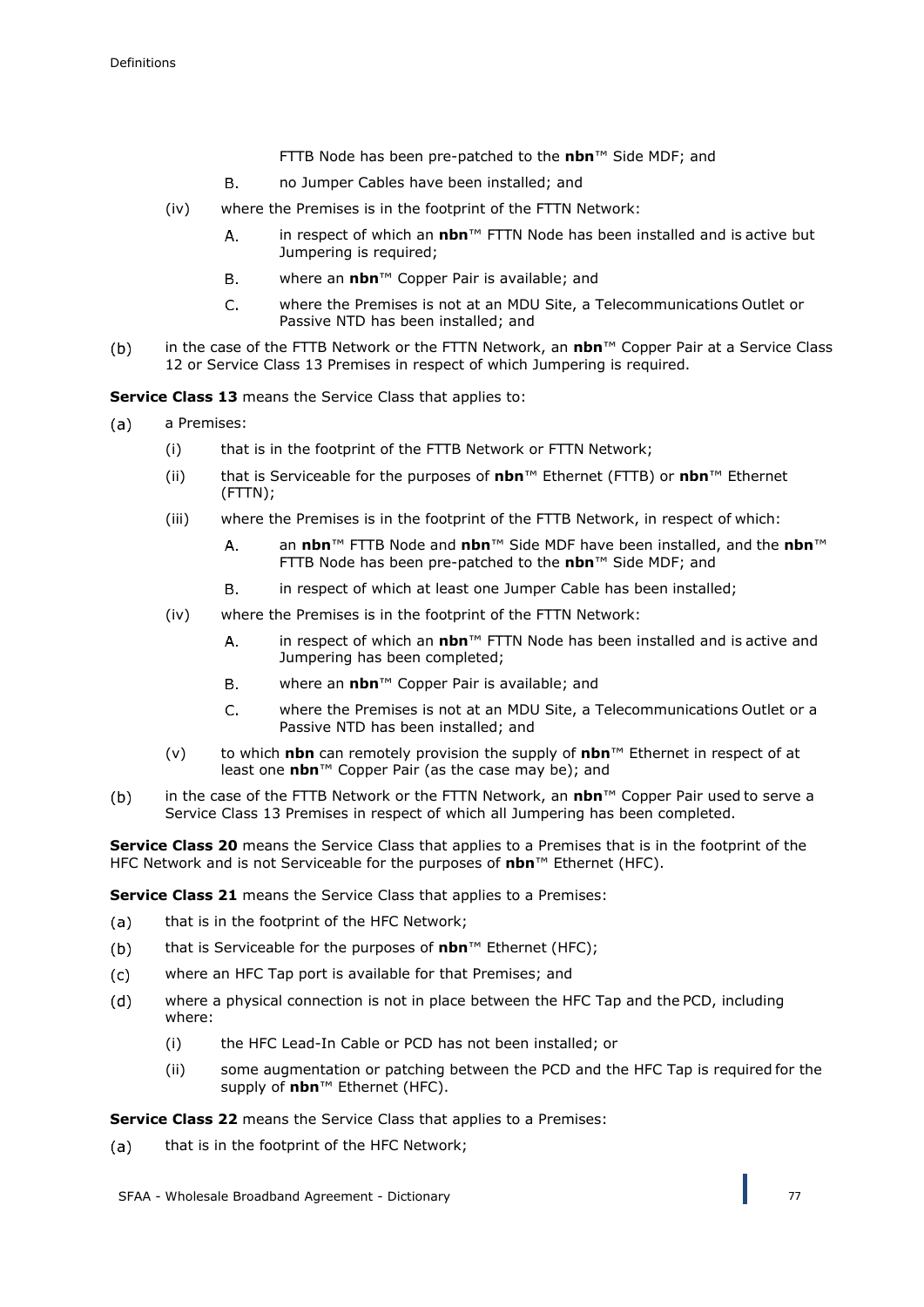FTTB Node has been pre-patched to the **nbn**™ Side MDF; and

B. no Jumper Cables have been installed; and

(iv) where the Premises is in the footprint of the FTTN Network:

A. in respect of which an **nbn**™ FTTN Node has been installed and is active but Jumpering is required;

B. where an **nbn**™ Copper Pair is available; and

C. where the Premises is not at an MDU Site, a Telecommunications Outlet or Passive NTD has been installed; and

(b) in the case of the FTTB Network or the FTTN Network, an **nbn**™ Copper Pair at a Service Class 12 or Service Class 13 Premises in respect of which Jumpering is required.

**Service Class 13** means the Service Class that applies to:

(a) a Premises:

(i) that is in the footprint of the FTTB Network or FTTN Network;

(ii) that is Serviceable for the purposes of **nbn**™ Ethernet (FTTB) or **nbn**™ Ethernet (FTTN);

(iii) where the Premises is in the footprint of the FTTB Network, in respect of which:

A. an **nbn**™ FTTB Node and **nbn**™ Side MDF have been installed, and the **nbn**™ FTTB Node has been pre-patched to the **nbn**™ Side MDF; and

B. in respect of which at least one Jumper Cable has been installed;

(iv) where the Premises is in the footprint of the FTTN Network:

A. in respect of which an **nbn**™ FTTN Node has been installed and is active and Jumpering has been completed;

B. where an **nbn**™ Copper Pair is available; and

C. where the Premises is not at an MDU Site, a Telecommunications Outlet or a Passive NTD has been installed; and

(v) to which **nbn** can remotely provision the supply of **nbn**™ Ethernet in respect of at least one **nbn**™ Copper Pair (as the case may be); and

(b) in the case of the FTTB Network or the FTTN Network, an **nbn**™ Copper Pair used to serve a Service Class 13 Premises in respect of which all Jumpering has been completed.

**Service Class 20** means the Service Class that applies to a Premises that is in the footprint of the HFC Network and is not Serviceable for the purposes of **nbn**™ Ethernet (HFC).

**Service Class 21** means the Service Class that applies to a Premises:

(a) that is in the footprint of the HFC Network;

(b) that is Serviceable for the purposes of **nbn**™ Ethernet (HFC);

(c) where an HFC Tap port is available for that Premises; and

(d) where a physical connection is not in place between the HFC Tap and the PCD, including where:

(i) the HFC Lead-In Cable or PCD has not been installed; or

(ii) some augmentation or patching between the PCD and the HFC Tap is required for the supply of **nbn**™ Ethernet (HFC).

**Service Class 22** means the Service Class that applies to a Premises:

(a) that is in the footprint of the HFC Network;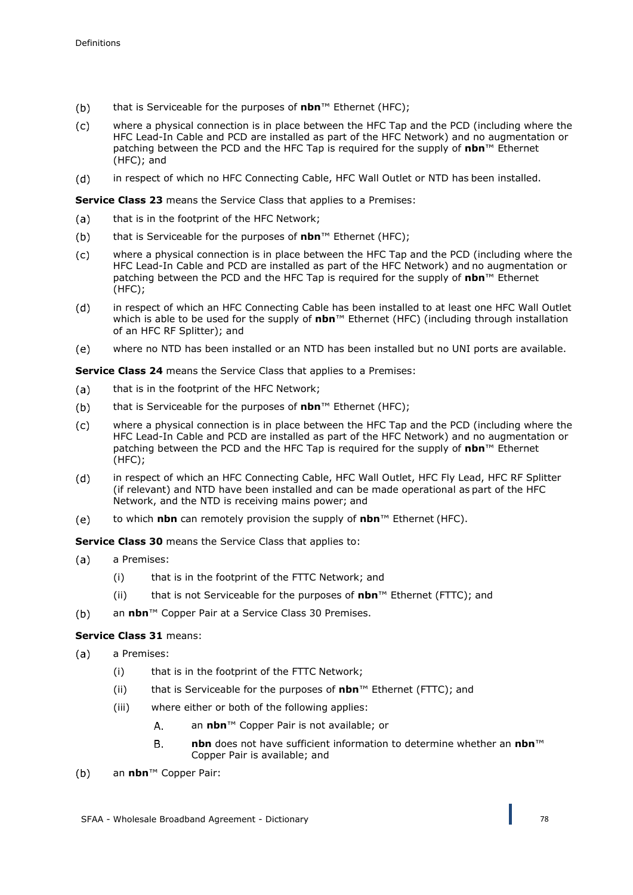(b) that is Serviceable for the purposes of **nbn**™ Ethernet (HFC);

(c) where a physical connection is in place between the HFC Tap and the PCD (including where the HFC Lead-In Cable and PCD are installed as part of the HFC Network) and no augmentation or patching between the PCD and the HFC Tap is required for the supply of **nbn**™ Ethernet (HFC); and

(d) in respect of which no HFC Connecting Cable, HFC Wall Outlet or NTD has been installed.

**Service Class 23** means the Service Class that applies to a Premises:

(a) that is in the footprint of the HFC Network;

(b) that is Serviceable for the purposes of **nbn**™ Ethernet (HFC);

(c) where a physical connection is in place between the HFC Tap and the PCD (including where the HFC Lead-In Cable and PCD are installed as part of the HFC Network) and no augmentation or patching between the PCD and the HFC Tap is required for the supply of **nbn**™ Ethernet (HFC);

(d) in respect of which an HFC Connecting Cable has been installed to at least one HFC Wall Outlet which is able to be used for the supply of **nbn**™ Ethernet (HFC) (including through installation of an HFC RF Splitter); and

(e) where no NTD has been installed or an NTD has been installed but no UNI ports are available.

**Service Class 24** means the Service Class that applies to a Premises:

(a) that is in the footprint of the HFC Network;

(b) that is Serviceable for the purposes of **nbn**™ Ethernet (HFC);

(c) where a physical connection is in place between the HFC Tap and the PCD (including where the HFC Lead-In Cable and PCD are installed as part of the HFC Network) and no augmentation or patching between the PCD and the HFC Tap is required for the supply of **nbn**™ Ethernet (HFC);

(d) in respect of which an HFC Connecting Cable, HFC Wall Outlet, HFC Fly Lead, HFC RF Splitter (if relevant) and NTD have been installed and can be made operational as part of the HFC Network, and the NTD is receiving mains power; and

(e) to which **nbn** can remotely provision the supply of **nbn**™ Ethernet (HFC).

**Service Class 30** means the Service Class that applies to:

(a) a Premises:

   (i) that is in the footprint of the FTTC Network; and

   (ii) that is not Serviceable for the purposes of **nbn**™ Ethernet (FTTC); and

(b) an **nbn**™ Copper Pair at a Service Class 30 Premises.

**Service Class 31** means:

(a) a Premises:

   (i) that is in the footprint of the FTTC Network;

   (ii) that is Serviceable for the purposes of **nbn**™ Ethernet (FTTC); and

   (iii) where either or both of the following applies:

      A. an **nbn**™ Copper Pair is not available; or

      B. **nbn** does not have sufficient information to determine whether an **nbn**™ Copper Pair is available; and

(b) an **nbn**™ Copper Pair: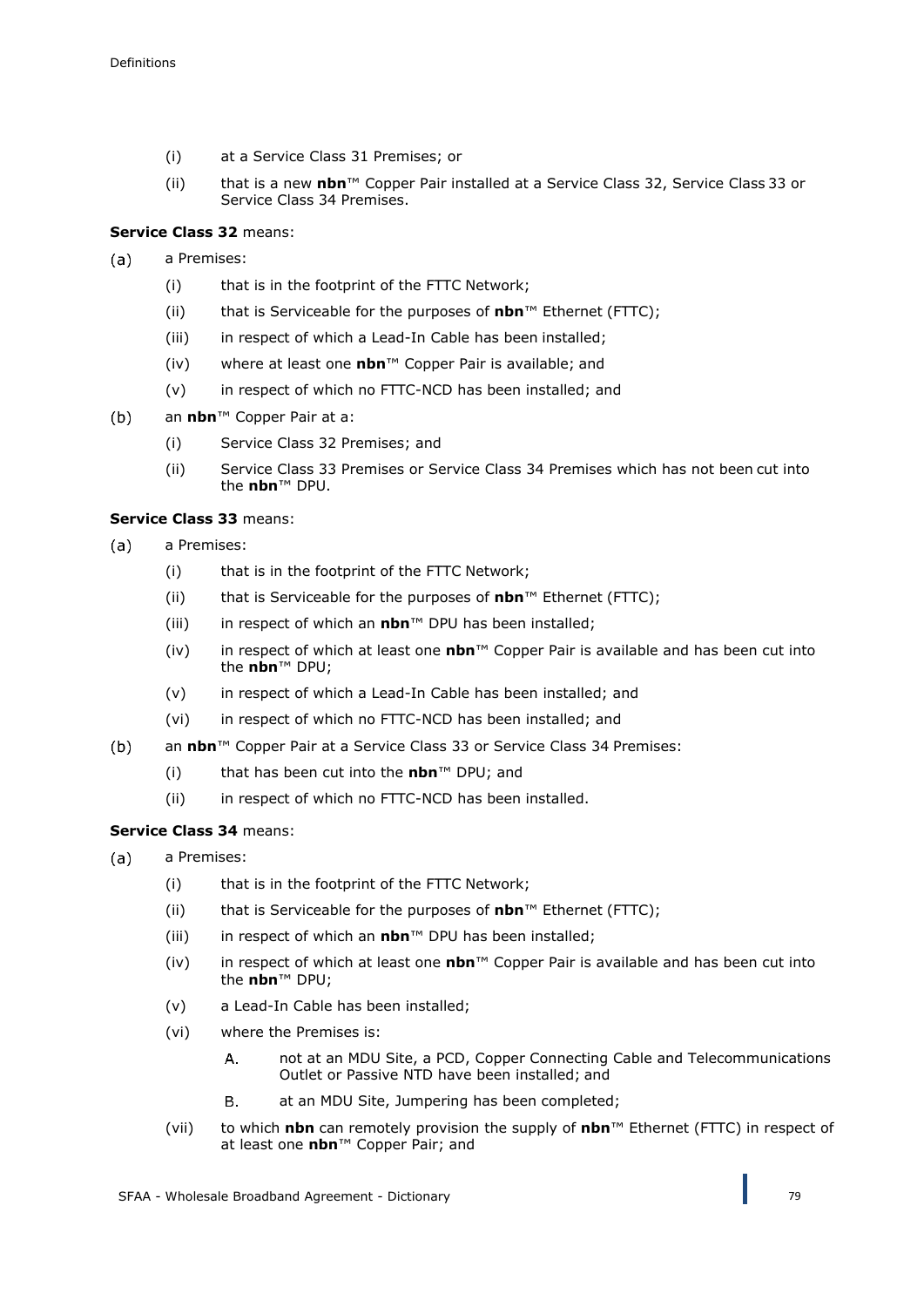(i) at a Service Class 31 Premises; or

(ii) that is a new **nbn**™ Copper Pair installed at a Service Class 32, Service Class 33 or Service Class 34 Premises.

**Service Class 32** means:

(a) a Premises:

  (i) that is in the footprint of the FTTC Network;

  (ii) that is Serviceable for the purposes of **nbn**™ Ethernet (FTTC);

  (iii) in respect of which a Lead-In Cable has been installed;

  (iv) where at least one **nbn**™ Copper Pair is available; and

  (v) in respect of which no FTTC-NCD has been installed; and

(b) an **nbn**™ Copper Pair at a:

  (i) Service Class 32 Premises; and

  (ii) Service Class 33 Premises or Service Class 34 Premises which has not been cut into the **nbn**™ DPU.

**Service Class 33** means:

(a) a Premises:

  (i) that is in the footprint of the FTTC Network;

  (ii) that is Serviceable for the purposes of **nbn**™ Ethernet (FTTC);

  (iii) in respect of which an **nbn**™ DPU has been installed;

  (iv) in respect of which at least one **nbn**™ Copper Pair is available and has been cut into the **nbn**™ DPU;

  (v) in respect of which a Lead-In Cable has been installed; and

  (vi) in respect of which no FTTC-NCD has been installed; and

(b) an **nbn**™ Copper Pair at a Service Class 33 or Service Class 34 Premises:

  (i) that has been cut into the **nbn**™ DPU; and

  (ii) in respect of which no FTTC-NCD has been installed.

**Service Class 34** means:

(a) a Premises:

  (i) that is in the footprint of the FTTC Network;

  (ii) that is Serviceable for the purposes of **nbn**™ Ethernet (FTTC);

  (iii) in respect of which an **nbn**™ DPU has been installed;

  (iv) in respect of which at least one **nbn**™ Copper Pair is available and has been cut into the **nbn**™ DPU;

  (v) a Lead-In Cable has been installed;

  (vi) where the Premises is:

    A. not at an MDU Site, a PCD, Copper Connecting Cable and Telecommunications Outlet or Passive NTD have been installed; and

    B. at an MDU Site, Jumpering has been completed;

  (vii) to which **nbn** can remotely provision the supply of **nbn**™ Ethernet (FTTC) in respect of at least one **nbn**™ Copper Pair; and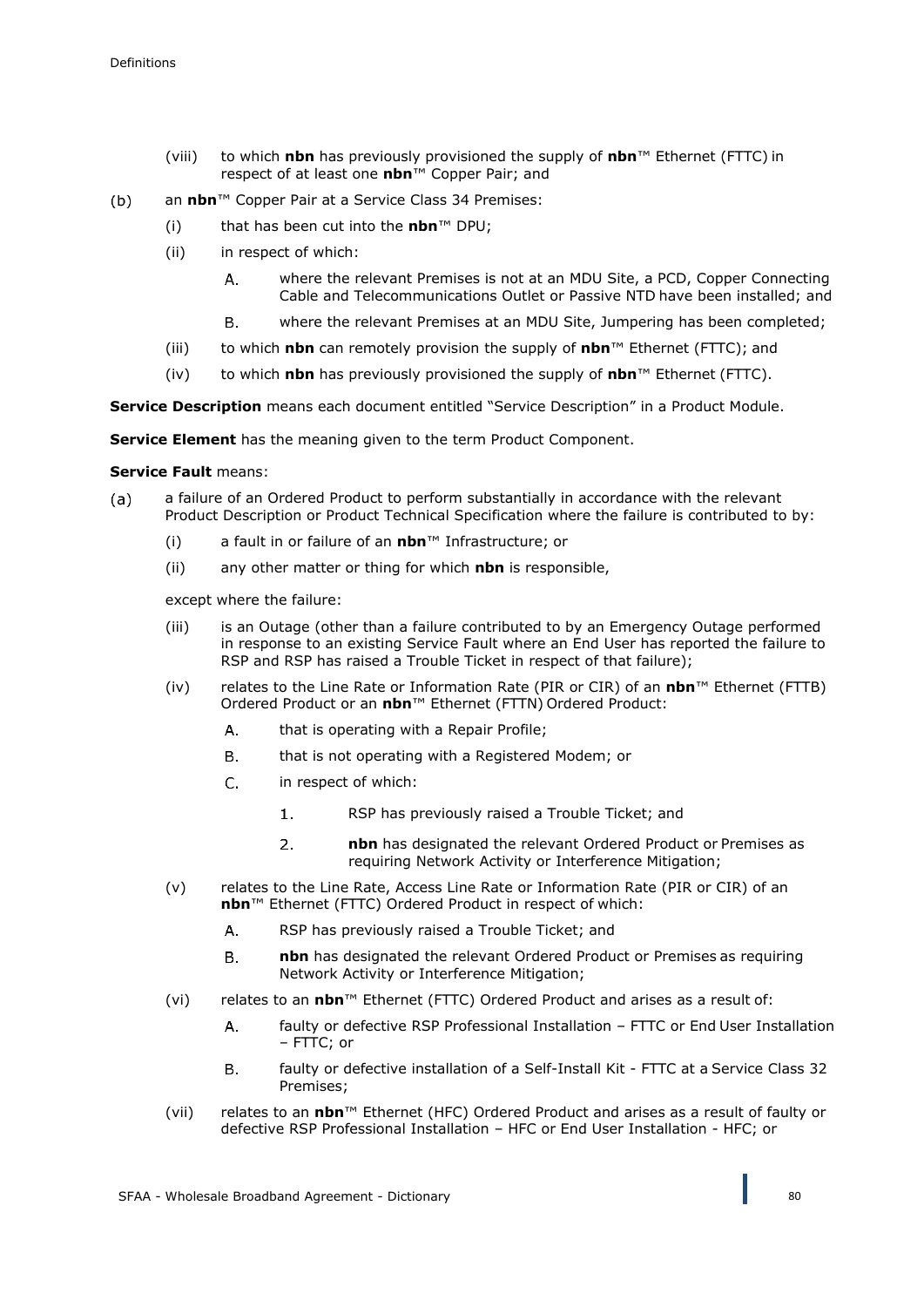(viii) to which **nbn** has previously provisioned the supply of **nbn**™ Ethernet (FTTC) in respect of at least one **nbn**™ Copper Pair; and

(b) an **nbn**™ Copper Pair at a Service Class 34 Premises:

(i) that has been cut into the **nbn**™ DPU;

(ii) in respect of which:

A. where the relevant Premises is not at an MDU Site, a PCD, Copper Connecting Cable and Telecommunications Outlet or Passive NTD have been installed; and

B. where the relevant Premises at an MDU Site, Jumpering has been completed;

(iii) to which **nbn** can remotely provision the supply of **nbn**™ Ethernet (FTTC); and

(iv) to which **nbn** has previously provisioned the supply of **nbn**™ Ethernet (FTTC).

**Service Description** means each document entitled "Service Description" in a Product Module.

**Service Element** has the meaning given to the term Product Component.

**Service Fault** means:

(a) a failure of an Ordered Product to perform substantially in accordance with the relevant Product Description or Product Technical Specification where the failure is contributed to by:

(i) a fault in or failure of an **nbn**™ Infrastructure; or

(ii) any other matter or thing for which **nbn** is responsible,

except where the failure:

(iii) is an Outage (other than a failure contributed to by an Emergency Outage performed in response to an existing Service Fault where an End User has reported the failure to RSP and RSP has raised a Trouble Ticket in respect of that failure);

(iv) relates to the Line Rate or Information Rate (PIR or CIR) of an **nbn**™ Ethernet (FTTB) Ordered Product or an **nbn**™ Ethernet (FTTN) Ordered Product:

A. that is operating with a Repair Profile;

B. that is not operating with a Registered Modem; or

C. in respect of which:

1. RSP has previously raised a Trouble Ticket; and

2. **nbn** has designated the relevant Ordered Product or Premises as requiring Network Activity or Interference Mitigation;

(v) relates to the Line Rate, Access Line Rate or Information Rate (PIR or CIR) of an **nbn**™ Ethernet (FTTC) Ordered Product in respect of which:

A. RSP has previously raised a Trouble Ticket; and

B. **nbn** has designated the relevant Ordered Product or Premises as requiring Network Activity or Interference Mitigation;

(vi) relates to an **nbn**™ Ethernet (FTTC) Ordered Product and arises as a result of:

A. faulty or defective RSP Professional Installation – FTTC or End User Installation – FTTC; or

B. faulty or defective installation of a Self-Install Kit - FTTC at a Service Class 32 Premises;

(vii) relates to an **nbn**™ Ethernet (HFC) Ordered Product and arises as a result of faulty or defective RSP Professional Installation – HFC or End User Installation - HFC; or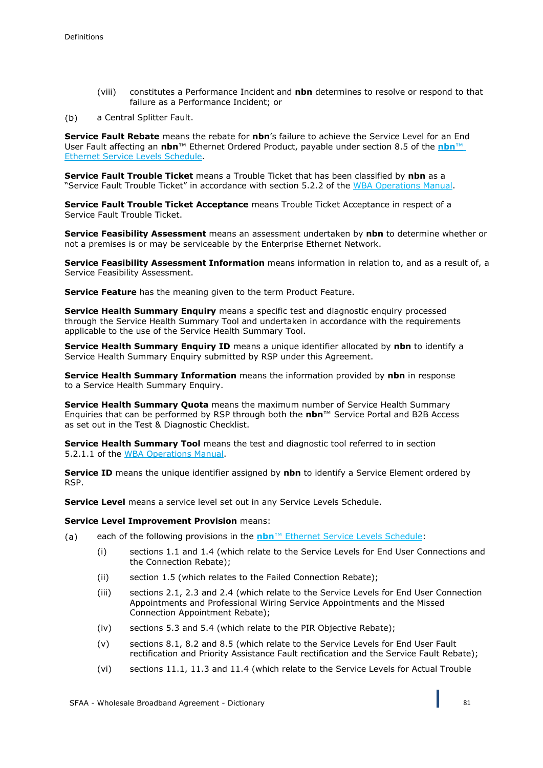(viii) constitutes a Performance Incident and **nbn** determines to resolve or respond to that failure as a Performance Incident; or

(b) a Central Splitter Fault.

**Service Fault Rebate** means the rebate for **nbn**'s failure to achieve the Service Level for an End User Fault affecting an **nbn**™ Ethernet Ordered Product, payable under section 8.5 of the **nbn**™ Ethernet Service Levels Schedule.

**Service Fault Trouble Ticket** means a Trouble Ticket that has been classified by **nbn** as a "Service Fault Trouble Ticket" in accordance with section 5.2.2 of the WBA Operations Manual.

**Service Fault Trouble Ticket Acceptance** means Trouble Ticket Acceptance in respect of a Service Fault Trouble Ticket.

**Service Feasibility Assessment** means an assessment undertaken by **nbn** to determine whether or not a premises is or may be serviceable by the Enterprise Ethernet Network.

**Service Feasibility Assessment Information** means information in relation to, and as a result of, a Service Feasibility Assessment.

**Service Feature** has the meaning given to the term Product Feature.

**Service Health Summary Enquiry** means a specific test and diagnostic enquiry processed through the Service Health Summary Tool and undertaken in accordance with the requirements applicable to the use of the Service Health Summary Tool.

**Service Health Summary Enquiry ID** means a unique identifier allocated by **nbn** to identify a Service Health Summary Enquiry submitted by RSP under this Agreement.

**Service Health Summary Information** means the information provided by **nbn** in response to a Service Health Summary Enquiry.

**Service Health Summary Quota** means the maximum number of Service Health Summary Enquiries that can be performed by RSP through both the **nbn**™ Service Portal and B2B Access as set out in the Test & Diagnostic Checklist.

**Service Health Summary Tool** means the test and diagnostic tool referred to in section 5.2.1.1 of the WBA Operations Manual.

**Service ID** means the unique identifier assigned by **nbn** to identify a Service Element ordered by RSP.

**Service Level** means a service level set out in any Service Levels Schedule.

**Service Level Improvement Provision** means:

(a) each of the following provisions in the **nbn**™ Ethernet Service Levels Schedule:

(i) sections 1.1 and 1.4 (which relate to the Service Levels for End User Connections and the Connection Rebate);

(ii) section 1.5 (which relates to the Failed Connection Rebate);

(iii) sections 2.1, 2.3 and 2.4 (which relate to the Service Levels for End User Connection Appointments and Professional Wiring Service Appointments and the Missed Connection Appointment Rebate);

(iv) sections 5.3 and 5.4 (which relate to the PIR Objective Rebate);

(v) sections 8.1, 8.2 and 8.5 (which relate to the Service Levels for End User Fault rectification and Priority Assistance Fault rectification and the Service Fault Rebate);

(vi) sections 11.1, 11.3 and 11.4 (which relate to the Service Levels for Actual Trouble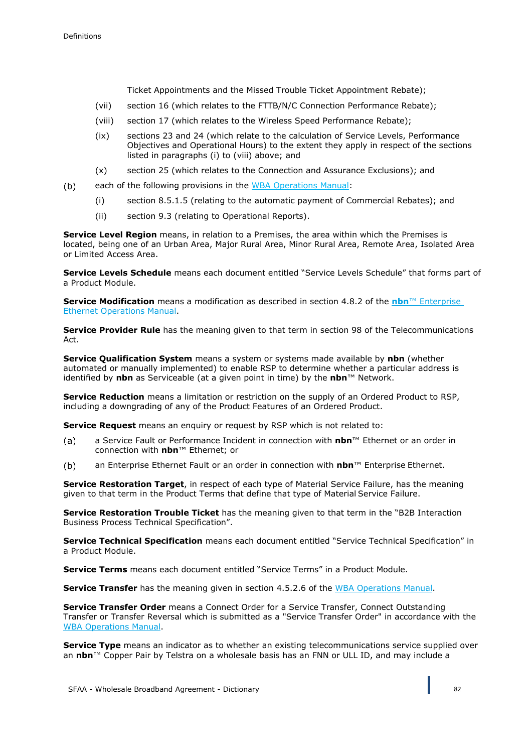Ticket Appointments and the Missed Trouble Ticket Appointment Rebate);

(vii) section 16 (which relates to the FTTB/N/C Connection Performance Rebate);

(viii) section 17 (which relates to the Wireless Speed Performance Rebate);

(ix) sections 23 and 24 (which relate to the calculation of Service Levels, Performance Objectives and Operational Hours) to the extent they apply in respect of the sections listed in paragraphs (i) to (viii) above; and

(x) section 25 (which relates to the Connection and Assurance Exclusions); and

(b) each of the following provisions in the WBA Operations Manual:

(i) section 8.5.1.5 (relating to the automatic payment of Commercial Rebates); and

(ii) section 9.3 (relating to Operational Reports).

**Service Level Region** means, in relation to a Premises, the area within which the Premises is located, being one of an Urban Area, Major Rural Area, Minor Rural Area, Remote Area, Isolated Area or Limited Access Area.

**Service Levels Schedule** means each document entitled "Service Levels Schedule" that forms part of a Product Module.

**Service Modification** means a modification as described in section 4.8.2 of the **nbn**™ Enterprise Ethernet Operations Manual.

**Service Provider Rule** has the meaning given to that term in section 98 of the Telecommunications Act.

**Service Qualification System** means a system or systems made available by **nbn** (whether automated or manually implemented) to enable RSP to determine whether a particular address is identified by **nbn** as Serviceable (at a given point in time) by the **nbn**™ Network.

**Service Reduction** means a limitation or restriction on the supply of an Ordered Product to RSP, including a downgrading of any of the Product Features of an Ordered Product.

**Service Request** means an enquiry or request by RSP which is not related to:

(a) a Service Fault or Performance Incident in connection with **nbn**™ Ethernet or an order in connection with **nbn**™ Ethernet; or

(b) an Enterprise Ethernet Fault or an order in connection with **nbn**™ Enterprise Ethernet.

**Service Restoration Target**, in respect of each type of Material Service Failure, has the meaning given to that term in the Product Terms that define that type of Material Service Failure.

**Service Restoration Trouble Ticket** has the meaning given to that term in the "B2B Interaction Business Process Technical Specification".

**Service Technical Specification** means each document entitled "Service Technical Specification" in a Product Module.

**Service Terms** means each document entitled "Service Terms" in a Product Module.

**Service Transfer** has the meaning given in section 4.5.2.6 of the WBA Operations Manual.

**Service Transfer Order** means a Connect Order for a Service Transfer, Connect Outstanding Transfer or Transfer Reversal which is submitted as a "Service Transfer Order" in accordance with the WBA Operations Manual.

**Service Type** means an indicator as to whether an existing telecommunications service supplied over an **nbn**™ Copper Pair by Telstra on a wholesale basis has an FNN or ULL ID, and may include a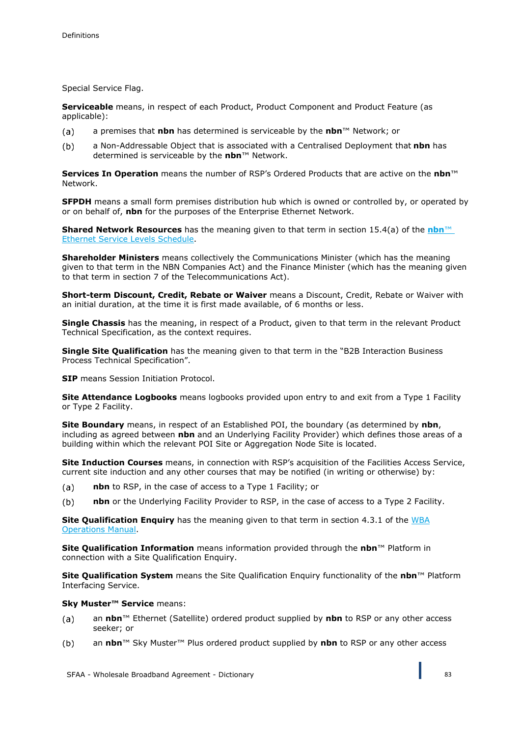Special Service Flag.

**Serviceable** means, in respect of each Product, Product Component and Product Feature (as applicable):

(a) a premises that **nbn** has determined is serviceable by the **nbn**™ Network; or

(b) a Non-Addressable Object that is associated with a Centralised Deployment that **nbn** has determined is serviceable by the **nbn**™ Network.

**Services In Operation** means the number of RSP's Ordered Products that are active on the **nbn**™ Network.

**SFPDH** means a small form premises distribution hub which is owned or controlled by, or operated by or on behalf of, **nbn** for the purposes of the Enterprise Ethernet Network.

**Shared Network Resources** has the meaning given to that term in section 15.4(a) of the **nbn**™ Ethernet Service Levels Schedule.

**Shareholder Ministers** means collectively the Communications Minister (which has the meaning given to that term in the NBN Companies Act) and the Finance Minister (which has the meaning given to that term in section 7 of the Telecommunications Act).

**Short-term Discount, Credit, Rebate or Waiver** means a Discount, Credit, Rebate or Waiver with an initial duration, at the time it is first made available, of 6 months or less.

**Single Chassis** has the meaning, in respect of a Product, given to that term in the relevant Product Technical Specification, as the context requires.

**Single Site Qualification** has the meaning given to that term in the "B2B Interaction Business Process Technical Specification".

**SIP** means Session Initiation Protocol.

**Site Attendance Logbooks** means logbooks provided upon entry to and exit from a Type 1 Facility or Type 2 Facility.

**Site Boundary** means, in respect of an Established POI, the boundary (as determined by **nbn**, including as agreed between **nbn** and an Underlying Facility Provider) which defines those areas of a building within which the relevant POI Site or Aggregation Node Site is located.

**Site Induction Courses** means, in connection with RSP's acquisition of the Facilities Access Service, current site induction and any other courses that may be notified (in writing or otherwise) by:

(a) **nbn** to RSP, in the case of access to a Type 1 Facility; or

(b) **nbn** or the Underlying Facility Provider to RSP, in the case of access to a Type 2 Facility.

**Site Qualification Enquiry** has the meaning given to that term in section 4.3.1 of the WBA Operations Manual.

**Site Qualification Information** means information provided through the **nbn**™ Platform in connection with a Site Qualification Enquiry.

**Site Qualification System** means the Site Qualification Enquiry functionality of the **nbn**™ Platform Interfacing Service.

**Sky Muster™ Service** means:

(a) an **nbn**™ Ethernet (Satellite) ordered product supplied by **nbn** to RSP or any other access seeker; or

(b) an **nbn**™ Sky Muster™ Plus ordered product supplied by **nbn** to RSP or any other access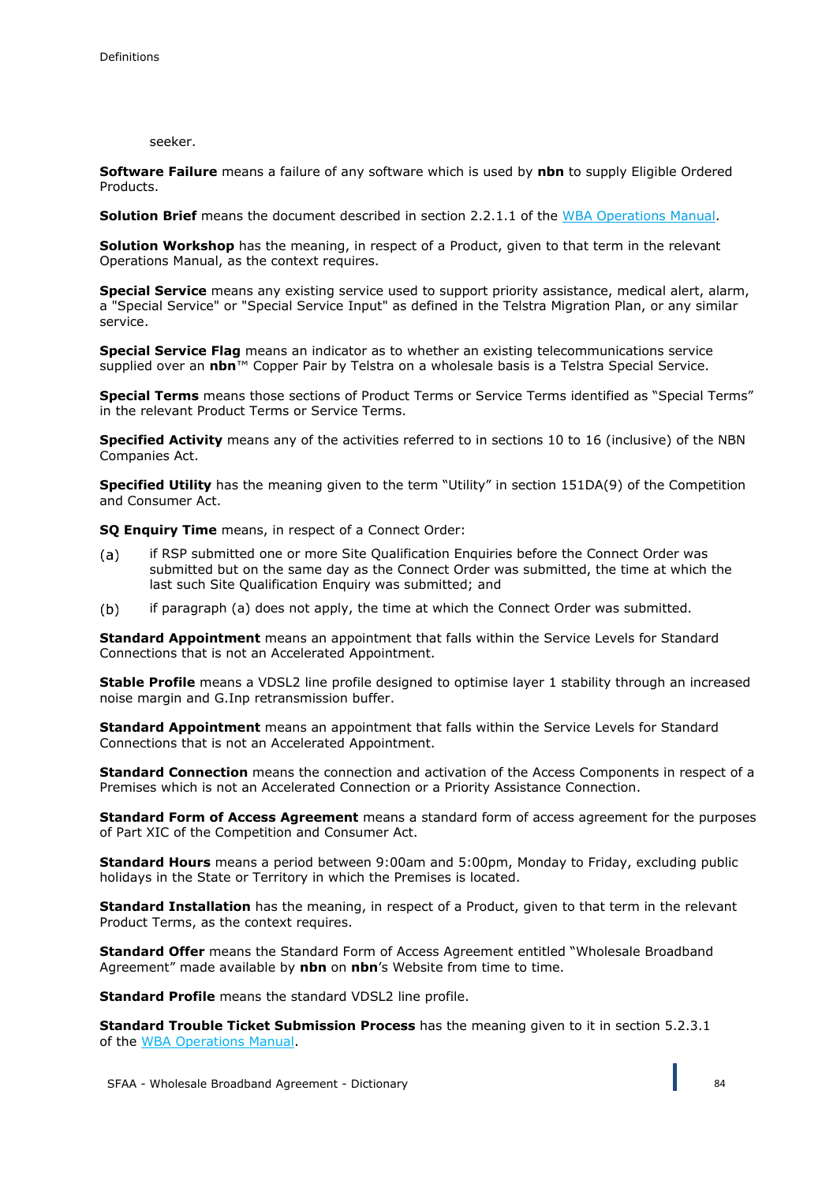seeker.

**Software Failure** means a failure of any software which is used by **nbn** to supply Eligible Ordered Products.

**Solution Brief** means the document described in section 2.2.1.1 of the WBA Operations Manual.

**Solution Workshop** has the meaning, in respect of a Product, given to that term in the relevant Operations Manual, as the context requires.

**Special Service** means any existing service used to support priority assistance, medical alert, alarm, a "Special Service" or "Special Service Input" as defined in the Telstra Migration Plan, or any similar service.

**Special Service Flag** means an indicator as to whether an existing telecommunications service supplied over an **nbn**™ Copper Pair by Telstra on a wholesale basis is a Telstra Special Service.

**Special Terms** means those sections of Product Terms or Service Terms identified as "Special Terms" in the relevant Product Terms or Service Terms.

**Specified Activity** means any of the activities referred to in sections 10 to 16 (inclusive) of the NBN Companies Act.

**Specified Utility** has the meaning given to the term "Utility" in section 151DA(9) of the Competition and Consumer Act.

**SQ Enquiry Time** means, in respect of a Connect Order:

(a) if RSP submitted one or more Site Qualification Enquiries before the Connect Order was submitted but on the same day as the Connect Order was submitted, the time at which the last such Site Qualification Enquiry was submitted; and

(b) if paragraph (a) does not apply, the time at which the Connect Order was submitted.

**Standard Appointment** means an appointment that falls within the Service Levels for Standard Connections that is not an Accelerated Appointment.

**Stable Profile** means a VDSL2 line profile designed to optimise layer 1 stability through an increased noise margin and G.Inp retransmission buffer.

**Standard Appointment** means an appointment that falls within the Service Levels for Standard Connections that is not an Accelerated Appointment.

**Standard Connection** means the connection and activation of the Access Components in respect of a Premises which is not an Accelerated Connection or a Priority Assistance Connection.

**Standard Form of Access Agreement** means a standard form of access agreement for the purposes of Part XIC of the Competition and Consumer Act.

**Standard Hours** means a period between 9:00am and 5:00pm, Monday to Friday, excluding public holidays in the State or Territory in which the Premises is located.

**Standard Installation** has the meaning, in respect of a Product, given to that term in the relevant Product Terms, as the context requires.

**Standard Offer** means the Standard Form of Access Agreement entitled "Wholesale Broadband Agreement" made available by **nbn** on **nbn**'s Website from time to time.

**Standard Profile** means the standard VDSL2 line profile.

**Standard Trouble Ticket Submission Process** has the meaning given to it in section 5.2.3.1 of the WBA Operations Manual.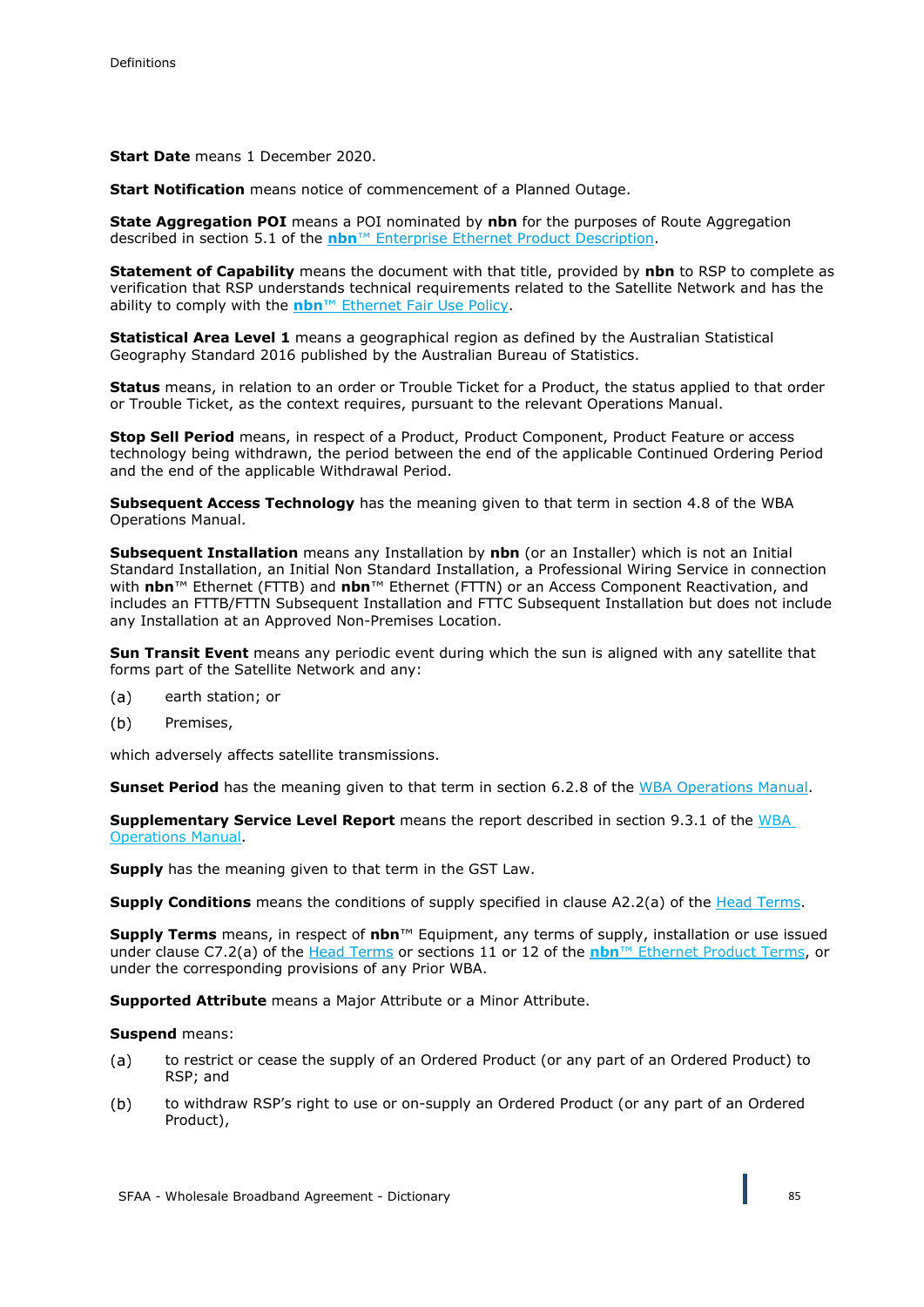**Start Date** means 1 December 2020.

**Start Notification** means notice of commencement of a Planned Outage.

**State Aggregation POI** means a POI nominated by **nbn** for the purposes of Route Aggregation described in section 5.1 of the **nbn**™ Enterprise Ethernet Product Description.

**Statement of Capability** means the document with that title, provided by **nbn** to RSP to complete as verification that RSP understands technical requirements related to the Satellite Network and has the ability to comply with the **nbn**™ Ethernet Fair Use Policy.

**Statistical Area Level 1** means a geographical region as defined by the Australian Statistical Geography Standard 2016 published by the Australian Bureau of Statistics.

**Status** means, in relation to an order or Trouble Ticket for a Product, the status applied to that order or Trouble Ticket, as the context requires, pursuant to the relevant Operations Manual.

**Stop Sell Period** means, in respect of a Product, Product Component, Product Feature or access technology being withdrawn, the period between the end of the applicable Continued Ordering Period and the end of the applicable Withdrawal Period.

**Subsequent Access Technology** has the meaning given to that term in section 4.8 of the WBA Operations Manual.

**Subsequent Installation** means any Installation by **nbn** (or an Installer) which is not an Initial Standard Installation, an Initial Non Standard Installation, a Professional Wiring Service in connection with **nbn**™ Ethernet (FTTB) and **nbn**™ Ethernet (FTTN) or an Access Component Reactivation, and includes an FTTB/FTTN Subsequent Installation and FTTC Subsequent Installation but does not include any Installation at an Approved Non-Premises Location.

**Sun Transit Event** means any periodic event during which the sun is aligned with any satellite that forms part of the Satellite Network and any:

(a) earth station; or

(b) Premises,

which adversely affects satellite transmissions.

**Sunset Period** has the meaning given to that term in section 6.2.8 of the WBA Operations Manual.

**Supplementary Service Level Report** means the report described in section 9.3.1 of the WBA Operations Manual.

**Supply** has the meaning given to that term in the GST Law.

**Supply Conditions** means the conditions of supply specified in clause A2.2(a) of the Head Terms.

**Supply Terms** means, in respect of **nbn**™ Equipment, any terms of supply, installation or use issued under clause C7.2(a) of the Head Terms or sections 11 or 12 of the **nbn**™ Ethernet Product Terms, or under the corresponding provisions of any Prior WBA.

**Supported Attribute** means a Major Attribute or a Minor Attribute.

**Suspend** means:

(a) to restrict or cease the supply of an Ordered Product (or any part of an Ordered Product) to RSP; and

(b) to withdraw RSP's right to use or on-supply an Ordered Product (or any part of an Ordered Product),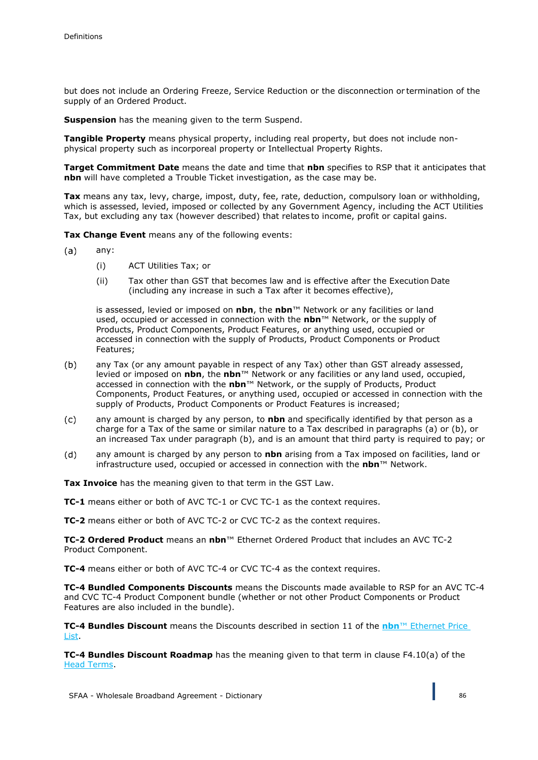but does not include an Ordering Freeze, Service Reduction or the disconnection or termination of the supply of an Ordered Product.

**Suspension** has the meaning given to the term Suspend.

**Tangible Property** means physical property, including real property, but does not include non-physical property such as incorporeal property or Intellectual Property Rights.

**Target Commitment Date** means the date and time that **nbn** specifies to RSP that it anticipates that **nbn** will have completed a Trouble Ticket investigation, as the case may be.

**Tax** means any tax, levy, charge, impost, duty, fee, rate, deduction, compulsory loan or withholding, which is assessed, levied, imposed or collected by any Government Agency, including the ACT Utilities Tax, but excluding any tax (however described) that relates to income, profit or capital gains.

**Tax Change Event** means any of the following events:

(a) any:

  (i) ACT Utilities Tax; or

  (ii) Tax other than GST that becomes law and is effective after the Execution Date (including any increase in such a Tax after it becomes effective),

  is assessed, levied or imposed on **nbn**, the **nbn**™ Network or any facilities or land used, occupied or accessed in connection with the **nbn**™ Network, or the supply of Products, Product Components, Product Features, or anything used, occupied or accessed in connection with the supply of Products, Product Components or Product Features;

(b) any Tax (or any amount payable in respect of any Tax) other than GST already assessed, levied or imposed on **nbn**, the **nbn**™ Network or any facilities or any land used, occupied, accessed in connection with the **nbn**™ Network, or the supply of Products, Product Components, Product Features, or anything used, occupied or accessed in connection with the supply of Products, Product Components or Product Features is increased;

(c) any amount is charged by any person, to **nbn** and specifically identified by that person as a charge for a Tax of the same or similar nature to a Tax described in paragraphs (a) or (b), or an increased Tax under paragraph (b), and is an amount that third party is required to pay; or

(d) any amount is charged by any person to **nbn** arising from a Tax imposed on facilities, land or infrastructure used, occupied or accessed in connection with the **nbn**™ Network.

**Tax Invoice** has the meaning given to that term in the GST Law.

**TC-1** means either or both of AVC TC-1 or CVC TC-1 as the context requires.

**TC-2** means either or both of AVC TC-2 or CVC TC-2 as the context requires.

**TC-2 Ordered Product** means an **nbn**™ Ethernet Ordered Product that includes an AVC TC-2 Product Component.

**TC-4** means either or both of AVC TC-4 or CVC TC-4 as the context requires.

**TC-4 Bundled Components Discounts** means the Discounts made available to RSP for an AVC TC-4 and CVC TC-4 Product Component bundle (whether or not other Product Components or Product Features are also included in the bundle).

**TC-4 Bundles Discount** means the Discounts described in section 11 of the **nbn**™ Ethernet Price List.

**TC-4 Bundles Discount Roadmap** has the meaning given to that term in clause F4.10(a) of the Head Terms.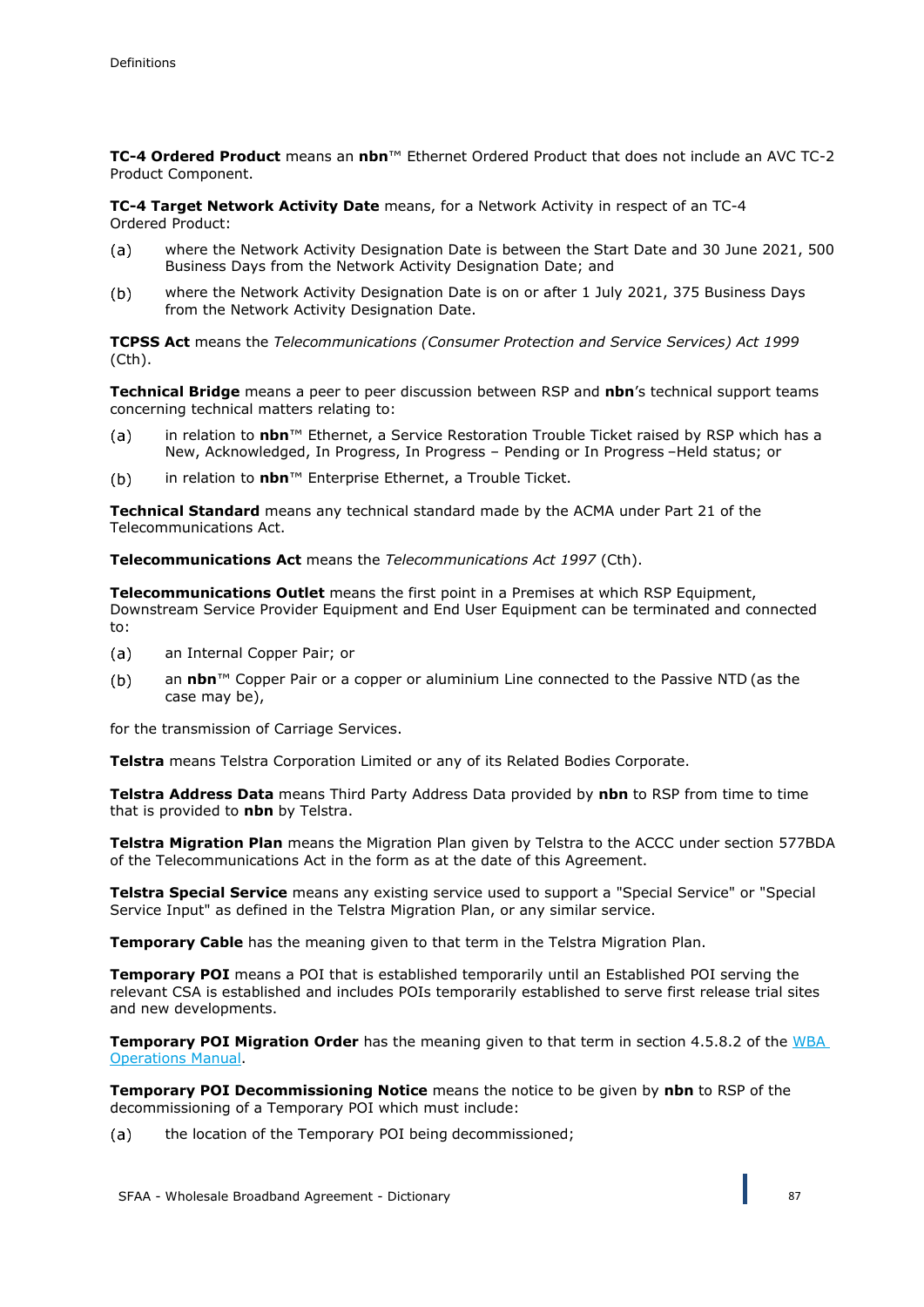**TC-4 Ordered Product** means an **nbn**™ Ethernet Ordered Product that does not include an AVC TC-2 Product Component.

**TC-4 Target Network Activity Date** means, for a Network Activity in respect of an TC-4 Ordered Product:

(a) where the Network Activity Designation Date is between the Start Date and 30 June 2021, 500 Business Days from the Network Activity Designation Date; and

(b) where the Network Activity Designation Date is on or after 1 July 2021, 375 Business Days from the Network Activity Designation Date.

**TCPSS Act** means the *Telecommunications (Consumer Protection and Service Services) Act 1999* (Cth).

**Technical Bridge** means a peer to peer discussion between RSP and **nbn**'s technical support teams concerning technical matters relating to:

(a) in relation to **nbn**™ Ethernet, a Service Restoration Trouble Ticket raised by RSP which has a New, Acknowledged, In Progress, In Progress – Pending or In Progress –Held status; or

(b) in relation to **nbn**™ Enterprise Ethernet, a Trouble Ticket.

**Technical Standard** means any technical standard made by the ACMA under Part 21 of the Telecommunications Act.

**Telecommunications Act** means the *Telecommunications Act 1997* (Cth).

**Telecommunications Outlet** means the first point in a Premises at which RSP Equipment, Downstream Service Provider Equipment and End User Equipment can be terminated and connected to:

(a) an Internal Copper Pair; or

(b) an **nbn**™ Copper Pair or a copper or aluminium Line connected to the Passive NTD (as the case may be),

for the transmission of Carriage Services.

**Telstra** means Telstra Corporation Limited or any of its Related Bodies Corporate.

**Telstra Address Data** means Third Party Address Data provided by **nbn** to RSP from time to time that is provided to **nbn** by Telstra.

**Telstra Migration Plan** means the Migration Plan given by Telstra to the ACCC under section 577BDA of the Telecommunications Act in the form as at the date of this Agreement.

**Telstra Special Service** means any existing service used to support a "Special Service" or "Special Service Input" as defined in the Telstra Migration Plan, or any similar service.

**Temporary Cable** has the meaning given to that term in the Telstra Migration Plan.

**Temporary POI** means a POI that is established temporarily until an Established POI serving the relevant CSA is established and includes POIs temporarily established to serve first release trial sites and new developments.

**Temporary POI Migration Order** has the meaning given to that term in section 4.5.8.2 of the WBA Operations Manual.

**Temporary POI Decommissioning Notice** means the notice to be given by **nbn** to RSP of the decommissioning of a Temporary POI which must include:

(a) the location of the Temporary POI being decommissioned;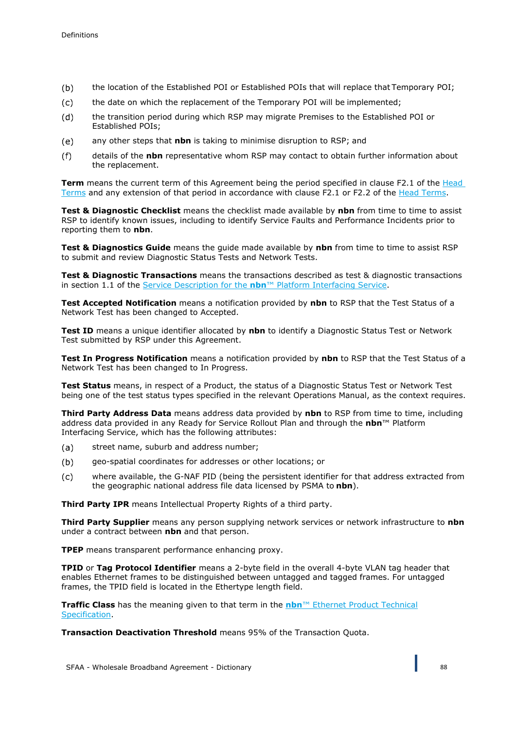(b) the location of the Established POI or Established POIs that will replace that Temporary POI;

(c) the date on which the replacement of the Temporary POI will be implemented;

(d) the transition period during which RSP may migrate Premises to the Established POI or Established POIs;

(e) any other steps that **nbn** is taking to minimise disruption to RSP; and

(f) details of the **nbn** representative whom RSP may contact to obtain further information about the replacement.

**Term** means the current term of this Agreement being the period specified in clause F2.1 of the Head Terms and any extension of that period in accordance with clause F2.1 or F2.2 of the Head Terms.

**Test & Diagnostic Checklist** means the checklist made available by **nbn** from time to time to assist RSP to identify known issues, including to identify Service Faults and Performance Incidents prior to reporting them to **nbn**.

**Test & Diagnostics Guide** means the guide made available by **nbn** from time to time to assist RSP to submit and review Diagnostic Status Tests and Network Tests.

**Test & Diagnostic Transactions** means the transactions described as test & diagnostic transactions in section 1.1 of the Service Description for the **nbn**™ Platform Interfacing Service.

**Test Accepted Notification** means a notification provided by **nbn** to RSP that the Test Status of a Network Test has been changed to Accepted.

**Test ID** means a unique identifier allocated by **nbn** to identify a Diagnostic Status Test or Network Test submitted by RSP under this Agreement.

**Test In Progress Notification** means a notification provided by **nbn** to RSP that the Test Status of a Network Test has been changed to In Progress.

**Test Status** means, in respect of a Product, the status of a Diagnostic Status Test or Network Test being one of the test status types specified in the relevant Operations Manual, as the context requires.

**Third Party Address Data** means address data provided by **nbn** to RSP from time to time, including address data provided in any Ready for Service Rollout Plan and through the **nbn**™ Platform Interfacing Service, which has the following attributes:

(a) street name, suburb and address number;

(b) geo-spatial coordinates for addresses or other locations; or

(c) where available, the G-NAF PID (being the persistent identifier for that address extracted from the geographic national address file data licensed by PSMA to **nbn**).

**Third Party IPR** means Intellectual Property Rights of a third party.

**Third Party Supplier** means any person supplying network services or network infrastructure to **nbn** under a contract between **nbn** and that person.

**TPEP** means transparent performance enhancing proxy.

**TPID** or **Tag Protocol Identifier** means a 2-byte field in the overall 4-byte VLAN tag header that enables Ethernet frames to be distinguished between untagged and tagged frames. For untagged frames, the TPID field is located in the Ethertype length field.

**Traffic Class** has the meaning given to that term in the **nbn**™ Ethernet Product Technical Specification.

**Transaction Deactivation Threshold** means 95% of the Transaction Quota.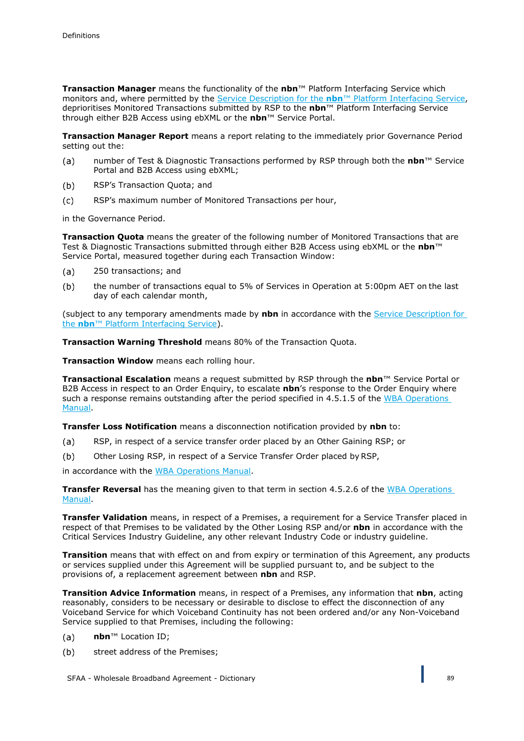**Transaction Manager** means the functionality of the **nbn**™ Platform Interfacing Service which monitors and, where permitted by the Service Description for the **nbn**™ Platform Interfacing Service, deprioritises Monitored Transactions submitted by RSP to the **nbn**™ Platform Interfacing Service through either B2B Access using ebXML or the **nbn**™ Service Portal.

**Transaction Manager Report** means a report relating to the immediately prior Governance Period setting out the:

(a) number of Test & Diagnostic Transactions performed by RSP through both the **nbn**™ Service Portal and B2B Access using ebXML;

(b) RSP's Transaction Quota; and

(c) RSP's maximum number of Monitored Transactions per hour,

in the Governance Period.

**Transaction Quota** means the greater of the following number of Monitored Transactions that are Test & Diagnostic Transactions submitted through either B2B Access using ebXML or the **nbn**™ Service Portal, measured together during each Transaction Window:

(a) 250 transactions; and

(b) the number of transactions equal to 5% of Services in Operation at 5:00pm AET on the last day of each calendar month,

(subject to any temporary amendments made by **nbn** in accordance with the Service Description for the **nbn**™ Platform Interfacing Service).

**Transaction Warning Threshold** means 80% of the Transaction Quota.

**Transaction Window** means each rolling hour.

**Transactional Escalation** means a request submitted by RSP through the **nbn**™ Service Portal or B2B Access in respect to an Order Enquiry, to escalate **nbn**'s response to the Order Enquiry where such a response remains outstanding after the period specified in 4.5.1.5 of the WBA Operations Manual.

**Transfer Loss Notification** means a disconnection notification provided by **nbn** to:

(a) RSP, in respect of a service transfer order placed by an Other Gaining RSP; or

(b) Other Losing RSP, in respect of a Service Transfer Order placed by RSP,

in accordance with the WBA Operations Manual.

**Transfer Reversal** has the meaning given to that term in section 4.5.2.6 of the WBA Operations Manual.

**Transfer Validation** means, in respect of a Premises, a requirement for a Service Transfer placed in respect of that Premises to be validated by the Other Losing RSP and/or **nbn** in accordance with the Critical Services Industry Guideline, any other relevant Industry Code or industry guideline.

**Transition** means that with effect on and from expiry or termination of this Agreement, any products or services supplied under this Agreement will be supplied pursuant to, and be subject to the provisions of, a replacement agreement between **nbn** and RSP.

**Transition Advice Information** means, in respect of a Premises, any information that **nbn**, acting reasonably, considers to be necessary or desirable to disclose to effect the disconnection of any Voiceband Service for which Voiceband Continuity has not been ordered and/or any Non-Voiceband Service supplied to that Premises, including the following:

(a) **nbn**™ Location ID;

(b) street address of the Premises;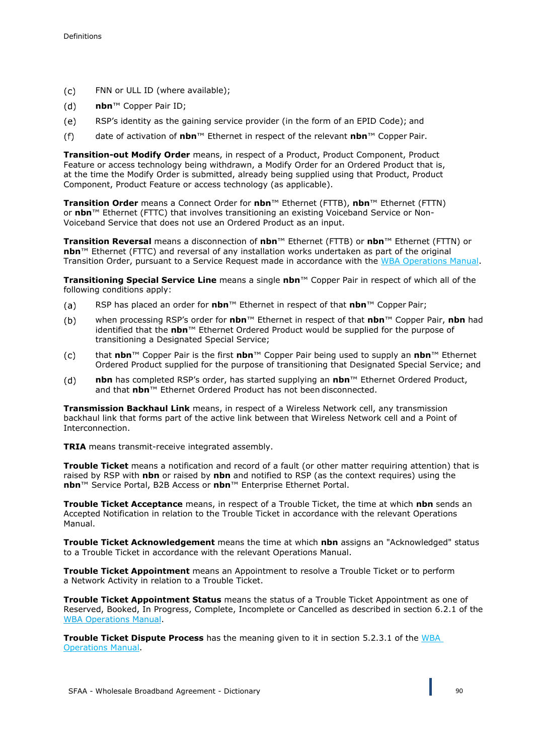(c) FNN or ULL ID (where available);

(d) **nbn**™ Copper Pair ID;

(e) RSP's identity as the gaining service provider (in the form of an EPID Code); and

(f) date of activation of **nbn**™ Ethernet in respect of the relevant **nbn**™ Copper Pair.

**Transition-out Modify Order** means, in respect of a Product, Product Component, Product Feature or access technology being withdrawn, a Modify Order for an Ordered Product that is, at the time the Modify Order is submitted, already being supplied using that Product, Product Component, Product Feature or access technology (as applicable).

**Transition Order** means a Connect Order for **nbn**™ Ethernet (FTTB), **nbn**™ Ethernet (FTTN) or **nbn**™ Ethernet (FTTC) that involves transitioning an existing Voiceband Service or Non-Voiceband Service that does not use an Ordered Product as an input.

**Transition Reversal** means a disconnection of **nbn**™ Ethernet (FTTB) or **nbn**™ Ethernet (FTTN) or **nbn**™ Ethernet (FTTC) and reversal of any installation works undertaken as part of the original Transition Order, pursuant to a Service Request made in accordance with the WBA Operations Manual.

**Transitioning Special Service Line** means a single **nbn**™ Copper Pair in respect of which all of the following conditions apply:

(a) RSP has placed an order for **nbn**™ Ethernet in respect of that **nbn**™ Copper Pair;

(b) when processing RSP's order for **nbn**™ Ethernet in respect of that **nbn**™ Copper Pair, **nbn** had identified that the **nbn**™ Ethernet Ordered Product would be supplied for the purpose of transitioning a Designated Special Service;

(c) that **nbn**™ Copper Pair is the first **nbn**™ Copper Pair being used to supply an **nbn**™ Ethernet Ordered Product supplied for the purpose of transitioning that Designated Special Service; and

(d) **nbn** has completed RSP's order, has started supplying an **nbn**™ Ethernet Ordered Product, and that **nbn**™ Ethernet Ordered Product has not been disconnected.

**Transmission Backhaul Link** means, in respect of a Wireless Network cell, any transmission backhaul link that forms part of the active link between that Wireless Network cell and a Point of Interconnection.

**TRIA** means transmit-receive integrated assembly.

**Trouble Ticket** means a notification and record of a fault (or other matter requiring attention) that is raised by RSP with **nbn** or raised by **nbn** and notified to RSP (as the context requires) using the **nbn**™ Service Portal, B2B Access or **nbn**™ Enterprise Ethernet Portal.

**Trouble Ticket Acceptance** means, in respect of a Trouble Ticket, the time at which **nbn** sends an Accepted Notification in relation to the Trouble Ticket in accordance with the relevant Operations Manual.

**Trouble Ticket Acknowledgement** means the time at which **nbn** assigns an "Acknowledged" status to a Trouble Ticket in accordance with the relevant Operations Manual.

**Trouble Ticket Appointment** means an Appointment to resolve a Trouble Ticket or to perform a Network Activity in relation to a Trouble Ticket.

**Trouble Ticket Appointment Status** means the status of a Trouble Ticket Appointment as one of Reserved, Booked, In Progress, Complete, Incomplete or Cancelled as described in section 6.2.1 of the WBA Operations Manual.

**Trouble Ticket Dispute Process** has the meaning given to it in section 5.2.3.1 of the WBA Operations Manual.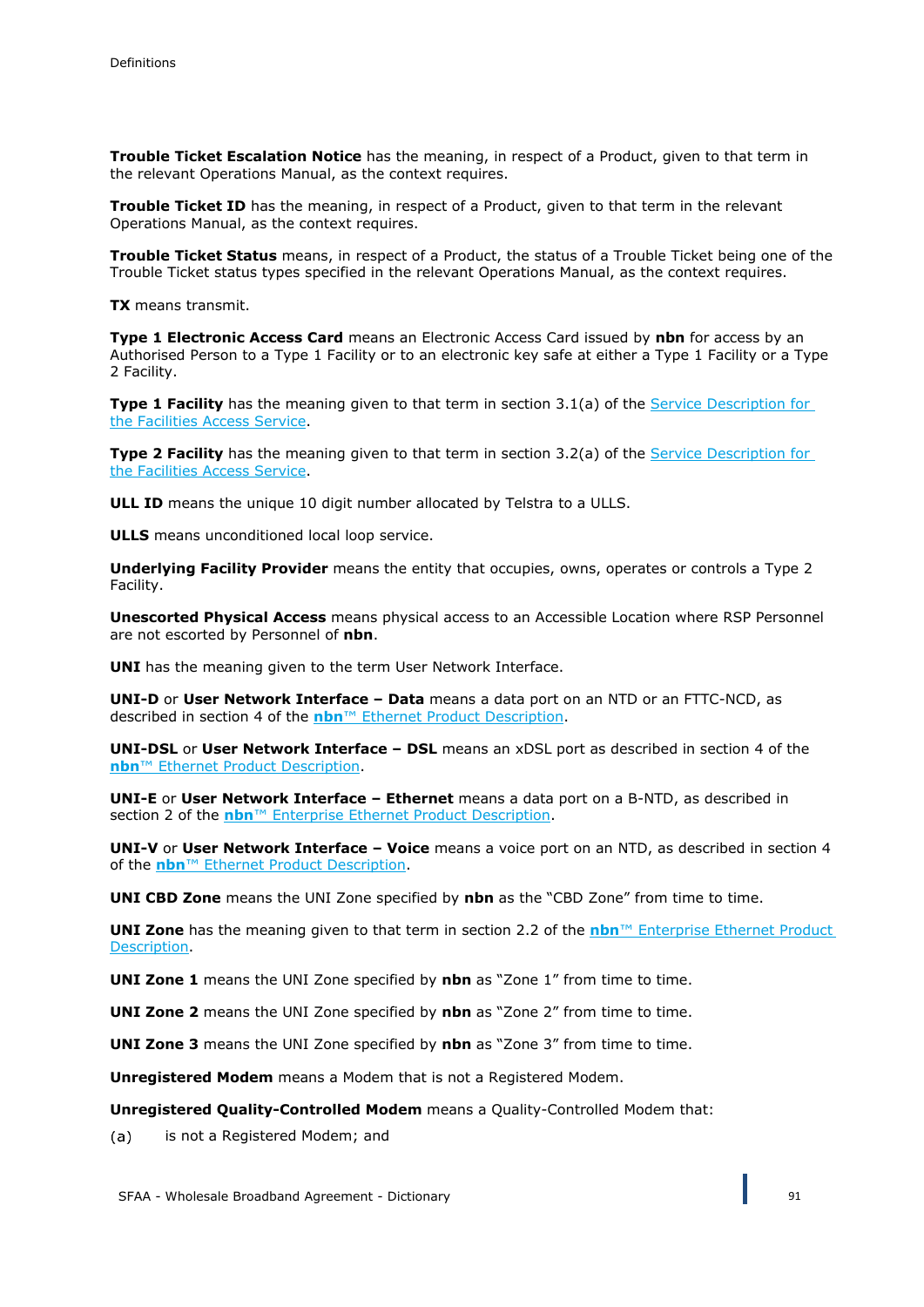**Trouble Ticket Escalation Notice** has the meaning, in respect of a Product, given to that term in the relevant Operations Manual, as the context requires.

**Trouble Ticket ID** has the meaning, in respect of a Product, given to that term in the relevant Operations Manual, as the context requires.

**Trouble Ticket Status** means, in respect of a Product, the status of a Trouble Ticket being one of the Trouble Ticket status types specified in the relevant Operations Manual, as the context requires.

**TX** means transmit.

**Type 1 Electronic Access Card** means an Electronic Access Card issued by **nbn** for access by an Authorised Person to a Type 1 Facility or to an electronic key safe at either a Type 1 Facility or a Type 2 Facility.

**Type 1 Facility** has the meaning given to that term in section 3.1(a) of the Service Description for the Facilities Access Service.

**Type 2 Facility** has the meaning given to that term in section 3.2(a) of the Service Description for the Facilities Access Service.

**ULL ID** means the unique 10 digit number allocated by Telstra to a ULLS.

**ULLS** means unconditioned local loop service.

**Underlying Facility Provider** means the entity that occupies, owns, operates or controls a Type 2 Facility.

**Unescorted Physical Access** means physical access to an Accessible Location where RSP Personnel are not escorted by Personnel of **nbn**.

**UNI** has the meaning given to the term User Network Interface.

**UNI-D** or **User Network Interface – Data** means a data port on an NTD or an FTTC-NCD, as described in section 4 of the **nbn**™ Ethernet Product Description.

**UNI-DSL** or **User Network Interface – DSL** means an xDSL port as described in section 4 of the **nbn**™ Ethernet Product Description.

**UNI-E** or **User Network Interface – Ethernet** means a data port on a B-NTD, as described in section 2 of the **nbn**™ Enterprise Ethernet Product Description.

**UNI-V** or **User Network Interface – Voice** means a voice port on an NTD, as described in section 4 of the **nbn**™ Ethernet Product Description.

**UNI CBD Zone** means the UNI Zone specified by **nbn** as the "CBD Zone" from time to time.

**UNI Zone** has the meaning given to that term in section 2.2 of the **nbn**™ Enterprise Ethernet Product Description.

**UNI Zone 1** means the UNI Zone specified by **nbn** as "Zone 1" from time to time.

**UNI Zone 2** means the UNI Zone specified by **nbn** as "Zone 2" from time to time.

**UNI Zone 3** means the UNI Zone specified by **nbn** as "Zone 3" from time to time.

**Unregistered Modem** means a Modem that is not a Registered Modem.

**Unregistered Quality-Controlled Modem** means a Quality-Controlled Modem that:

(a) is not a Registered Modem; and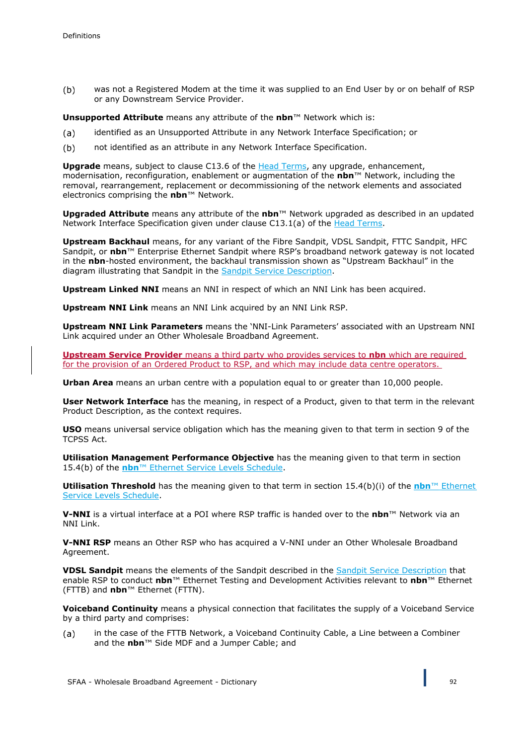(b) was not a Registered Modem at the time it was supplied to an End User by or on behalf of RSP or any Downstream Service Provider.

**Unsupported Attribute** means any attribute of the **nbn**™ Network which is:

(a) identified as an Unsupported Attribute in any Network Interface Specification; or

(b) not identified as an attribute in any Network Interface Specification.

**Upgrade** means, subject to clause C13.6 of the Head Terms, any upgrade, enhancement, modernisation, reconfiguration, enablement or augmentation of the **nbn**™ Network, including the removal, rearrangement, replacement or decommissioning of the network elements and associated electronics comprising the **nbn**™ Network.

**Upgraded Attribute** means any attribute of the **nbn**™ Network upgraded as described in an updated Network Interface Specification given under clause C13.1(a) of the Head Terms.

**Upstream Backhaul** means, for any variant of the Fibre Sandpit, VDSL Sandpit, FTTC Sandpit, HFC Sandpit, or **nbn**™ Enterprise Ethernet Sandpit where RSP's broadband network gateway is not located in the **nbn**-hosted environment, the backhaul transmission shown as "Upstream Backhaul" in the diagram illustrating that Sandpit in the Sandpit Service Description.

**Upstream Linked NNI** means an NNI in respect of which an NNI Link has been acquired.

**Upstream NNI Link** means an NNI Link acquired by an NNI Link RSP.

**Upstream NNI Link Parameters** means the 'NNI-Link Parameters' associated with an Upstream NNI Link acquired under an Other Wholesale Broadband Agreement.

**Upstream Service Provider** means a third party who provides services to **nbn** which are required for the provision of an Ordered Product to RSP, and which may include data centre operators.

**Urban Area** means an urban centre with a population equal to or greater than 10,000 people.

**User Network Interface** has the meaning, in respect of a Product, given to that term in the relevant Product Description, as the context requires.

**USO** means universal service obligation which has the meaning given to that term in section 9 of the TCPSS Act.

**Utilisation Management Performance Objective** has the meaning given to that term in section 15.4(b) of the **nbn**™ Ethernet Service Levels Schedule.

**Utilisation Threshold** has the meaning given to that term in section 15.4(b)(i) of the **nbn**™ Ethernet Service Levels Schedule.

**V-NNI** is a virtual interface at a POI where RSP traffic is handed over to the **nbn**™ Network via an NNI Link.

**V-NNI RSP** means an Other RSP who has acquired a V-NNI under an Other Wholesale Broadband Agreement.

**VDSL Sandpit** means the elements of the Sandpit described in the Sandpit Service Description that enable RSP to conduct **nbn**™ Ethernet Testing and Development Activities relevant to **nbn**™ Ethernet (FTTB) and **nbn**™ Ethernet (FTTN).

**Voiceband Continuity** means a physical connection that facilitates the supply of a Voiceband Service by a third party and comprises:

(a) in the case of the FTTB Network, a Voiceband Continuity Cable, a Line between a Combiner and the **nbn**™ Side MDF and a Jumper Cable; and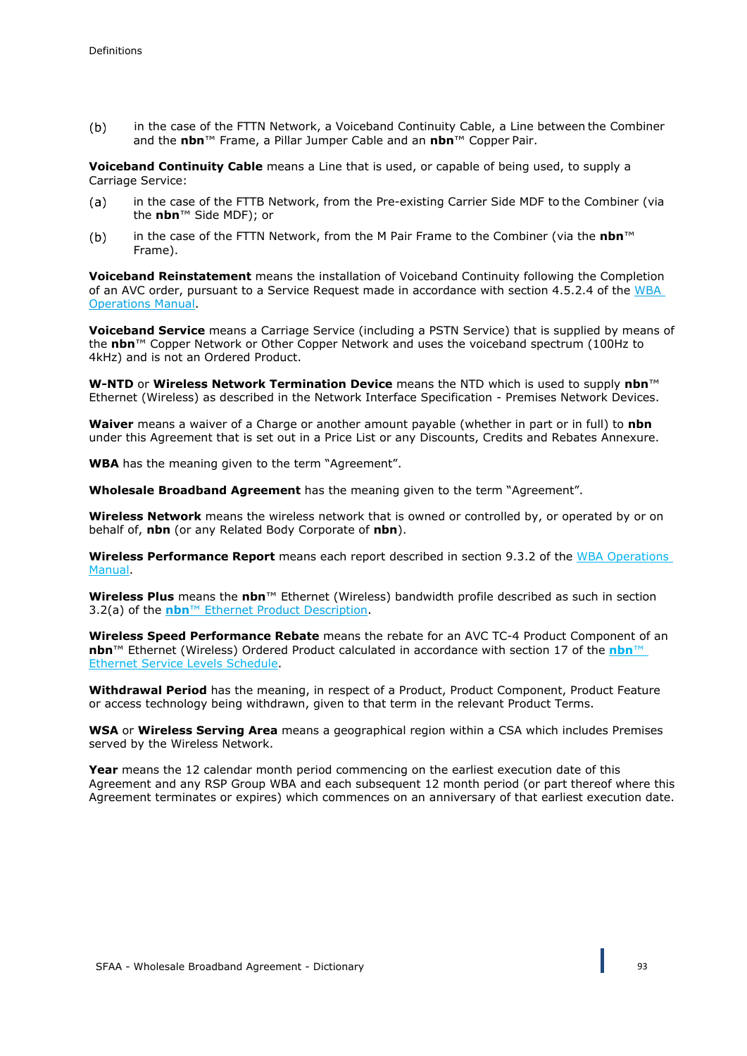(b) in the case of the FTTN Network, a Voiceband Continuity Cable, a Line between the Combiner and the **nbn**™ Frame, a Pillar Jumper Cable and an **nbn**™ Copper Pair.

**Voiceband Continuity Cable** means a Line that is used, or capable of being used, to supply a Carriage Service:

(a) in the case of the FTTB Network, from the Pre-existing Carrier Side MDF to the Combiner (via the **nbn**™ Side MDF); or

(b) in the case of the FTTN Network, from the M Pair Frame to the Combiner (via the **nbn**™ Frame).

**Voiceband Reinstatement** means the installation of Voiceband Continuity following the Completion of an AVC order, pursuant to a Service Request made in accordance with section 4.5.2.4 of the WBA Operations Manual.

**Voiceband Service** means a Carriage Service (including a PSTN Service) that is supplied by means of the **nbn**™ Copper Network or Other Copper Network and uses the voiceband spectrum (100Hz to 4kHz) and is not an Ordered Product.

**W-NTD** or **Wireless Network Termination Device** means the NTD which is used to supply **nbn**™ Ethernet (Wireless) as described in the Network Interface Specification - Premises Network Devices.

**Waiver** means a waiver of a Charge or another amount payable (whether in part or in full) to **nbn** under this Agreement that is set out in a Price List or any Discounts, Credits and Rebates Annexure.

**WBA** has the meaning given to the term "Agreement".

**Wholesale Broadband Agreement** has the meaning given to the term "Agreement".

**Wireless Network** means the wireless network that is owned or controlled by, or operated by or on behalf of, **nbn** (or any Related Body Corporate of **nbn**).

**Wireless Performance Report** means each report described in section 9.3.2 of the WBA Operations Manual.

**Wireless Plus** means the **nbn**™ Ethernet (Wireless) bandwidth profile described as such in section 3.2(a) of the **nbn**™ Ethernet Product Description.

**Wireless Speed Performance Rebate** means the rebate for an AVC TC-4 Product Component of an **nbn**™ Ethernet (Wireless) Ordered Product calculated in accordance with section 17 of the **nbn**™ Ethernet Service Levels Schedule.

**Withdrawal Period** has the meaning, in respect of a Product, Product Component, Product Feature or access technology being withdrawn, given to that term in the relevant Product Terms.

**WSA** or **Wireless Serving Area** means a geographical region within a CSA which includes Premises served by the Wireless Network.

**Year** means the 12 calendar month period commencing on the earliest execution date of this Agreement and any RSP Group WBA and each subsequent 12 month period (or part thereof where this Agreement terminates or expires) which commences on an anniversary of that earliest execution date.